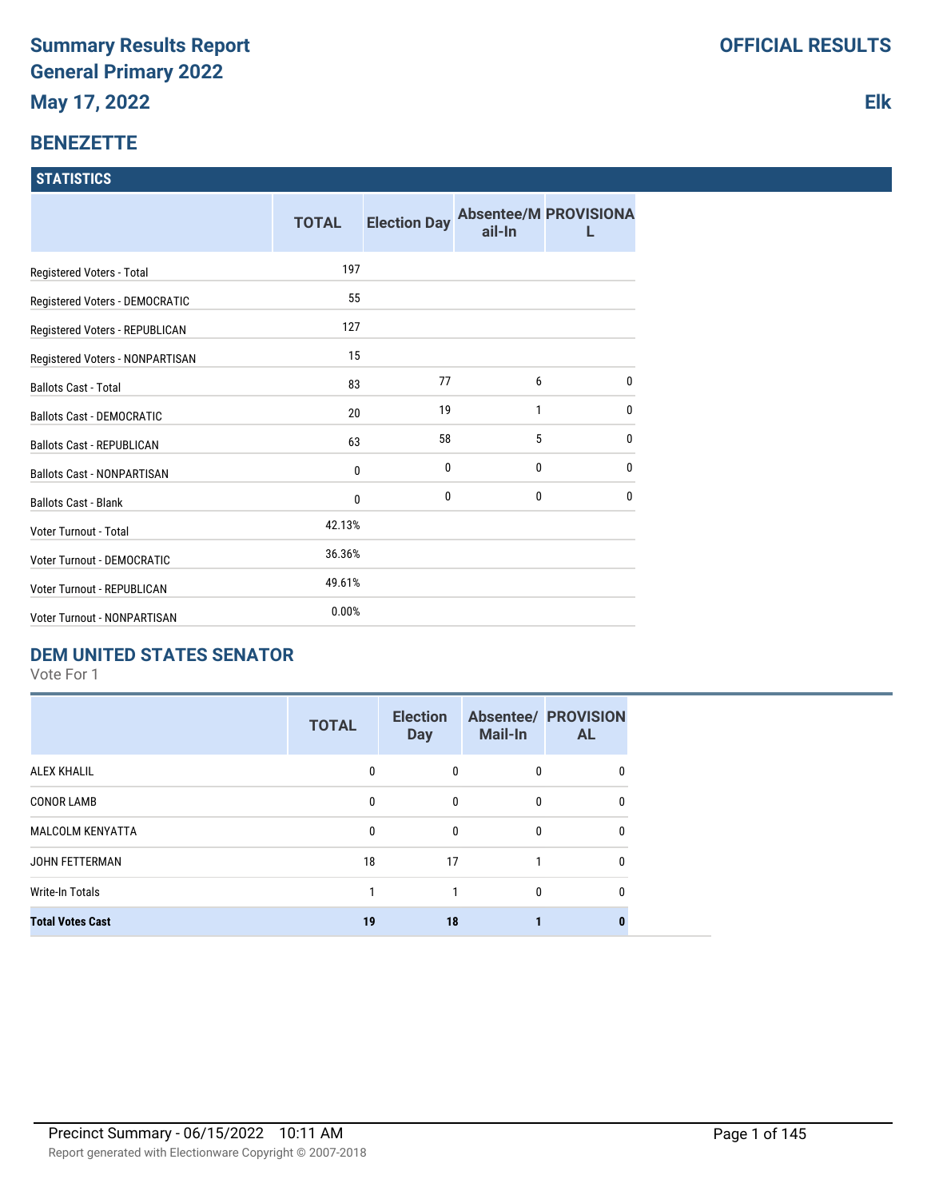# Summary Results Report
# General Primary 2022
# May 17, 2022

**OFFICIAL RESULTS**

**Elk**

## BENEZETTE

### STATISTICS

| | TOTAL | Election Day | Absentee/Mail-In | PROVISIONAL |
|---|---|---|---|---|
| Registered Voters - Total | 197 | | | |
| Registered Voters - DEMOCRATIC | 55 | | | |
| Registered Voters - REPUBLICAN | 127 | | | |
| Registered Voters - NONPARTISAN | 15 | | | |
| Ballots Cast - Total | 83 | 77 | 6 | 0 |
| Ballots Cast - DEMOCRATIC | 20 | 19 | 1 | 0 |
| Ballots Cast - REPUBLICAN | 63 | 58 | 5 | 0 |
| Ballots Cast - NONPARTISAN | 0 | 0 | 0 | 0 |
| Ballots Cast - Blank | 0 | 0 | 0 | 0 |
| Voter Turnout - Total | 42.13% | | | |
| Voter Turnout - DEMOCRATIC | 36.36% | | | |
| Voter Turnout - REPUBLICAN | 49.61% | | | |
| Voter Turnout - NONPARTISAN | 0.00% | | | |

### DEM UNITED STATES SENATOR

Vote For 1

| | TOTAL | Election Day | Absentee/Mail-In | PROVISIONAL |
|---|---|---|---|---|
| ALEX KHALIL | 0 | 0 | 0 | 0 |
| CONOR LAMB | 0 | 0 | 0 | 0 |
| MALCOLM KENYATTA | 0 | 0 | 0 | 0 |
| JOHN FETTERMAN | 18 | 17 | 1 | 0 |
| Write-In Totals | 1 | 1 | 0 | 0 |
| **Total Votes Cast** | **19** | **18** | **1** | **0** |

Precinct Summary - 06/15/2022 10:11 AM

Report generated with Electionware Copyright © 2007-2018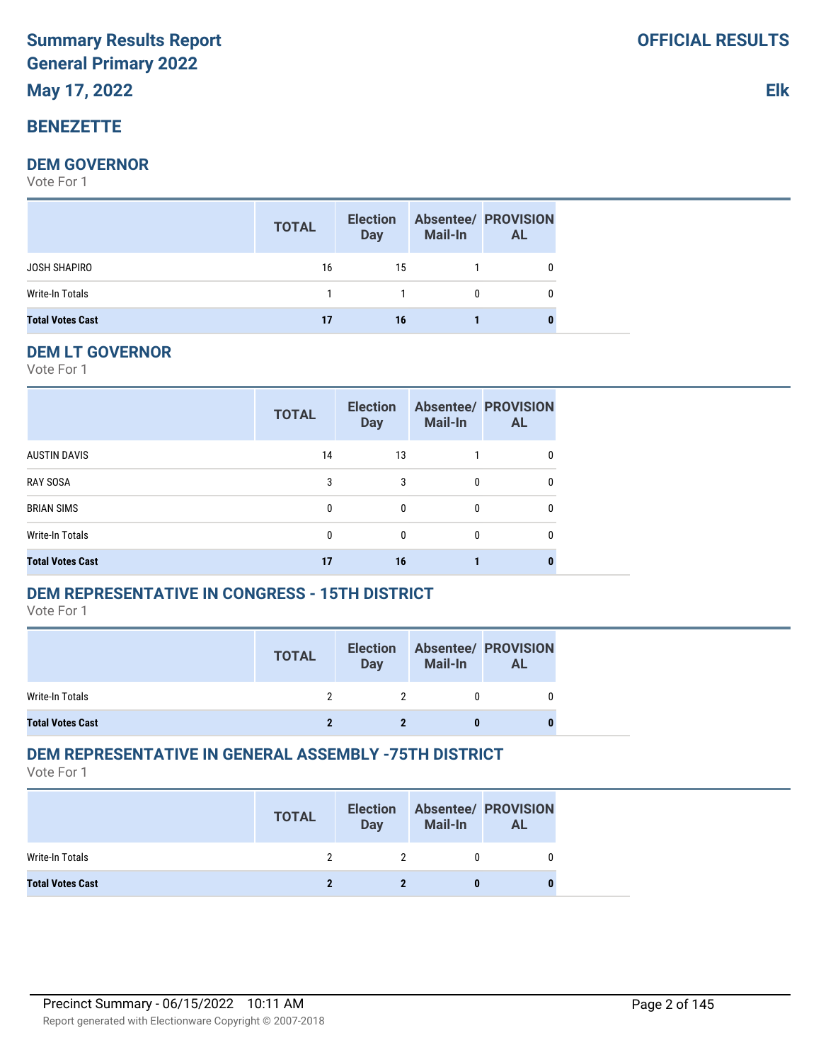# Summary Results Report
## General Primary 2022
## May 17, 2022

**OFFICIAL RESULTS**

**Elk**

## BENEZETTE

### DEM GOVERNOR
Vote For 1

| | TOTAL | Election Day | Absentee/ Mail-In | PROVISIONAL |
|---|---|---|---|---|
| JOSH SHAPIRO | 16 | 15 | 1 | 0 |
| Write-In Totals | 1 | 1 | 0 | 0 |
| **Total Votes Cast** | **17** | **16** | **1** | **0** |

### DEM LT GOVERNOR
Vote For 1

| | TOTAL | Election Day | Absentee/ Mail-In | PROVISIONAL |
|---|---|---|---|---|
| AUSTIN DAVIS | 14 | 13 | 1 | 0 |
| RAY SOSA | 3 | 3 | 0 | 0 |
| BRIAN SIMS | 0 | 0 | 0 | 0 |
| Write-In Totals | 0 | 0 | 0 | 0 |
| **Total Votes Cast** | **17** | **16** | **1** | **0** |

### DEM REPRESENTATIVE IN CONGRESS - 15TH DISTRICT
Vote For 1

| | TOTAL | Election Day | Absentee/ Mail-In | PROVISIONAL |
|---|---|---|---|---|
| Write-In Totals | 2 | 2 | 0 | 0 |
| **Total Votes Cast** | **2** | **2** | **0** | **0** |

### DEM REPRESENTATIVE IN GENERAL ASSEMBLY -75TH DISTRICT
Vote For 1

| | TOTAL | Election Day | Absentee/ Mail-In | PROVISIONAL |
|---|---|---|---|---|
| Write-In Totals | 2 | 2 | 0 | 0 |
| **Total Votes Cast** | **2** | **2** | **0** | **0** |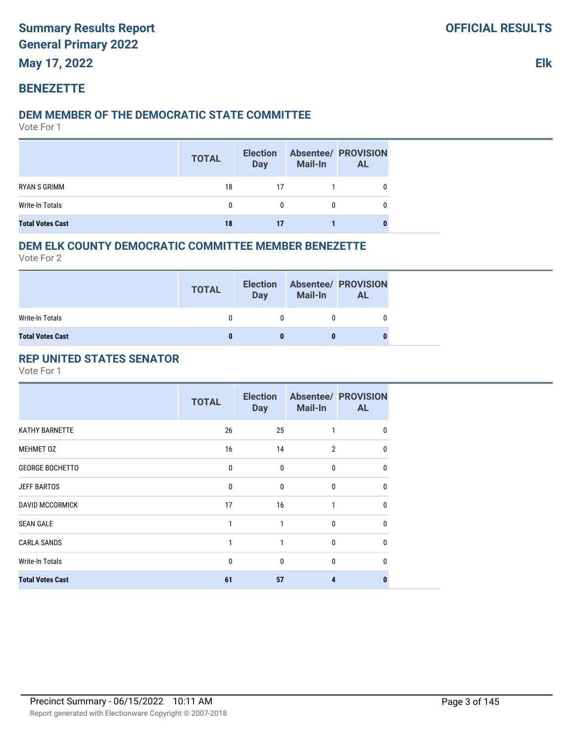# Summary Results Report
# General Primary 2022
# May 17, 2022

**OFFICIAL RESULTS**

**Elk**

## BENEZETTE

### DEM MEMBER OF THE DEMOCRATIC STATE COMMITTEE

Vote For 1

| | TOTAL | Election Day | Absentee/ Mail-In | PROVISIONAL |
|---|---|---|---|---|
| RYAN S GRIMM | 18 | 17 | 1 | 0 |
| Write-In Totals | 0 | 0 | 0 | 0 |
| **Total Votes Cast** | **18** | **17** | **1** | **0** |

### DEM ELK COUNTY DEMOCRATIC COMMITTEE MEMBER BENEZETTE

Vote For 2

| | TOTAL | Election Day | Absentee/ Mail-In | PROVISIONAL |
|---|---|---|---|---|
| Write-In Totals | 0 | 0 | 0 | 0 |
| **Total Votes Cast** | **0** | **0** | **0** | **0** |

### REP UNITED STATES SENATOR

Vote For 1

| | TOTAL | Election Day | Absentee/ Mail-In | PROVISIONAL |
|---|---|---|---|---|
| KATHY BARNETTE | 26 | 25 | 1 | 0 |
| MEHMET OZ | 16 | 14 | 2 | 0 |
| GEORGE BOCHETTO | 0 | 0 | 0 | 0 |
| JEFF BARTOS | 0 | 0 | 0 | 0 |
| DAVID MCCORMICK | 17 | 16 | 1 | 0 |
| SEAN GALE | 1 | 1 | 0 | 0 |
| CARLA SANDS | 1 | 1 | 0 | 0 |
| Write-In Totals | 0 | 0 | 0 | 0 |
| **Total Votes Cast** | **61** | **57** | **4** | **0** |

Precinct Summary - 06/15/2022 10:11 AM

Report generated with Electionware Copyright © 2007-2018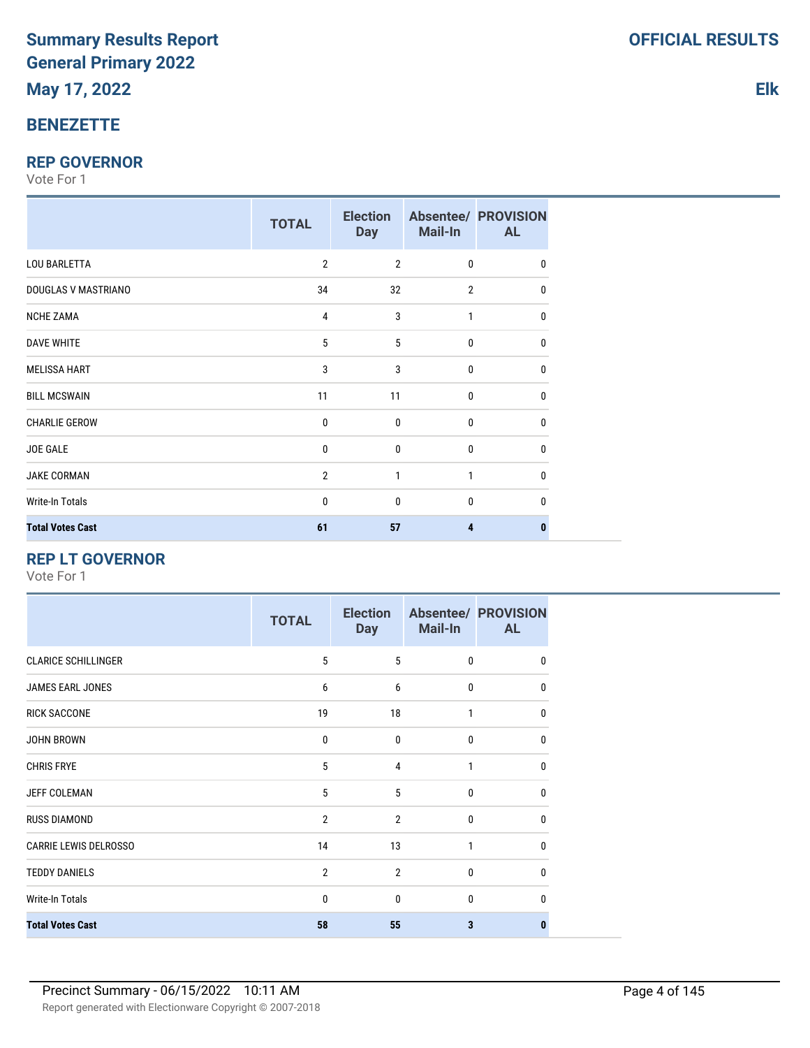# Summary Results Report
## General Primary 2022
## May 17, 2022

**OFFICIAL RESULTS**

**Elk**

## BENEZETTE

### REP GOVERNOR

Vote For 1

| | TOTAL | Election Day | Absentee/ Mail-In | PROVISIONAL |
|---|---|---|---|---|
| LOU BARLETTA | 2 | 2 | 0 | 0 |
| DOUGLAS V MASTRIANO | 34 | 32 | 2 | 0 |
| NCHE ZAMA | 4 | 3 | 1 | 0 |
| DAVE WHITE | 5 | 5 | 0 | 0 |
| MELISSA HART | 3 | 3 | 0 | 0 |
| BILL MCSWAIN | 11 | 11 | 0 | 0 |
| CHARLIE GEROW | 0 | 0 | 0 | 0 |
| JOE GALE | 0 | 0 | 0 | 0 |
| JAKE CORMAN | 2 | 1 | 1 | 0 |
| Write-In Totals | 0 | 0 | 0 | 0 |
| **Total Votes Cast** | **61** | **57** | **4** | **0** |

### REP LT GOVERNOR

Vote For 1

| | TOTAL | Election Day | Absentee/ Mail-In | PROVISIONAL |
|---|---|---|---|---|
| CLARICE SCHILLINGER | 5 | 5 | 0 | 0 |
| JAMES EARL JONES | 6 | 6 | 0 | 0 |
| RICK SACCONE | 19 | 18 | 1 | 0 |
| JOHN BROWN | 0 | 0 | 0 | 0 |
| CHRIS FRYE | 5 | 4 | 1 | 0 |
| JEFF COLEMAN | 5 | 5 | 0 | 0 |
| RUSS DIAMOND | 2 | 2 | 0 | 0 |
| CARRIE LEWIS DELROSSO | 14 | 13 | 1 | 0 |
| TEDDY DANIELS | 2 | 2 | 0 | 0 |
| Write-In Totals | 0 | 0 | 0 | 0 |
| **Total Votes Cast** | **58** | **55** | **3** | **0** |

Precinct Summary - 06/15/2022 10:11 AM

Report generated with Electionware Copyright © 2007-2018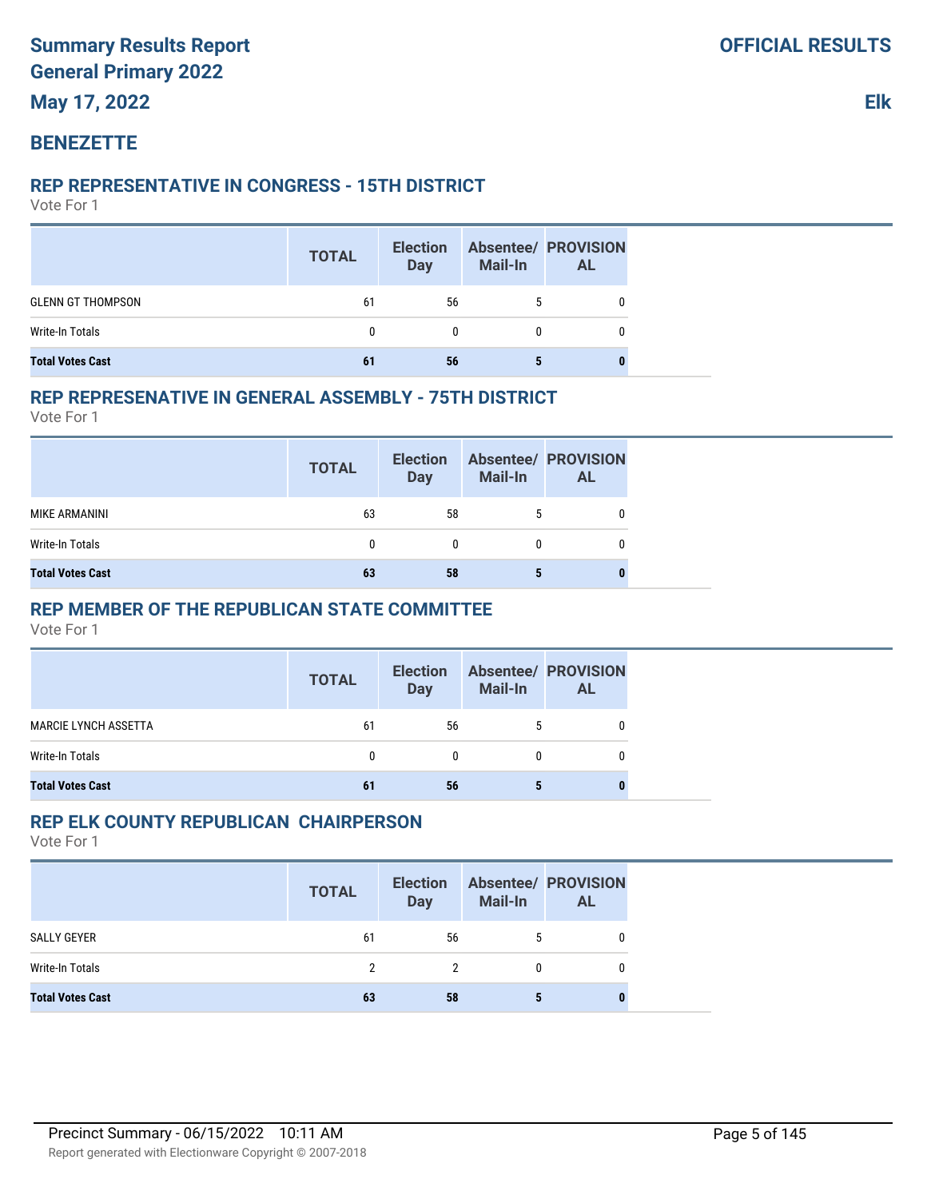# Summary Results Report
# General Primary 2022
# May 17, 2022

**OFFICIAL RESULTS**

**Elk**

## BENEZETTE

### REP REPRESENTATIVE IN CONGRESS - 15TH DISTRICT

Vote For 1

| | TOTAL | Election Day | Absentee/ Mail-In | PROVISIONAL |
|---|---|---|---|---|
| GLENN GT THOMPSON | 61 | 56 | 5 | 0 |
| Write-In Totals | 0 | 0 | 0 | 0 |
| **Total Votes Cast** | **61** | **56** | **5** | **0** |

### REP REPRESENATIVE IN GENERAL ASSEMBLY - 75TH DISTRICT

Vote For 1

| | TOTAL | Election Day | Absentee/ Mail-In | PROVISIONAL |
|---|---|---|---|---|
| MIKE ARMANINI | 63 | 58 | 5 | 0 |
| Write-In Totals | 0 | 0 | 0 | 0 |
| **Total Votes Cast** | **63** | **58** | **5** | **0** |

### REP MEMBER OF THE REPUBLICAN STATE COMMITTEE

Vote For 1

| | TOTAL | Election Day | Absentee/ Mail-In | PROVISIONAL |
|---|---|---|---|---|
| MARCIE LYNCH ASSETTA | 61 | 56 | 5 | 0 |
| Write-In Totals | 0 | 0 | 0 | 0 |
| **Total Votes Cast** | **61** | **56** | **5** | **0** |

### REP ELK COUNTY REPUBLICAN CHAIRPERSON

Vote For 1

| | TOTAL | Election Day | Absentee/ Mail-In | PROVISIONAL |
|---|---|---|---|---|
| SALLY GEYER | 61 | 56 | 5 | 0 |
| Write-In Totals | 2 | 2 | 0 | 0 |
| **Total Votes Cast** | **63** | **58** | **5** | **0** |

Precinct Summary - 06/15/2022 10:11 AM

Report generated with Electionware Copyright © 2007-2018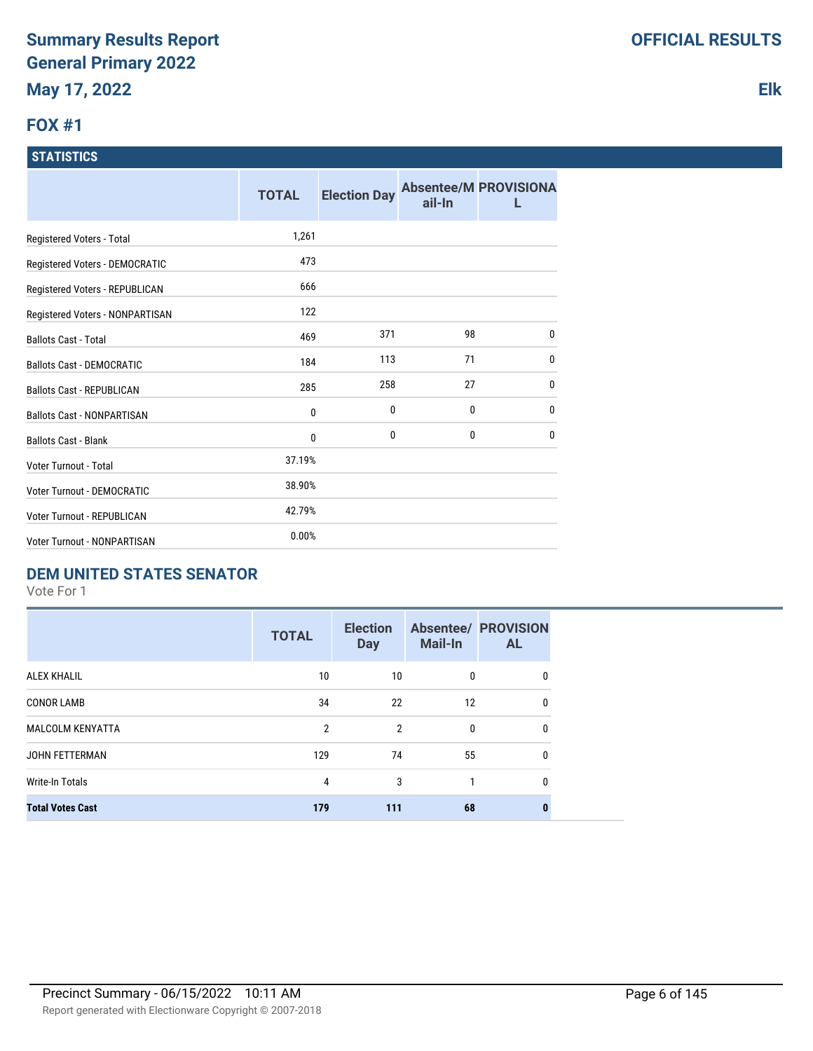# Summary Results Report

## General Primary 2022

## May 17, 2022

**OFFICIAL RESULTS**

**Elk**

## FOX #1

### STATISTICS

| | TOTAL | Election Day | Absentee/Mail-In | PROVISIONAL |
|---|---|---|---|---|
| Registered Voters - Total | 1,261 | | | |
| Registered Voters - DEMOCRATIC | 473 | | | |
| Registered Voters - REPUBLICAN | 666 | | | |
| Registered Voters - NONPARTISAN | 122 | | | |
| Ballots Cast - Total | 469 | 371 | 98 | 0 |
| Ballots Cast - DEMOCRATIC | 184 | 113 | 71 | 0 |
| Ballots Cast - REPUBLICAN | 285 | 258 | 27 | 0 |
| Ballots Cast - NONPARTISAN | 0 | 0 | 0 | 0 |
| Ballots Cast - Blank | 0 | 0 | 0 | 0 |
| Voter Turnout - Total | 37.19% | | | |
| Voter Turnout - DEMOCRATIC | 38.90% | | | |
| Voter Turnout - REPUBLICAN | 42.79% | | | |
| Voter Turnout - NONPARTISAN | 0.00% | | | |

### DEM UNITED STATES SENATOR

Vote For 1

| | TOTAL | Election Day | Absentee/Mail-In | PROVISIONAL |
|---|---|---|---|---|
| ALEX KHALIL | 10 | 10 | 0 | 0 |
| CONOR LAMB | 34 | 22 | 12 | 0 |
| MALCOLM KENYATTA | 2 | 2 | 0 | 0 |
| JOHN FETTERMAN | 129 | 74 | 55 | 0 |
| Write-In Totals | 4 | 3 | 1 | 0 |
| **Total Votes Cast** | **179** | **111** | **68** | **0** |

Precinct Summary - 06/15/2022 10:11 AM

Report generated with Electionware Copyright © 2007-2018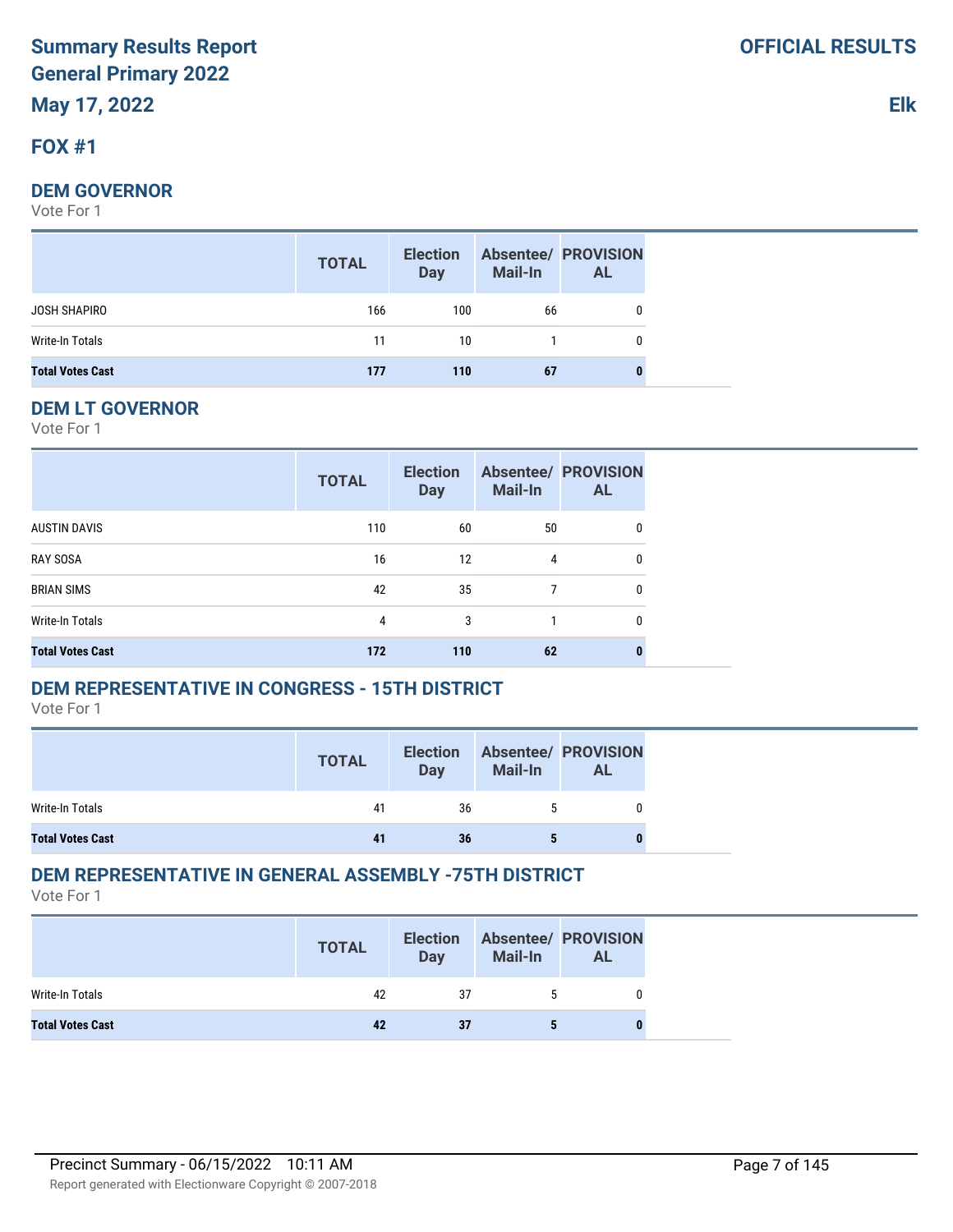# Summary Results Report
## General Primary 2022
## May 17, 2022

**OFFICIAL RESULTS**

**Elk**

## FOX #1

### DEM GOVERNOR

Vote For 1

| | TOTAL | Election Day | Absentee/ Mail-In | PROVISIONAL |
|---|---|---|---|---|
| JOSH SHAPIRO | 166 | 100 | 66 | 0 |
| Write-In Totals | 11 | 10 | 1 | 0 |
| **Total Votes Cast** | **177** | **110** | **67** | **0** |

### DEM LT GOVERNOR

Vote For 1

| | TOTAL | Election Day | Absentee/ Mail-In | PROVISIONAL |
|---|---|---|---|---|
| AUSTIN DAVIS | 110 | 60 | 50 | 0 |
| RAY SOSA | 16 | 12 | 4 | 0 |
| BRIAN SIMS | 42 | 35 | 7 | 0 |
| Write-In Totals | 4 | 3 | 1 | 0 |
| **Total Votes Cast** | **172** | **110** | **62** | **0** |

### DEM REPRESENTATIVE IN CONGRESS - 15TH DISTRICT

Vote For 1

| | TOTAL | Election Day | Absentee/ Mail-In | PROVISIONAL |
|---|---|---|---|---|
| Write-In Totals | 41 | 36 | 5 | 0 |
| **Total Votes Cast** | **41** | **36** | **5** | **0** |

### DEM REPRESENTATIVE IN GENERAL ASSEMBLY -75TH DISTRICT

Vote For 1

| | TOTAL | Election Day | Absentee/ Mail-In | PROVISIONAL |
|---|---|---|---|---|
| Write-In Totals | 42 | 37 | 5 | 0 |
| **Total Votes Cast** | **42** | **37** | **5** | **0** |

Precinct Summary - 06/15/2022 10:11 AM

Report generated with Electionware Copyright © 2007-2018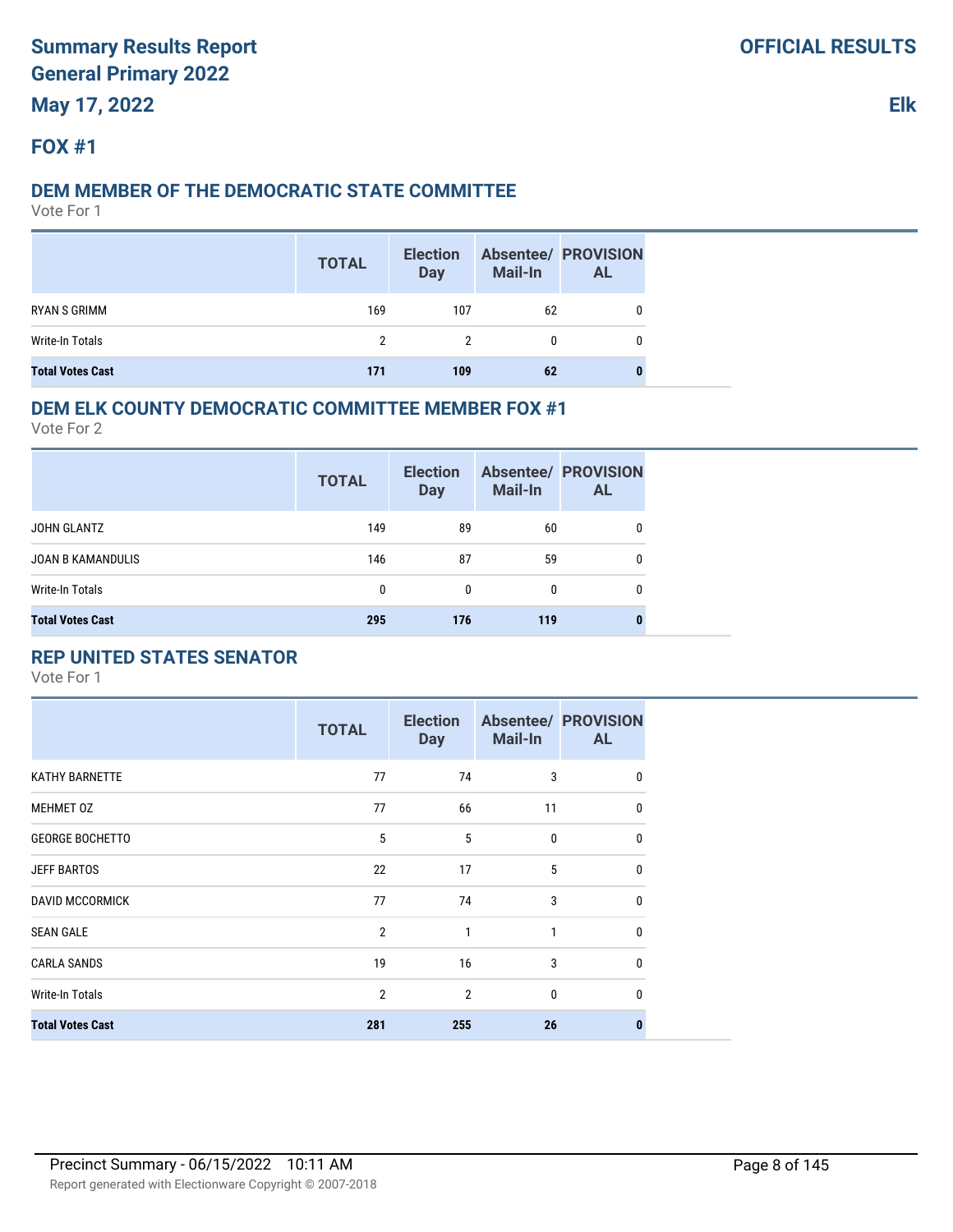# Summary Results Report
## General Primary 2022
## May 17, 2022

**OFFICIAL RESULTS**

**Elk**

## FOX #1

### DEM MEMBER OF THE DEMOCRATIC STATE COMMITTEE

Vote For 1

| | TOTAL | Election Day | Absentee/ Mail-In | PROVISIONAL |
|---|---|---|---|---|
| RYAN S GRIMM | 169 | 107 | 62 | 0 |
| Write-In Totals | 2 | 2 | 0 | 0 |
| **Total Votes Cast** | **171** | **109** | **62** | **0** |

### DEM ELK COUNTY DEMOCRATIC COMMITTEE MEMBER FOX #1

Vote For 2

| | TOTAL | Election Day | Absentee/ Mail-In | PROVISIONAL |
|---|---|---|---|---|
| JOHN GLANTZ | 149 | 89 | 60 | 0 |
| JOAN B KAMANDULIS | 146 | 87 | 59 | 0 |
| Write-In Totals | 0 | 0 | 0 | 0 |
| **Total Votes Cast** | **295** | **176** | **119** | **0** |

### REP UNITED STATES SENATOR

Vote For 1

| | TOTAL | Election Day | Absentee/ Mail-In | PROVISIONAL |
|---|---|---|---|---|
| KATHY BARNETTE | 77 | 74 | 3 | 0 |
| MEHMET OZ | 77 | 66 | 11 | 0 |
| GEORGE BOCHETTO | 5 | 5 | 0 | 0 |
| JEFF BARTOS | 22 | 17 | 5 | 0 |
| DAVID MCCORMICK | 77 | 74 | 3 | 0 |
| SEAN GALE | 2 | 1 | 1 | 0 |
| CARLA SANDS | 19 | 16 | 3 | 0 |
| Write-In Totals | 2 | 2 | 0 | 0 |
| **Total Votes Cast** | **281** | **255** | **26** | **0** |

Precinct Summary - 06/15/2022 10:11 AM

Report generated with Electionware Copyright © 2007-2018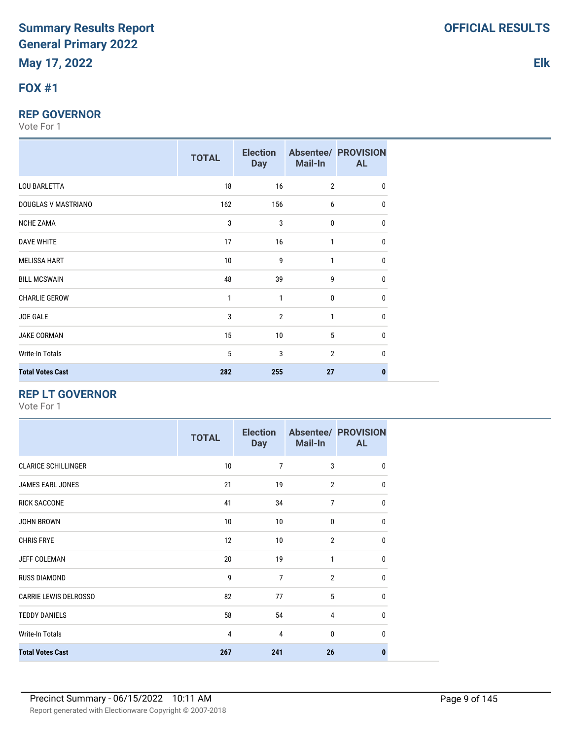# Summary Results Report
## General Primary 2022
## May 17, 2022

**OFFICIAL RESULTS**

**Elk**

## FOX #1

### REP GOVERNOR

Vote For 1

| | TOTAL | Election Day | Absentee/ Mail-In | PROVISIONAL |
|---|---|---|---|---|
| LOU BARLETTA | 18 | 16 | 2 | 0 |
| DOUGLAS V MASTRIANO | 162 | 156 | 6 | 0 |
| NCHE ZAMA | 3 | 3 | 0 | 0 |
| DAVE WHITE | 17 | 16 | 1 | 0 |
| MELISSA HART | 10 | 9 | 1 | 0 |
| BILL MCSWAIN | 48 | 39 | 9 | 0 |
| CHARLIE GEROW | 1 | 1 | 0 | 0 |
| JOE GALE | 3 | 2 | 1 | 0 |
| JAKE CORMAN | 15 | 10 | 5 | 0 |
| Write-In Totals | 5 | 3 | 2 | 0 |
| **Total Votes Cast** | **282** | **255** | **27** | **0** |

### REP LT GOVERNOR

Vote For 1

| | TOTAL | Election Day | Absentee/ Mail-In | PROVISIONAL |
|---|---|---|---|---|
| CLARICE SCHILLINGER | 10 | 7 | 3 | 0 |
| JAMES EARL JONES | 21 | 19 | 2 | 0 |
| RICK SACCONE | 41 | 34 | 7 | 0 |
| JOHN BROWN | 10 | 10 | 0 | 0 |
| CHRIS FRYE | 12 | 10 | 2 | 0 |
| JEFF COLEMAN | 20 | 19 | 1 | 0 |
| RUSS DIAMOND | 9 | 7 | 2 | 0 |
| CARRIE LEWIS DELROSSO | 82 | 77 | 5 | 0 |
| TEDDY DANIELS | 58 | 54 | 4 | 0 |
| Write-In Totals | 4 | 4 | 0 | 0 |
| **Total Votes Cast** | **267** | **241** | **26** | **0** |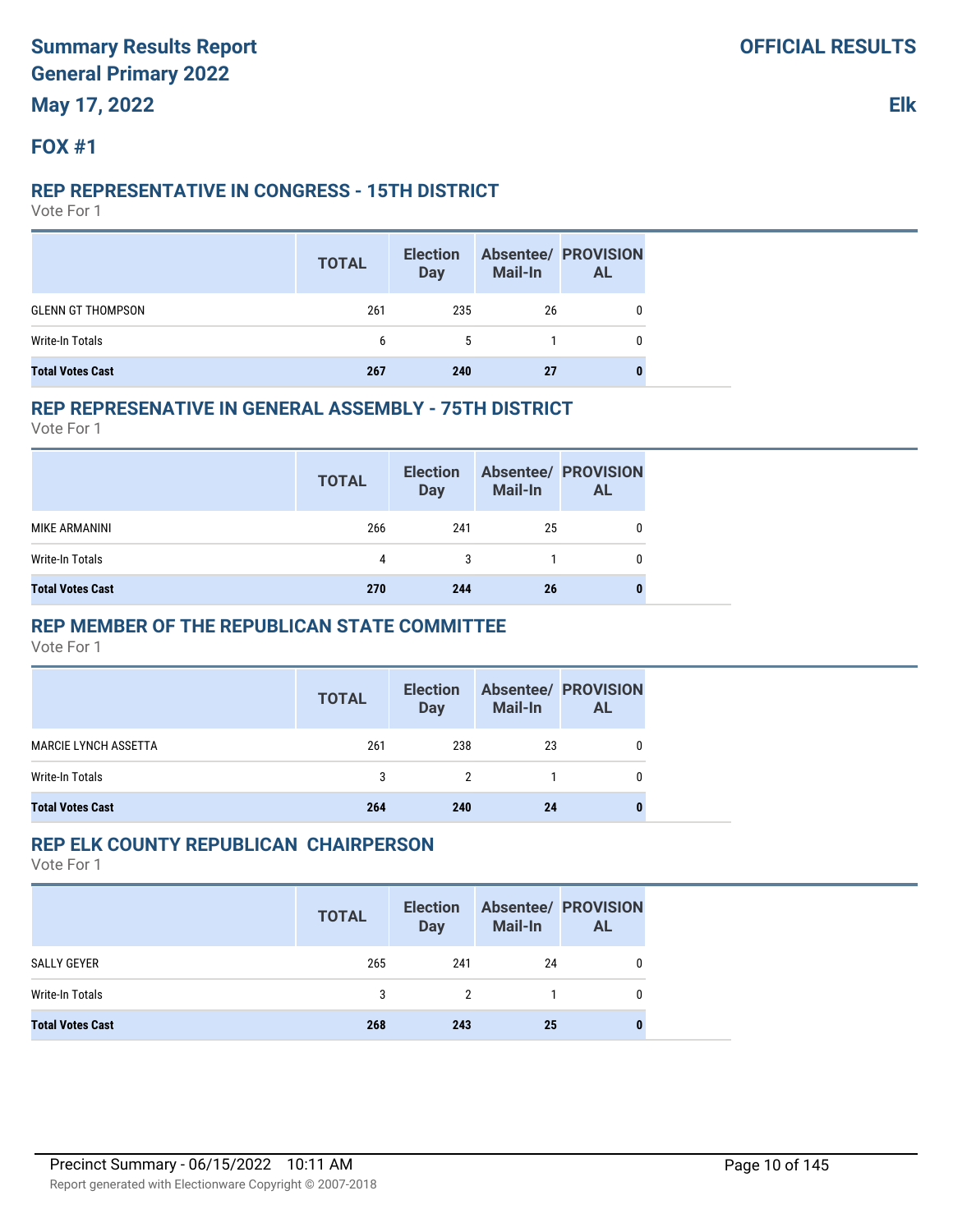# Summary Results Report
## General Primary 2022
## May 17, 2022

**OFFICIAL RESULTS**

**Elk**

## FOX #1

### REP REPRESENTATIVE IN CONGRESS - 15TH DISTRICT
Vote For 1

| | TOTAL | Election Day | Absentee/ Mail-In | PROVISIONAL |
|---|---|---|---|---|
| GLENN GT THOMPSON | 261 | 235 | 26 | 0 |
| Write-In Totals | 6 | 5 | 1 | 0 |
| **Total Votes Cast** | **267** | **240** | **27** | **0** |

### REP REPRESENATIVE IN GENERAL ASSEMBLY - 75TH DISTRICT
Vote For 1

| | TOTAL | Election Day | Absentee/ Mail-In | PROVISIONAL |
|---|---|---|---|---|
| MIKE ARMANINI | 266 | 241 | 25 | 0 |
| Write-In Totals | 4 | 3 | 1 | 0 |
| **Total Votes Cast** | **270** | **244** | **26** | **0** |

### REP MEMBER OF THE REPUBLICAN STATE COMMITTEE
Vote For 1

| | TOTAL | Election Day | Absentee/ Mail-In | PROVISIONAL |
|---|---|---|---|---|
| MARCIE LYNCH ASSETTA | 261 | 238 | 23 | 0 |
| Write-In Totals | 3 | 2 | 1 | 0 |
| **Total Votes Cast** | **264** | **240** | **24** | **0** |

### REP ELK COUNTY REPUBLICAN CHAIRPERSON
Vote For 1

| | TOTAL | Election Day | Absentee/ Mail-In | PROVISIONAL |
|---|---|---|---|---|
| SALLY GEYER | 265 | 241 | 24 | 0 |
| Write-In Totals | 3 | 2 | 1 | 0 |
| **Total Votes Cast** | **268** | **243** | **25** | **0** |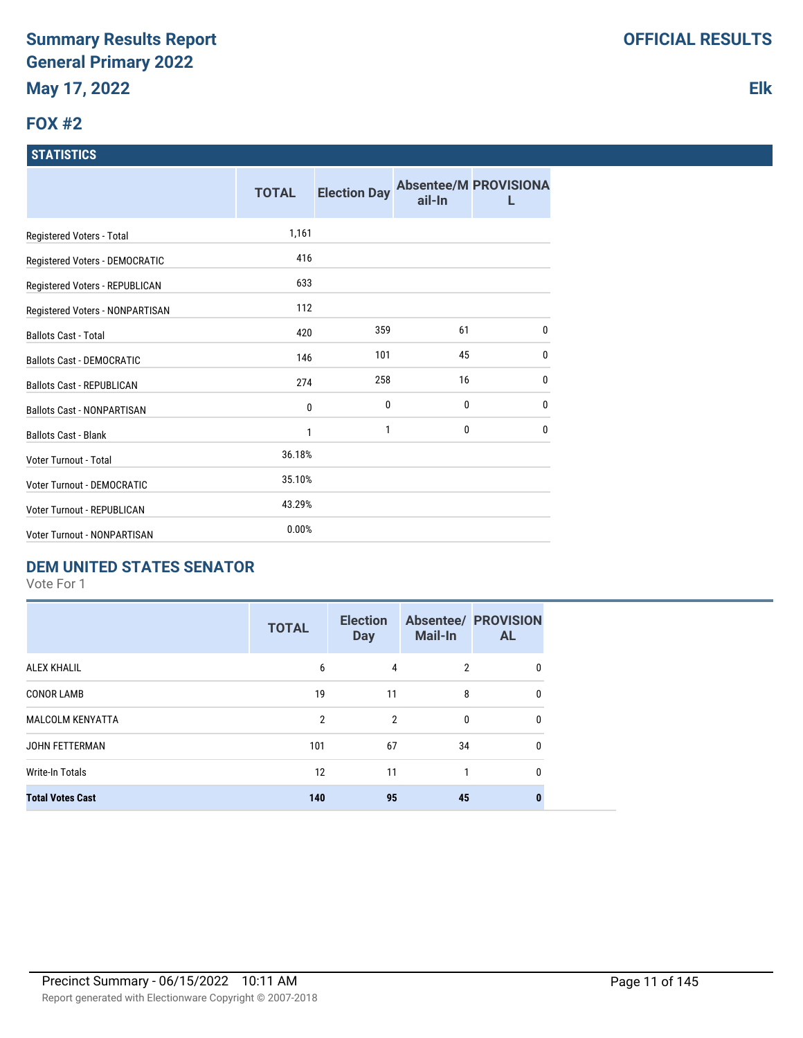# Summary Results Report

**OFFICIAL RESULTS**

**General Primary 2022**

**May 17, 2022**

**Elk**

## FOX #2

### STATISTICS

| | TOTAL | Election Day | Absentee/Mail-In | PROVISIONAL |
|---|---|---|---|---|
| Registered Voters - Total | 1,161 | | | |
| Registered Voters - DEMOCRATIC | 416 | | | |
| Registered Voters - REPUBLICAN | 633 | | | |
| Registered Voters - NONPARTISAN | 112 | | | |
| Ballots Cast - Total | 420 | 359 | 61 | 0 |
| Ballots Cast - DEMOCRATIC | 146 | 101 | 45 | 0 |
| Ballots Cast - REPUBLICAN | 274 | 258 | 16 | 0 |
| Ballots Cast - NONPARTISAN | 0 | 0 | 0 | 0 |
| Ballots Cast - Blank | 1 | 1 | 0 | 0 |
| Voter Turnout - Total | 36.18% | | | |
| Voter Turnout - DEMOCRATIC | 35.10% | | | |
| Voter Turnout - REPUBLICAN | 43.29% | | | |
| Voter Turnout - NONPARTISAN | 0.00% | | | |

### DEM UNITED STATES SENATOR

Vote For 1

| | TOTAL | Election Day | Absentee/Mail-In | PROVISIONAL |
|---|---|---|---|---|
| ALEX KHALIL | 6 | 4 | 2 | 0 |
| CONOR LAMB | 19 | 11 | 8 | 0 |
| MALCOLM KENYATTA | 2 | 2 | 0 | 0 |
| JOHN FETTERMAN | 101 | 67 | 34 | 0 |
| Write-In Totals | 12 | 11 | 1 | 0 |
| **Total Votes Cast** | **140** | **95** | **45** | **0** |

Precinct Summary - 06/15/2022 10:11 AM

Report generated with Electionware Copyright © 2007-2018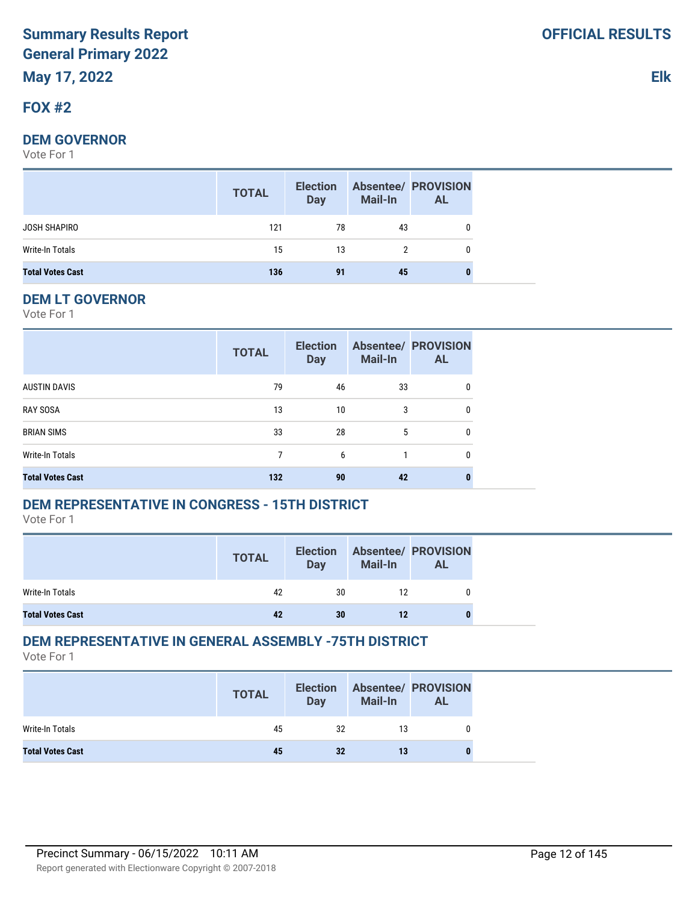# Summary Results Report
## General Primary 2022
## May 17, 2022

**OFFICIAL RESULTS**

**Elk**

## FOX #2

### DEM GOVERNOR

Vote For 1

| | TOTAL | Election Day | Absentee/ Mail-In | PROVISIONAL |
|---|---|---|---|---|
| JOSH SHAPIRO | 121 | 78 | 43 | 0 |
| Write-In Totals | 15 | 13 | 2 | 0 |
| **Total Votes Cast** | **136** | **91** | **45** | **0** |

### DEM LT GOVERNOR

Vote For 1

| | TOTAL | Election Day | Absentee/ Mail-In | PROVISIONAL |
|---|---|---|---|---|
| AUSTIN DAVIS | 79 | 46 | 33 | 0 |
| RAY SOSA | 13 | 10 | 3 | 0 |
| BRIAN SIMS | 33 | 28 | 5 | 0 |
| Write-In Totals | 7 | 6 | 1 | 0 |
| **Total Votes Cast** | **132** | **90** | **42** | **0** |

### DEM REPRESENTATIVE IN CONGRESS - 15TH DISTRICT

Vote For 1

| | TOTAL | Election Day | Absentee/ Mail-In | PROVISIONAL |
|---|---|---|---|---|
| Write-In Totals | 42 | 30 | 12 | 0 |
| **Total Votes Cast** | **42** | **30** | **12** | **0** |

### DEM REPRESENTATIVE IN GENERAL ASSEMBLY -75TH DISTRICT

Vote For 1

| | TOTAL | Election Day | Absentee/ Mail-In | PROVISIONAL |
|---|---|---|---|---|
| Write-In Totals | 45 | 32 | 13 | 0 |
| **Total Votes Cast** | **45** | **32** | **13** | **0** |

Precinct Summary - 06/15/2022 10:11 AM

Report generated with Electionware Copyright © 2007-2018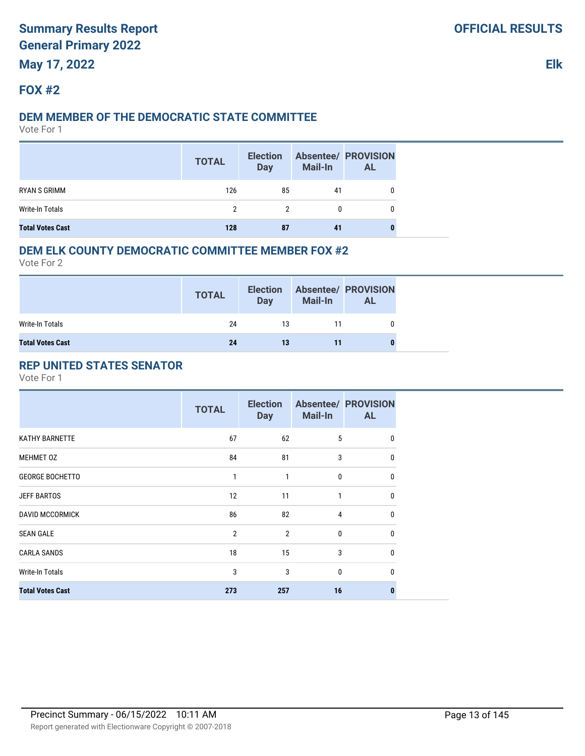# Summary Results Report
# General Primary 2022
# May 17, 2022

**OFFICIAL RESULTS**

**Elk**

## FOX #2

### DEM MEMBER OF THE DEMOCRATIC STATE COMMITTEE

Vote For 1

| | TOTAL | Election Day | Absentee/ Mail-In | PROVISIONAL |
|---|---|---|---|---|
| RYAN S GRIMM | 126 | 85 | 41 | 0 |
| Write-In Totals | 2 | 2 | 0 | 0 |
| **Total Votes Cast** | **128** | **87** | **41** | **0** |

### DEM ELK COUNTY DEMOCRATIC COMMITTEE MEMBER FOX #2

Vote For 2

| | TOTAL | Election Day | Absentee/ Mail-In | PROVISIONAL |
|---|---|---|---|---|
| Write-In Totals | 24 | 13 | 11 | 0 |
| **Total Votes Cast** | **24** | **13** | **11** | **0** |

### REP UNITED STATES SENATOR

Vote For 1

| | TOTAL | Election Day | Absentee/ Mail-In | PROVISIONAL |
|---|---|---|---|---|
| KATHY BARNETTE | 67 | 62 | 5 | 0 |
| MEHMET OZ | 84 | 81 | 3 | 0 |
| GEORGE BOCHETTO | 1 | 1 | 0 | 0 |
| JEFF BARTOS | 12 | 11 | 1 | 0 |
| DAVID MCCORMICK | 86 | 82 | 4 | 0 |
| SEAN GALE | 2 | 2 | 0 | 0 |
| CARLA SANDS | 18 | 15 | 3 | 0 |
| Write-In Totals | 3 | 3 | 0 | 0 |
| **Total Votes Cast** | **273** | **257** | **16** | **0** |

Precinct Summary - 06/15/2022 10:11 AM

Report generated with Electionware Copyright © 2007-2018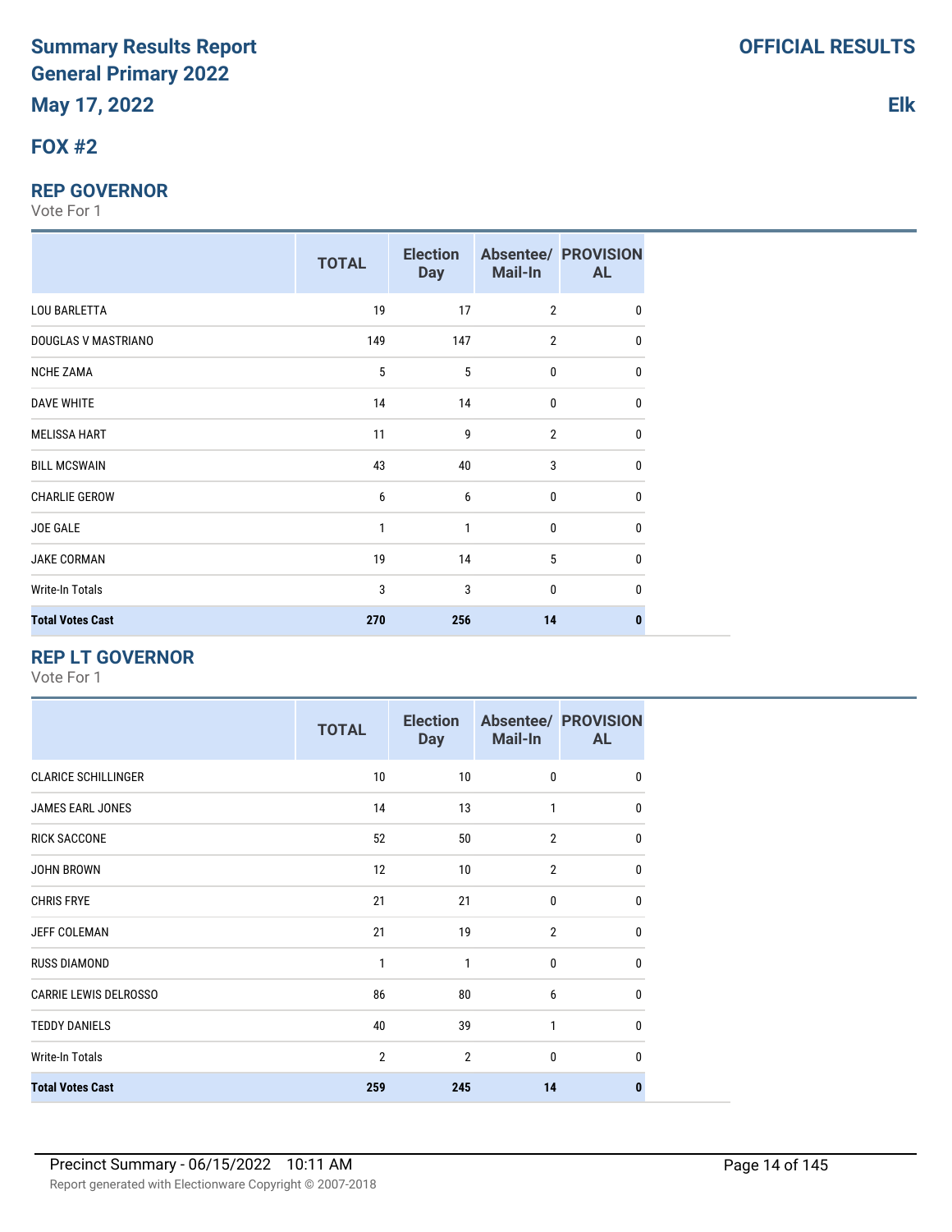# Summary Results Report

## General Primary 2022

**OFFICIAL RESULTS**

**May 17, 2022**

**Elk**

## FOX #2

### REP GOVERNOR

Vote For 1

| | TOTAL | Election Day | Absentee/ Mail-In | PROVISIONAL |
|---|---|---|---|---|
| LOU BARLETTA | 19 | 17 | 2 | 0 |
| DOUGLAS V MASTRIANO | 149 | 147 | 2 | 0 |
| NCHE ZAMA | 5 | 5 | 0 | 0 |
| DAVE WHITE | 14 | 14 | 0 | 0 |
| MELISSA HART | 11 | 9 | 2 | 0 |
| BILL MCSWAIN | 43 | 40 | 3 | 0 |
| CHARLIE GEROW | 6 | 6 | 0 | 0 |
| JOE GALE | 1 | 1 | 0 | 0 |
| JAKE CORMAN | 19 | 14 | 5 | 0 |
| Write-In Totals | 3 | 3 | 0 | 0 |
| **Total Votes Cast** | **270** | **256** | **14** | **0** |

### REP LT GOVERNOR

Vote For 1

| | TOTAL | Election Day | Absentee/ Mail-In | PROVISIONAL |
|---|---|---|---|---|
| CLARICE SCHILLINGER | 10 | 10 | 0 | 0 |
| JAMES EARL JONES | 14 | 13 | 1 | 0 |
| RICK SACCONE | 52 | 50 | 2 | 0 |
| JOHN BROWN | 12 | 10 | 2 | 0 |
| CHRIS FRYE | 21 | 21 | 0 | 0 |
| JEFF COLEMAN | 21 | 19 | 2 | 0 |
| RUSS DIAMOND | 1 | 1 | 0 | 0 |
| CARRIE LEWIS DELROSSO | 86 | 80 | 6 | 0 |
| TEDDY DANIELS | 40 | 39 | 1 | 0 |
| Write-In Totals | 2 | 2 | 0 | 0 |
| **Total Votes Cast** | **259** | **245** | **14** | **0** |

Precinct Summary - 06/15/2022 10:11 AM

Report generated with Electionware Copyright © 2007-2018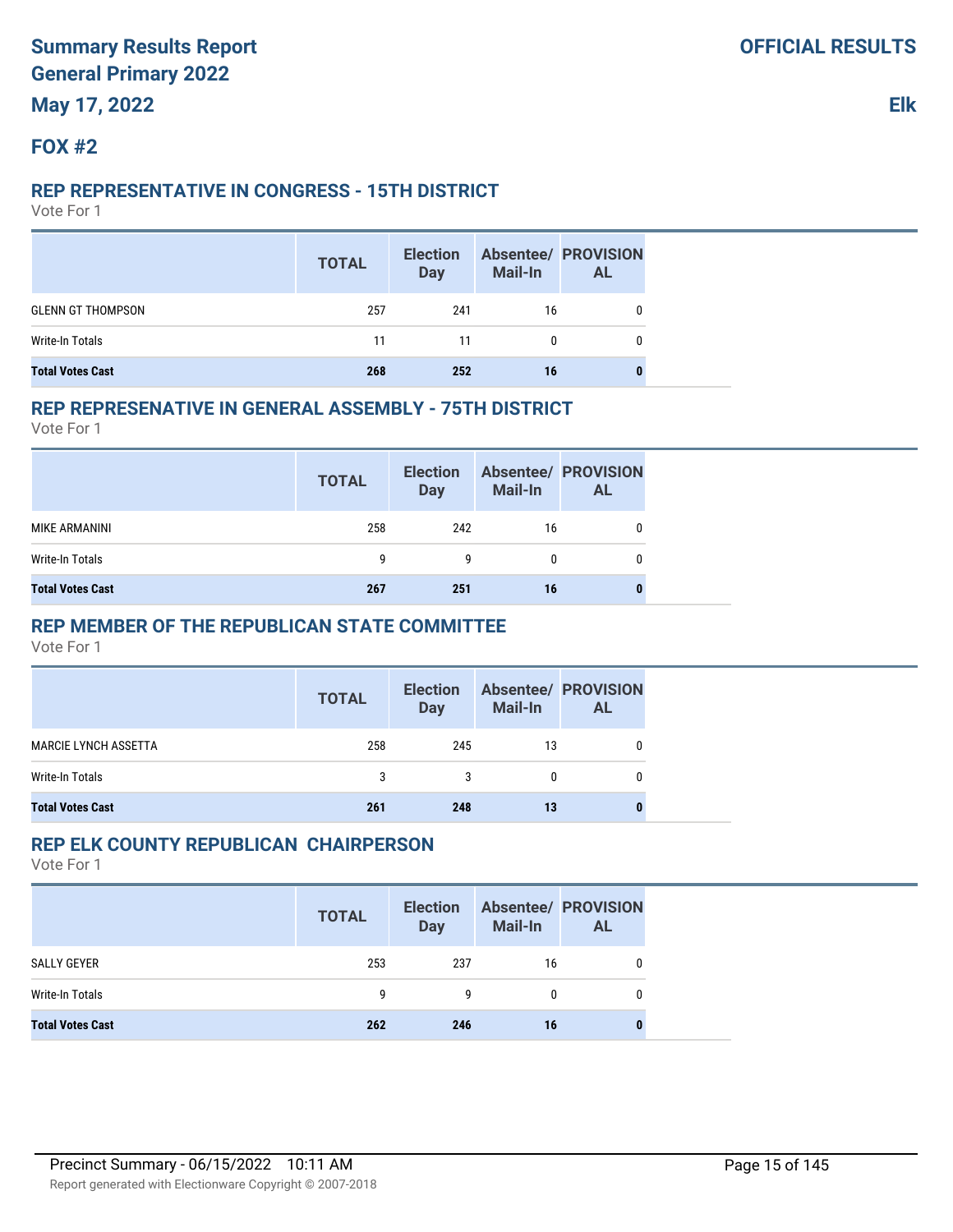# Summary Results Report
## General Primary 2022
## May 17, 2022

**OFFICIAL RESULTS**

**Elk**

## FOX #2

### REP REPRESENTATIVE IN CONGRESS - 15TH DISTRICT

Vote For 1

| | TOTAL | Election Day | Absentee/ Mail-In | PROVISIONAL |
|---|---|---|---|---|
| GLENN GT THOMPSON | 257 | 241 | 16 | 0 |
| Write-In Totals | 11 | 11 | 0 | 0 |
| **Total Votes Cast** | **268** | **252** | **16** | **0** |

### REP REPRESENATIVE IN GENERAL ASSEMBLY - 75TH DISTRICT

Vote For 1

| | TOTAL | Election Day | Absentee/ Mail-In | PROVISIONAL |
|---|---|---|---|---|
| MIKE ARMANINI | 258 | 242 | 16 | 0 |
| Write-In Totals | 9 | 9 | 0 | 0 |
| **Total Votes Cast** | **267** | **251** | **16** | **0** |

### REP MEMBER OF THE REPUBLICAN STATE COMMITTEE

Vote For 1

| | TOTAL | Election Day | Absentee/ Mail-In | PROVISIONAL |
|---|---|---|---|---|
| MARCIE LYNCH ASSETTA | 258 | 245 | 13 | 0 |
| Write-In Totals | 3 | 3 | 0 | 0 |
| **Total Votes Cast** | **261** | **248** | **13** | **0** |

### REP ELK COUNTY REPUBLICAN CHAIRPERSON

Vote For 1

| | TOTAL | Election Day | Absentee/ Mail-In | PROVISIONAL |
|---|---|---|---|---|
| SALLY GEYER | 253 | 237 | 16 | 0 |
| Write-In Totals | 9 | 9 | 0 | 0 |
| **Total Votes Cast** | **262** | **246** | **16** | **0** |

Precinct Summary - 06/15/2022 10:11 AM

Report generated with Electionware Copyright © 2007-2018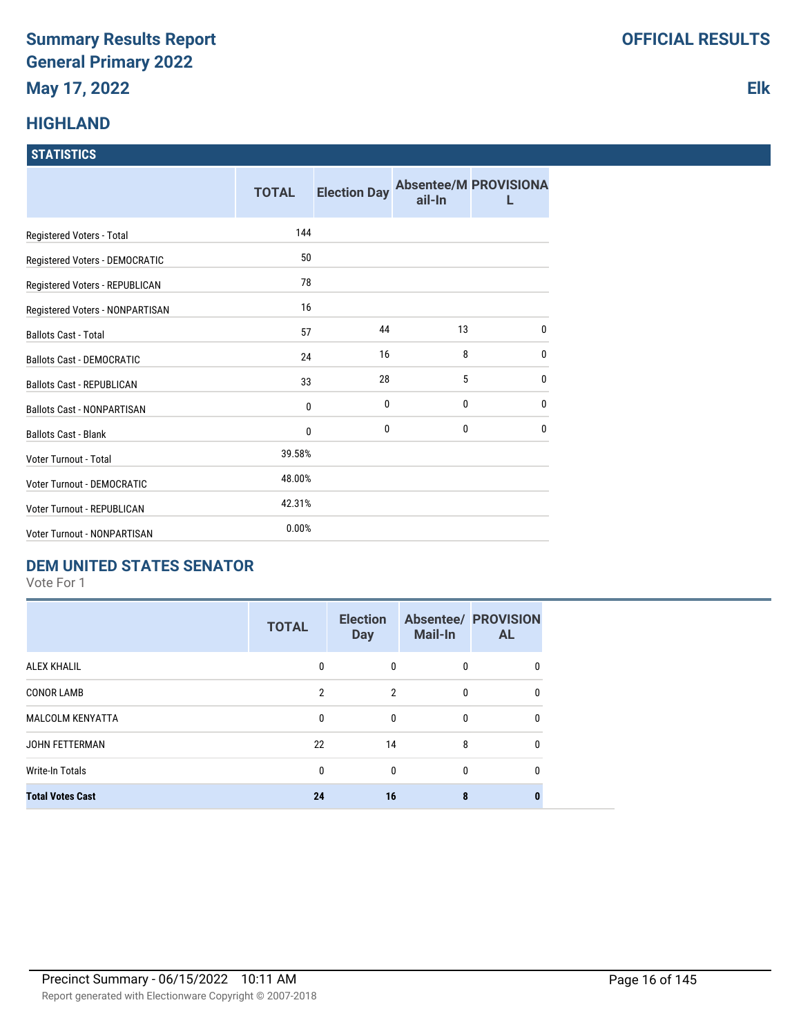# Summary Results Report
## General Primary 2022
## May 17, 2022

**OFFICIAL RESULTS**

**Elk**

## HIGHLAND

### STATISTICS

| | TOTAL | Election Day | Absentee/Mail-In | PROVISIONAL |
|---|---|---|---|---|
| Registered Voters - Total | 144 | | | |
| Registered Voters - DEMOCRATIC | 50 | | | |
| Registered Voters - REPUBLICAN | 78 | | | |
| Registered Voters - NONPARTISAN | 16 | | | |
| Ballots Cast - Total | 57 | 44 | 13 | 0 |
| Ballots Cast - DEMOCRATIC | 24 | 16 | 8 | 0 |
| Ballots Cast - REPUBLICAN | 33 | 28 | 5 | 0 |
| Ballots Cast - NONPARTISAN | 0 | 0 | 0 | 0 |
| Ballots Cast - Blank | 0 | 0 | 0 | 0 |
| Voter Turnout - Total | 39.58% | | | |
| Voter Turnout - DEMOCRATIC | 48.00% | | | |
| Voter Turnout - REPUBLICAN | 42.31% | | | |
| Voter Turnout - NONPARTISAN | 0.00% | | | |

### DEM UNITED STATES SENATOR

Vote For 1

| | TOTAL | Election Day | Absentee/Mail-In | PROVISIONAL |
|---|---|---|---|---|
| ALEX KHALIL | 0 | 0 | 0 | 0 |
| CONOR LAMB | 2 | 2 | 0 | 0 |
| MALCOLM KENYATTA | 0 | 0 | 0 | 0 |
| JOHN FETTERMAN | 22 | 14 | 8 | 0 |
| Write-In Totals | 0 | 0 | 0 | 0 |
| **Total Votes Cast** | **24** | **16** | **8** | **0** |

Precinct Summary - 06/15/2022 10:11 AM

Report generated with Electionware Copyright © 2007-2018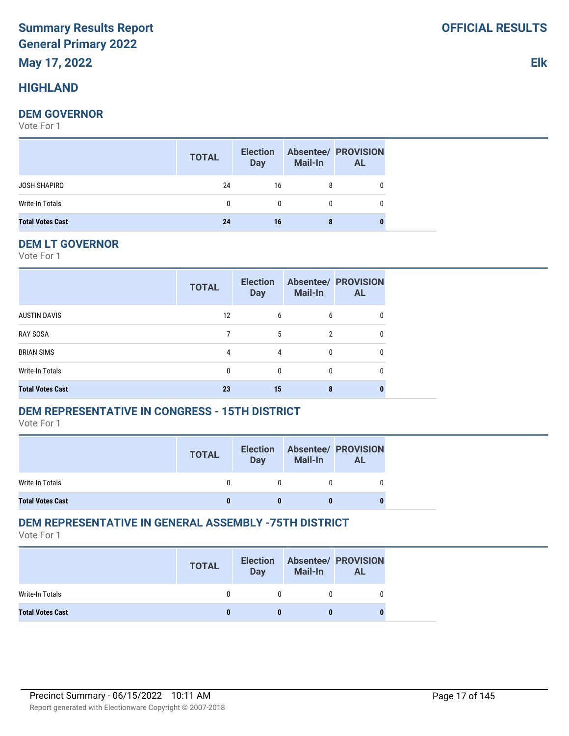# Summary Results Report
# General Primary 2022
# May 17, 2022

**OFFICIAL RESULTS**

**Elk**

## HIGHLAND

### DEM GOVERNOR

Vote For 1

| | TOTAL | Election Day | Absentee/ Mail-In | PROVISIONAL |
|---|---|---|---|---|
| JOSH SHAPIRO | 24 | 16 | 8 | 0 |
| Write-In Totals | 0 | 0 | 0 | 0 |
| **Total Votes Cast** | **24** | **16** | **8** | **0** |

### DEM LT GOVERNOR

Vote For 1

| | TOTAL | Election Day | Absentee/ Mail-In | PROVISIONAL |
|---|---|---|---|---|
| AUSTIN DAVIS | 12 | 6 | 6 | 0 |
| RAY SOSA | 7 | 5 | 2 | 0 |
| BRIAN SIMS | 4 | 4 | 0 | 0 |
| Write-In Totals | 0 | 0 | 0 | 0 |
| **Total Votes Cast** | **23** | **15** | **8** | **0** |

### DEM REPRESENTATIVE IN CONGRESS - 15TH DISTRICT

Vote For 1

| | TOTAL | Election Day | Absentee/ Mail-In | PROVISIONAL |
|---|---|---|---|---|
| Write-In Totals | 0 | 0 | 0 | 0 |
| **Total Votes Cast** | **0** | **0** | **0** | **0** |

### DEM REPRESENTATIVE IN GENERAL ASSEMBLY -75TH DISTRICT

Vote For 1

| | TOTAL | Election Day | Absentee/ Mail-In | PROVISIONAL |
|---|---|---|---|---|
| Write-In Totals | 0 | 0 | 0 | 0 |
| **Total Votes Cast** | **0** | **0** | **0** | **0** |

Precinct Summary - 06/15/2022 10:11 AM

Report generated with Electionware Copyright © 2007-2018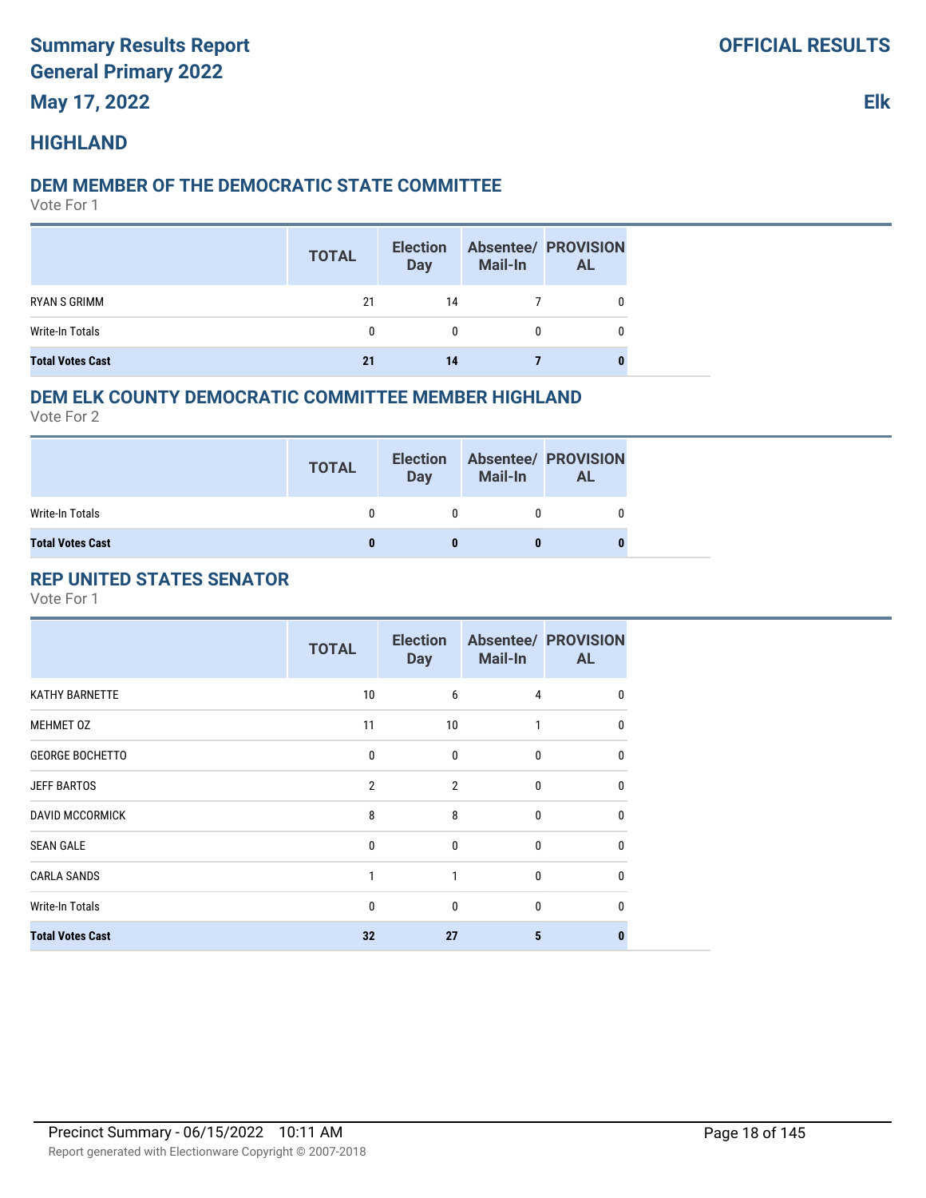# Summary Results Report

## General Primary 2022

## May 17, 2022

**OFFICIAL RESULTS**

**Elk**

## HIGHLAND

### DEM MEMBER OF THE DEMOCRATIC STATE COMMITTEE

Vote For 1

| | TOTAL | Election Day | Absentee/ Mail-In | PROVISIONAL |
|---|---|---|---|---|
| RYAN S GRIMM | 21 | 14 | 7 | 0 |
| Write-In Totals | 0 | 0 | 0 | 0 |
| **Total Votes Cast** | **21** | **14** | **7** | **0** |

### DEM ELK COUNTY DEMOCRATIC COMMITTEE MEMBER HIGHLAND

Vote For 2

| | TOTAL | Election Day | Absentee/ Mail-In | PROVISIONAL |
|---|---|---|---|---|
| Write-In Totals | 0 | 0 | 0 | 0 |
| **Total Votes Cast** | **0** | **0** | **0** | **0** |

### REP UNITED STATES SENATOR

Vote For 1

| | TOTAL | Election Day | Absentee/ Mail-In | PROVISIONAL |
|---|---|---|---|---|
| KATHY BARNETTE | 10 | 6 | 4 | 0 |
| MEHMET OZ | 11 | 10 | 1 | 0 |
| GEORGE BOCHETTO | 0 | 0 | 0 | 0 |
| JEFF BARTOS | 2 | 2 | 0 | 0 |
| DAVID MCCORMICK | 8 | 8 | 0 | 0 |
| SEAN GALE | 0 | 0 | 0 | 0 |
| CARLA SANDS | 1 | 1 | 0 | 0 |
| Write-In Totals | 0 | 0 | 0 | 0 |
| **Total Votes Cast** | **32** | **27** | **5** | **0** |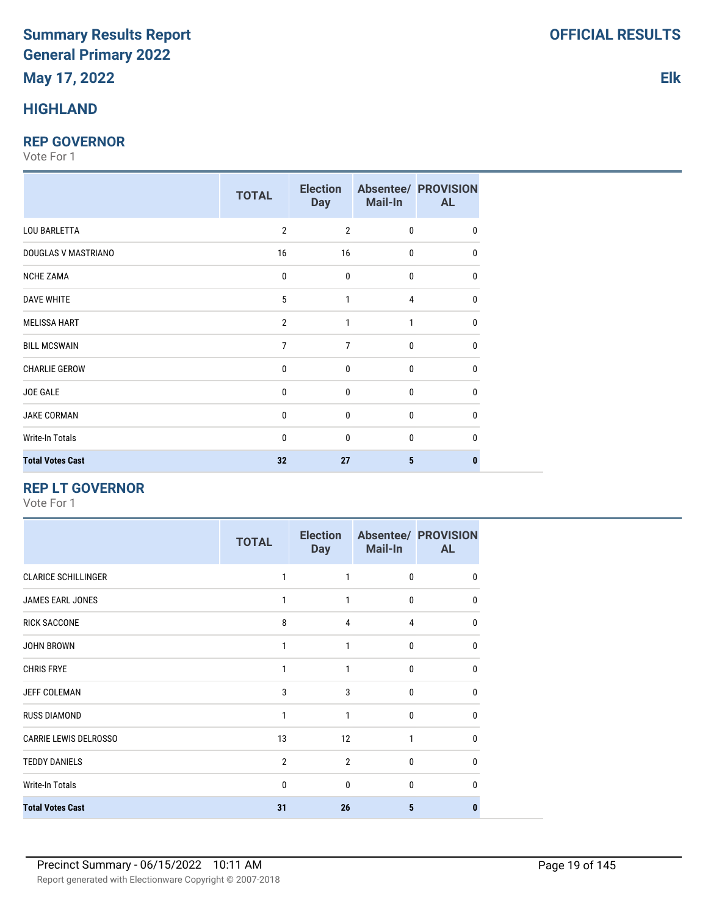# Summary Results Report
## General Primary 2022
## May 17, 2022

**OFFICIAL RESULTS**

**Elk**

## HIGHLAND

### REP GOVERNOR
Vote For 1

| | TOTAL | Election Day | Absentee/ Mail-In | PROVISIONAL |
|---|---|---|---|---|
| LOU BARLETTA | 2 | 2 | 0 | 0 |
| DOUGLAS V MASTRIANO | 16 | 16 | 0 | 0 |
| NCHE ZAMA | 0 | 0 | 0 | 0 |
| DAVE WHITE | 5 | 1 | 4 | 0 |
| MELISSA HART | 2 | 1 | 1 | 0 |
| BILL MCSWAIN | 7 | 7 | 0 | 0 |
| CHARLIE GEROW | 0 | 0 | 0 | 0 |
| JOE GALE | 0 | 0 | 0 | 0 |
| JAKE CORMAN | 0 | 0 | 0 | 0 |
| Write-In Totals | 0 | 0 | 0 | 0 |
| **Total Votes Cast** | **32** | **27** | **5** | **0** |

### REP LT GOVERNOR
Vote For 1

| | TOTAL | Election Day | Absentee/ Mail-In | PROVISIONAL |
|---|---|---|---|---|
| CLARICE SCHILLINGER | 1 | 1 | 0 | 0 |
| JAMES EARL JONES | 1 | 1 | 0 | 0 |
| RICK SACCONE | 8 | 4 | 4 | 0 |
| JOHN BROWN | 1 | 1 | 0 | 0 |
| CHRIS FRYE | 1 | 1 | 0 | 0 |
| JEFF COLEMAN | 3 | 3 | 0 | 0 |
| RUSS DIAMOND | 1 | 1 | 0 | 0 |
| CARRIE LEWIS DELROSSO | 13 | 12 | 1 | 0 |
| TEDDY DANIELS | 2 | 2 | 0 | 0 |
| Write-In Totals | 0 | 0 | 0 | 0 |
| **Total Votes Cast** | **31** | **26** | **5** | **0** |

Precinct Summary - 06/15/2022 10:11 AM

Report generated with Electionware Copyright © 2007-2018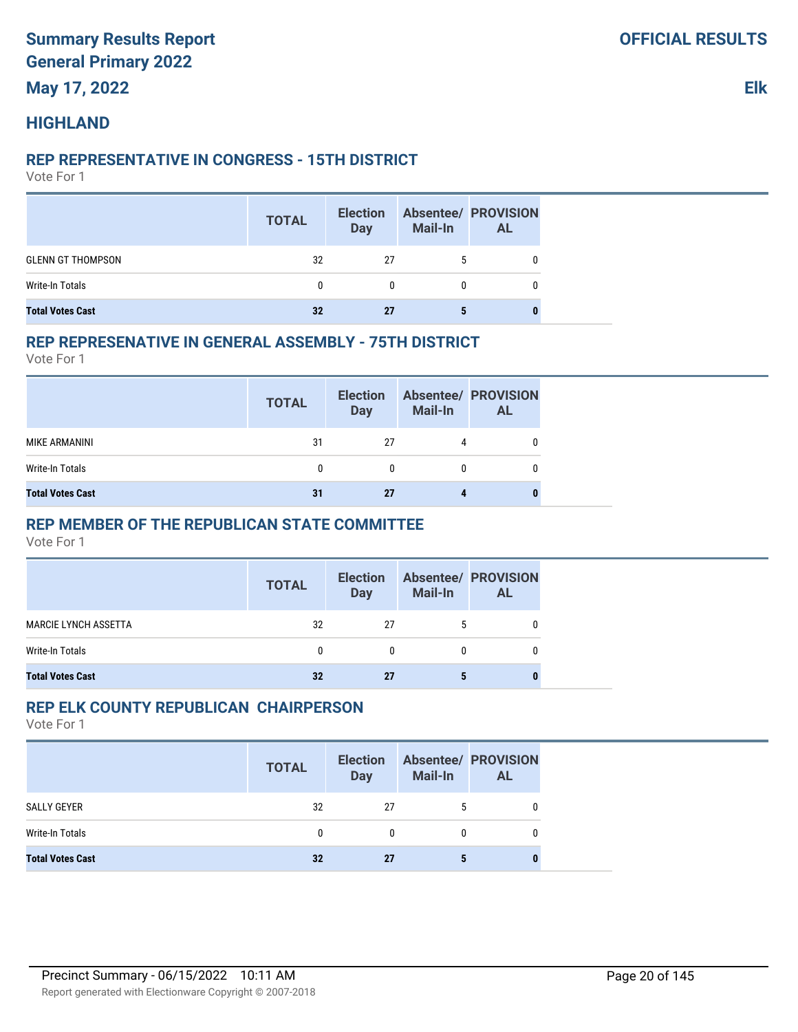# Summary Results Report
# General Primary 2022
# May 17, 2022

**OFFICIAL RESULTS**

**Elk**

## HIGHLAND

### REP REPRESENTATIVE IN CONGRESS - 15TH DISTRICT

Vote For 1

| | TOTAL | Election Day | Absentee/ Mail-In | PROVISIONAL |
|---|---|---|---|---|
| GLENN GT THOMPSON | 32 | 27 | 5 | 0 |
| Write-In Totals | 0 | 0 | 0 | 0 |
| **Total Votes Cast** | **32** | **27** | **5** | **0** |

### REP REPRESENATIVE IN GENERAL ASSEMBLY - 75TH DISTRICT

Vote For 1

| | TOTAL | Election Day | Absentee/ Mail-In | PROVISIONAL |
|---|---|---|---|---|
| MIKE ARMANINI | 31 | 27 | 4 | 0 |
| Write-In Totals | 0 | 0 | 0 | 0 |
| **Total Votes Cast** | **31** | **27** | **4** | **0** |

### REP MEMBER OF THE REPUBLICAN STATE COMMITTEE

Vote For 1

| | TOTAL | Election Day | Absentee/ Mail-In | PROVISIONAL |
|---|---|---|---|---|
| MARCIE LYNCH ASSETTA | 32 | 27 | 5 | 0 |
| Write-In Totals | 0 | 0 | 0 | 0 |
| **Total Votes Cast** | **32** | **27** | **5** | **0** |

### REP ELK COUNTY REPUBLICAN CHAIRPERSON

Vote For 1

| | TOTAL | Election Day | Absentee/ Mail-In | PROVISIONAL |
|---|---|---|---|---|
| SALLY GEYER | 32 | 27 | 5 | 0 |
| Write-In Totals | 0 | 0 | 0 | 0 |
| **Total Votes Cast** | **32** | **27** | **5** | **0** |

Precinct Summary - 06/15/2022 10:11 AM

Report generated with Electionware Copyright © 2007-2018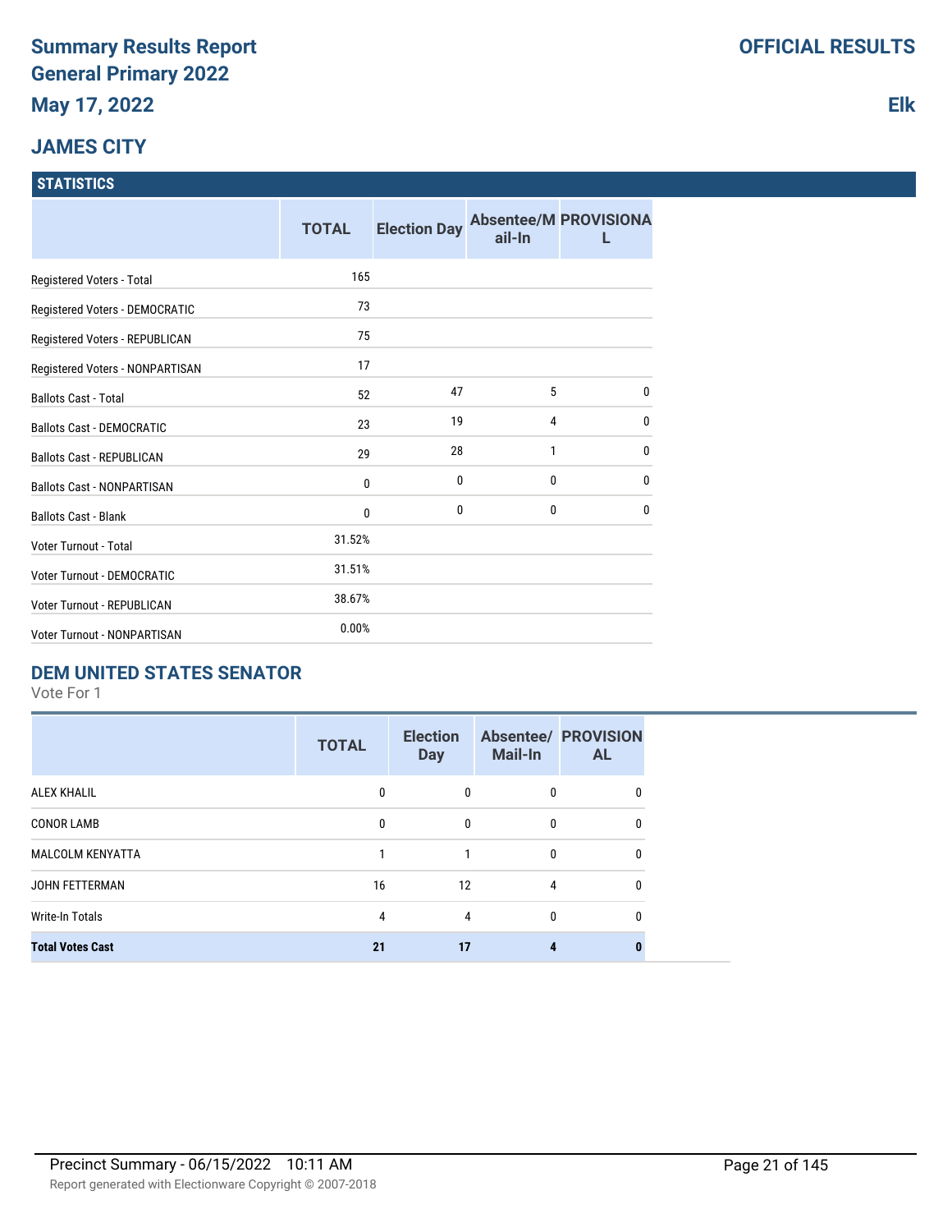# Summary Results Report
# General Primary 2022
# May 17, 2022

**OFFICIAL RESULTS**

**Elk**

## JAMES CITY

### STATISTICS

| | TOTAL | Election Day | Absentee/Mail-In | PROVISIONAL |
|---|---|---|---|---|
| Registered Voters - Total | 165 | | | |
| Registered Voters - DEMOCRATIC | 73 | | | |
| Registered Voters - REPUBLICAN | 75 | | | |
| Registered Voters - NONPARTISAN | 17 | | | |
| Ballots Cast - Total | 52 | 47 | 5 | 0 |
| Ballots Cast - DEMOCRATIC | 23 | 19 | 4 | 0 |
| Ballots Cast - REPUBLICAN | 29 | 28 | 1 | 0 |
| Ballots Cast - NONPARTISAN | 0 | 0 | 0 | 0 |
| Ballots Cast - Blank | 0 | 0 | 0 | 0 |
| Voter Turnout - Total | 31.52% | | | |
| Voter Turnout - DEMOCRATIC | 31.51% | | | |
| Voter Turnout - REPUBLICAN | 38.67% | | | |
| Voter Turnout - NONPARTISAN | 0.00% | | | |

### DEM UNITED STATES SENATOR

Vote For 1

| | TOTAL | Election Day | Absentee/Mail-In | PROVISIONAL |
|---|---|---|---|---|
| ALEX KHALIL | 0 | 0 | 0 | 0 |
| CONOR LAMB | 0 | 0 | 0 | 0 |
| MALCOLM KENYATTA | 1 | 1 | 0 | 0 |
| JOHN FETTERMAN | 16 | 12 | 4 | 0 |
| Write-In Totals | 4 | 4 | 0 | 0 |
| **Total Votes Cast** | **21** | **17** | **4** | **0** |

Precinct Summary - 06/15/2022 10:11 AM

Report generated with Electionware Copyright © 2007-2018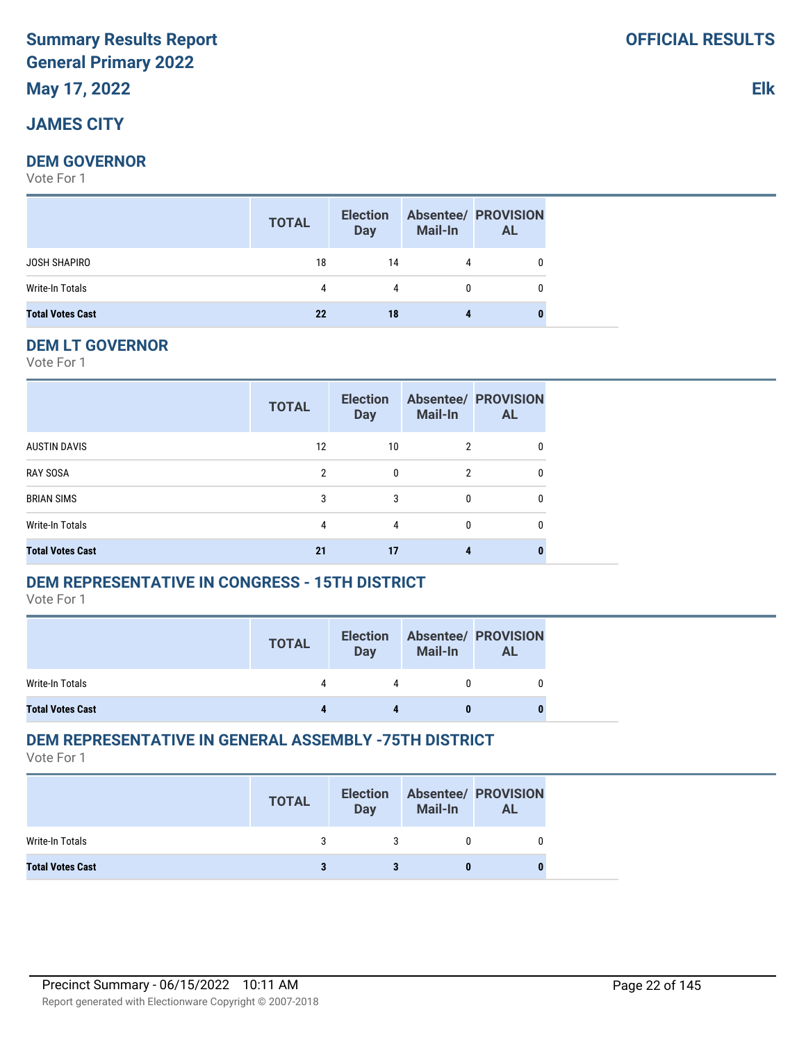# Summary Results Report
# General Primary 2022
# May 17, 2022

**OFFICIAL RESULTS**

**Elk**

## JAMES CITY

### DEM GOVERNOR

Vote For 1

| | TOTAL | Election Day | Absentee/ Mail-In | PROVISIONAL |
|---|---|---|---|---|
| JOSH SHAPIRO | 18 | 14 | 4 | 0 |
| Write-In Totals | 4 | 4 | 0 | 0 |
| **Total Votes Cast** | **22** | **18** | **4** | **0** |

### DEM LT GOVERNOR

Vote For 1

| | TOTAL | Election Day | Absentee/ Mail-In | PROVISIONAL |
|---|---|---|---|---|
| AUSTIN DAVIS | 12 | 10 | 2 | 0 |
| RAY SOSA | 2 | 0 | 2 | 0 |
| BRIAN SIMS | 3 | 3 | 0 | 0 |
| Write-In Totals | 4 | 4 | 0 | 0 |
| **Total Votes Cast** | **21** | **17** | **4** | **0** |

### DEM REPRESENTATIVE IN CONGRESS - 15TH DISTRICT

Vote For 1

| | TOTAL | Election Day | Absentee/ Mail-In | PROVISIONAL |
|---|---|---|---|---|
| Write-In Totals | 4 | 4 | 0 | 0 |
| **Total Votes Cast** | **4** | **4** | **0** | **0** |

### DEM REPRESENTATIVE IN GENERAL ASSEMBLY -75TH DISTRICT

Vote For 1

| | TOTAL | Election Day | Absentee/ Mail-In | PROVISIONAL |
|---|---|---|---|---|
| Write-In Totals | 3 | 3 | 0 | 0 |
| **Total Votes Cast** | **3** | **3** | **0** | **0** |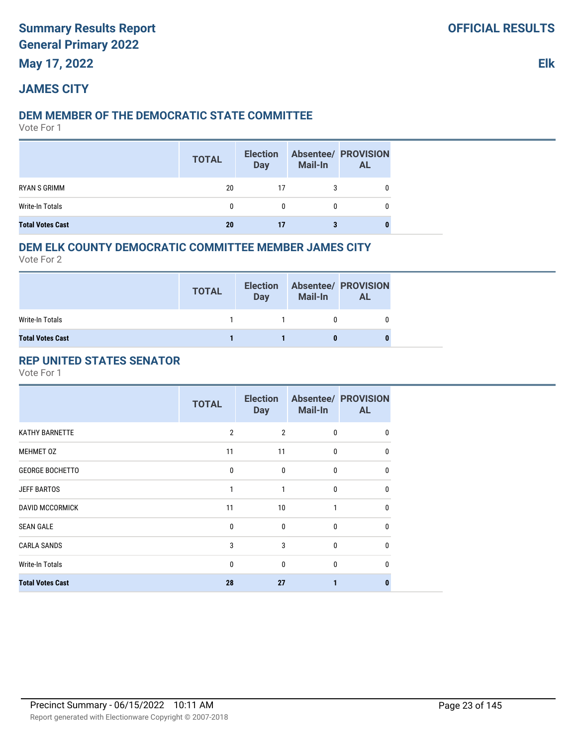# Summary Results Report
# General Primary 2022
# May 17, 2022

**OFFICIAL RESULTS**

**Elk**

## JAMES CITY

### DEM MEMBER OF THE DEMOCRATIC STATE COMMITTEE

Vote For 1

| | TOTAL | Election Day | Absentee/ Mail-In | PROVISIONAL |
|---|---|---|---|---|
| RYAN S GRIMM | 20 | 17 | 3 | 0 |
| Write-In Totals | 0 | 0 | 0 | 0 |
| **Total Votes Cast** | **20** | **17** | **3** | **0** |

### DEM ELK COUNTY DEMOCRATIC COMMITTEE MEMBER JAMES CITY

Vote For 2

| | TOTAL | Election Day | Absentee/ Mail-In | PROVISIONAL |
|---|---|---|---|---|
| Write-In Totals | 1 | 1 | 0 | 0 |
| **Total Votes Cast** | **1** | **1** | **0** | **0** |

### REP UNITED STATES SENATOR

Vote For 1

| | TOTAL | Election Day | Absentee/ Mail-In | PROVISIONAL |
|---|---|---|---|---|
| KATHY BARNETTE | 2 | 2 | 0 | 0 |
| MEHMET OZ | 11 | 11 | 0 | 0 |
| GEORGE BOCHETTO | 0 | 0 | 0 | 0 |
| JEFF BARTOS | 1 | 1 | 0 | 0 |
| DAVID MCCORMICK | 11 | 10 | 1 | 0 |
| SEAN GALE | 0 | 0 | 0 | 0 |
| CARLA SANDS | 3 | 3 | 0 | 0 |
| Write-In Totals | 0 | 0 | 0 | 0 |
| **Total Votes Cast** | **28** | **27** | **1** | **0** |

Precinct Summary - 06/15/2022 10:11 AM

Report generated with Electionware Copyright © 2007-2018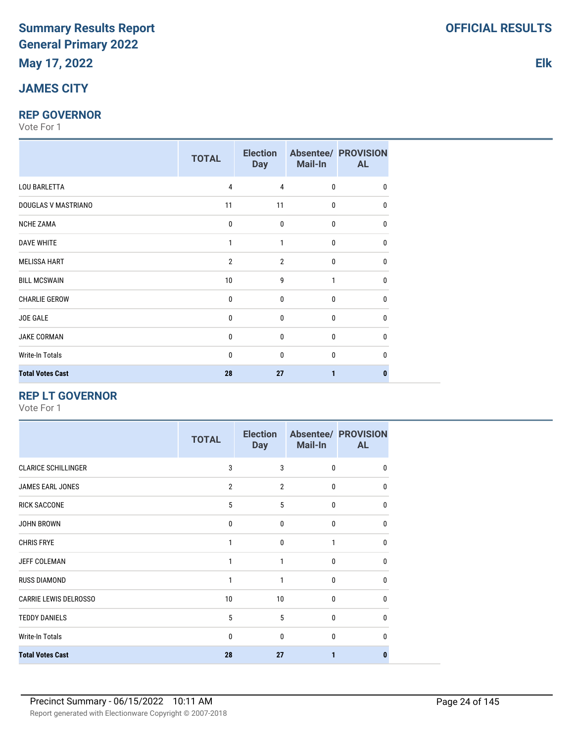# Summary Results Report
# General Primary 2022
# May 17, 2022

**OFFICIAL RESULTS**

**Elk**

## JAMES CITY

### REP GOVERNOR

Vote For 1

| | TOTAL | Election Day | Absentee/ Mail-In | PROVISIONAL |
|---|---|---|---|---|
| LOU BARLETTA | 4 | 4 | 0 | 0 |
| DOUGLAS V MASTRIANO | 11 | 11 | 0 | 0 |
| NCHE ZAMA | 0 | 0 | 0 | 0 |
| DAVE WHITE | 1 | 1 | 0 | 0 |
| MELISSA HART | 2 | 2 | 0 | 0 |
| BILL MCSWAIN | 10 | 9 | 1 | 0 |
| CHARLIE GEROW | 0 | 0 | 0 | 0 |
| JOE GALE | 0 | 0 | 0 | 0 |
| JAKE CORMAN | 0 | 0 | 0 | 0 |
| Write-In Totals | 0 | 0 | 0 | 0 |
| **Total Votes Cast** | **28** | **27** | **1** | **0** |

### REP LT GOVERNOR

Vote For 1

| | TOTAL | Election Day | Absentee/ Mail-In | PROVISIONAL |
|---|---|---|---|---|
| CLARICE SCHILLINGER | 3 | 3 | 0 | 0 |
| JAMES EARL JONES | 2 | 2 | 0 | 0 |
| RICK SACCONE | 5 | 5 | 0 | 0 |
| JOHN BROWN | 0 | 0 | 0 | 0 |
| CHRIS FRYE | 1 | 0 | 1 | 0 |
| JEFF COLEMAN | 1 | 1 | 0 | 0 |
| RUSS DIAMOND | 1 | 1 | 0 | 0 |
| CARRIE LEWIS DELROSSO | 10 | 10 | 0 | 0 |
| TEDDY DANIELS | 5 | 5 | 0 | 0 |
| Write-In Totals | 0 | 0 | 0 | 0 |
| **Total Votes Cast** | **28** | **27** | **1** | **0** |

Precinct Summary - 06/15/2022 10:11 AM

Report generated with Electionware Copyright © 2007-2018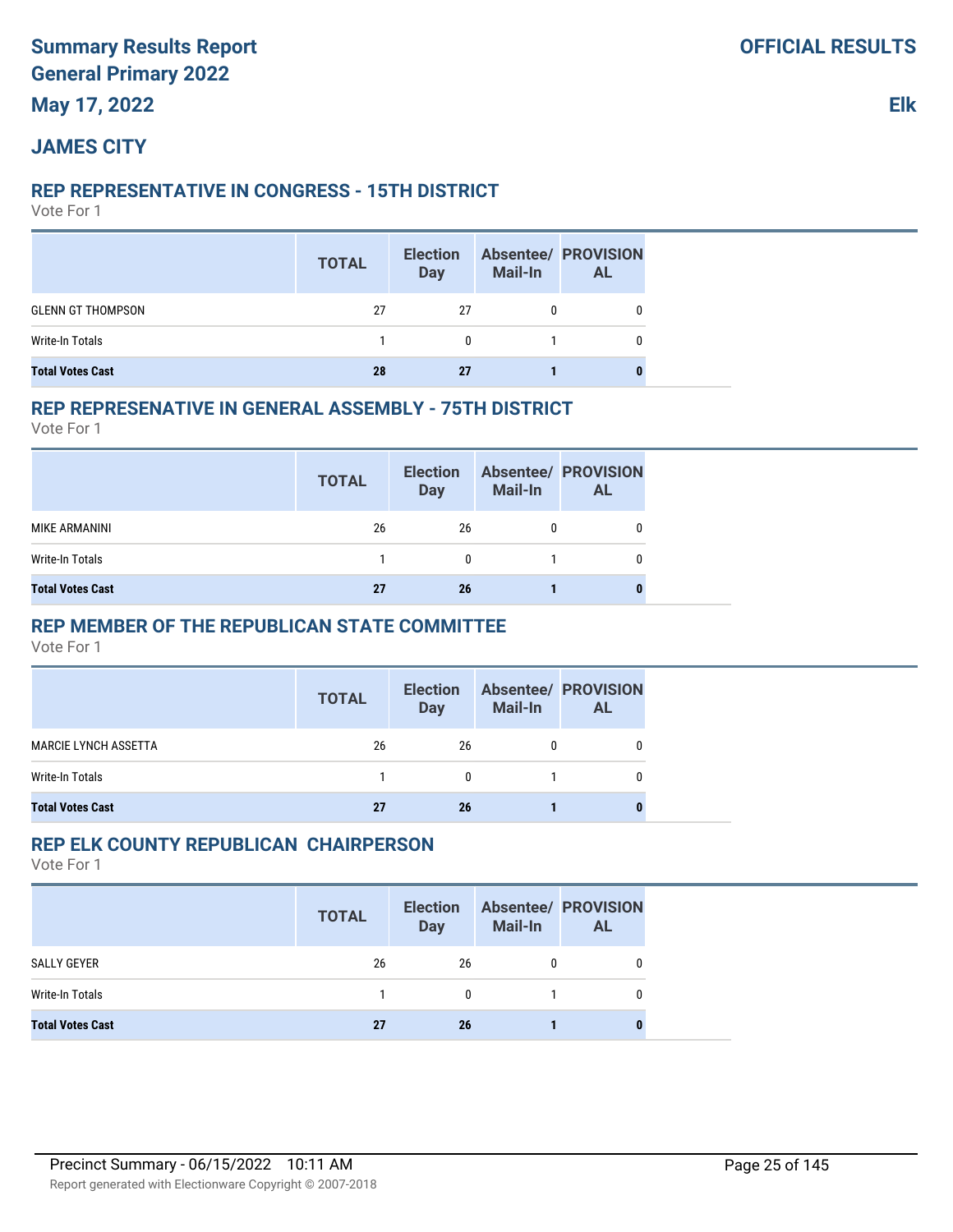# Summary Results Report
## General Primary 2022
## May 17, 2022

**OFFICIAL RESULTS**

**Elk**

## JAMES CITY

### REP REPRESENTATIVE IN CONGRESS - 15TH DISTRICT
Vote For 1

| | TOTAL | Election Day | Absentee/ Mail-In | PROVISIONAL |
|---|---|---|---|---|
| GLENN GT THOMPSON | 27 | 27 | 0 | 0 |
| Write-In Totals | 1 | 0 | 1 | 0 |
| **Total Votes Cast** | **28** | **27** | **1** | **0** |

### REP REPRESENATIVE IN GENERAL ASSEMBLY - 75TH DISTRICT
Vote For 1

| | TOTAL | Election Day | Absentee/ Mail-In | PROVISIONAL |
|---|---|---|---|---|
| MIKE ARMANINI | 26 | 26 | 0 | 0 |
| Write-In Totals | 1 | 0 | 1 | 0 |
| **Total Votes Cast** | **27** | **26** | **1** | **0** |

### REP MEMBER OF THE REPUBLICAN STATE COMMITTEE
Vote For 1

| | TOTAL | Election Day | Absentee/ Mail-In | PROVISIONAL |
|---|---|---|---|---|
| MARCIE LYNCH ASSETTA | 26 | 26 | 0 | 0 |
| Write-In Totals | 1 | 0 | 1 | 0 |
| **Total Votes Cast** | **27** | **26** | **1** | **0** |

### REP ELK COUNTY REPUBLICAN CHAIRPERSON
Vote For 1

| | TOTAL | Election Day | Absentee/ Mail-In | PROVISIONAL |
|---|---|---|---|---|
| SALLY GEYER | 26 | 26 | 0 | 0 |
| Write-In Totals | 1 | 0 | 1 | 0 |
| **Total Votes Cast** | **27** | **26** | **1** | **0** |

Precinct Summary - 06/15/2022 10:11 AM

Report generated with Electionware Copyright © 2007-2018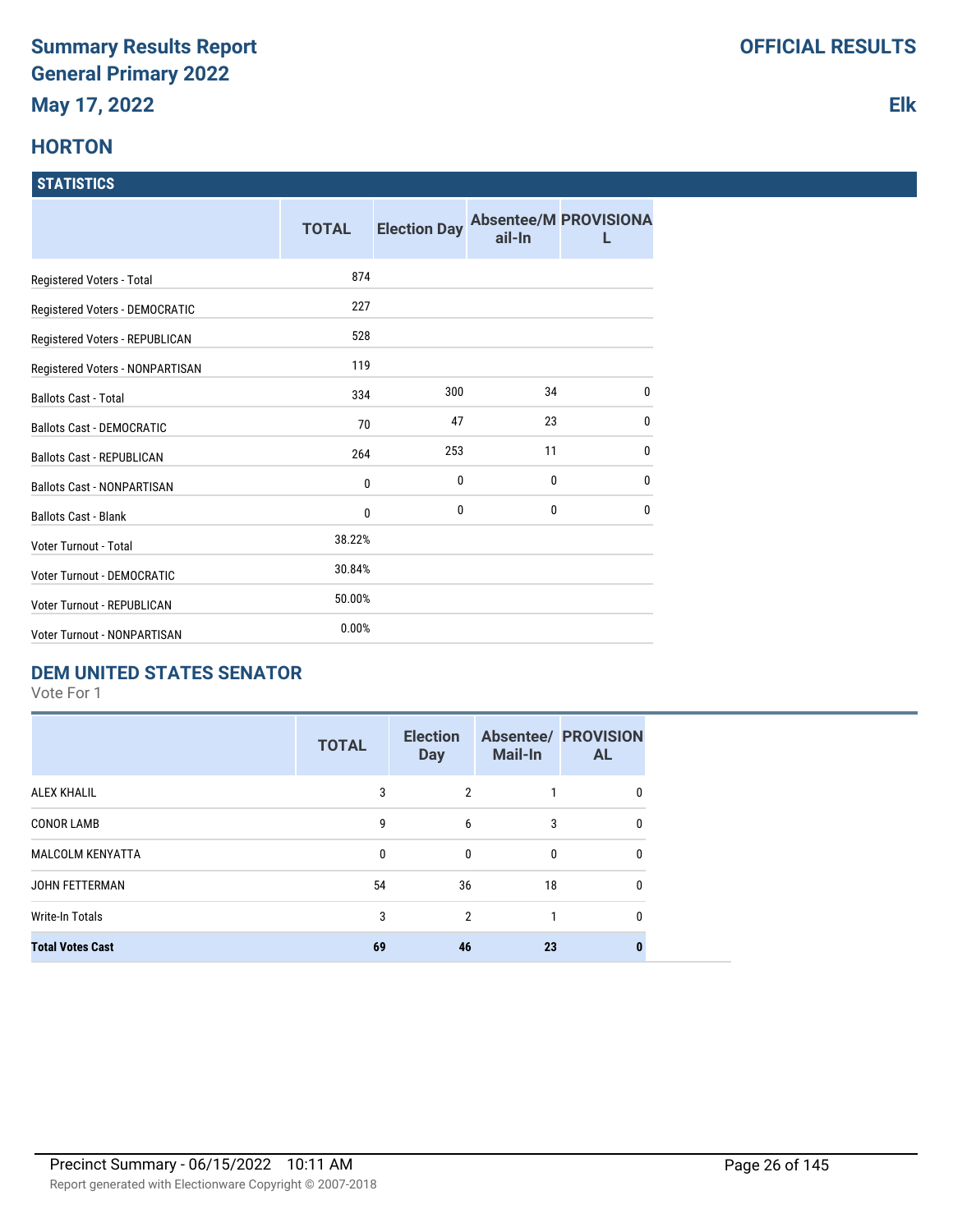# Summary Results Report
# General Primary 2022
# May 17, 2022

**OFFICIAL RESULTS**

**Elk**

## HORTON

### STATISTICS

| | TOTAL | Election Day | Absentee/Mail-In | PROVISIONAL |
|---|---|---|---|---|
| Registered Voters - Total | 874 | | | |
| Registered Voters - DEMOCRATIC | 227 | | | |
| Registered Voters - REPUBLICAN | 528 | | | |
| Registered Voters - NONPARTISAN | 119 | | | |
| Ballots Cast - Total | 334 | 300 | 34 | 0 |
| Ballots Cast - DEMOCRATIC | 70 | 47 | 23 | 0 |
| Ballots Cast - REPUBLICAN | 264 | 253 | 11 | 0 |
| Ballots Cast - NONPARTISAN | 0 | 0 | 0 | 0 |
| Ballots Cast - Blank | 0 | 0 | 0 | 0 |
| Voter Turnout - Total | 38.22% | | | |
| Voter Turnout - DEMOCRATIC | 30.84% | | | |
| Voter Turnout - REPUBLICAN | 50.00% | | | |
| Voter Turnout - NONPARTISAN | 0.00% | | | |

### DEM UNITED STATES SENATOR

Vote For 1

| | TOTAL | Election Day | Absentee/Mail-In | PROVISIONAL |
|---|---|---|---|---|
| ALEX KHALIL | 3 | 2 | 1 | 0 |
| CONOR LAMB | 9 | 6 | 3 | 0 |
| MALCOLM KENYATTA | 0 | 0 | 0 | 0 |
| JOHN FETTERMAN | 54 | 36 | 18 | 0 |
| Write-In Totals | 3 | 2 | 1 | 0 |
| **Total Votes Cast** | **69** | **46** | **23** | **0** |

Precinct Summary - 06/15/2022 10:11 AM

Report generated with Electionware Copyright © 2007-2018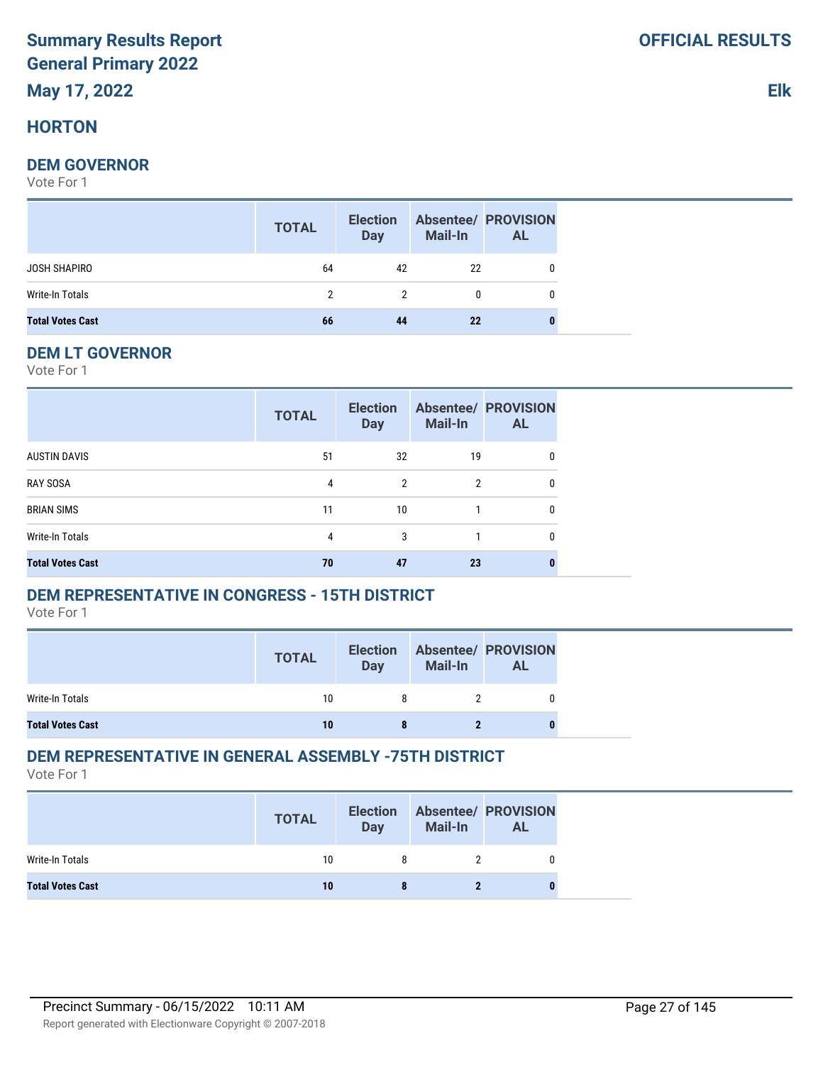# Summary Results Report
# General Primary 2022
# May 17, 2022

**OFFICIAL RESULTS**

**Elk**

## HORTON

### DEM GOVERNOR

Vote For 1

| | TOTAL | Election Day | Absentee/ Mail-In | PROVISIONAL |
|---|---|---|---|---|
| JOSH SHAPIRO | 64 | 42 | 22 | 0 |
| Write-In Totals | 2 | 2 | 0 | 0 |
| **Total Votes Cast** | **66** | **44** | **22** | **0** |

### DEM LT GOVERNOR

Vote For 1

| | TOTAL | Election Day | Absentee/ Mail-In | PROVISIONAL |
|---|---|---|---|---|
| AUSTIN DAVIS | 51 | 32 | 19 | 0 |
| RAY SOSA | 4 | 2 | 2 | 0 |
| BRIAN SIMS | 11 | 10 | 1 | 0 |
| Write-In Totals | 4 | 3 | 1 | 0 |
| **Total Votes Cast** | **70** | **47** | **23** | **0** |

### DEM REPRESENTATIVE IN CONGRESS - 15TH DISTRICT

Vote For 1

| | TOTAL | Election Day | Absentee/ Mail-In | PROVISIONAL |
|---|---|---|---|---|
| Write-In Totals | 10 | 8 | 2 | 0 |
| **Total Votes Cast** | **10** | **8** | **2** | **0** |

### DEM REPRESENTATIVE IN GENERAL ASSEMBLY -75TH DISTRICT

Vote For 1

| | TOTAL | Election Day | Absentee/ Mail-In | PROVISIONAL |
|---|---|---|---|---|
| Write-In Totals | 10 | 8 | 2 | 0 |
| **Total Votes Cast** | **10** | **8** | **2** | **0** |

Precinct Summary - 06/15/2022 10:11 AM

Report generated with Electionware Copyright © 2007-2018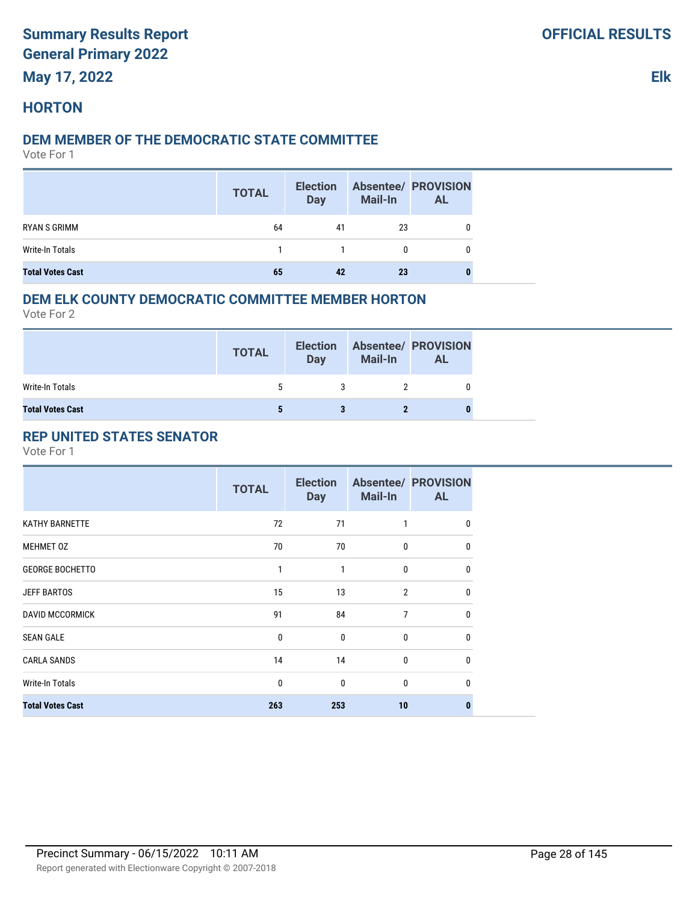# Summary Results Report
# General Primary 2022
## May 17, 2022

**OFFICIAL RESULTS**

**Elk**

## HORTON

### DEM MEMBER OF THE DEMOCRATIC STATE COMMITTEE

Vote For 1

| | TOTAL | Election Day | Absentee/ Mail-In | PROVISIONAL |
|---|---|---|---|---|
| RYAN S GRIMM | 64 | 41 | 23 | 0 |
| Write-In Totals | 1 | 1 | 0 | 0 |
| **Total Votes Cast** | **65** | **42** | **23** | **0** |

### DEM ELK COUNTY DEMOCRATIC COMMITTEE MEMBER HORTON

Vote For 2

| | TOTAL | Election Day | Absentee/ Mail-In | PROVISIONAL |
|---|---|---|---|---|
| Write-In Totals | 5 | 3 | 2 | 0 |
| **Total Votes Cast** | **5** | **3** | **2** | **0** |

### REP UNITED STATES SENATOR

Vote For 1

| | TOTAL | Election Day | Absentee/ Mail-In | PROVISIONAL |
|---|---|---|---|---|
| KATHY BARNETTE | 72 | 71 | 1 | 0 |
| MEHMET OZ | 70 | 70 | 0 | 0 |
| GEORGE BOCHETTO | 1 | 1 | 0 | 0 |
| JEFF BARTOS | 15 | 13 | 2 | 0 |
| DAVID MCCORMICK | 91 | 84 | 7 | 0 |
| SEAN GALE | 0 | 0 | 0 | 0 |
| CARLA SANDS | 14 | 14 | 0 | 0 |
| Write-In Totals | 0 | 0 | 0 | 0 |
| **Total Votes Cast** | **263** | **253** | **10** | **0** |

Precinct Summary - 06/15/2022 10:11 AM

Report generated with Electionware Copyright © 2007-2018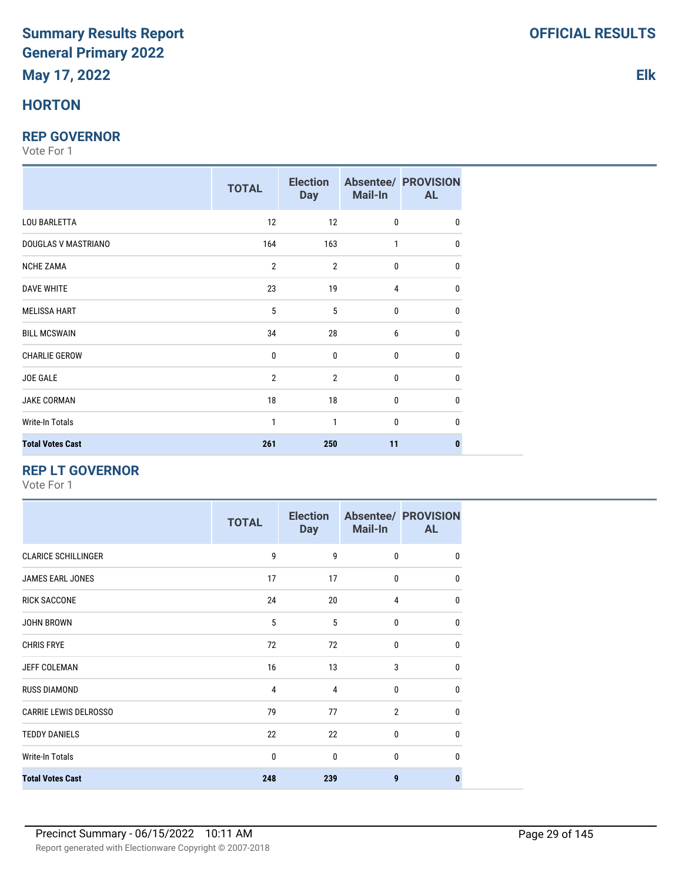# Summary Results Report
# General Primary 2022
# May 17, 2022

**OFFICIAL RESULTS**

**Elk**

## HORTON

### REP GOVERNOR

Vote For 1

| | TOTAL | Election Day | Absentee/ Mail-In | PROVISIONAL |
|---|---|---|---|---|
| LOU BARLETTA | 12 | 12 | 0 | 0 |
| DOUGLAS V MASTRIANO | 164 | 163 | 1 | 0 |
| NCHE ZAMA | 2 | 2 | 0 | 0 |
| DAVE WHITE | 23 | 19 | 4 | 0 |
| MELISSA HART | 5 | 5 | 0 | 0 |
| BILL MCSWAIN | 34 | 28 | 6 | 0 |
| CHARLIE GEROW | 0 | 0 | 0 | 0 |
| JOE GALE | 2 | 2 | 0 | 0 |
| JAKE CORMAN | 18 | 18 | 0 | 0 |
| Write-In Totals | 1 | 1 | 0 | 0 |
| **Total Votes Cast** | **261** | **250** | **11** | **0** |

### REP LT GOVERNOR

Vote For 1

| | TOTAL | Election Day | Absentee/ Mail-In | PROVISIONAL |
|---|---|---|---|---|
| CLARICE SCHILLINGER | 9 | 9 | 0 | 0 |
| JAMES EARL JONES | 17 | 17 | 0 | 0 |
| RICK SACCONE | 24 | 20 | 4 | 0 |
| JOHN BROWN | 5 | 5 | 0 | 0 |
| CHRIS FRYE | 72 | 72 | 0 | 0 |
| JEFF COLEMAN | 16 | 13 | 3 | 0 |
| RUSS DIAMOND | 4 | 4 | 0 | 0 |
| CARRIE LEWIS DELROSSO | 79 | 77 | 2 | 0 |
| TEDDY DANIELS | 22 | 22 | 0 | 0 |
| Write-In Totals | 0 | 0 | 0 | 0 |
| **Total Votes Cast** | **248** | **239** | **9** | **0** |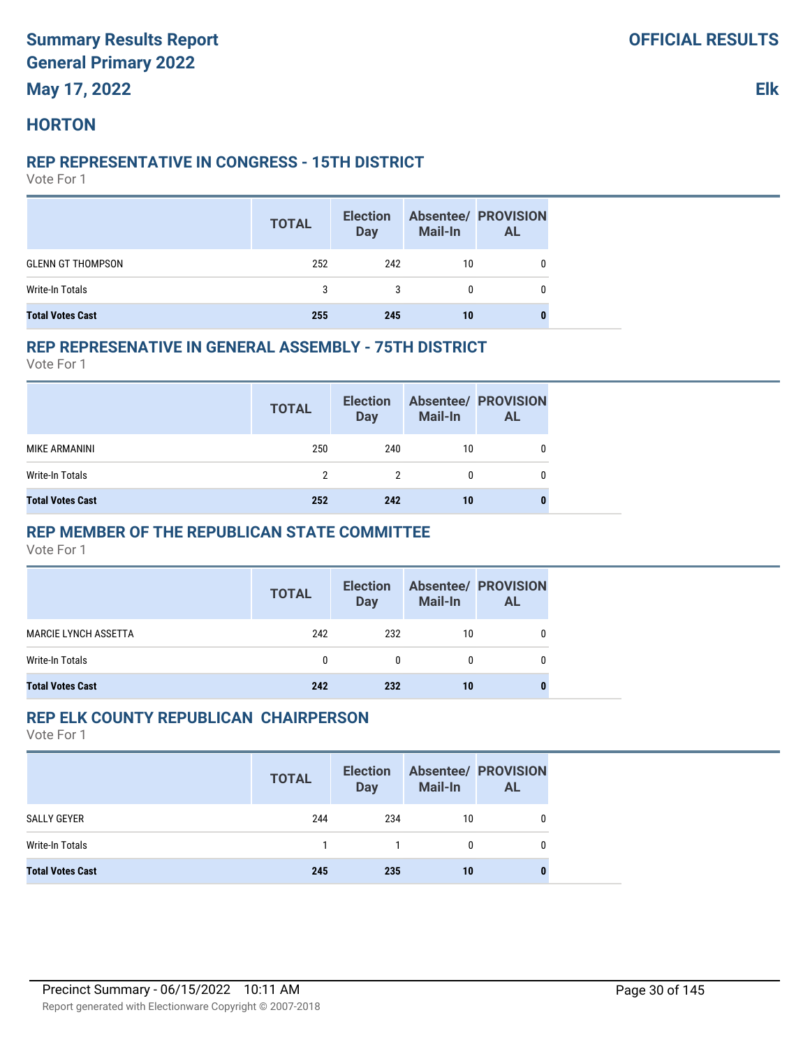# HORTON

## REP REPRESENTATIVE IN CONGRESS - 15TH DISTRICT

Vote For 1

| | TOTAL | Election Day | Absentee/ Mail-In | PROVISIONAL |
|---|---|---|---|---|
| GLENN GT THOMPSON | 252 | 242 | 10 | 0 |
| Write-In Totals | 3 | 3 | 0 | 0 |
| **Total Votes Cast** | **255** | **245** | **10** | **0** |

## REP REPRESENATIVE IN GENERAL ASSEMBLY - 75TH DISTRICT

Vote For 1

| | TOTAL | Election Day | Absentee/ Mail-In | PROVISIONAL |
|---|---|---|---|---|
| MIKE ARMANINI | 250 | 240 | 10 | 0 |
| Write-In Totals | 2 | 2 | 0 | 0 |
| **Total Votes Cast** | **252** | **242** | **10** | **0** |

## REP MEMBER OF THE REPUBLICAN STATE COMMITTEE

Vote For 1

| | TOTAL | Election Day | Absentee/ Mail-In | PROVISIONAL |
|---|---|---|---|---|
| MARCIE LYNCH ASSETTA | 242 | 232 | 10 | 0 |
| Write-In Totals | 0 | 0 | 0 | 0 |
| **Total Votes Cast** | **242** | **232** | **10** | **0** |

## REP ELK COUNTY REPUBLICAN CHAIRPERSON

Vote For 1

| | TOTAL | Election Day | Absentee/ Mail-In | PROVISIONAL |
|---|---|---|---|---|
| SALLY GEYER | 244 | 234 | 10 | 0 |
| Write-In Totals | 1 | 1 | 0 | 0 |
| **Total Votes Cast** | **245** | **235** | **10** | **0** |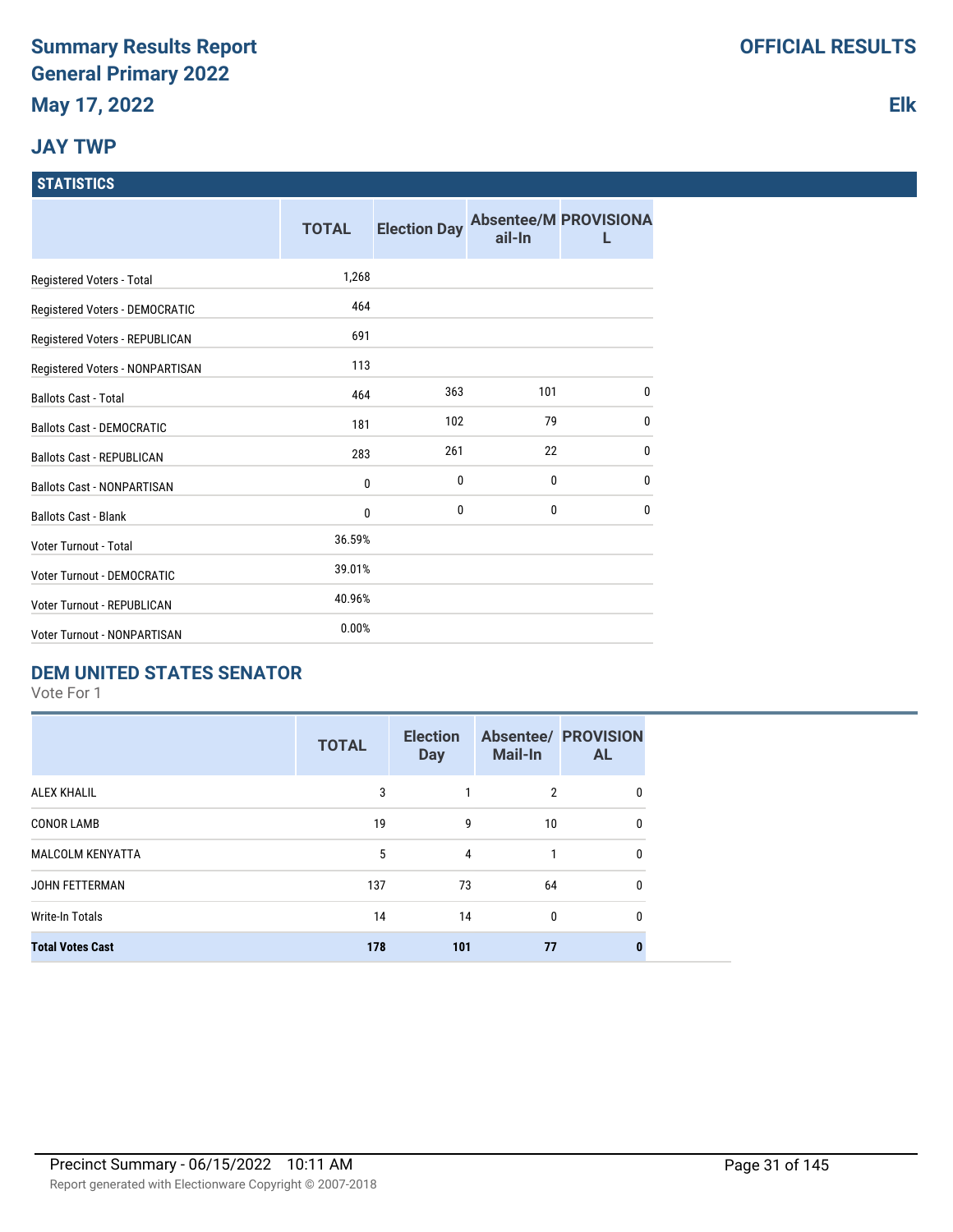# Summary Results Report
# General Primary 2022
# May 17, 2022

**OFFICIAL RESULTS**

**Elk**

## JAY TWP

### STATISTICS

| | TOTAL | Election Day | Absentee/Mail-In | PROVISIONAL |
|---|---|---|---|---|
| Registered Voters - Total | 1,268 | | | |
| Registered Voters - DEMOCRATIC | 464 | | | |
| Registered Voters - REPUBLICAN | 691 | | | |
| Registered Voters - NONPARTISAN | 113 | | | |
| Ballots Cast - Total | 464 | 363 | 101 | 0 |
| Ballots Cast - DEMOCRATIC | 181 | 102 | 79 | 0 |
| Ballots Cast - REPUBLICAN | 283 | 261 | 22 | 0 |
| Ballots Cast - NONPARTISAN | 0 | 0 | 0 | 0 |
| Ballots Cast - Blank | 0 | 0 | 0 | 0 |
| Voter Turnout - Total | 36.59% | | | |
| Voter Turnout - DEMOCRATIC | 39.01% | | | |
| Voter Turnout - REPUBLICAN | 40.96% | | | |
| Voter Turnout - NONPARTISAN | 0.00% | | | |

### DEM UNITED STATES SENATOR

Vote For 1

| | TOTAL | Election Day | Absentee/Mail-In | PROVISIONAL |
|---|---|---|---|---|
| ALEX KHALIL | 3 | 1 | 2 | 0 |
| CONOR LAMB | 19 | 9 | 10 | 0 |
| MALCOLM KENYATTA | 5 | 4 | 1 | 0 |
| JOHN FETTERMAN | 137 | 73 | 64 | 0 |
| Write-In Totals | 14 | 14 | 0 | 0 |
| **Total Votes Cast** | **178** | **101** | **77** | **0** |

Precinct Summary - 06/15/2022 10:11 AM

Report generated with Electionware Copyright © 2007-2018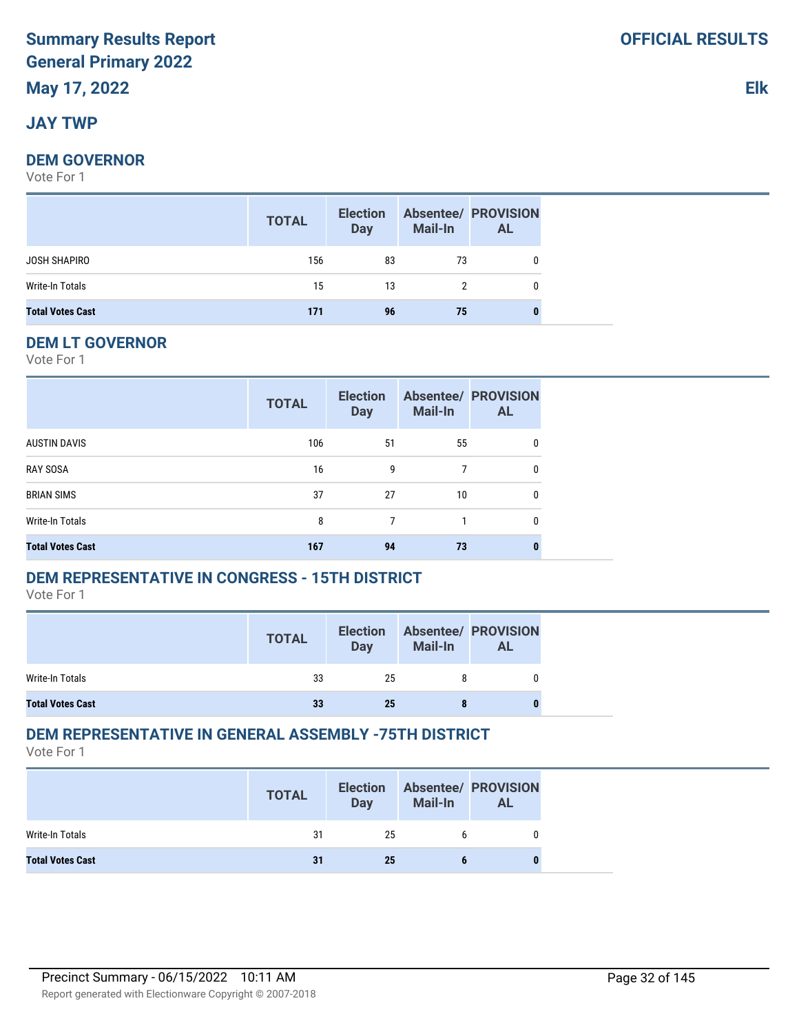# Summary Results Report
## General Primary 2022
### May 17, 2022

**OFFICIAL RESULTS**

**Elk**

## JAY TWP

### DEM GOVERNOR

Vote For 1

| | TOTAL | Election Day | Absentee/ Mail-In | PROVISIONAL |
|---|---|---|---|---|
| JOSH SHAPIRO | 156 | 83 | 73 | 0 |
| Write-In Totals | 15 | 13 | 2 | 0 |
| **Total Votes Cast** | **171** | **96** | **75** | **0** |

### DEM LT GOVERNOR

Vote For 1

| | TOTAL | Election Day | Absentee/ Mail-In | PROVISIONAL |
|---|---|---|---|---|
| AUSTIN DAVIS | 106 | 51 | 55 | 0 |
| RAY SOSA | 16 | 9 | 7 | 0 |
| BRIAN SIMS | 37 | 27 | 10 | 0 |
| Write-In Totals | 8 | 7 | 1 | 0 |
| **Total Votes Cast** | **167** | **94** | **73** | **0** |

### DEM REPRESENTATIVE IN CONGRESS - 15TH DISTRICT

Vote For 1

| | TOTAL | Election Day | Absentee/ Mail-In | PROVISIONAL |
|---|---|---|---|---|
| Write-In Totals | 33 | 25 | 8 | 0 |
| **Total Votes Cast** | **33** | **25** | **8** | **0** |

### DEM REPRESENTATIVE IN GENERAL ASSEMBLY -75TH DISTRICT

Vote For 1

| | TOTAL | Election Day | Absentee/ Mail-In | PROVISIONAL |
|---|---|---|---|---|
| Write-In Totals | 31 | 25 | 6 | 0 |
| **Total Votes Cast** | **31** | **25** | **6** | **0** |

Precinct Summary - 06/15/2022 10:11 AM

Report generated with Electionware Copyright © 2007-2018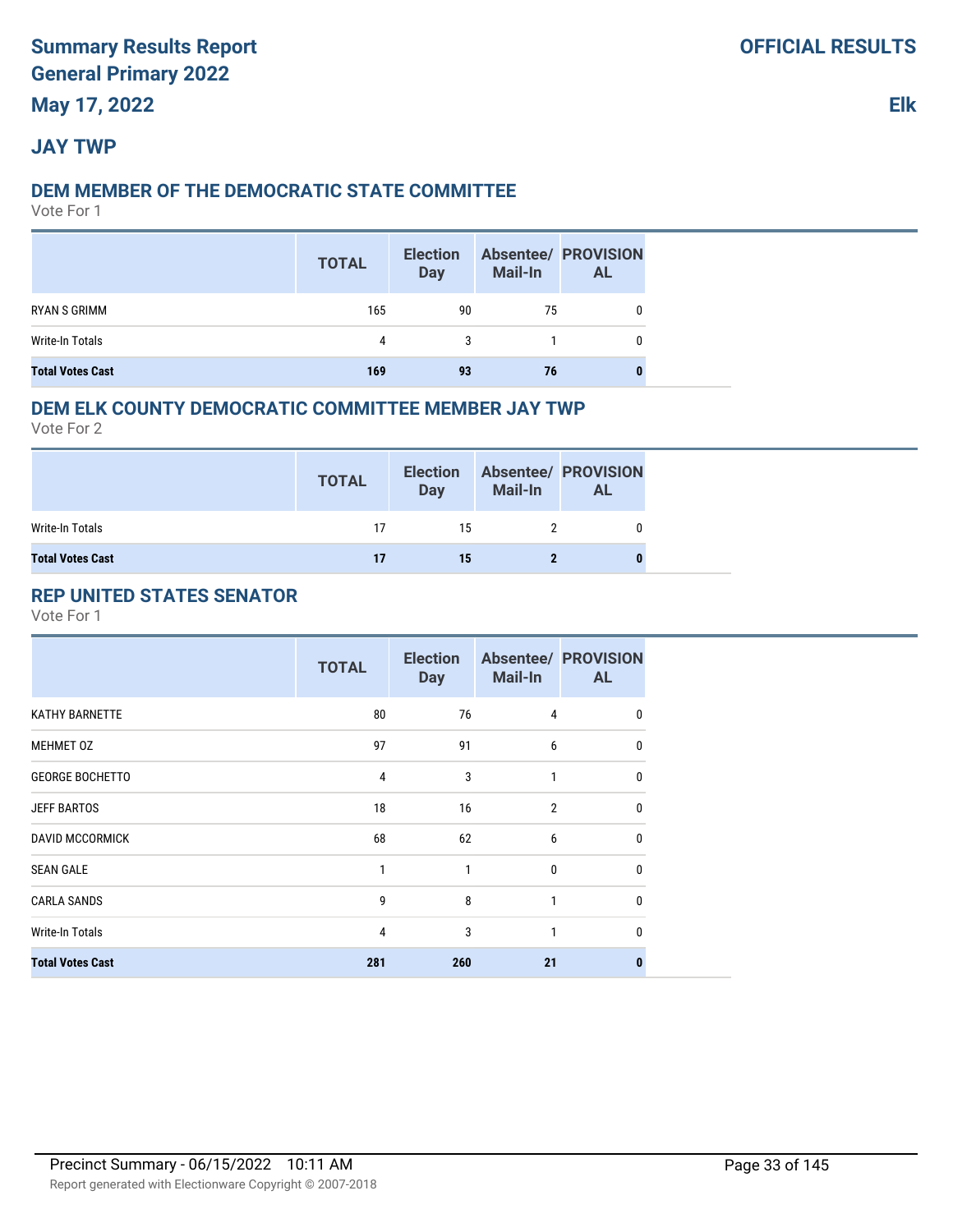# Summary Results Report
## General Primary 2022
## May 17, 2022

**OFFICIAL RESULTS**

**Elk**

## JAY TWP

### DEM MEMBER OF THE DEMOCRATIC STATE COMMITTEE

Vote For 1

| | TOTAL | Election Day | Absentee/ Mail-In | PROVISIONAL |
|---|---|---|---|---|
| RYAN S GRIMM | 165 | 90 | 75 | 0 |
| Write-In Totals | 4 | 3 | 1 | 0 |
| **Total Votes Cast** | **169** | **93** | **76** | **0** |

### DEM ELK COUNTY DEMOCRATIC COMMITTEE MEMBER JAY TWP

Vote For 2

| | TOTAL | Election Day | Absentee/ Mail-In | PROVISIONAL |
|---|---|---|---|---|
| Write-In Totals | 17 | 15 | 2 | 0 |
| **Total Votes Cast** | **17** | **15** | **2** | **0** |

### REP UNITED STATES SENATOR

Vote For 1

| | TOTAL | Election Day | Absentee/ Mail-In | PROVISIONAL |
|---|---|---|---|---|
| KATHY BARNETTE | 80 | 76 | 4 | 0 |
| MEHMET OZ | 97 | 91 | 6 | 0 |
| GEORGE BOCHETTO | 4 | 3 | 1 | 0 |
| JEFF BARTOS | 18 | 16 | 2 | 0 |
| DAVID MCCORMICK | 68 | 62 | 6 | 0 |
| SEAN GALE | 1 | 1 | 0 | 0 |
| CARLA SANDS | 9 | 8 | 1 | 0 |
| Write-In Totals | 4 | 3 | 1 | 0 |
| **Total Votes Cast** | **281** | **260** | **21** | **0** |

Precinct Summary - 06/15/2022 10:11 AM

Report generated with Electionware Copyright © 2007-2018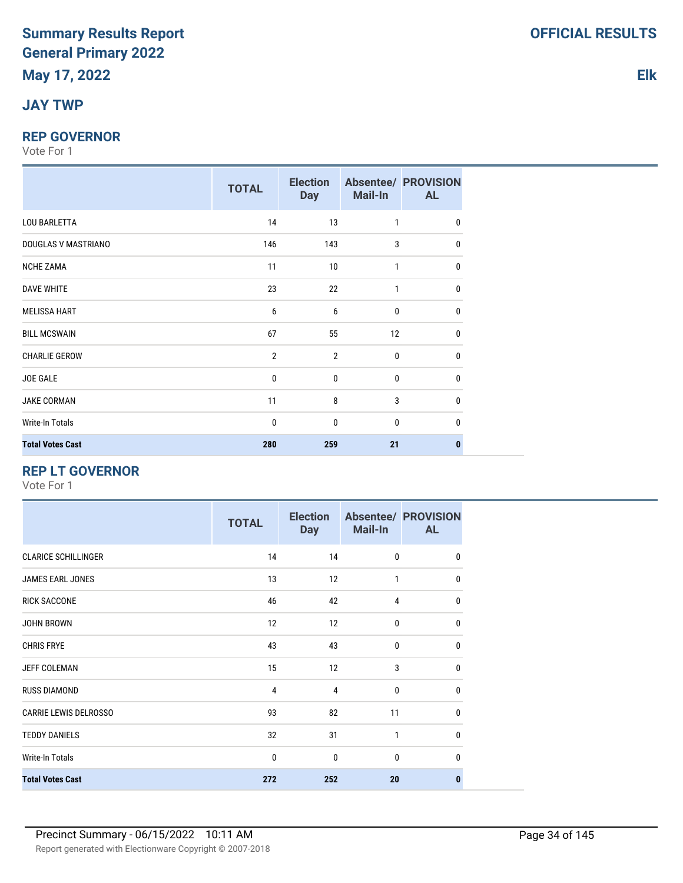# Summary Results Report
# General Primary 2022
# May 17, 2022

**OFFICIAL RESULTS**

**Elk**

## JAY TWP

### REP GOVERNOR

Vote For 1

| | TOTAL | Election Day | Absentee/ Mail-In | PROVISIONAL |
|---|---|---|---|---|
| LOU BARLETTA | 14 | 13 | 1 | 0 |
| DOUGLAS V MASTRIANO | 146 | 143 | 3 | 0 |
| NCHE ZAMA | 11 | 10 | 1 | 0 |
| DAVE WHITE | 23 | 22 | 1 | 0 |
| MELISSA HART | 6 | 6 | 0 | 0 |
| BILL MCSWAIN | 67 | 55 | 12 | 0 |
| CHARLIE GEROW | 2 | 2 | 0 | 0 |
| JOE GALE | 0 | 0 | 0 | 0 |
| JAKE CORMAN | 11 | 8 | 3 | 0 |
| Write-In Totals | 0 | 0 | 0 | 0 |
| **Total Votes Cast** | **280** | **259** | **21** | **0** |

### REP LT GOVERNOR

Vote For 1

| | TOTAL | Election Day | Absentee/ Mail-In | PROVISIONAL |
|---|---|---|---|---|
| CLARICE SCHILLINGER | 14 | 14 | 0 | 0 |
| JAMES EARL JONES | 13 | 12 | 1 | 0 |
| RICK SACCONE | 46 | 42 | 4 | 0 |
| JOHN BROWN | 12 | 12 | 0 | 0 |
| CHRIS FRYE | 43 | 43 | 0 | 0 |
| JEFF COLEMAN | 15 | 12 | 3 | 0 |
| RUSS DIAMOND | 4 | 4 | 0 | 0 |
| CARRIE LEWIS DELROSSO | 93 | 82 | 11 | 0 |
| TEDDY DANIELS | 32 | 31 | 1 | 0 |
| Write-In Totals | 0 | 0 | 0 | 0 |
| **Total Votes Cast** | **272** | **252** | **20** | **0** |

Precinct Summary - 06/15/2022 10:11 AM

Report generated with Electionware Copyright © 2007-2018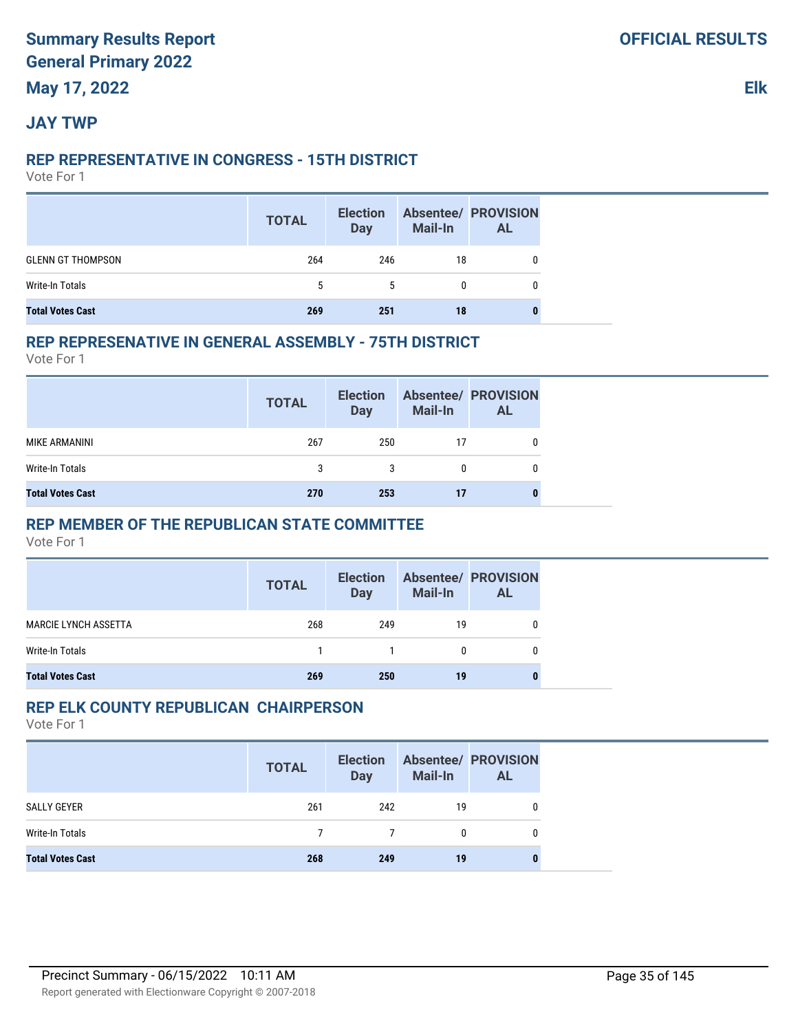# Summary Results Report
# General Primary 2022
# May 17, 2022

**OFFICIAL RESULTS**

**Elk**

## JAY TWP

### REP REPRESENTATIVE IN CONGRESS - 15TH DISTRICT

Vote For 1

| | TOTAL | Election Day | Absentee/ Mail-In | PROVISIONAL |
|---|---|---|---|---|
| GLENN GT THOMPSON | 264 | 246 | 18 | 0 |
| Write-In Totals | 5 | 5 | 0 | 0 |
| **Total Votes Cast** | **269** | **251** | **18** | **0** |

### REP REPRESENATIVE IN GENERAL ASSEMBLY - 75TH DISTRICT

Vote For 1

| | TOTAL | Election Day | Absentee/ Mail-In | PROVISIONAL |
|---|---|---|---|---|
| MIKE ARMANINI | 267 | 250 | 17 | 0 |
| Write-In Totals | 3 | 3 | 0 | 0 |
| **Total Votes Cast** | **270** | **253** | **17** | **0** |

### REP MEMBER OF THE REPUBLICAN STATE COMMITTEE

Vote For 1

| | TOTAL | Election Day | Absentee/ Mail-In | PROVISIONAL |
|---|---|---|---|---|
| MARCIE LYNCH ASSETTA | 268 | 249 | 19 | 0 |
| Write-In Totals | 1 | 1 | 0 | 0 |
| **Total Votes Cast** | **269** | **250** | **19** | **0** |

### REP ELK COUNTY REPUBLICAN CHAIRPERSON

Vote For 1

| | TOTAL | Election Day | Absentee/ Mail-In | PROVISIONAL |
|---|---|---|---|---|
| SALLY GEYER | 261 | 242 | 19 | 0 |
| Write-In Totals | 7 | 7 | 0 | 0 |
| **Total Votes Cast** | **268** | **249** | **19** | **0** |

Precinct Summary - 06/15/2022 10:11 AM

Report generated with Electionware Copyright © 2007-2018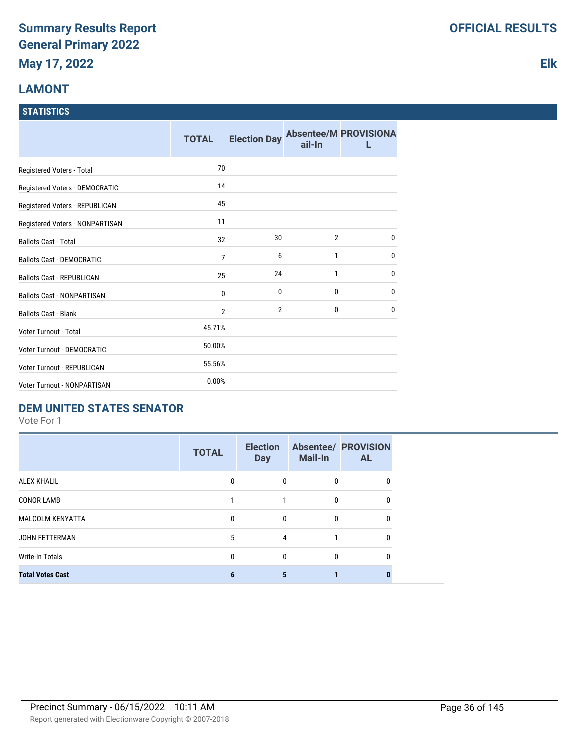# Summary Results Report
## General Primary 2022
## May 17, 2022

**OFFICIAL RESULTS**

**Elk**

## LAMONT

### STATISTICS

| | TOTAL | Election Day | Absentee/Mail-In | PROVISIONAL |
|---|---|---|---|---|
| Registered Voters - Total | 70 | | | |
| Registered Voters - DEMOCRATIC | 14 | | | |
| Registered Voters - REPUBLICAN | 45 | | | |
| Registered Voters - NONPARTISAN | 11 | | | |
| Ballots Cast - Total | 32 | 30 | 2 | 0 |
| Ballots Cast - DEMOCRATIC | 7 | 6 | 1 | 0 |
| Ballots Cast - REPUBLICAN | 25 | 24 | 1 | 0 |
| Ballots Cast - NONPARTISAN | 0 | 0 | 0 | 0 |
| Ballots Cast - Blank | 2 | 2 | 0 | 0 |
| Voter Turnout - Total | 45.71% | | | |
| Voter Turnout - DEMOCRATIC | 50.00% | | | |
| Voter Turnout - REPUBLICAN | 55.56% | | | |
| Voter Turnout - NONPARTISAN | 0.00% | | | |

### DEM UNITED STATES SENATOR

Vote For 1

| | TOTAL | Election Day | Absentee/Mail-In | PROVISIONAL |
|---|---|---|---|---|
| ALEX KHALIL | 0 | 0 | 0 | 0 |
| CONOR LAMB | 1 | 1 | 0 | 0 |
| MALCOLM KENYATTA | 0 | 0 | 0 | 0 |
| JOHN FETTERMAN | 5 | 4 | 1 | 0 |
| Write-In Totals | 0 | 0 | 0 | 0 |
| **Total Votes Cast** | **6** | **5** | **1** | **0** |

Precinct Summary - 06/15/2022 10:11 AM

Report generated with Electionware Copyright © 2007-2018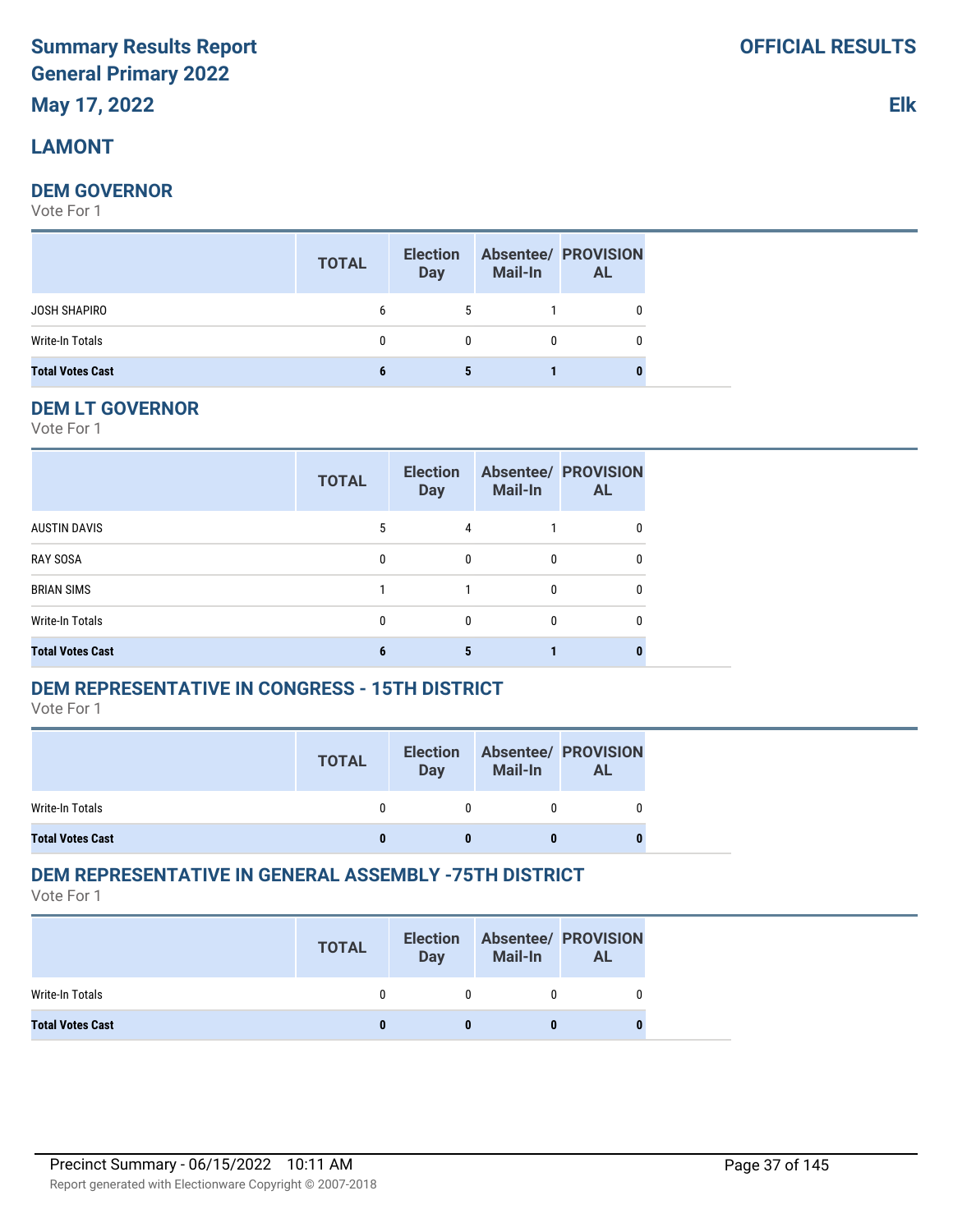# Summary Results Report
# General Primary 2022
# May 17, 2022

**OFFICIAL RESULTS**

**Elk**

## LAMONT

### DEM GOVERNOR

Vote For 1

| | TOTAL | Election Day | Absentee/ Mail-In | PROVISIONAL |
|---|---|---|---|---|
| JOSH SHAPIRO | 6 | 5 | 1 | 0 |
| Write-In Totals | 0 | 0 | 0 | 0 |
| **Total Votes Cast** | **6** | **5** | **1** | **0** |

### DEM LT GOVERNOR

Vote For 1

| | TOTAL | Election Day | Absentee/ Mail-In | PROVISIONAL |
|---|---|---|---|---|
| AUSTIN DAVIS | 5 | 4 | 1 | 0 |
| RAY SOSA | 0 | 0 | 0 | 0 |
| BRIAN SIMS | 1 | 1 | 0 | 0 |
| Write-In Totals | 0 | 0 | 0 | 0 |
| **Total Votes Cast** | **6** | **5** | **1** | **0** |

### DEM REPRESENTATIVE IN CONGRESS - 15TH DISTRICT

Vote For 1

| | TOTAL | Election Day | Absentee/ Mail-In | PROVISIONAL |
|---|---|---|---|---|
| Write-In Totals | 0 | 0 | 0 | 0 |
| **Total Votes Cast** | **0** | **0** | **0** | **0** |

### DEM REPRESENTATIVE IN GENERAL ASSEMBLY -75TH DISTRICT

Vote For 1

| | TOTAL | Election Day | Absentee/ Mail-In | PROVISIONAL |
|---|---|---|---|---|
| Write-In Totals | 0 | 0 | 0 | 0 |
| **Total Votes Cast** | **0** | **0** | **0** | **0** |

Precinct Summary - 06/15/2022 10:11 AM

Report generated with Electionware Copyright © 2007-2018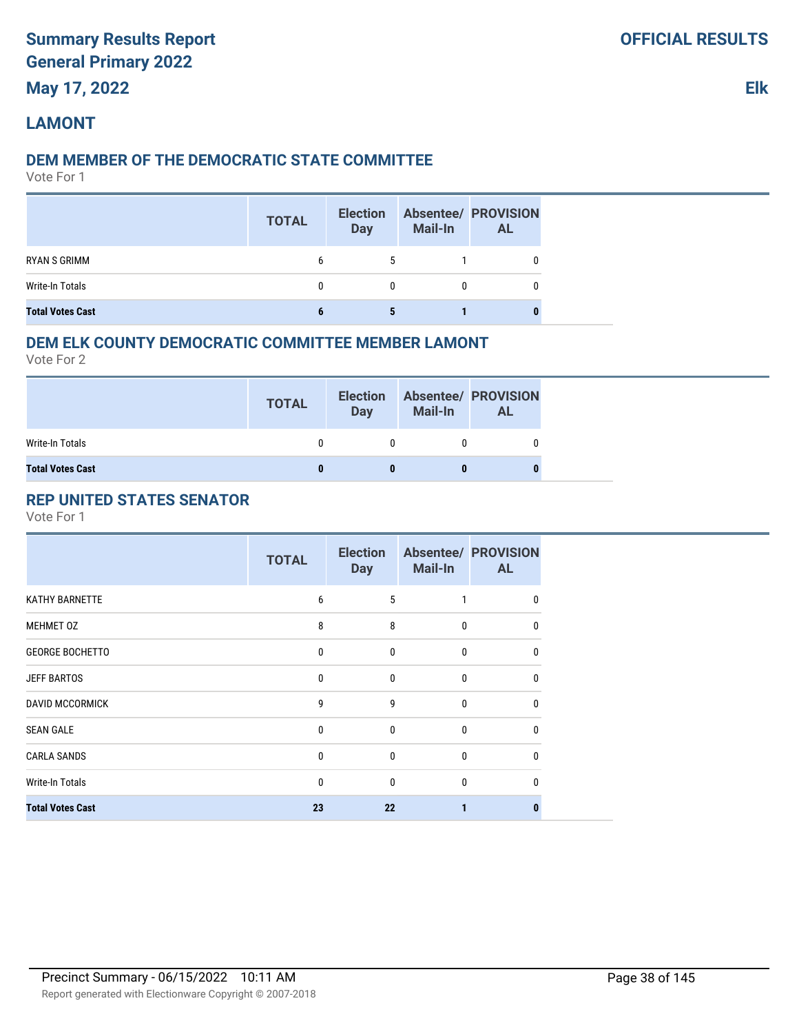# Summary Results Report
# General Primary 2022
# May 17, 2022

**OFFICIAL RESULTS**

**Elk**

## LAMONT

### DEM MEMBER OF THE DEMOCRATIC STATE COMMITTEE

Vote For 1

| | TOTAL | Election Day | Absentee/ Mail-In | PROVISIONAL |
|---|---|---|---|---|
| RYAN S GRIMM | 6 | 5 | 1 | 0 |
| Write-In Totals | 0 | 0 | 0 | 0 |
| **Total Votes Cast** | **6** | **5** | **1** | **0** |

### DEM ELK COUNTY DEMOCRATIC COMMITTEE MEMBER LAMONT

Vote For 2

| | TOTAL | Election Day | Absentee/ Mail-In | PROVISIONAL |
|---|---|---|---|---|
| Write-In Totals | 0 | 0 | 0 | 0 |
| **Total Votes Cast** | **0** | **0** | **0** | **0** |

### REP UNITED STATES SENATOR

Vote For 1

| | TOTAL | Election Day | Absentee/ Mail-In | PROVISIONAL |
|---|---|---|---|---|
| KATHY BARNETTE | 6 | 5 | 1 | 0 |
| MEHMET OZ | 8 | 8 | 0 | 0 |
| GEORGE BOCHETTO | 0 | 0 | 0 | 0 |
| JEFF BARTOS | 0 | 0 | 0 | 0 |
| DAVID MCCORMICK | 9 | 9 | 0 | 0 |
| SEAN GALE | 0 | 0 | 0 | 0 |
| CARLA SANDS | 0 | 0 | 0 | 0 |
| Write-In Totals | 0 | 0 | 0 | 0 |
| **Total Votes Cast** | **23** | **22** | **1** | **0** |

Precinct Summary - 06/15/2022 10:11 AM

Report generated with Electionware Copyright © 2007-2018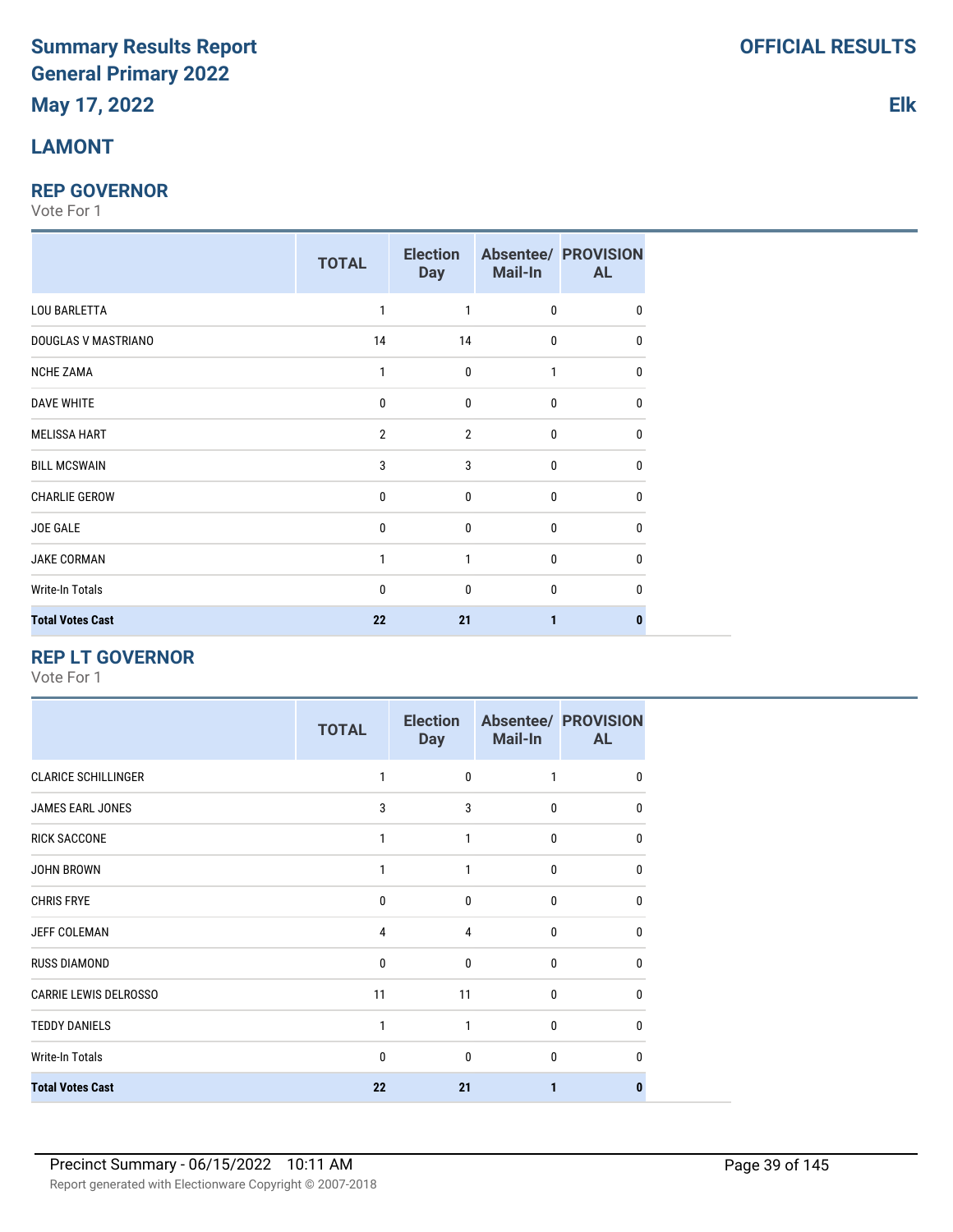# Summary Results Report
# General Primary 2022
# May 17, 2022

**OFFICIAL RESULTS**

**Elk**

## LAMONT

### REP GOVERNOR

Vote For 1

| | TOTAL | Election Day | Absentee/ Mail-In | PROVISIONAL |
|---|---|---|---|---|
| LOU BARLETTA | 1 | 1 | 0 | 0 |
| DOUGLAS V MASTRIANO | 14 | 14 | 0 | 0 |
| NCHE ZAMA | 1 | 0 | 1 | 0 |
| DAVE WHITE | 0 | 0 | 0 | 0 |
| MELISSA HART | 2 | 2 | 0 | 0 |
| BILL MCSWAIN | 3 | 3 | 0 | 0 |
| CHARLIE GEROW | 0 | 0 | 0 | 0 |
| JOE GALE | 0 | 0 | 0 | 0 |
| JAKE CORMAN | 1 | 1 | 0 | 0 |
| Write-In Totals | 0 | 0 | 0 | 0 |
| **Total Votes Cast** | **22** | **21** | **1** | **0** |

### REP LT GOVERNOR

Vote For 1

| | TOTAL | Election Day | Absentee/ Mail-In | PROVISIONAL |
|---|---|---|---|---|
| CLARICE SCHILLINGER | 1 | 0 | 1 | 0 |
| JAMES EARL JONES | 3 | 3 | 0 | 0 |
| RICK SACCONE | 1 | 1 | 0 | 0 |
| JOHN BROWN | 1 | 1 | 0 | 0 |
| CHRIS FRYE | 0 | 0 | 0 | 0 |
| JEFF COLEMAN | 4 | 4 | 0 | 0 |
| RUSS DIAMOND | 0 | 0 | 0 | 0 |
| CARRIE LEWIS DELROSSO | 11 | 11 | 0 | 0 |
| TEDDY DANIELS | 1 | 1 | 0 | 0 |
| Write-In Totals | 0 | 0 | 0 | 0 |
| **Total Votes Cast** | **22** | **21** | **1** | **0** |

Precinct Summary - 06/15/2022 10:11 AM

Report generated with Electionware Copyright © 2007-2018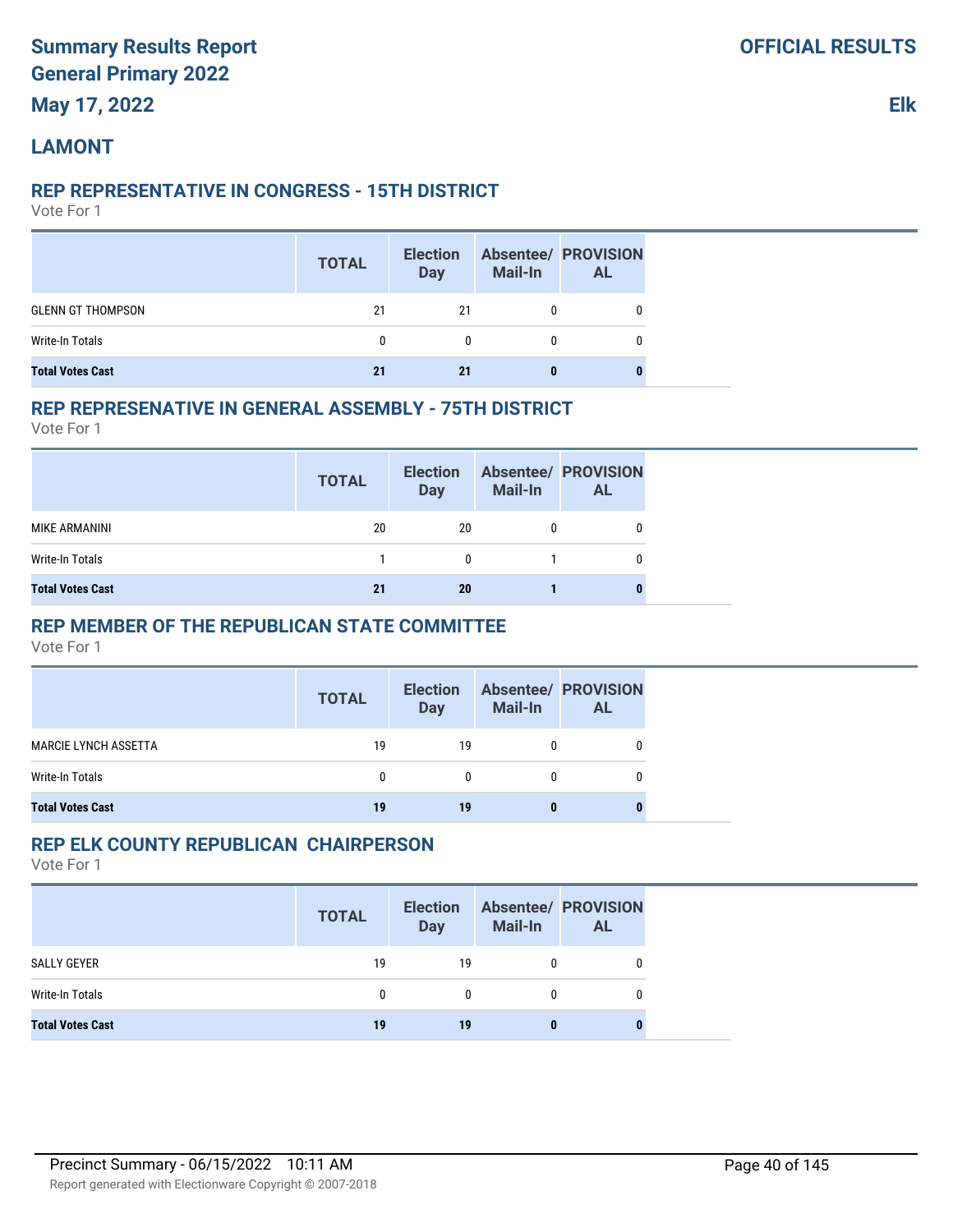# Summary Results Report
# General Primary 2022
# May 17, 2022

**OFFICIAL RESULTS**

**Elk**

## LAMONT

### REP REPRESENTATIVE IN CONGRESS - 15TH DISTRICT

Vote For 1

| | TOTAL | Election Day | Absentee/ Mail-In | PROVISIONAL |
|---|---|---|---|---|
| GLENN GT THOMPSON | 21 | 21 | 0 | 0 |
| Write-In Totals | 0 | 0 | 0 | 0 |
| **Total Votes Cast** | **21** | **21** | **0** | **0** |

### REP REPRESENATIVE IN GENERAL ASSEMBLY - 75TH DISTRICT

Vote For 1

| | TOTAL | Election Day | Absentee/ Mail-In | PROVISIONAL |
|---|---|---|---|---|
| MIKE ARMANINI | 20 | 20 | 0 | 0 |
| Write-In Totals | 1 | 0 | 1 | 0 |
| **Total Votes Cast** | **21** | **20** | **1** | **0** |

### REP MEMBER OF THE REPUBLICAN STATE COMMITTEE

Vote For 1

| | TOTAL | Election Day | Absentee/ Mail-In | PROVISIONAL |
|---|---|---|---|---|
| MARCIE LYNCH ASSETTA | 19 | 19 | 0 | 0 |
| Write-In Totals | 0 | 0 | 0 | 0 |
| **Total Votes Cast** | **19** | **19** | **0** | **0** |

### REP ELK COUNTY REPUBLICAN CHAIRPERSON

Vote For 1

| | TOTAL | Election Day | Absentee/ Mail-In | PROVISIONAL |
|---|---|---|---|---|
| SALLY GEYER | 19 | 19 | 0 | 0 |
| Write-In Totals | 0 | 0 | 0 | 0 |
| **Total Votes Cast** | **19** | **19** | **0** | **0** |

Precinct Summary - 06/15/2022 10:11 AM

Report generated with Electionware Copyright © 2007-2018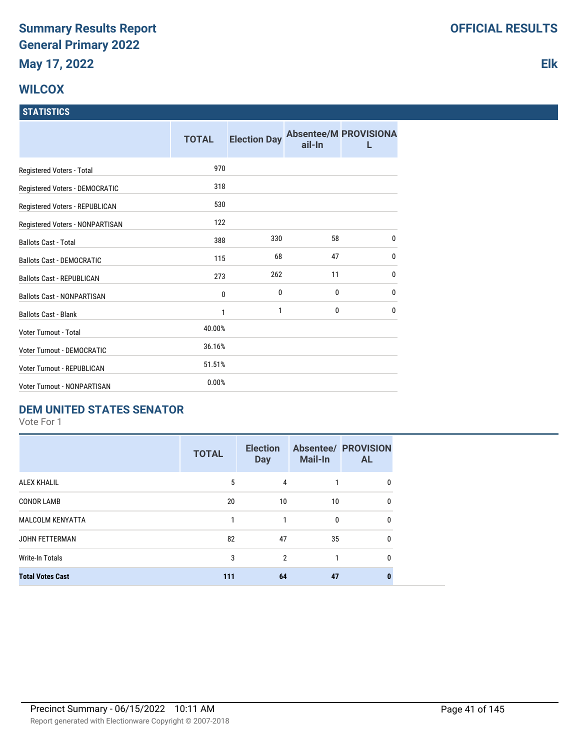# Summary Results Report
# General Primary 2022
# May 17, 2022

**OFFICIAL RESULTS**

**Elk**

## WILCOX

### STATISTICS

| | TOTAL | Election Day | Absentee/Mail-In | PROVISIONAL |
|---|---|---|---|---|
| Registered Voters - Total | 970 | | | |
| Registered Voters - DEMOCRATIC | 318 | | | |
| Registered Voters - REPUBLICAN | 530 | | | |
| Registered Voters - NONPARTISAN | 122 | | | |
| Ballots Cast - Total | 388 | 330 | 58 | 0 |
| Ballots Cast - DEMOCRATIC | 115 | 68 | 47 | 0 |
| Ballots Cast - REPUBLICAN | 273 | 262 | 11 | 0 |
| Ballots Cast - NONPARTISAN | 0 | 0 | 0 | 0 |
| Ballots Cast - Blank | 1 | 1 | 0 | 0 |
| Voter Turnout - Total | 40.00% | | | |
| Voter Turnout - DEMOCRATIC | 36.16% | | | |
| Voter Turnout - REPUBLICAN | 51.51% | | | |
| Voter Turnout - NONPARTISAN | 0.00% | | | |

### DEM UNITED STATES SENATOR

Vote For 1

| | TOTAL | Election Day | Absentee/Mail-In | PROVISIONAL |
|---|---|---|---|---|
| ALEX KHALIL | 5 | 4 | 1 | 0 |
| CONOR LAMB | 20 | 10 | 10 | 0 |
| MALCOLM KENYATTA | 1 | 1 | 0 | 0 |
| JOHN FETTERMAN | 82 | 47 | 35 | 0 |
| Write-In Totals | 3 | 2 | 1 | 0 |
| **Total Votes Cast** | **111** | **64** | **47** | **0** |

Precinct Summary - 06/15/2022 10:11 AM

Report generated with Electionware Copyright © 2007-2018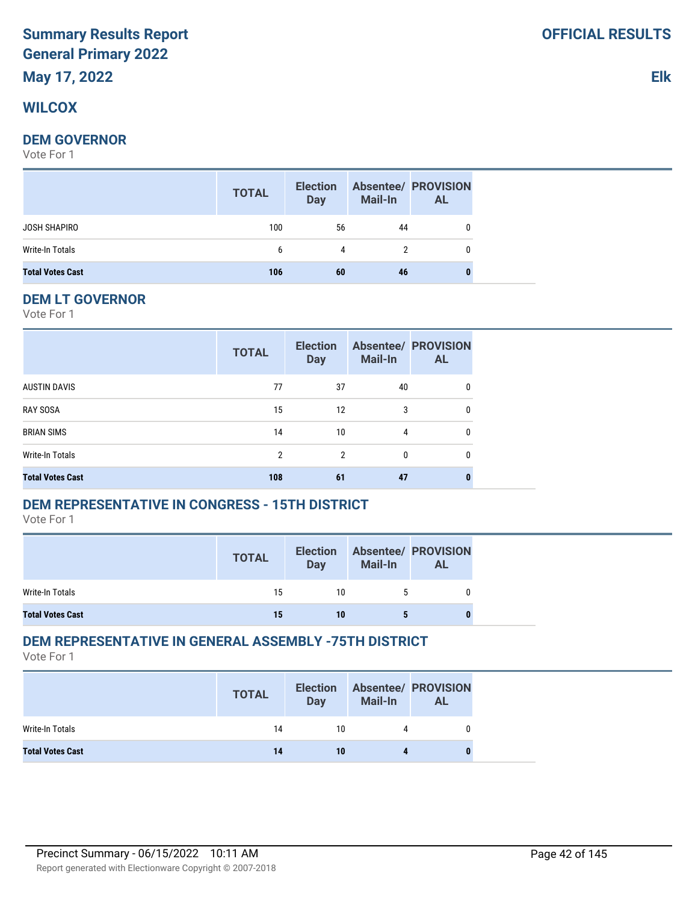# Summary Results Report
# General Primary 2022
# May 17, 2022

**OFFICIAL RESULTS**

**Elk**

## WILCOX

### DEM GOVERNOR

Vote For 1

| | TOTAL | Election Day | Absentee/ Mail-In | PROVISIONAL |
|---|---|---|---|---|
| JOSH SHAPIRO | 100 | 56 | 44 | 0 |
| Write-In Totals | 6 | 4 | 2 | 0 |
| **Total Votes Cast** | **106** | **60** | **46** | **0** |

### DEM LT GOVERNOR

Vote For 1

| | TOTAL | Election Day | Absentee/ Mail-In | PROVISIONAL |
|---|---|---|---|---|
| AUSTIN DAVIS | 77 | 37 | 40 | 0 |
| RAY SOSA | 15 | 12 | 3 | 0 |
| BRIAN SIMS | 14 | 10 | 4 | 0 |
| Write-In Totals | 2 | 2 | 0 | 0 |
| **Total Votes Cast** | **108** | **61** | **47** | **0** |

### DEM REPRESENTATIVE IN CONGRESS - 15TH DISTRICT

Vote For 1

| | TOTAL | Election Day | Absentee/ Mail-In | PROVISIONAL |
|---|---|---|---|---|
| Write-In Totals | 15 | 10 | 5 | 0 |
| **Total Votes Cast** | **15** | **10** | **5** | **0** |

### DEM REPRESENTATIVE IN GENERAL ASSEMBLY -75TH DISTRICT

Vote For 1

| | TOTAL | Election Day | Absentee/ Mail-In | PROVISIONAL |
|---|---|---|---|---|
| Write-In Totals | 14 | 10 | 4 | 0 |
| **Total Votes Cast** | **14** | **10** | **4** | **0** |

Precinct Summary - 06/15/2022 10:11 AM

Report generated with Electionware Copyright © 2007-2018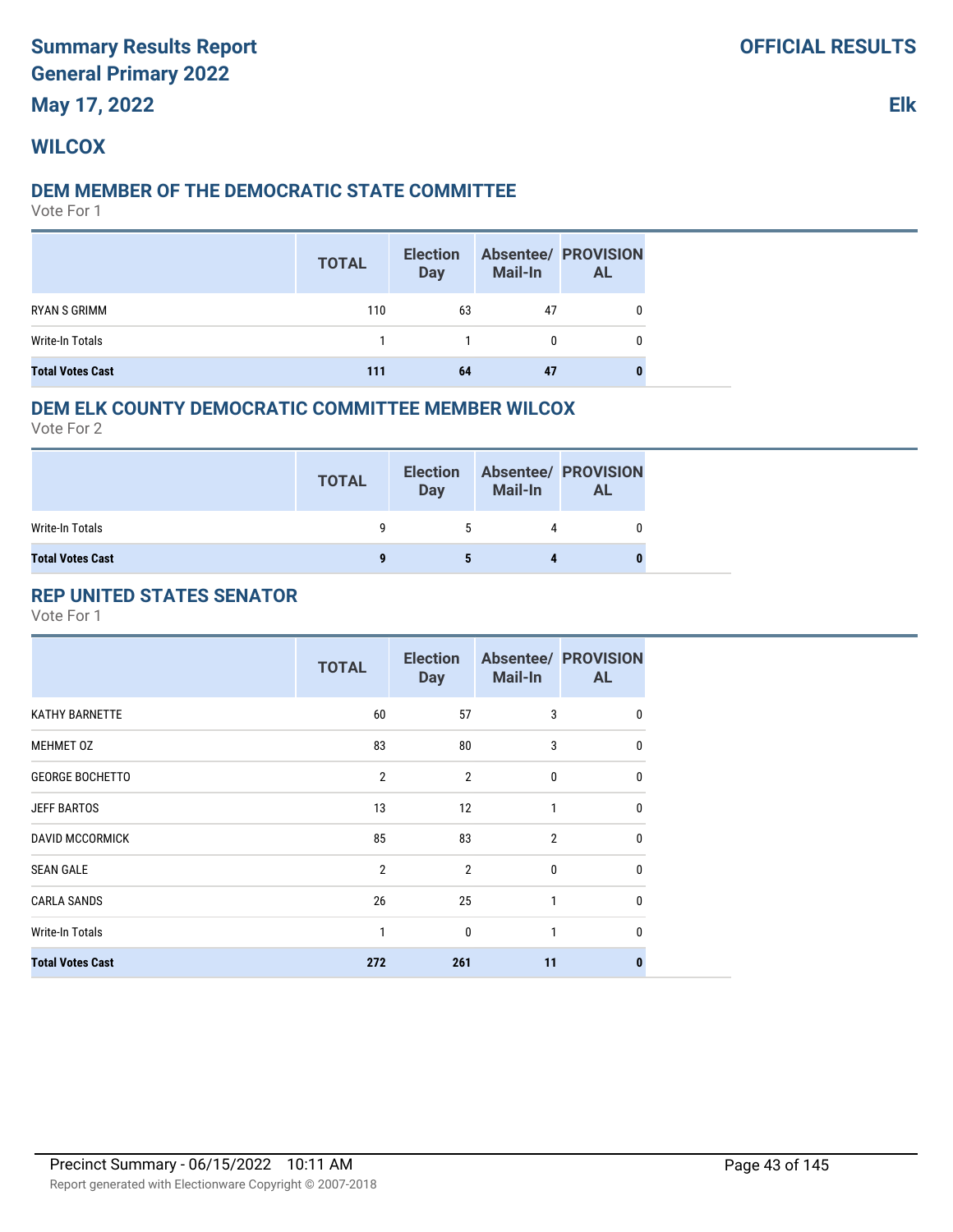# Summary Results Report
# General Primary 2022
# May 17, 2022

**OFFICIAL RESULTS**

**Elk**

## WILCOX

### DEM MEMBER OF THE DEMOCRATIC STATE COMMITTEE

Vote For 1

| | TOTAL | Election Day | Absentee/ Mail-In | PROVISIONAL |
|---|---|---|---|---|
| RYAN S GRIMM | 110 | 63 | 47 | 0 |
| Write-In Totals | 1 | 1 | 0 | 0 |
| **Total Votes Cast** | **111** | **64** | **47** | **0** |

### DEM ELK COUNTY DEMOCRATIC COMMITTEE MEMBER WILCOX

Vote For 2

| | TOTAL | Election Day | Absentee/ Mail-In | PROVISIONAL |
|---|---|---|---|---|
| Write-In Totals | 9 | 5 | 4 | 0 |
| **Total Votes Cast** | **9** | **5** | **4** | **0** |

### REP UNITED STATES SENATOR

Vote For 1

| | TOTAL | Election Day | Absentee/ Mail-In | PROVISIONAL |
|---|---|---|---|---|
| KATHY BARNETTE | 60 | 57 | 3 | 0 |
| MEHMET OZ | 83 | 80 | 3 | 0 |
| GEORGE BOCHETTO | 2 | 2 | 0 | 0 |
| JEFF BARTOS | 13 | 12 | 1 | 0 |
| DAVID MCCORMICK | 85 | 83 | 2 | 0 |
| SEAN GALE | 2 | 2 | 0 | 0 |
| CARLA SANDS | 26 | 25 | 1 | 0 |
| Write-In Totals | 1 | 0 | 1 | 0 |
| **Total Votes Cast** | **272** | **261** | **11** | **0** |

Precinct Summary - 06/15/2022 10:11 AM

Report generated with Electionware Copyright © 2007-2018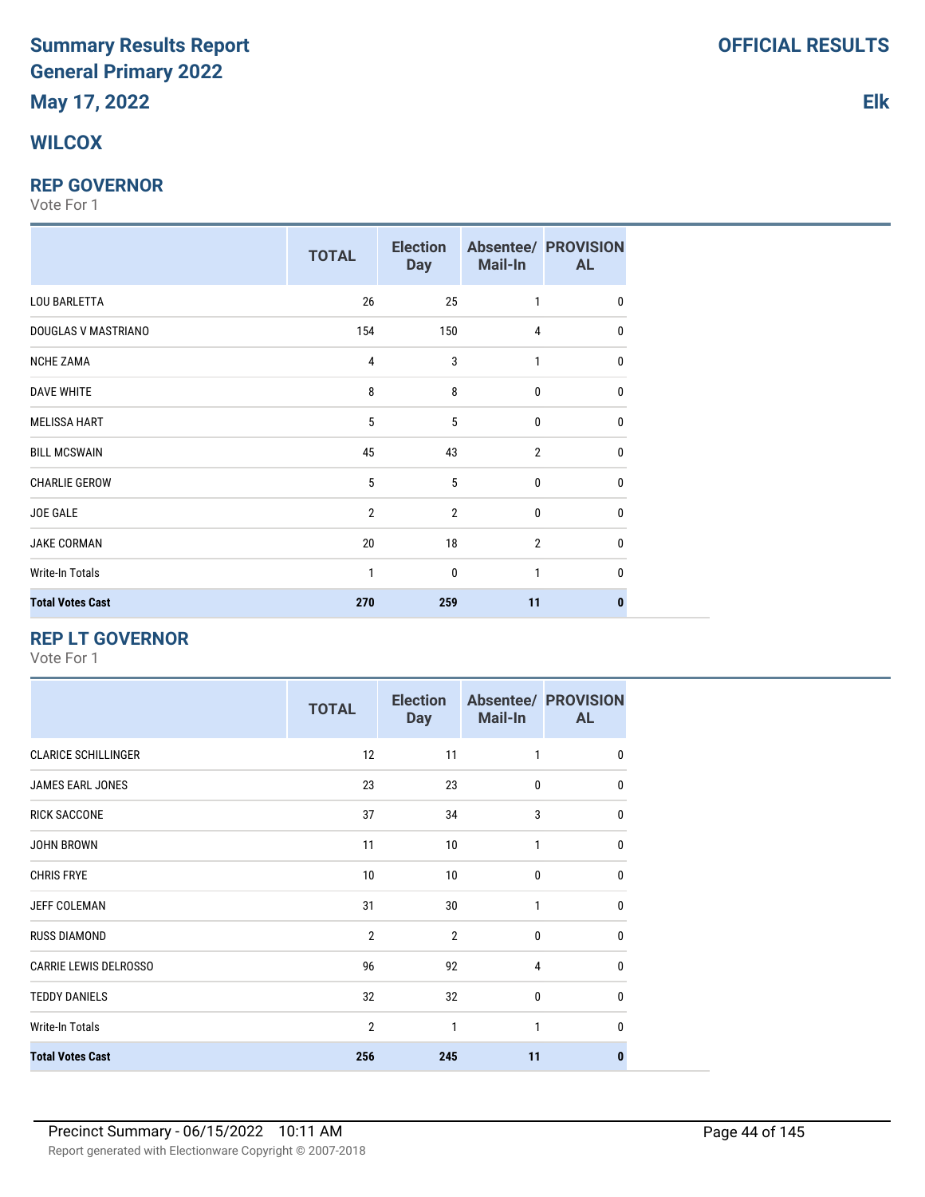# Summary Results Report
## General Primary 2022
## May 17, 2022

**OFFICIAL RESULTS**

**Elk**

## WILCOX

### REP GOVERNOR
Vote For 1

| | TOTAL | Election Day | Absentee/ Mail-In | PROVISIONAL |
|---|---|---|---|---|
| LOU BARLETTA | 26 | 25 | 1 | 0 |
| DOUGLAS V MASTRIANO | 154 | 150 | 4 | 0 |
| NCHE ZAMA | 4 | 3 | 1 | 0 |
| DAVE WHITE | 8 | 8 | 0 | 0 |
| MELISSA HART | 5 | 5 | 0 | 0 |
| BILL MCSWAIN | 45 | 43 | 2 | 0 |
| CHARLIE GEROW | 5 | 5 | 0 | 0 |
| JOE GALE | 2 | 2 | 0 | 0 |
| JAKE CORMAN | 20 | 18 | 2 | 0 |
| Write-In Totals | 1 | 0 | 1 | 0 |
| **Total Votes Cast** | **270** | **259** | **11** | **0** |

### REP LT GOVERNOR
Vote For 1

| | TOTAL | Election Day | Absentee/ Mail-In | PROVISIONAL |
|---|---|---|---|---|
| CLARICE SCHILLINGER | 12 | 11 | 1 | 0 |
| JAMES EARL JONES | 23 | 23 | 0 | 0 |
| RICK SACCONE | 37 | 34 | 3 | 0 |
| JOHN BROWN | 11 | 10 | 1 | 0 |
| CHRIS FRYE | 10 | 10 | 0 | 0 |
| JEFF COLEMAN | 31 | 30 | 1 | 0 |
| RUSS DIAMOND | 2 | 2 | 0 | 0 |
| CARRIE LEWIS DELROSSO | 96 | 92 | 4 | 0 |
| TEDDY DANIELS | 32 | 32 | 0 | 0 |
| Write-In Totals | 2 | 1 | 1 | 0 |
| **Total Votes Cast** | **256** | **245** | **11** | **0** |

Precinct Summary - 06/15/2022 10:11 AM

Report generated with Electionware Copyright © 2007-2018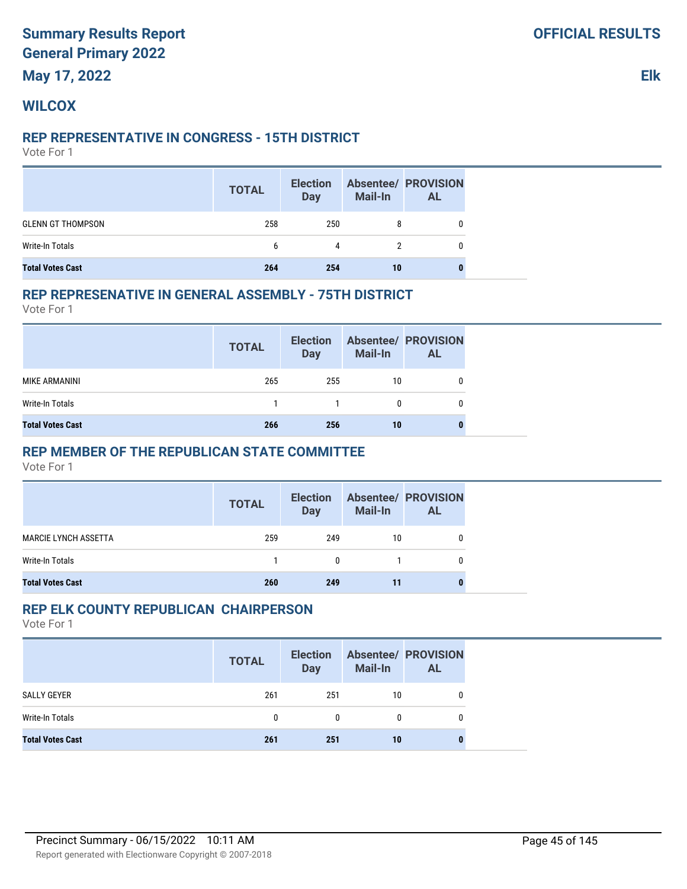# Summary Results Report
# General Primary 2022
# May 17, 2022

**OFFICIAL RESULTS**

**Elk**

## WILCOX

### REP REPRESENTATIVE IN CONGRESS - 15TH DISTRICT

Vote For 1

| | TOTAL | Election Day | Absentee/ Mail-In | PROVISIONAL |
|---|---|---|---|---|
| GLENN GT THOMPSON | 258 | 250 | 8 | 0 |
| Write-In Totals | 6 | 4 | 2 | 0 |
| **Total Votes Cast** | **264** | **254** | **10** | **0** |

### REP REPRESENATIVE IN GENERAL ASSEMBLY - 75TH DISTRICT

Vote For 1

| | TOTAL | Election Day | Absentee/ Mail-In | PROVISIONAL |
|---|---|---|---|---|
| MIKE ARMANINI | 265 | 255 | 10 | 0 |
| Write-In Totals | 1 | 1 | 0 | 0 |
| **Total Votes Cast** | **266** | **256** | **10** | **0** |

### REP MEMBER OF THE REPUBLICAN STATE COMMITTEE

Vote For 1

| | TOTAL | Election Day | Absentee/ Mail-In | PROVISIONAL |
|---|---|---|---|---|
| MARCIE LYNCH ASSETTA | 259 | 249 | 10 | 0 |
| Write-In Totals | 1 | 0 | 1 | 0 |
| **Total Votes Cast** | **260** | **249** | **11** | **0** |

### REP ELK COUNTY REPUBLICAN CHAIRPERSON

Vote For 1

| | TOTAL | Election Day | Absentee/ Mail-In | PROVISIONAL |
|---|---|---|---|---|
| SALLY GEYER | 261 | 251 | 10 | 0 |
| Write-In Totals | 0 | 0 | 0 | 0 |
| **Total Votes Cast** | **261** | **251** | **10** | **0** |

Precinct Summary - 06/15/2022 10:11 AM

Report generated with Electionware Copyright © 2007-2018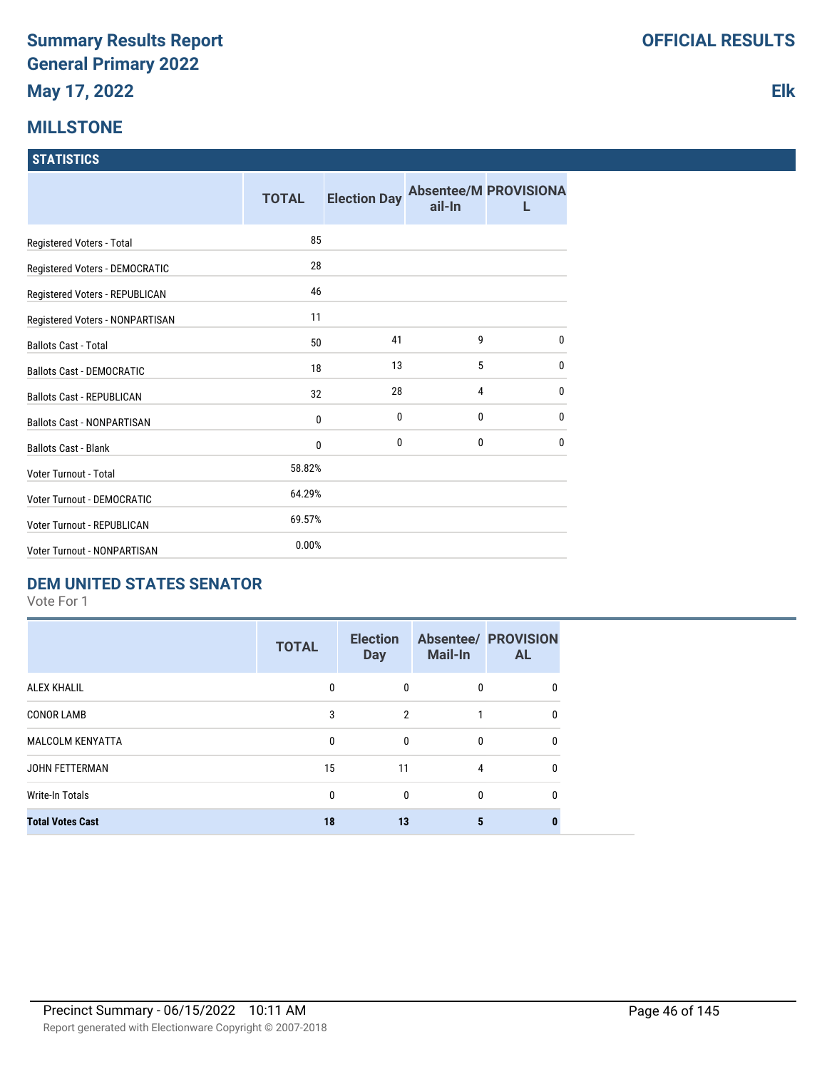# Summary Results Report

**OFFICIAL RESULTS**

## General Primary 2022

## May 17, 2022

**Elk**

## MILLSTONE

### STATISTICS

| | TOTAL | Election Day | Absentee/Mail-In | PROVISIONAL |
|---|---|---|---|---|
| Registered Voters - Total | 85 | | | |
| Registered Voters - DEMOCRATIC | 28 | | | |
| Registered Voters - REPUBLICAN | 46 | | | |
| Registered Voters - NONPARTISAN | 11 | | | |
| Ballots Cast - Total | 50 | 41 | 9 | 0 |
| Ballots Cast - DEMOCRATIC | 18 | 13 | 5 | 0 |
| Ballots Cast - REPUBLICAN | 32 | 28 | 4 | 0 |
| Ballots Cast - NONPARTISAN | 0 | 0 | 0 | 0 |
| Ballots Cast - Blank | 0 | 0 | 0 | 0 |
| Voter Turnout - Total | 58.82% | | | |
| Voter Turnout - DEMOCRATIC | 64.29% | | | |
| Voter Turnout - REPUBLICAN | 69.57% | | | |
| Voter Turnout - NONPARTISAN | 0.00% | | | |

### DEM UNITED STATES SENATOR

Vote For 1

| | TOTAL | Election Day | Absentee/Mail-In | PROVISIONAL |
|---|---|---|---|---|
| ALEX KHALIL | 0 | 0 | 0 | 0 |
| CONOR LAMB | 3 | 2 | 1 | 0 |
| MALCOLM KENYATTA | 0 | 0 | 0 | 0 |
| JOHN FETTERMAN | 15 | 11 | 4 | 0 |
| Write-In Totals | 0 | 0 | 0 | 0 |
| **Total Votes Cast** | **18** | **13** | **5** | **0** |

Precinct Summary - 06/15/2022 10:11 AM

Report generated with Electionware Copyright © 2007-2018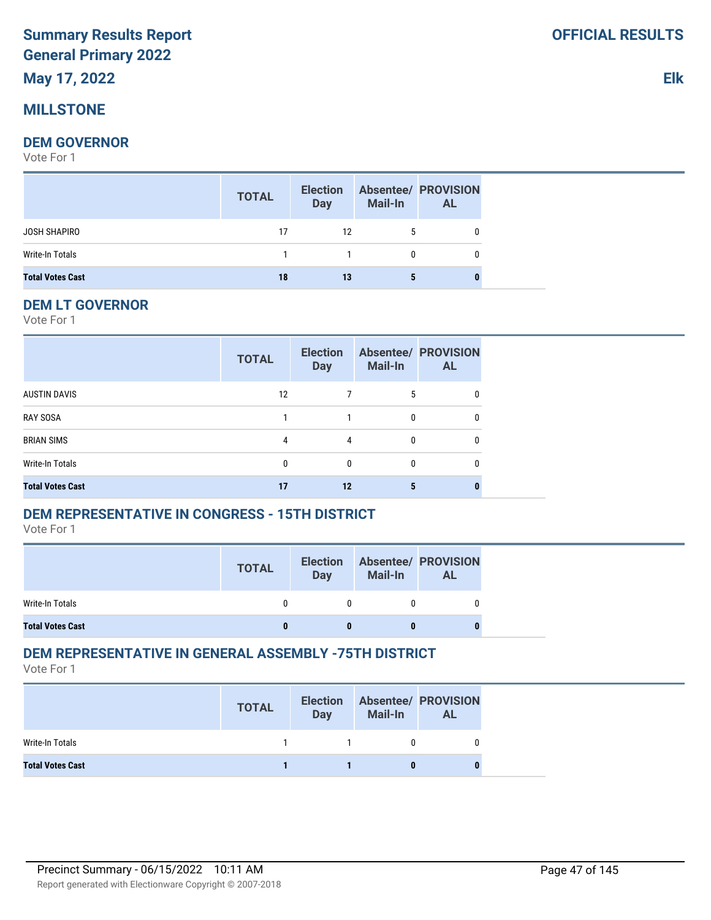# Summary Results Report
# General Primary 2022
# May 17, 2022

**OFFICIAL RESULTS**

**Elk**

## MILLSTONE

### DEM GOVERNOR

Vote For 1

| | TOTAL | Election Day | Absentee/ Mail-In | PROVISIONAL |
|---|---|---|---|---|
| JOSH SHAPIRO | 17 | 12 | 5 | 0 |
| Write-In Totals | 1 | 1 | 0 | 0 |
| **Total Votes Cast** | **18** | **13** | **5** | **0** |

### DEM LT GOVERNOR

Vote For 1

| | TOTAL | Election Day | Absentee/ Mail-In | PROVISIONAL |
|---|---|---|---|---|
| AUSTIN DAVIS | 12 | 7 | 5 | 0 |
| RAY SOSA | 1 | 1 | 0 | 0 |
| BRIAN SIMS | 4 | 4 | 0 | 0 |
| Write-In Totals | 0 | 0 | 0 | 0 |
| **Total Votes Cast** | **17** | **12** | **5** | **0** |

### DEM REPRESENTATIVE IN CONGRESS - 15TH DISTRICT

Vote For 1

| | TOTAL | Election Day | Absentee/ Mail-In | PROVISIONAL |
|---|---|---|---|---|
| Write-In Totals | 0 | 0 | 0 | 0 |
| **Total Votes Cast** | **0** | **0** | **0** | **0** |

### DEM REPRESENTATIVE IN GENERAL ASSEMBLY -75TH DISTRICT

Vote For 1

| | TOTAL | Election Day | Absentee/ Mail-In | PROVISIONAL |
|---|---|---|---|---|
| Write-In Totals | 1 | 1 | 0 | 0 |
| **Total Votes Cast** | **1** | **1** | **0** | **0** |

Precinct Summary - 06/15/2022 10:11 AM

Report generated with Electionware Copyright © 2007-2018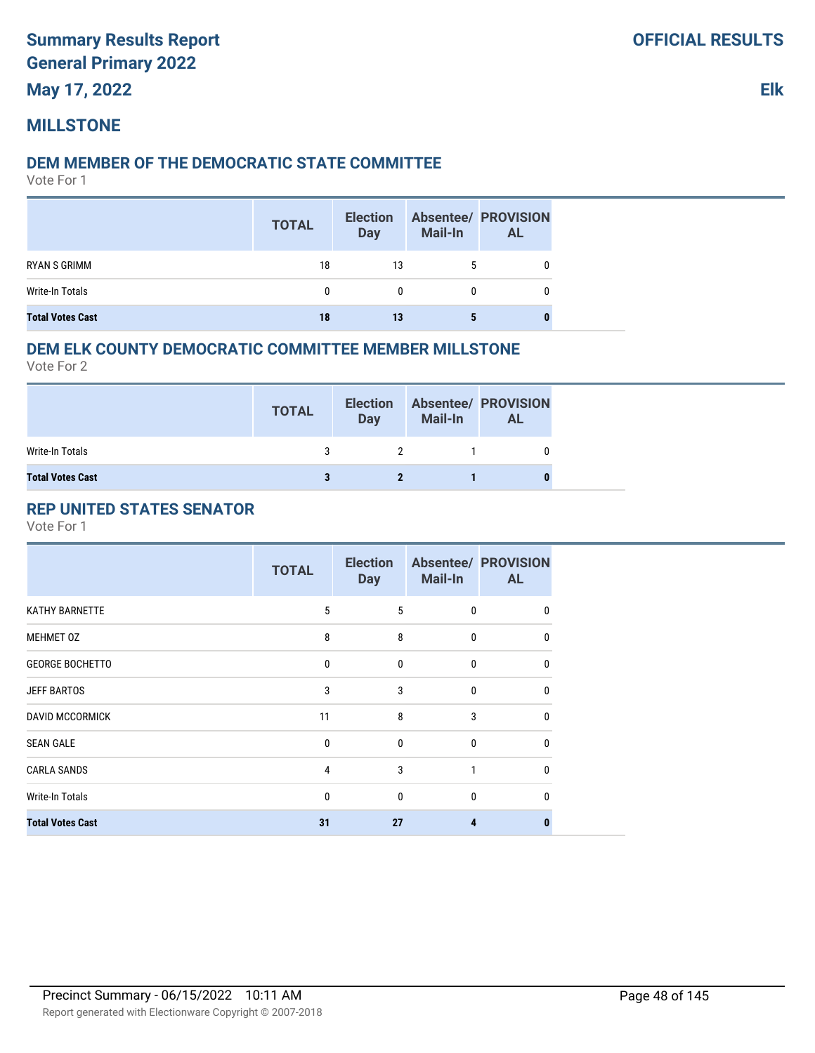# Summary Results Report
# General Primary 2022
# May 17, 2022

**OFFICIAL RESULTS**

**Elk**

## MILLSTONE

### DEM MEMBER OF THE DEMOCRATIC STATE COMMITTEE

Vote For 1

| | TOTAL | Election Day | Absentee/ Mail-In | PROVISIONAL |
|---|---|---|---|---|
| RYAN S GRIMM | 18 | 13 | 5 | 0 |
| Write-In Totals | 0 | 0 | 0 | 0 |
| **Total Votes Cast** | **18** | **13** | **5** | **0** |

### DEM ELK COUNTY DEMOCRATIC COMMITTEE MEMBER MILLSTONE

Vote For 2

| | TOTAL | Election Day | Absentee/ Mail-In | PROVISIONAL |
|---|---|---|---|---|
| Write-In Totals | 3 | 2 | 1 | 0 |
| **Total Votes Cast** | **3** | **2** | **1** | **0** |

### REP UNITED STATES SENATOR

Vote For 1

| | TOTAL | Election Day | Absentee/ Mail-In | PROVISIONAL |
|---|---|---|---|---|
| KATHY BARNETTE | 5 | 5 | 0 | 0 |
| MEHMET OZ | 8 | 8 | 0 | 0 |
| GEORGE BOCHETTO | 0 | 0 | 0 | 0 |
| JEFF BARTOS | 3 | 3 | 0 | 0 |
| DAVID MCCORMICK | 11 | 8 | 3 | 0 |
| SEAN GALE | 0 | 0 | 0 | 0 |
| CARLA SANDS | 4 | 3 | 1 | 0 |
| Write-In Totals | 0 | 0 | 0 | 0 |
| **Total Votes Cast** | **31** | **27** | **4** | **0** |

Precinct Summary - 06/15/2022 10:11 AM

Report generated with Electionware Copyright © 2007-2018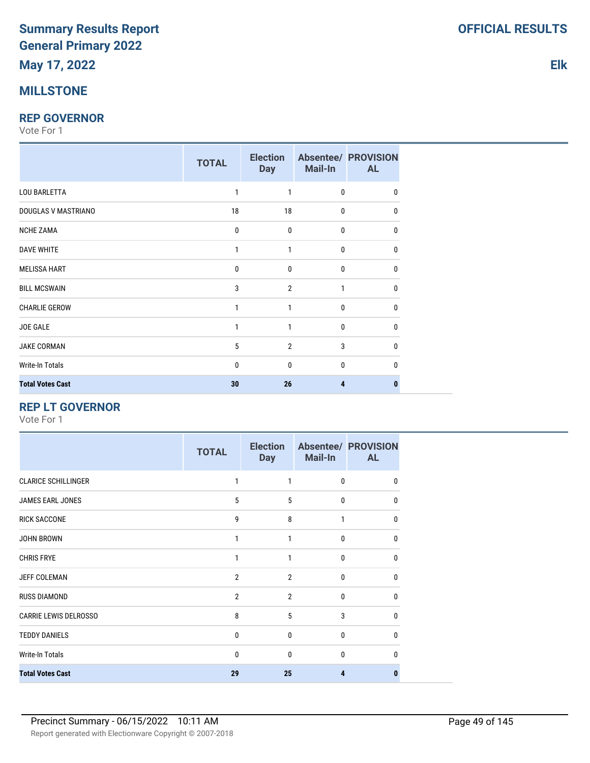# Summary Results Report

**General Primary 2022**

**May 17, 2022**

**OFFICIAL RESULTS**

**Elk**

## MILLSTONE

### REP GOVERNOR

Vote For 1

| | TOTAL | Election Day | Absentee/ Mail-In | PROVISIONAL |
|---|---|---|---|---|
| LOU BARLETTA | 1 | 1 | 0 | 0 |
| DOUGLAS V MASTRIANO | 18 | 18 | 0 | 0 |
| NCHE ZAMA | 0 | 0 | 0 | 0 |
| DAVE WHITE | 1 | 1 | 0 | 0 |
| MELISSA HART | 0 | 0 | 0 | 0 |
| BILL MCSWAIN | 3 | 2 | 1 | 0 |
| CHARLIE GEROW | 1 | 1 | 0 | 0 |
| JOE GALE | 1 | 1 | 0 | 0 |
| JAKE CORMAN | 5 | 2 | 3 | 0 |
| Write-In Totals | 0 | 0 | 0 | 0 |
| **Total Votes Cast** | **30** | **26** | **4** | **0** |

### REP LT GOVERNOR

Vote For 1

| | TOTAL | Election Day | Absentee/ Mail-In | PROVISIONAL |
|---|---|---|---|---|
| CLARICE SCHILLINGER | 1 | 1 | 0 | 0 |
| JAMES EARL JONES | 5 | 5 | 0 | 0 |
| RICK SACCONE | 9 | 8 | 1 | 0 |
| JOHN BROWN | 1 | 1 | 0 | 0 |
| CHRIS FRYE | 1 | 1 | 0 | 0 |
| JEFF COLEMAN | 2 | 2 | 0 | 0 |
| RUSS DIAMOND | 2 | 2 | 0 | 0 |
| CARRIE LEWIS DELROSSO | 8 | 5 | 3 | 0 |
| TEDDY DANIELS | 0 | 0 | 0 | 0 |
| Write-In Totals | 0 | 0 | 0 | 0 |
| **Total Votes Cast** | **29** | **25** | **4** | **0** |

Precinct Summary - 06/15/2022 10:11 AM

Report generated with Electionware Copyright © 2007-2018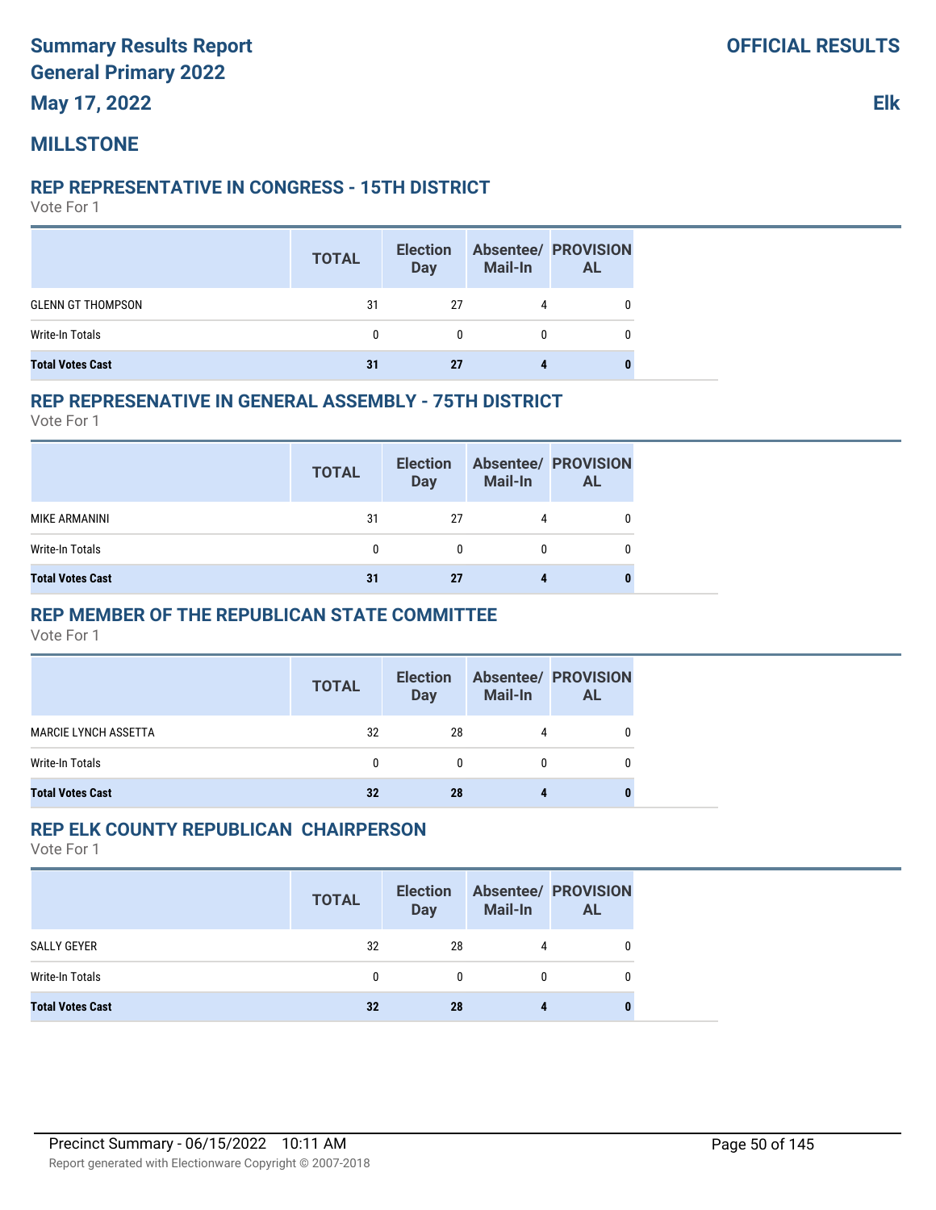# Summary Results Report

**OFFICIAL RESULTS**

**General Primary 2022**

**May 17, 2022**

**Elk**

## MILLSTONE

### REP REPRESENTATIVE IN CONGRESS - 15TH DISTRICT

Vote For 1

| | TOTAL | Election Day | Absentee/ Mail-In | PROVISIONAL |
|---|---|---|---|---|
| GLENN GT THOMPSON | 31 | 27 | 4 | 0 |
| Write-In Totals | 0 | 0 | 0 | 0 |
| **Total Votes Cast** | **31** | **27** | **4** | **0** |

### REP REPRESENATIVE IN GENERAL ASSEMBLY - 75TH DISTRICT

Vote For 1

| | TOTAL | Election Day | Absentee/ Mail-In | PROVISIONAL |
|---|---|---|---|---|
| MIKE ARMANINI | 31 | 27 | 4 | 0 |
| Write-In Totals | 0 | 0 | 0 | 0 |
| **Total Votes Cast** | **31** | **27** | **4** | **0** |

### REP MEMBER OF THE REPUBLICAN STATE COMMITTEE

Vote For 1

| | TOTAL | Election Day | Absentee/ Mail-In | PROVISIONAL |
|---|---|---|---|---|
| MARCIE LYNCH ASSETTA | 32 | 28 | 4 | 0 |
| Write-In Totals | 0 | 0 | 0 | 0 |
| **Total Votes Cast** | **32** | **28** | **4** | **0** |

### REP ELK COUNTY REPUBLICAN CHAIRPERSON

Vote For 1

| | TOTAL | Election Day | Absentee/ Mail-In | PROVISIONAL |
|---|---|---|---|---|
| SALLY GEYER | 32 | 28 | 4 | 0 |
| Write-In Totals | 0 | 0 | 0 | 0 |
| **Total Votes Cast** | **32** | **28** | **4** | **0** |

Precinct Summary - 06/15/2022 10:11 AM

Report generated with Electionware Copyright © 2007-2018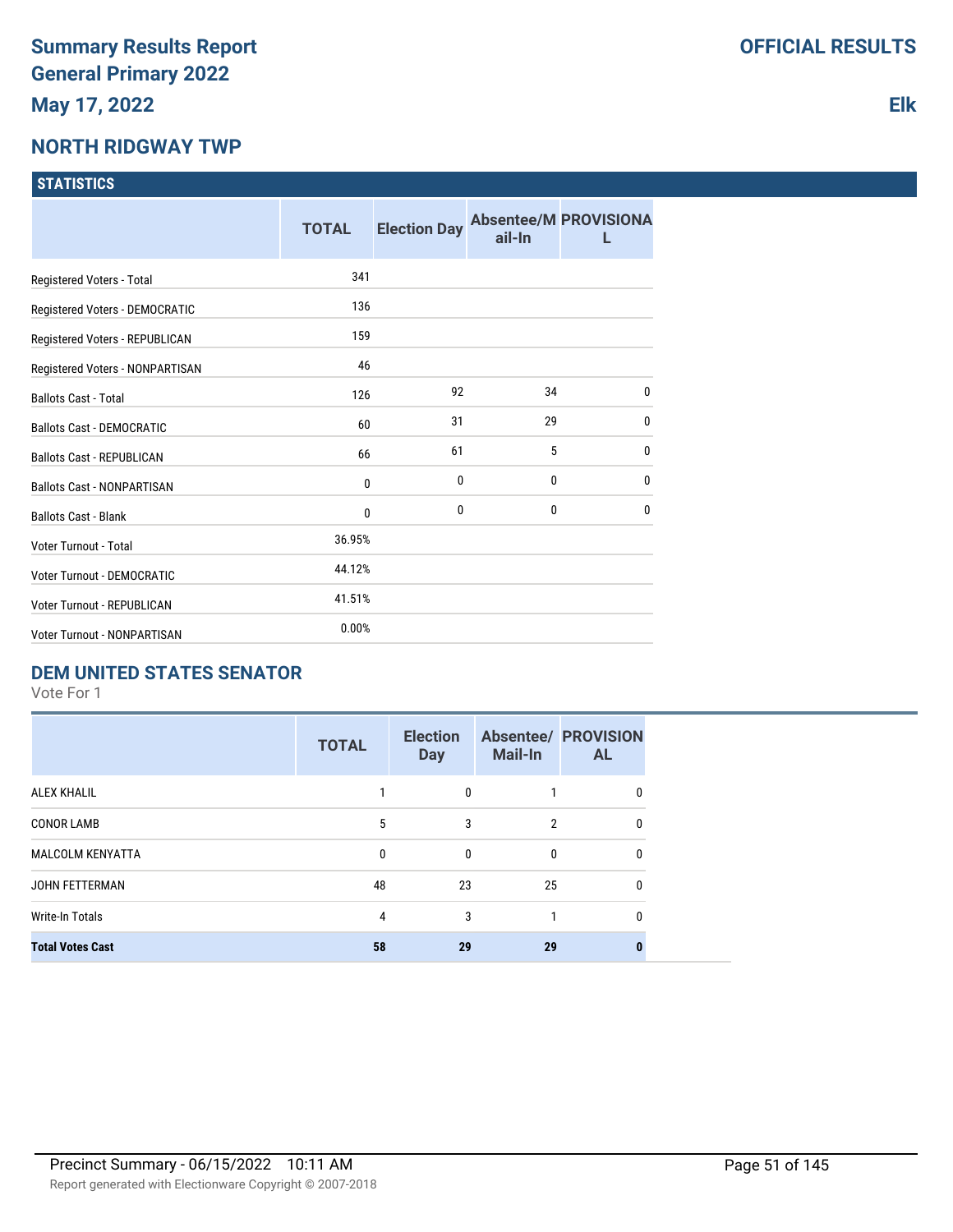# Summary Results Report
# General Primary 2022
# May 17, 2022

**OFFICIAL RESULTS**

**Elk**

## NORTH RIDGWAY TWP

### STATISTICS

| | TOTAL | Election Day | Absentee/Mail-In | PROVISIONAL |
|---|---|---|---|---|
| Registered Voters - Total | 341 | | | |
| Registered Voters - DEMOCRATIC | 136 | | | |
| Registered Voters - REPUBLICAN | 159 | | | |
| Registered Voters - NONPARTISAN | 46 | | | |
| Ballots Cast - Total | 126 | 92 | 34 | 0 |
| Ballots Cast - DEMOCRATIC | 60 | 31 | 29 | 0 |
| Ballots Cast - REPUBLICAN | 66 | 61 | 5 | 0 |
| Ballots Cast - NONPARTISAN | 0 | 0 | 0 | 0 |
| Ballots Cast - Blank | 0 | 0 | 0 | 0 |
| Voter Turnout - Total | 36.95% | | | |
| Voter Turnout - DEMOCRATIC | 44.12% | | | |
| Voter Turnout - REPUBLICAN | 41.51% | | | |
| Voter Turnout - NONPARTISAN | 0.00% | | | |

### DEM UNITED STATES SENATOR

Vote For 1

| | TOTAL | Election Day | Absentee/Mail-In | PROVISIONAL |
|---|---|---|---|---|
| ALEX KHALIL | 1 | 0 | 1 | 0 |
| CONOR LAMB | 5 | 3 | 2 | 0 |
| MALCOLM KENYATTA | 0 | 0 | 0 | 0 |
| JOHN FETTERMAN | 48 | 23 | 25 | 0 |
| Write-In Totals | 4 | 3 | 1 | 0 |
| **Total Votes Cast** | **58** | **29** | **29** | **0** |

Precinct Summary - 06/15/2022 10:11 AM

Report generated with Electionware Copyright © 2007-2018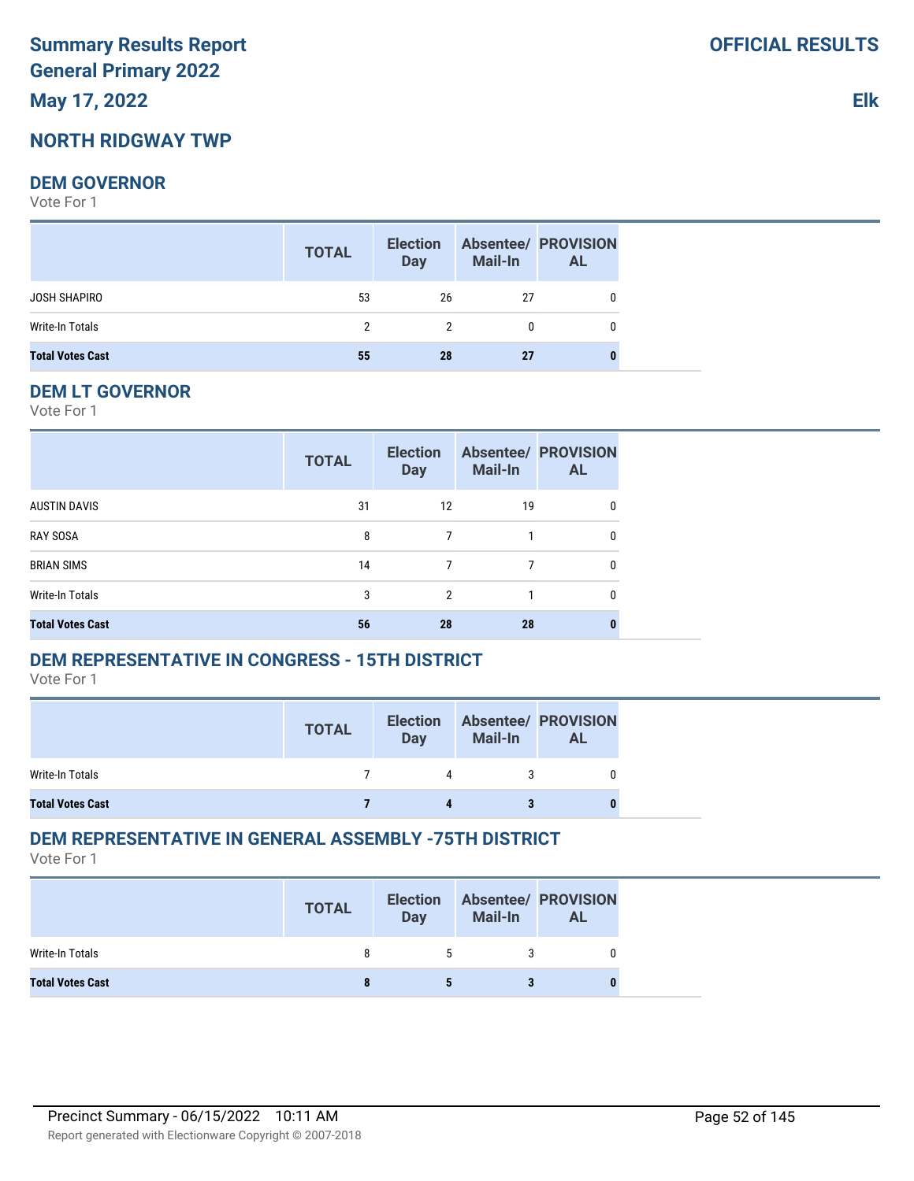# Summary Results Report
## General Primary 2022
## May 17, 2022

**OFFICIAL RESULTS**

**Elk**

## NORTH RIDGWAY TWP

### DEM GOVERNOR

Vote For 1

| | TOTAL | Election Day | Absentee/ Mail-In | PROVISIONAL |
|---|---|---|---|---|
| JOSH SHAPIRO | 53 | 26 | 27 | 0 |
| Write-In Totals | 2 | 2 | 0 | 0 |
| **Total Votes Cast** | **55** | **28** | **27** | **0** |

### DEM LT GOVERNOR

Vote For 1

| | TOTAL | Election Day | Absentee/ Mail-In | PROVISIONAL |
|---|---|---|---|---|
| AUSTIN DAVIS | 31 | 12 | 19 | 0 |
| RAY SOSA | 8 | 7 | 1 | 0 |
| BRIAN SIMS | 14 | 7 | 7 | 0 |
| Write-In Totals | 3 | 2 | 1 | 0 |
| **Total Votes Cast** | **56** | **28** | **28** | **0** |

### DEM REPRESENTATIVE IN CONGRESS - 15TH DISTRICT

Vote For 1

| | TOTAL | Election Day | Absentee/ Mail-In | PROVISIONAL |
|---|---|---|---|---|
| Write-In Totals | 7 | 4 | 3 | 0 |
| **Total Votes Cast** | **7** | **4** | **3** | **0** |

### DEM REPRESENTATIVE IN GENERAL ASSEMBLY -75TH DISTRICT

Vote For 1

| | TOTAL | Election Day | Absentee/ Mail-In | PROVISIONAL |
|---|---|---|---|---|
| Write-In Totals | 8 | 5 | 3 | 0 |
| **Total Votes Cast** | **8** | **5** | **3** | **0** |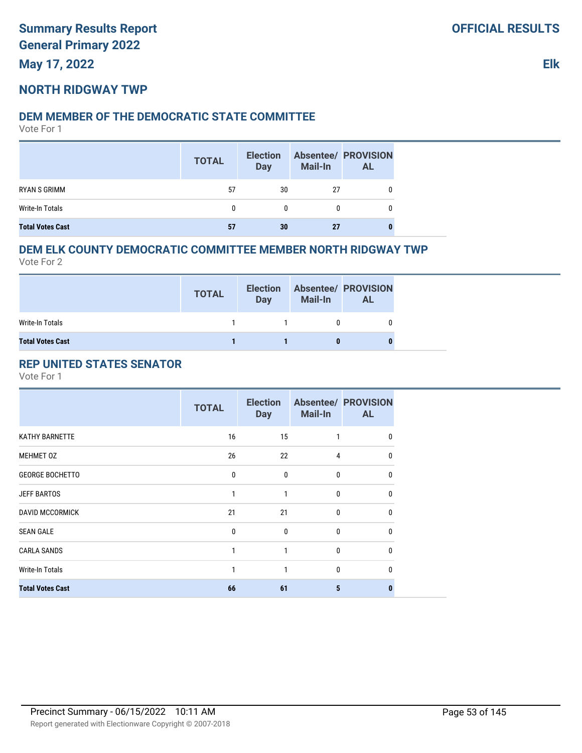# Summary Results Report
# General Primary 2022
# May 17, 2022

**OFFICIAL RESULTS**

**Elk**

## NORTH RIDGWAY TWP

### DEM MEMBER OF THE DEMOCRATIC STATE COMMITTEE

Vote For 1

| | TOTAL | Election Day | Absentee/ Mail-In | PROVISIONAL |
|---|---|---|---|---|
| RYAN S GRIMM | 57 | 30 | 27 | 0 |
| Write-In Totals | 0 | 0 | 0 | 0 |
| **Total Votes Cast** | **57** | **30** | **27** | **0** |

### DEM ELK COUNTY DEMOCRATIC COMMITTEE MEMBER NORTH RIDGWAY TWP

Vote For 2

| | TOTAL | Election Day | Absentee/ Mail-In | PROVISIONAL |
|---|---|---|---|---|
| Write-In Totals | 1 | 1 | 0 | 0 |
| **Total Votes Cast** | **1** | **1** | **0** | **0** |

### REP UNITED STATES SENATOR

Vote For 1

| | TOTAL | Election Day | Absentee/ Mail-In | PROVISIONAL |
|---|---|---|---|---|
| KATHY BARNETTE | 16 | 15 | 1 | 0 |
| MEHMET OZ | 26 | 22 | 4 | 0 |
| GEORGE BOCHETTO | 0 | 0 | 0 | 0 |
| JEFF BARTOS | 1 | 1 | 0 | 0 |
| DAVID MCCORMICK | 21 | 21 | 0 | 0 |
| SEAN GALE | 0 | 0 | 0 | 0 |
| CARLA SANDS | 1 | 1 | 0 | 0 |
| Write-In Totals | 1 | 1 | 0 | 0 |
| **Total Votes Cast** | **66** | **61** | **5** | **0** |

Precinct Summary - 06/15/2022 10:11 AM

Report generated with Electionware Copyright © 2007-2018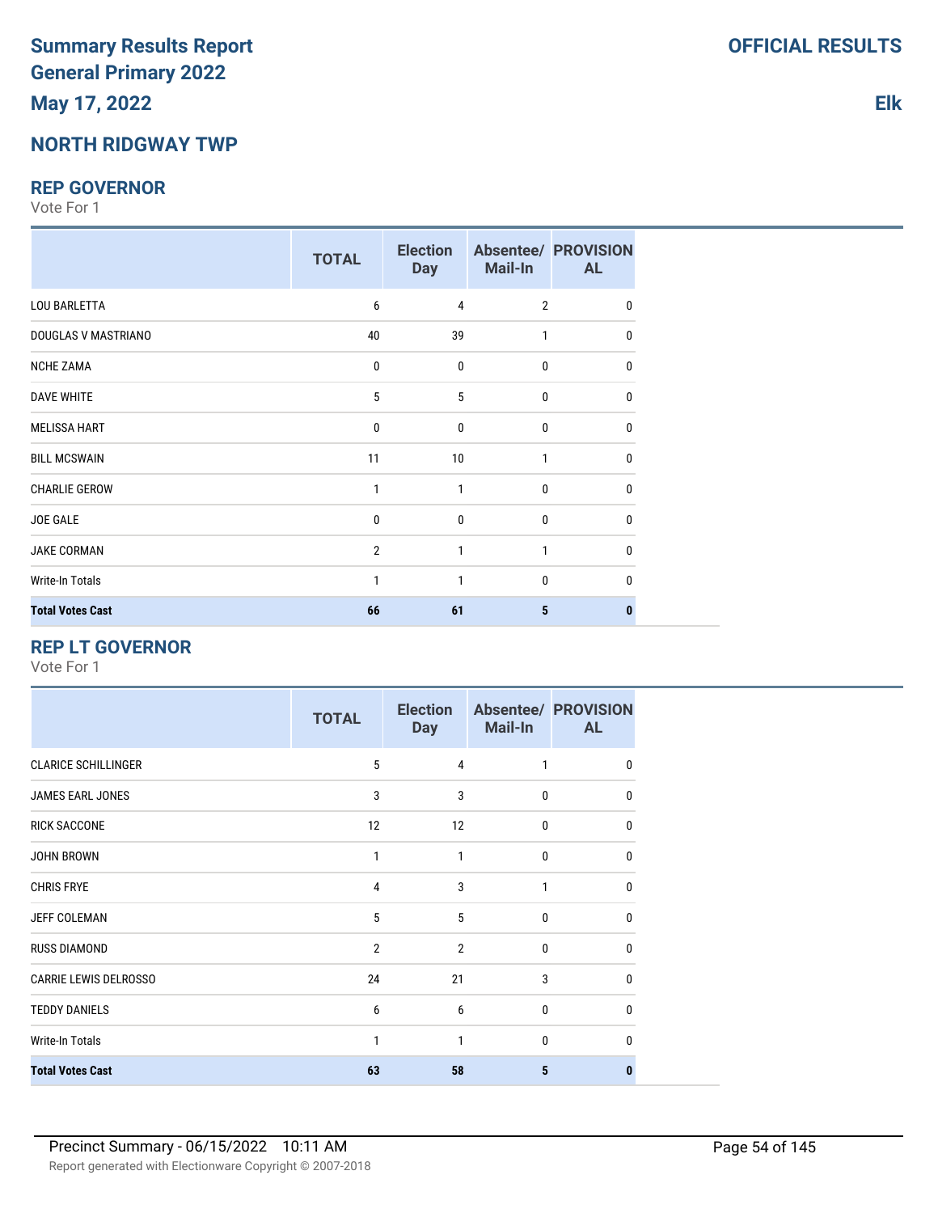# Summary Results Report
# General Primary 2022
# May 17, 2022

**OFFICIAL RESULTS**

**Elk**

## NORTH RIDGWAY TWP

### REP GOVERNOR

Vote For 1

| | TOTAL | Election Day | Absentee/ Mail-In | PROVISIONAL |
|---|---|---|---|---|
| LOU BARLETTA | 6 | 4 | 2 | 0 |
| DOUGLAS V MASTRIANO | 40 | 39 | 1 | 0 |
| NCHE ZAMA | 0 | 0 | 0 | 0 |
| DAVE WHITE | 5 | 5 | 0 | 0 |
| MELISSA HART | 0 | 0 | 0 | 0 |
| BILL MCSWAIN | 11 | 10 | 1 | 0 |
| CHARLIE GEROW | 1 | 1 | 0 | 0 |
| JOE GALE | 0 | 0 | 0 | 0 |
| JAKE CORMAN | 2 | 1 | 1 | 0 |
| Write-In Totals | 1 | 1 | 0 | 0 |
| **Total Votes Cast** | **66** | **61** | **5** | **0** |

### REP LT GOVERNOR

Vote For 1

| | TOTAL | Election Day | Absentee/ Mail-In | PROVISIONAL |
|---|---|---|---|---|
| CLARICE SCHILLINGER | 5 | 4 | 1 | 0 |
| JAMES EARL JONES | 3 | 3 | 0 | 0 |
| RICK SACCONE | 12 | 12 | 0 | 0 |
| JOHN BROWN | 1 | 1 | 0 | 0 |
| CHRIS FRYE | 4 | 3 | 1 | 0 |
| JEFF COLEMAN | 5 | 5 | 0 | 0 |
| RUSS DIAMOND | 2 | 2 | 0 | 0 |
| CARRIE LEWIS DELROSSO | 24 | 21 | 3 | 0 |
| TEDDY DANIELS | 6 | 6 | 0 | 0 |
| Write-In Totals | 1 | 1 | 0 | 0 |
| **Total Votes Cast** | **63** | **58** | **5** | **0** |

Precinct Summary - 06/15/2022 10:11 AM

Report generated with Electionware Copyright © 2007-2018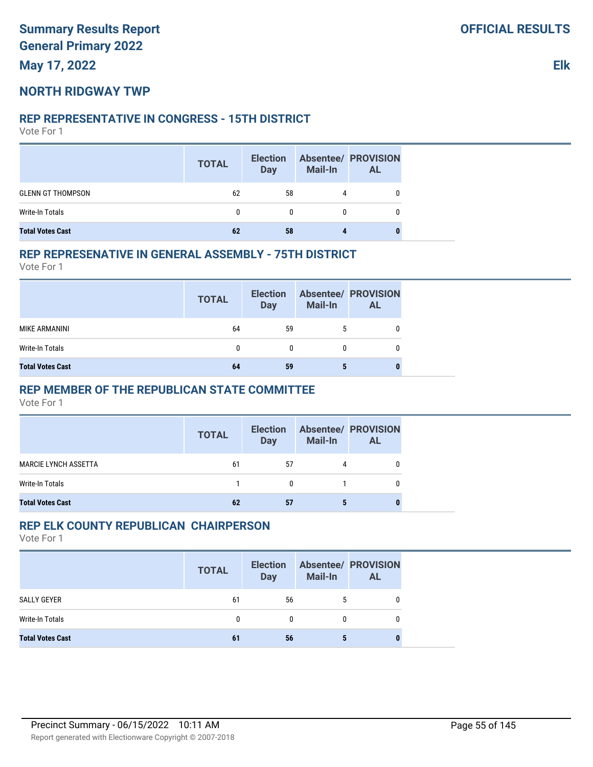# Summary Results Report
# General Primary 2022
# May 17, 2022

**OFFICIAL RESULTS**

**Elk**

## NORTH RIDGWAY TWP

### REP REPRESENTATIVE IN CONGRESS - 15TH DISTRICT

Vote For 1

| | TOTAL | Election Day | Absentee/ Mail-In | PROVISIONAL |
|---|---|---|---|---|
| GLENN GT THOMPSON | 62 | 58 | 4 | 0 |
| Write-In Totals | 0 | 0 | 0 | 0 |
| **Total Votes Cast** | **62** | **58** | **4** | **0** |

### REP REPRESENATIVE IN GENERAL ASSEMBLY - 75TH DISTRICT

Vote For 1

| | TOTAL | Election Day | Absentee/ Mail-In | PROVISIONAL |
|---|---|---|---|---|
| MIKE ARMANINI | 64 | 59 | 5 | 0 |
| Write-In Totals | 0 | 0 | 0 | 0 |
| **Total Votes Cast** | **64** | **59** | **5** | **0** |

### REP MEMBER OF THE REPUBLICAN STATE COMMITTEE

Vote For 1

| | TOTAL | Election Day | Absentee/ Mail-In | PROVISIONAL |
|---|---|---|---|---|
| MARCIE LYNCH ASSETTA | 61 | 57 | 4 | 0 |
| Write-In Totals | 1 | 0 | 1 | 0 |
| **Total Votes Cast** | **62** | **57** | **5** | **0** |

### REP ELK COUNTY REPUBLICAN CHAIRPERSON

Vote For 1

| | TOTAL | Election Day | Absentee/ Mail-In | PROVISIONAL |
|---|---|---|---|---|
| SALLY GEYER | 61 | 56 | 5 | 0 |
| Write-In Totals | 0 | 0 | 0 | 0 |
| **Total Votes Cast** | **61** | **56** | **5** | **0** |

Precinct Summary - 06/15/2022 10:11 AM

Report generated with Electionware Copyright © 2007-2018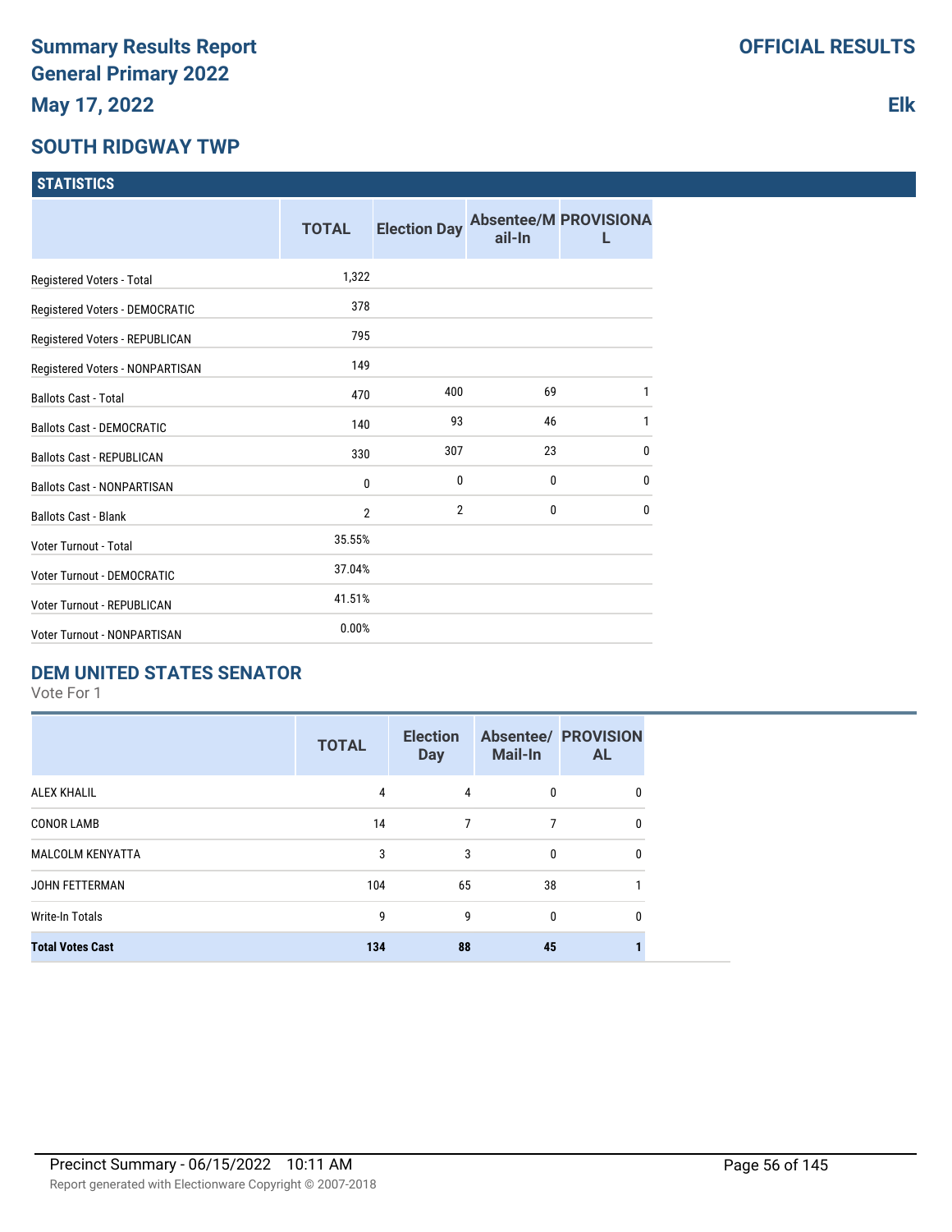# Summary Results Report
## General Primary 2022
## May 17, 2022

**OFFICIAL RESULTS**

**Elk**

## SOUTH RIDGWAY TWP

### STATISTICS

| | TOTAL | Election Day | Absentee/Mail-In | PROVISIONAL |
|---|---|---|---|---|
| Registered Voters - Total | 1,322 | | | |
| Registered Voters - DEMOCRATIC | 378 | | | |
| Registered Voters - REPUBLICAN | 795 | | | |
| Registered Voters - NONPARTISAN | 149 | | | |
| Ballots Cast - Total | 470 | 400 | 69 | 1 |
| Ballots Cast - DEMOCRATIC | 140 | 93 | 46 | 1 |
| Ballots Cast - REPUBLICAN | 330 | 307 | 23 | 0 |
| Ballots Cast - NONPARTISAN | 0 | 0 | 0 | 0 |
| Ballots Cast - Blank | 2 | 2 | 0 | 0 |
| Voter Turnout - Total | 35.55% | | | |
| Voter Turnout - DEMOCRATIC | 37.04% | | | |
| Voter Turnout - REPUBLICAN | 41.51% | | | |
| Voter Turnout - NONPARTISAN | 0.00% | | | |

### DEM UNITED STATES SENATOR

Vote For 1

| | TOTAL | Election Day | Absentee/Mail-In | PROVISIONAL |
|---|---|---|---|---|
| ALEX KHALIL | 4 | 4 | 0 | 0 |
| CONOR LAMB | 14 | 7 | 7 | 0 |
| MALCOLM KENYATTA | 3 | 3 | 0 | 0 |
| JOHN FETTERMAN | 104 | 65 | 38 | 1 |
| Write-In Totals | 9 | 9 | 0 | 0 |
| **Total Votes Cast** | **134** | **88** | **45** | **1** |

Precinct Summary - 06/15/2022 10:11 AM

Report generated with Electionware Copyright © 2007-2018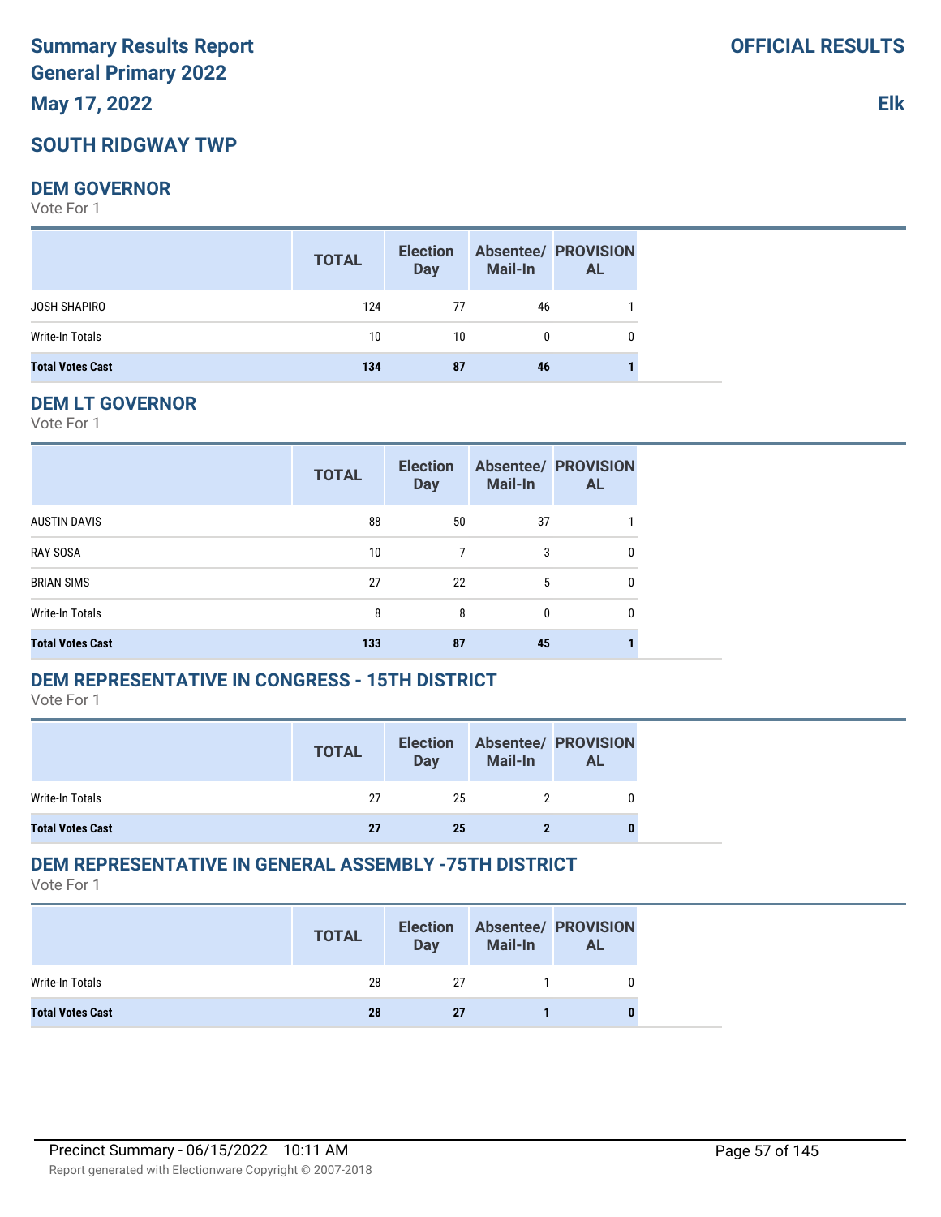# Summary Results Report
# General Primary 2022
# May 17, 2022

**OFFICIAL RESULTS**

**Elk**

## SOUTH RIDGWAY TWP

### DEM GOVERNOR

Vote For 1

| | TOTAL | Election Day | Absentee/ Mail-In | PROVISIONAL |
|---|---|---|---|---|
| JOSH SHAPIRO | 124 | 77 | 46 | 1 |
| Write-In Totals | 10 | 10 | 0 | 0 |
| **Total Votes Cast** | **134** | **87** | **46** | **1** |

### DEM LT GOVERNOR

Vote For 1

| | TOTAL | Election Day | Absentee/ Mail-In | PROVISIONAL |
|---|---|---|---|---|
| AUSTIN DAVIS | 88 | 50 | 37 | 1 |
| RAY SOSA | 10 | 7 | 3 | 0 |
| BRIAN SIMS | 27 | 22 | 5 | 0 |
| Write-In Totals | 8 | 8 | 0 | 0 |
| **Total Votes Cast** | **133** | **87** | **45** | **1** |

### DEM REPRESENTATIVE IN CONGRESS - 15TH DISTRICT

Vote For 1

| | TOTAL | Election Day | Absentee/ Mail-In | PROVISIONAL |
|---|---|---|---|---|
| Write-In Totals | 27 | 25 | 2 | 0 |
| **Total Votes Cast** | **27** | **25** | **2** | **0** |

### DEM REPRESENTATIVE IN GENERAL ASSEMBLY -75TH DISTRICT

Vote For 1

| | TOTAL | Election Day | Absentee/ Mail-In | PROVISIONAL |
|---|---|---|---|---|
| Write-In Totals | 28 | 27 | 1 | 0 |
| **Total Votes Cast** | **28** | **27** | **1** | **0** |

Precinct Summary - 06/15/2022 10:11 AM

Report generated with Electionware Copyright © 2007-2018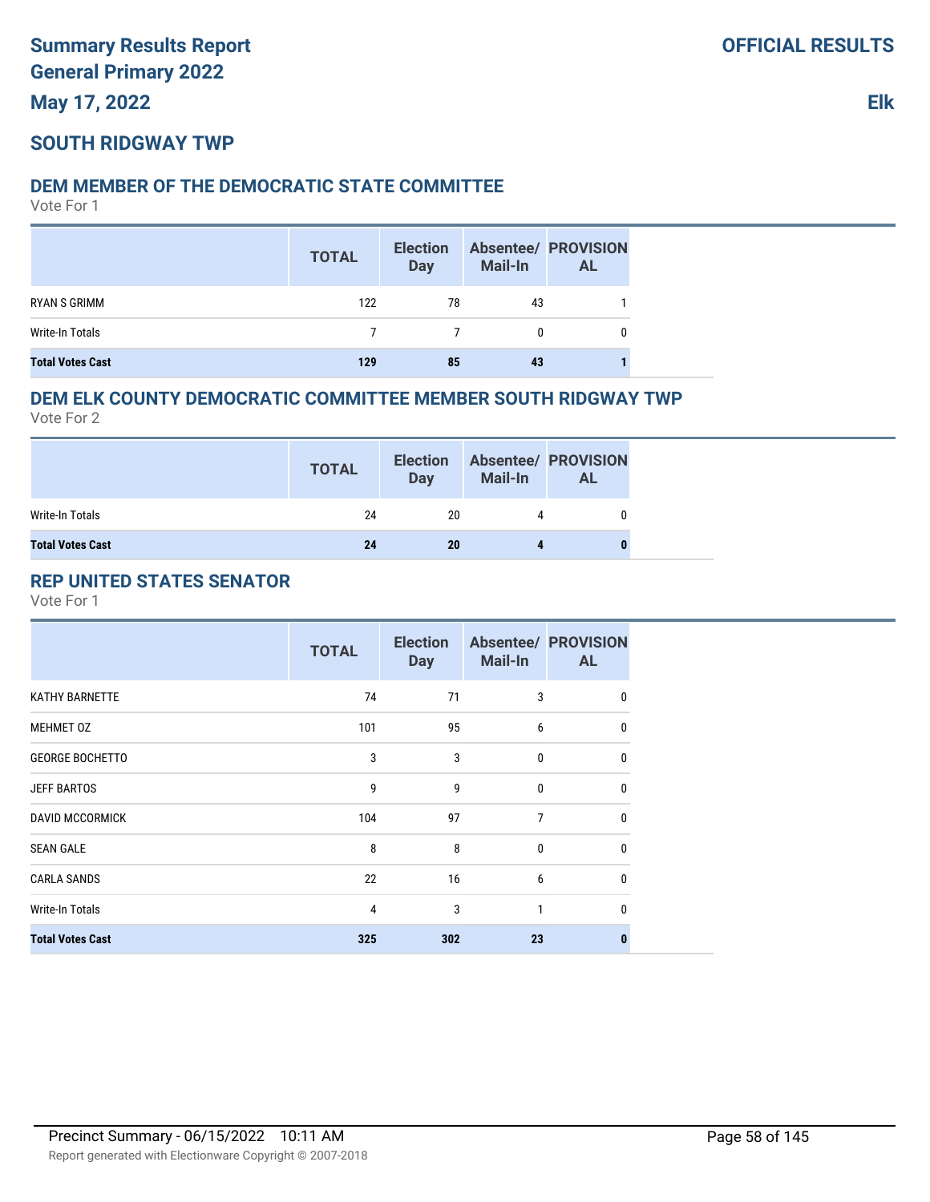# Summary Results Report
## General Primary 2022
## May 17, 2022

**OFFICIAL RESULTS**

**Elk**

## SOUTH RIDGWAY TWP

### DEM MEMBER OF THE DEMOCRATIC STATE COMMITTEE

Vote For 1

| | TOTAL | Election Day | Absentee/ Mail-In | PROVISIONAL |
|---|---|---|---|---|
| RYAN S GRIMM | 122 | 78 | 43 | 1 |
| Write-In Totals | 7 | 7 | 0 | 0 |
| **Total Votes Cast** | **129** | **85** | **43** | **1** |

### DEM ELK COUNTY DEMOCRATIC COMMITTEE MEMBER SOUTH RIDGWAY TWP

Vote For 2

| | TOTAL | Election Day | Absentee/ Mail-In | PROVISIONAL |
|---|---|---|---|---|
| Write-In Totals | 24 | 20 | 4 | 0 |
| **Total Votes Cast** | **24** | **20** | **4** | **0** |

### REP UNITED STATES SENATOR

Vote For 1

| | TOTAL | Election Day | Absentee/ Mail-In | PROVISIONAL |
|---|---|---|---|---|
| KATHY BARNETTE | 74 | 71 | 3 | 0 |
| MEHMET OZ | 101 | 95 | 6 | 0 |
| GEORGE BOCHETTO | 3 | 3 | 0 | 0 |
| JEFF BARTOS | 9 | 9 | 0 | 0 |
| DAVID MCCORMICK | 104 | 97 | 7 | 0 |
| SEAN GALE | 8 | 8 | 0 | 0 |
| CARLA SANDS | 22 | 16 | 6 | 0 |
| Write-In Totals | 4 | 3 | 1 | 0 |
| **Total Votes Cast** | **325** | **302** | **23** | **0** |

Precinct Summary - 06/15/2022 10:11 AM

Report generated with Electionware Copyright © 2007-2018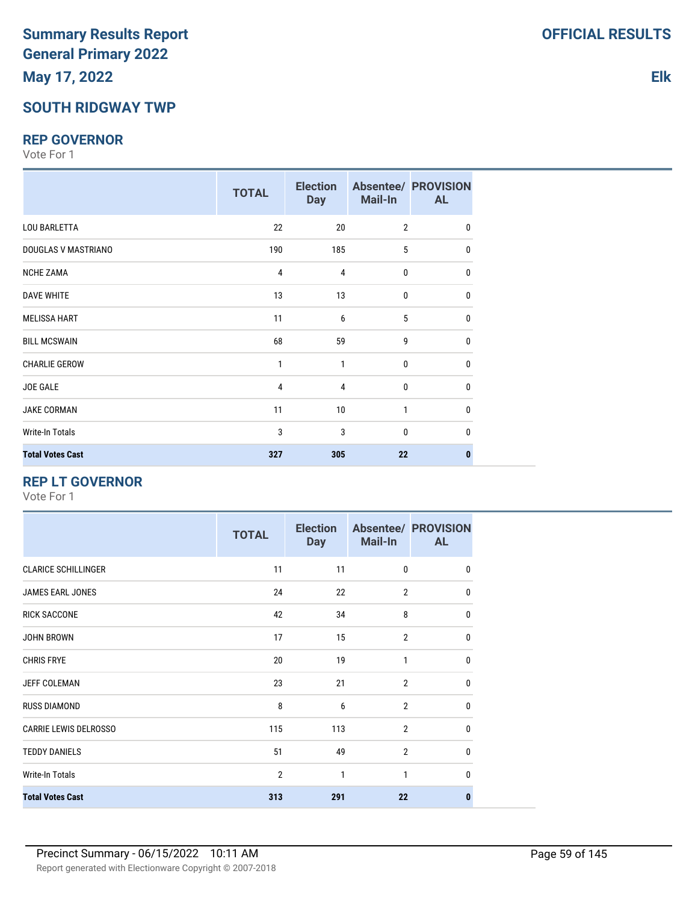# Summary Results Report
# General Primary 2022
# May 17, 2022

**OFFICIAL RESULTS**

**Elk**

## SOUTH RIDGWAY TWP

### REP GOVERNOR

Vote For 1

| | TOTAL | Election Day | Absentee/ Mail-In | PROVISIONAL |
|---|---|---|---|---|
| LOU BARLETTA | 22 | 20 | 2 | 0 |
| DOUGLAS V MASTRIANO | 190 | 185 | 5 | 0 |
| NCHE ZAMA | 4 | 4 | 0 | 0 |
| DAVE WHITE | 13 | 13 | 0 | 0 |
| MELISSA HART | 11 | 6 | 5 | 0 |
| BILL MCSWAIN | 68 | 59 | 9 | 0 |
| CHARLIE GEROW | 1 | 1 | 0 | 0 |
| JOE GALE | 4 | 4 | 0 | 0 |
| JAKE CORMAN | 11 | 10 | 1 | 0 |
| Write-In Totals | 3 | 3 | 0 | 0 |
| **Total Votes Cast** | **327** | **305** | **22** | **0** |

### REP LT GOVERNOR

Vote For 1

| | TOTAL | Election Day | Absentee/ Mail-In | PROVISIONAL |
|---|---|---|---|---|
| CLARICE SCHILLINGER | 11 | 11 | 0 | 0 |
| JAMES EARL JONES | 24 | 22 | 2 | 0 |
| RICK SACCONE | 42 | 34 | 8 | 0 |
| JOHN BROWN | 17 | 15 | 2 | 0 |
| CHRIS FRYE | 20 | 19 | 1 | 0 |
| JEFF COLEMAN | 23 | 21 | 2 | 0 |
| RUSS DIAMOND | 8 | 6 | 2 | 0 |
| CARRIE LEWIS DELROSSO | 115 | 113 | 2 | 0 |
| TEDDY DANIELS | 51 | 49 | 2 | 0 |
| Write-In Totals | 2 | 1 | 1 | 0 |
| **Total Votes Cast** | **313** | **291** | **22** | **0** |

Precinct Summary - 06/15/2022 10:11 AM

Report generated with Electionware Copyright © 2007-2018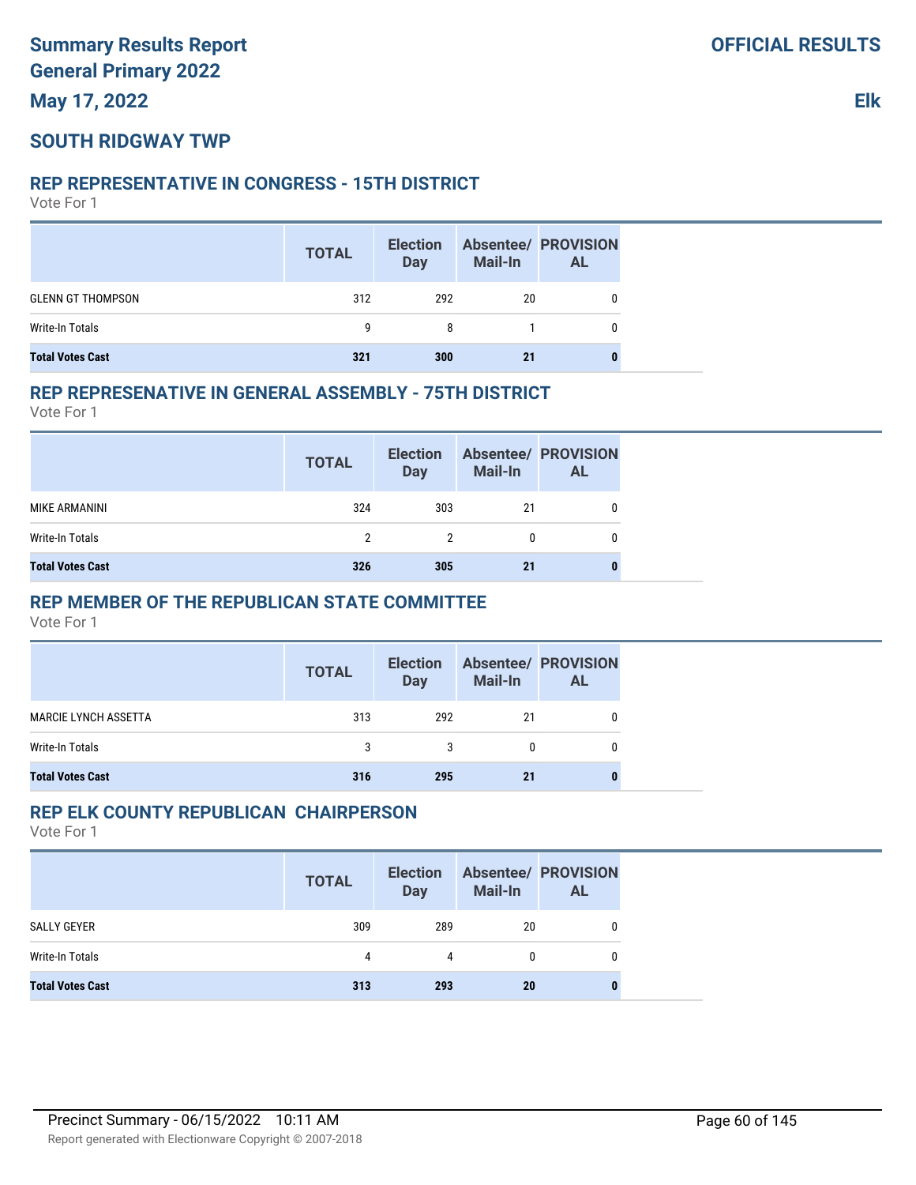# Summary Results Report
# General Primary 2022
# May 17, 2022

**OFFICIAL RESULTS**

**Elk**

## SOUTH RIDGWAY TWP

### REP REPRESENTATIVE IN CONGRESS - 15TH DISTRICT

Vote For 1

| | TOTAL | Election Day | Absentee/ Mail-In | PROVISIONAL |
|---|---|---|---|---|
| GLENN GT THOMPSON | 312 | 292 | 20 | 0 |
| Write-In Totals | 9 | 8 | 1 | 0 |
| **Total Votes Cast** | **321** | **300** | **21** | **0** |

### REP REPRESENATIVE IN GENERAL ASSEMBLY - 75TH DISTRICT

Vote For 1

| | TOTAL | Election Day | Absentee/ Mail-In | PROVISIONAL |
|---|---|---|---|---|
| MIKE ARMANINI | 324 | 303 | 21 | 0 |
| Write-In Totals | 2 | 2 | 0 | 0 |
| **Total Votes Cast** | **326** | **305** | **21** | **0** |

### REP MEMBER OF THE REPUBLICAN STATE COMMITTEE

Vote For 1

| | TOTAL | Election Day | Absentee/ Mail-In | PROVISIONAL |
|---|---|---|---|---|
| MARCIE LYNCH ASSETTA | 313 | 292 | 21 | 0 |
| Write-In Totals | 3 | 3 | 0 | 0 |
| **Total Votes Cast** | **316** | **295** | **21** | **0** |

### REP ELK COUNTY REPUBLICAN CHAIRPERSON

Vote For 1

| | TOTAL | Election Day | Absentee/ Mail-In | PROVISIONAL |
|---|---|---|---|---|
| SALLY GEYER | 309 | 289 | 20 | 0 |
| Write-In Totals | 4 | 4 | 0 | 0 |
| **Total Votes Cast** | **313** | **293** | **20** | **0** |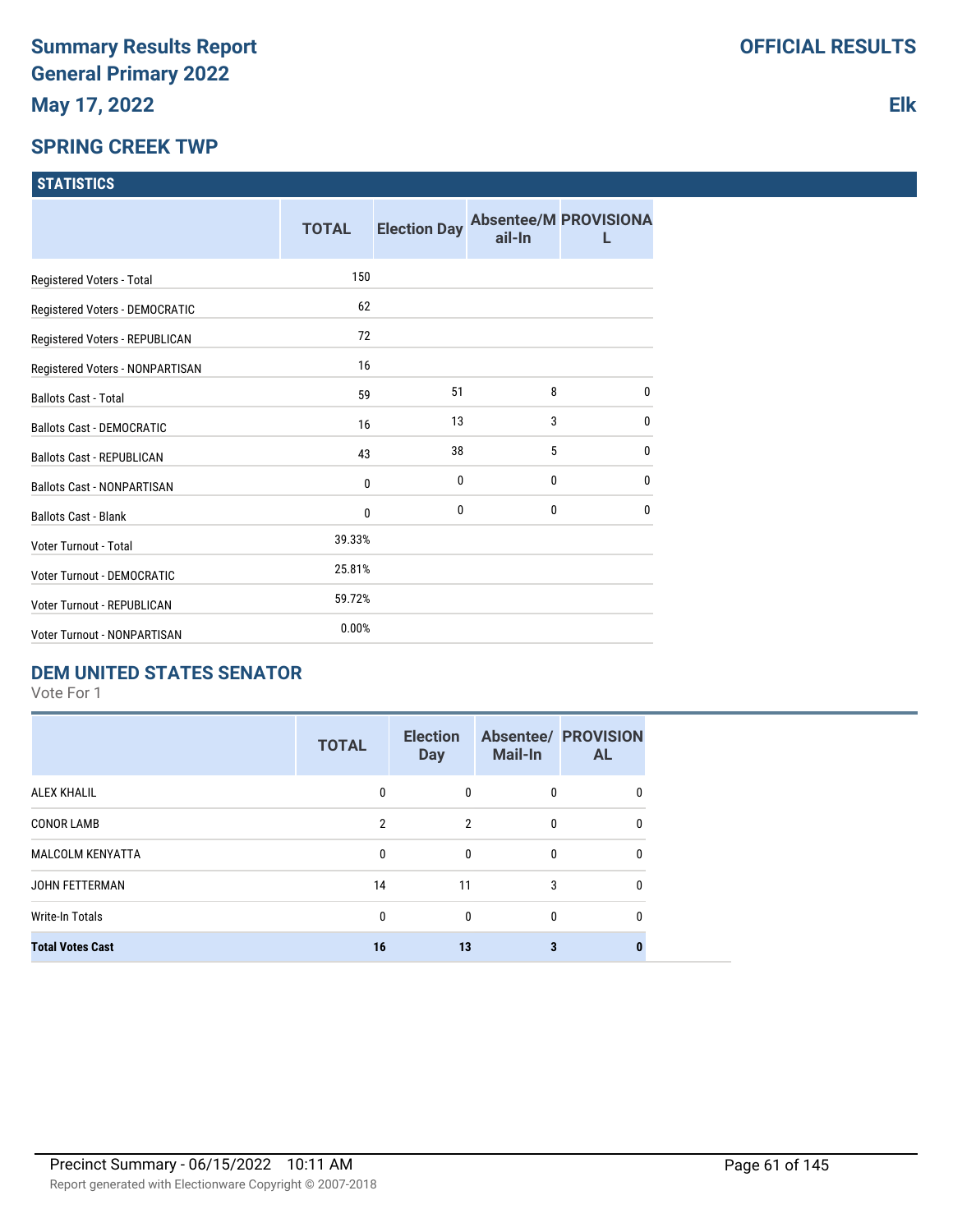# Summary Results Report
## General Primary 2022
## May 17, 2022

**OFFICIAL RESULTS**

**Elk**

## SPRING CREEK TWP

### STATISTICS

| | TOTAL | Election Day | Absentee/Mail-In | PROVISIONAL |
|---|---|---|---|---|
| Registered Voters - Total | 150 | | | |
| Registered Voters - DEMOCRATIC | 62 | | | |
| Registered Voters - REPUBLICAN | 72 | | | |
| Registered Voters - NONPARTISAN | 16 | | | |
| Ballots Cast - Total | 59 | 51 | 8 | 0 |
| Ballots Cast - DEMOCRATIC | 16 | 13 | 3 | 0 |
| Ballots Cast - REPUBLICAN | 43 | 38 | 5 | 0 |
| Ballots Cast - NONPARTISAN | 0 | 0 | 0 | 0 |
| Ballots Cast - Blank | 0 | 0 | 0 | 0 |
| Voter Turnout - Total | 39.33% | | | |
| Voter Turnout - DEMOCRATIC | 25.81% | | | |
| Voter Turnout - REPUBLICAN | 59.72% | | | |
| Voter Turnout - NONPARTISAN | 0.00% | | | |

### DEM UNITED STATES SENATOR

Vote For 1

| | TOTAL | Election Day | Absentee/Mail-In | PROVISIONAL |
|---|---|---|---|---|
| ALEX KHALIL | 0 | 0 | 0 | 0 |
| CONOR LAMB | 2 | 2 | 0 | 0 |
| MALCOLM KENYATTA | 0 | 0 | 0 | 0 |
| JOHN FETTERMAN | 14 | 11 | 3 | 0 |
| Write-In Totals | 0 | 0 | 0 | 0 |
| **Total Votes Cast** | **16** | **13** | **3** | **0** |

Precinct Summary - 06/15/2022 10:11 AM

Report generated with Electionware Copyright © 2007-2018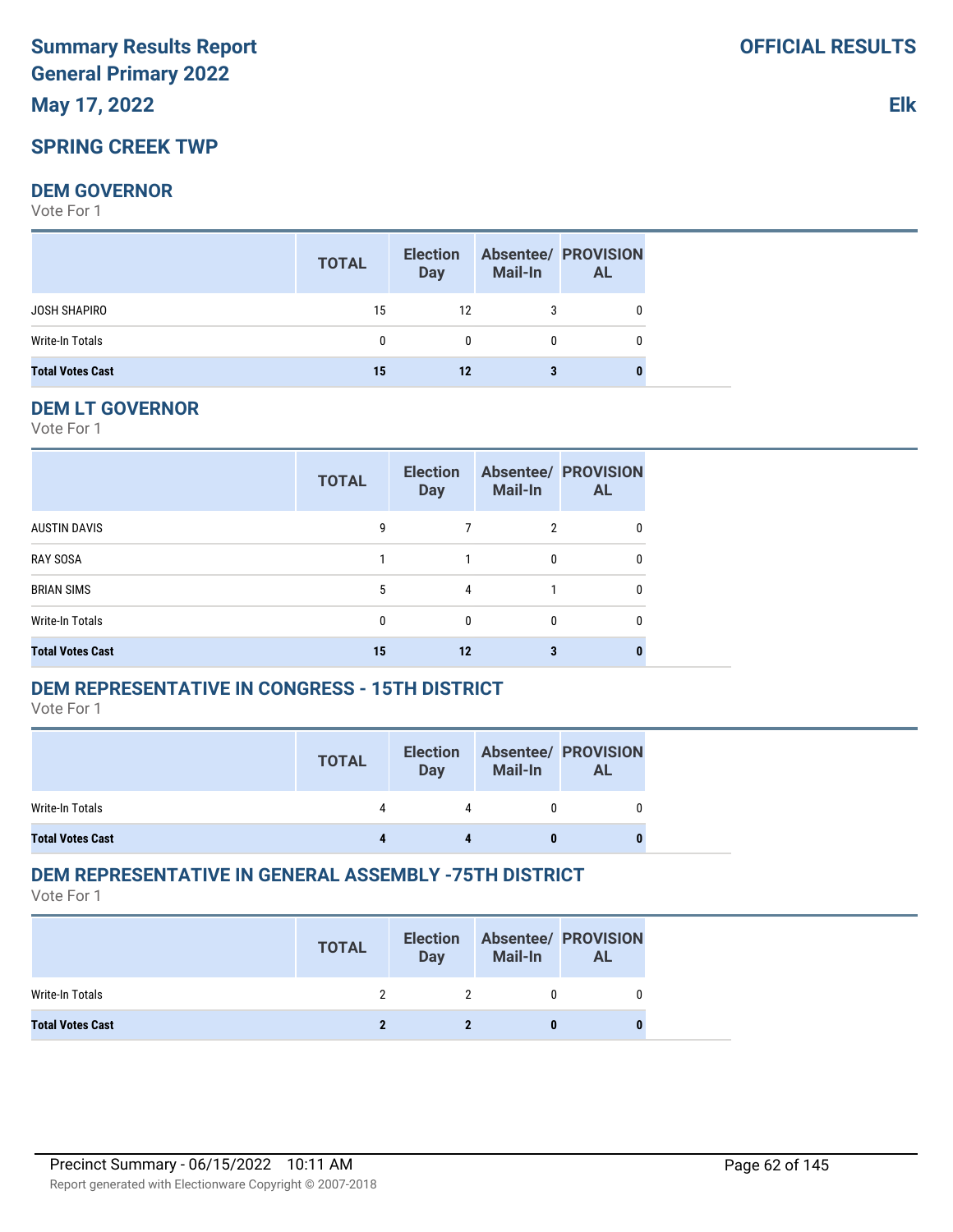# Summary Results Report
# General Primary 2022
# May 17, 2022

**OFFICIAL RESULTS**

**Elk**

## SPRING CREEK TWP

### DEM GOVERNOR
Vote For 1

| | TOTAL | Election Day | Absentee/ Mail-In | PROVISIONAL |
|---|---|---|---|---|
| JOSH SHAPIRO | 15 | 12 | 3 | 0 |
| Write-In Totals | 0 | 0 | 0 | 0 |
| **Total Votes Cast** | **15** | **12** | **3** | **0** |

### DEM LT GOVERNOR
Vote For 1

| | TOTAL | Election Day | Absentee/ Mail-In | PROVISIONAL |
|---|---|---|---|---|
| AUSTIN DAVIS | 9 | 7 | 2 | 0 |
| RAY SOSA | 1 | 1 | 0 | 0 |
| BRIAN SIMS | 5 | 4 | 1 | 0 |
| Write-In Totals | 0 | 0 | 0 | 0 |
| **Total Votes Cast** | **15** | **12** | **3** | **0** |

### DEM REPRESENTATIVE IN CONGRESS - 15TH DISTRICT
Vote For 1

| | TOTAL | Election Day | Absentee/ Mail-In | PROVISIONAL |
|---|---|---|---|---|
| Write-In Totals | 4 | 4 | 0 | 0 |
| **Total Votes Cast** | **4** | **4** | **0** | **0** |

### DEM REPRESENTATIVE IN GENERAL ASSEMBLY -75TH DISTRICT
Vote For 1

| | TOTAL | Election Day | Absentee/ Mail-In | PROVISIONAL |
|---|---|---|---|---|
| Write-In Totals | 2 | 2 | 0 | 0 |
| **Total Votes Cast** | **2** | **2** | **0** | **0** |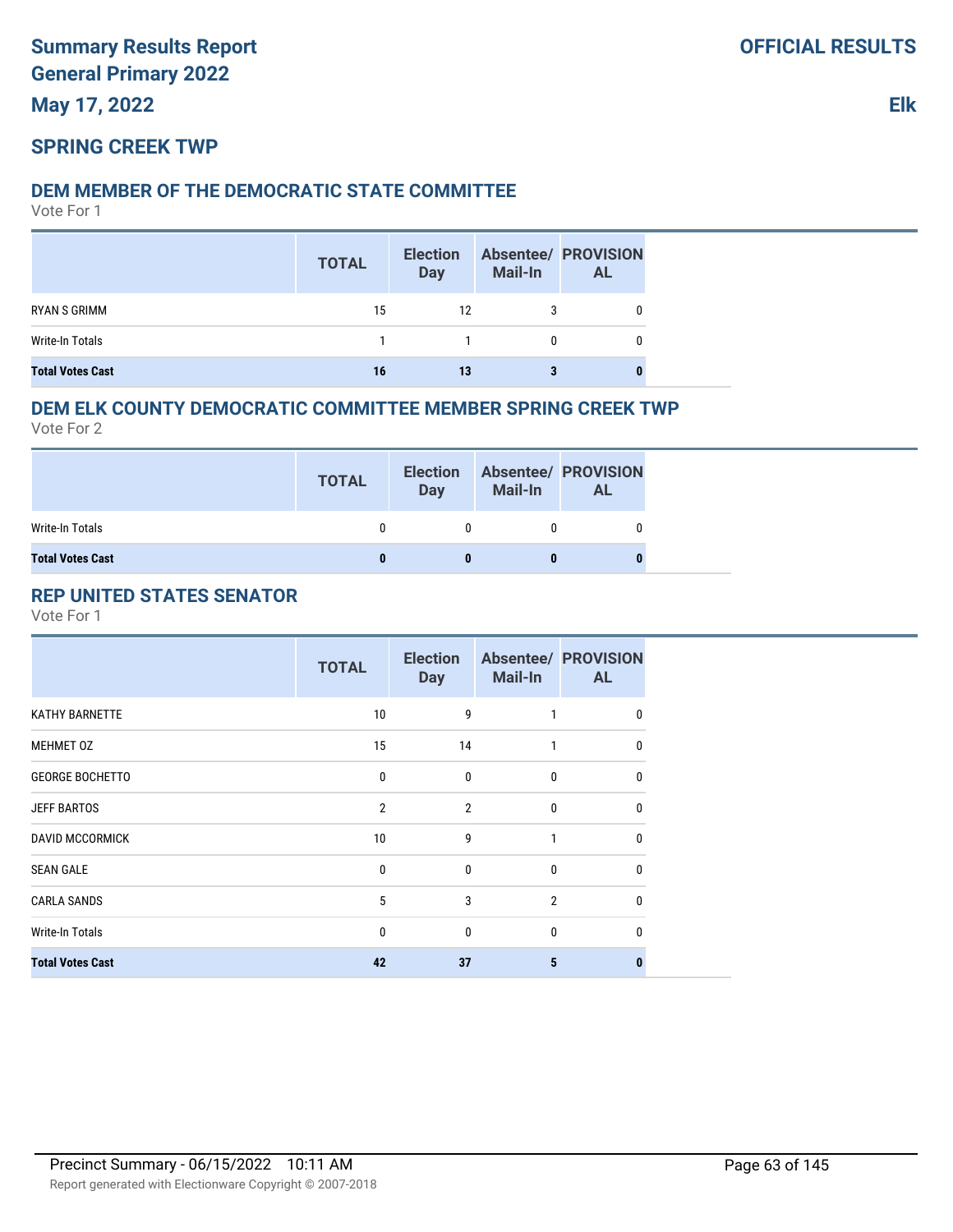# Summary Results Report
# General Primary 2022
# May 17, 2022

**OFFICIAL RESULTS**

**Elk**

## SPRING CREEK TWP

### DEM MEMBER OF THE DEMOCRATIC STATE COMMITTEE

Vote For 1

| | TOTAL | Election Day | Absentee/ Mail-In | PROVISIONAL |
|---|---|---|---|---|
| RYAN S GRIMM | 15 | 12 | 3 | 0 |
| Write-In Totals | 1 | 1 | 0 | 0 |
| **Total Votes Cast** | **16** | **13** | **3** | **0** |

### DEM ELK COUNTY DEMOCRATIC COMMITTEE MEMBER SPRING CREEK TWP

Vote For 2

| | TOTAL | Election Day | Absentee/ Mail-In | PROVISIONAL |
|---|---|---|---|---|
| Write-In Totals | 0 | 0 | 0 | 0 |
| **Total Votes Cast** | **0** | **0** | **0** | **0** |

### REP UNITED STATES SENATOR

Vote For 1

| | TOTAL | Election Day | Absentee/ Mail-In | PROVISIONAL |
|---|---|---|---|---|
| KATHY BARNETTE | 10 | 9 | 1 | 0 |
| MEHMET OZ | 15 | 14 | 1 | 0 |
| GEORGE BOCHETTO | 0 | 0 | 0 | 0 |
| JEFF BARTOS | 2 | 2 | 0 | 0 |
| DAVID MCCORMICK | 10 | 9 | 1 | 0 |
| SEAN GALE | 0 | 0 | 0 | 0 |
| CARLA SANDS | 5 | 3 | 2 | 0 |
| Write-In Totals | 0 | 0 | 0 | 0 |
| **Total Votes Cast** | **42** | **37** | **5** | **0** |

Precinct Summary - 06/15/2022 10:11 AM

Report generated with Electionware Copyright © 2007-2018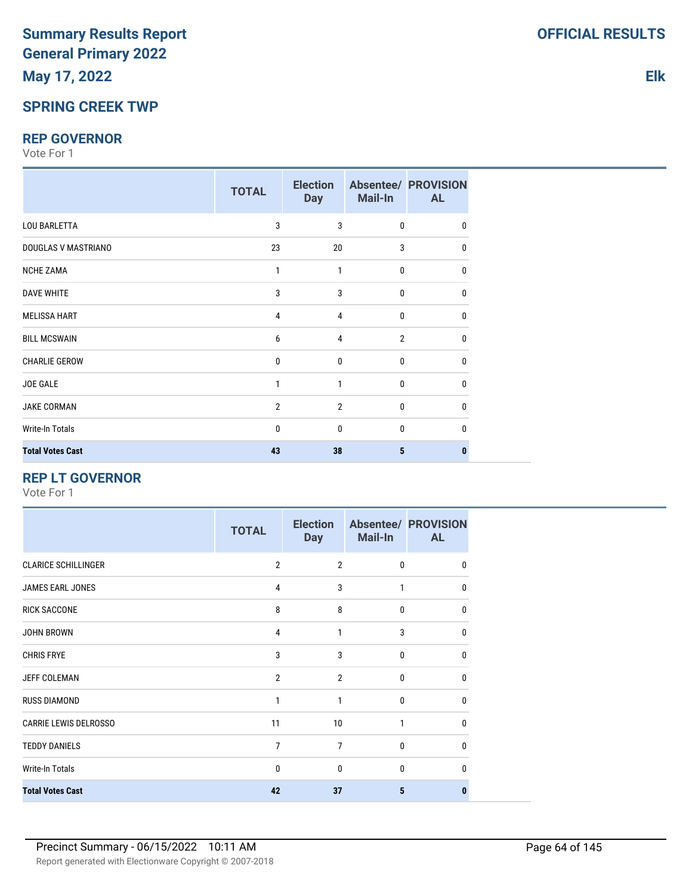# Summary Results Report
# General Primary 2022
## May 17, 2022

**OFFICIAL RESULTS**

**Elk**

## SPRING CREEK TWP

### REP GOVERNOR

Vote For 1

| | TOTAL | Election Day | Absentee/ Mail-In | PROVISIONAL |
|---|---|---|---|---|
| LOU BARLETTA | 3 | 3 | 0 | 0 |
| DOUGLAS V MASTRIANO | 23 | 20 | 3 | 0 |
| NCHE ZAMA | 1 | 1 | 0 | 0 |
| DAVE WHITE | 3 | 3 | 0 | 0 |
| MELISSA HART | 4 | 4 | 0 | 0 |
| BILL MCSWAIN | 6 | 4 | 2 | 0 |
| CHARLIE GEROW | 0 | 0 | 0 | 0 |
| JOE GALE | 1 | 1 | 0 | 0 |
| JAKE CORMAN | 2 | 2 | 0 | 0 |
| Write-In Totals | 0 | 0 | 0 | 0 |
| **Total Votes Cast** | **43** | **38** | **5** | **0** |

### REP LT GOVERNOR

Vote For 1

| | TOTAL | Election Day | Absentee/ Mail-In | PROVISIONAL |
|---|---|---|---|---|
| CLARICE SCHILLINGER | 2 | 2 | 0 | 0 |
| JAMES EARL JONES | 4 | 3 | 1 | 0 |
| RICK SACCONE | 8 | 8 | 0 | 0 |
| JOHN BROWN | 4 | 1 | 3 | 0 |
| CHRIS FRYE | 3 | 3 | 0 | 0 |
| JEFF COLEMAN | 2 | 2 | 0 | 0 |
| RUSS DIAMOND | 1 | 1 | 0 | 0 |
| CARRIE LEWIS DELROSSO | 11 | 10 | 1 | 0 |
| TEDDY DANIELS | 7 | 7 | 0 | 0 |
| Write-In Totals | 0 | 0 | 0 | 0 |
| **Total Votes Cast** | **42** | **37** | **5** | **0** |

Precinct Summary - 06/15/2022 10:11 AM

Report generated with Electionware Copyright © 2007-2018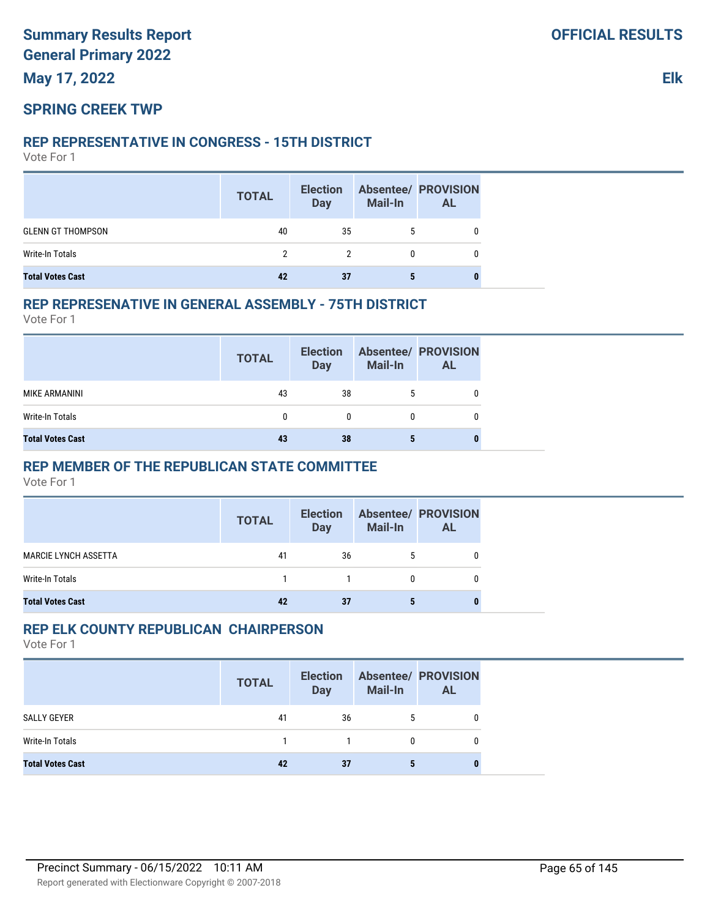# Summary Results Report General Primary 2022

**OFFICIAL RESULTS**

**May 17, 2022**

**Elk**

## SPRING CREEK TWP

### REP REPRESENTATIVE IN CONGRESS - 15TH DISTRICT

Vote For 1

| | TOTAL | Election Day | Absentee/ Mail-In | PROVISIONAL |
|---|---|---|---|---|
| GLENN GT THOMPSON | 40 | 35 | 5 | 0 |
| Write-In Totals | 2 | 2 | 0 | 0 |
| **Total Votes Cast** | **42** | **37** | **5** | **0** |

### REP REPRESENATIVE IN GENERAL ASSEMBLY - 75TH DISTRICT

Vote For 1

| | TOTAL | Election Day | Absentee/ Mail-In | PROVISIONAL |
|---|---|---|---|---|
| MIKE ARMANINI | 43 | 38 | 5 | 0 |
| Write-In Totals | 0 | 0 | 0 | 0 |
| **Total Votes Cast** | **43** | **38** | **5** | **0** |

### REP MEMBER OF THE REPUBLICAN STATE COMMITTEE

Vote For 1

| | TOTAL | Election Day | Absentee/ Mail-In | PROVISIONAL |
|---|---|---|---|---|
| MARCIE LYNCH ASSETTA | 41 | 36 | 5 | 0 |
| Write-In Totals | 1 | 1 | 0 | 0 |
| **Total Votes Cast** | **42** | **37** | **5** | **0** |

### REP ELK COUNTY REPUBLICAN CHAIRPERSON

Vote For 1

| | TOTAL | Election Day | Absentee/ Mail-In | PROVISIONAL |
|---|---|---|---|---|
| SALLY GEYER | 41 | 36 | 5 | 0 |
| Write-In Totals | 1 | 1 | 0 | 0 |
| **Total Votes Cast** | **42** | **37** | **5** | **0** |

Precinct Summary - 06/15/2022 10:11 AM

Report generated with Electionware Copyright © 2007-2018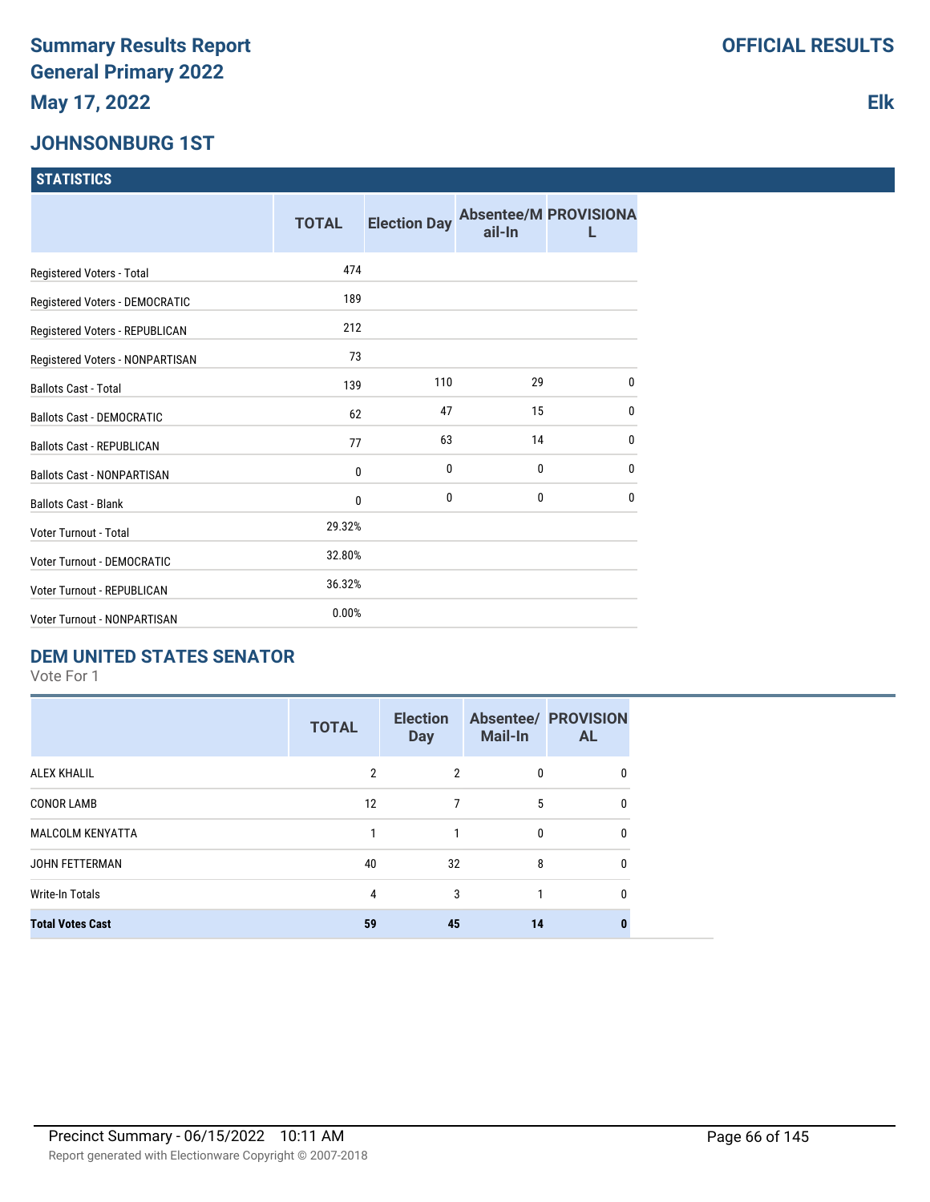# Summary Results Report

# General Primary 2022

# May 17, 2022

**OFFICIAL RESULTS**

**Elk**

## JOHNSONBURG 1ST

### STATISTICS

| | TOTAL | Election Day | Absentee/Mail-In | PROVISIONAL |
|---|---|---|---|---|
| Registered Voters - Total | 474 | | | |
| Registered Voters - DEMOCRATIC | 189 | | | |
| Registered Voters - REPUBLICAN | 212 | | | |
| Registered Voters - NONPARTISAN | 73 | | | |
| Ballots Cast - Total | 139 | 110 | 29 | 0 |
| Ballots Cast - DEMOCRATIC | 62 | 47 | 15 | 0 |
| Ballots Cast - REPUBLICAN | 77 | 63 | 14 | 0 |
| Ballots Cast - NONPARTISAN | 0 | 0 | 0 | 0 |
| Ballots Cast - Blank | 0 | 0 | 0 | 0 |
| Voter Turnout - Total | 29.32% | | | |
| Voter Turnout - DEMOCRATIC | 32.80% | | | |
| Voter Turnout - REPUBLICAN | 36.32% | | | |
| Voter Turnout - NONPARTISAN | 0.00% | | | |

### DEM UNITED STATES SENATOR

Vote For 1

| | TOTAL | Election Day | Absentee/Mail-In | PROVISIONAL |
|---|---|---|---|---|
| ALEX KHALIL | 2 | 2 | 0 | 0 |
| CONOR LAMB | 12 | 7 | 5 | 0 |
| MALCOLM KENYATTA | 1 | 1 | 0 | 0 |
| JOHN FETTERMAN | 40 | 32 | 8 | 0 |
| Write-In Totals | 4 | 3 | 1 | 0 |
| **Total Votes Cast** | **59** | **45** | **14** | **0** |

Precinct Summary - 06/15/2022 10:11 AM

Report generated with Electionware Copyright © 2007-2018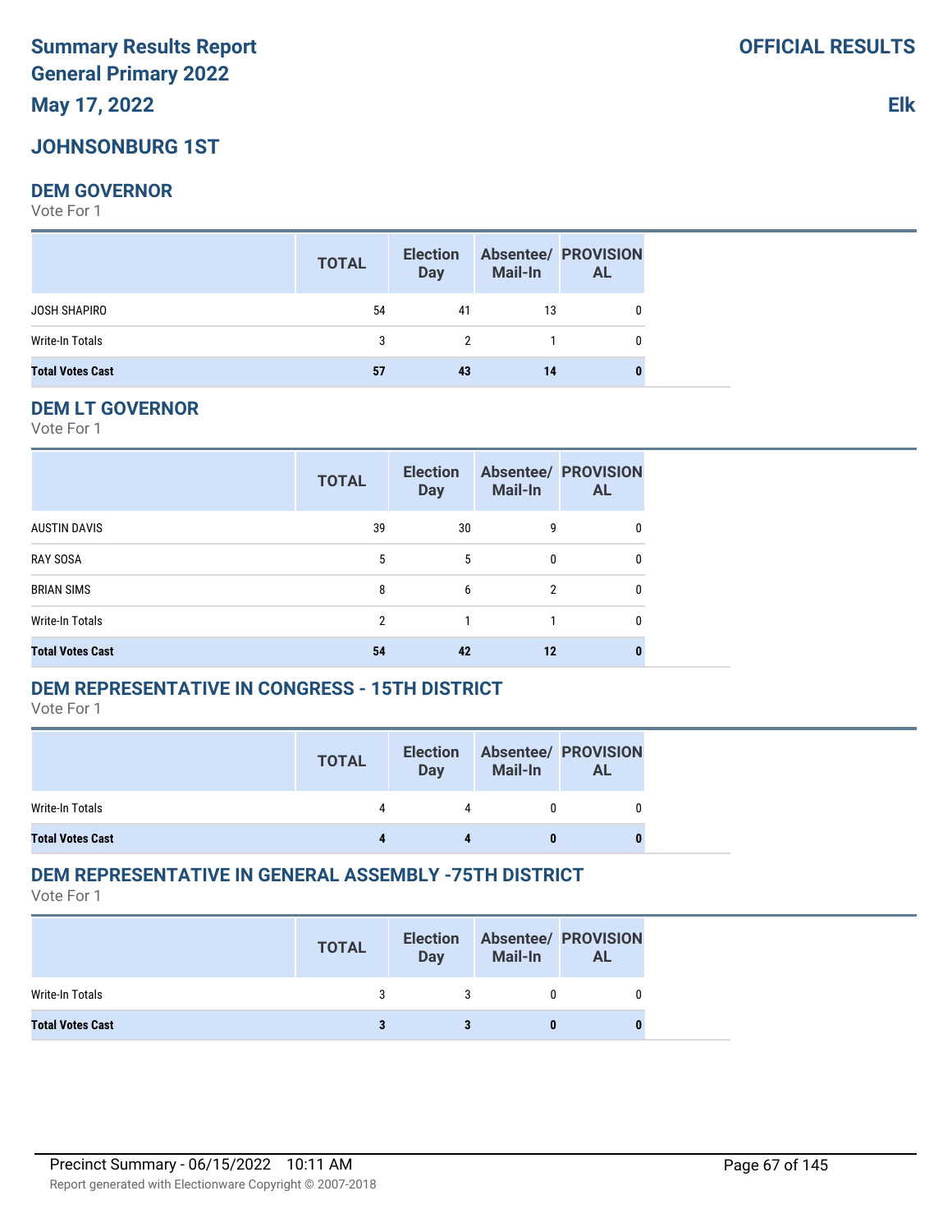# Summary Results Report
# General Primary 2022
# May 17, 2022

**OFFICIAL RESULTS**

**Elk**

## JOHNSONBURG 1ST

### DEM GOVERNOR

Vote For 1

| | TOTAL | Election Day | Absentee/ Mail-In | PROVISIONAL |
|---|---|---|---|---|
| JOSH SHAPIRO | 54 | 41 | 13 | 0 |
| Write-In Totals | 3 | 2 | 1 | 0 |
| **Total Votes Cast** | **57** | **43** | **14** | **0** |

### DEM LT GOVERNOR

Vote For 1

| | TOTAL | Election Day | Absentee/ Mail-In | PROVISIONAL |
|---|---|---|---|---|
| AUSTIN DAVIS | 39 | 30 | 9 | 0 |
| RAY SOSA | 5 | 5 | 0 | 0 |
| BRIAN SIMS | 8 | 6 | 2 | 0 |
| Write-In Totals | 2 | 1 | 1 | 0 |
| **Total Votes Cast** | **54** | **42** | **12** | **0** |

### DEM REPRESENTATIVE IN CONGRESS - 15TH DISTRICT

Vote For 1

| | TOTAL | Election Day | Absentee/ Mail-In | PROVISIONAL |
|---|---|---|---|---|
| Write-In Totals | 4 | 4 | 0 | 0 |
| **Total Votes Cast** | **4** | **4** | **0** | **0** |

### DEM REPRESENTATIVE IN GENERAL ASSEMBLY -75TH DISTRICT

Vote For 1

| | TOTAL | Election Day | Absentee/ Mail-In | PROVISIONAL |
|---|---|---|---|---|
| Write-In Totals | 3 | 3 | 0 | 0 |
| **Total Votes Cast** | **3** | **3** | **0** | **0** |

Precinct Summary - 06/15/2022 10:11 AM

Report generated with Electionware Copyright © 2007-2018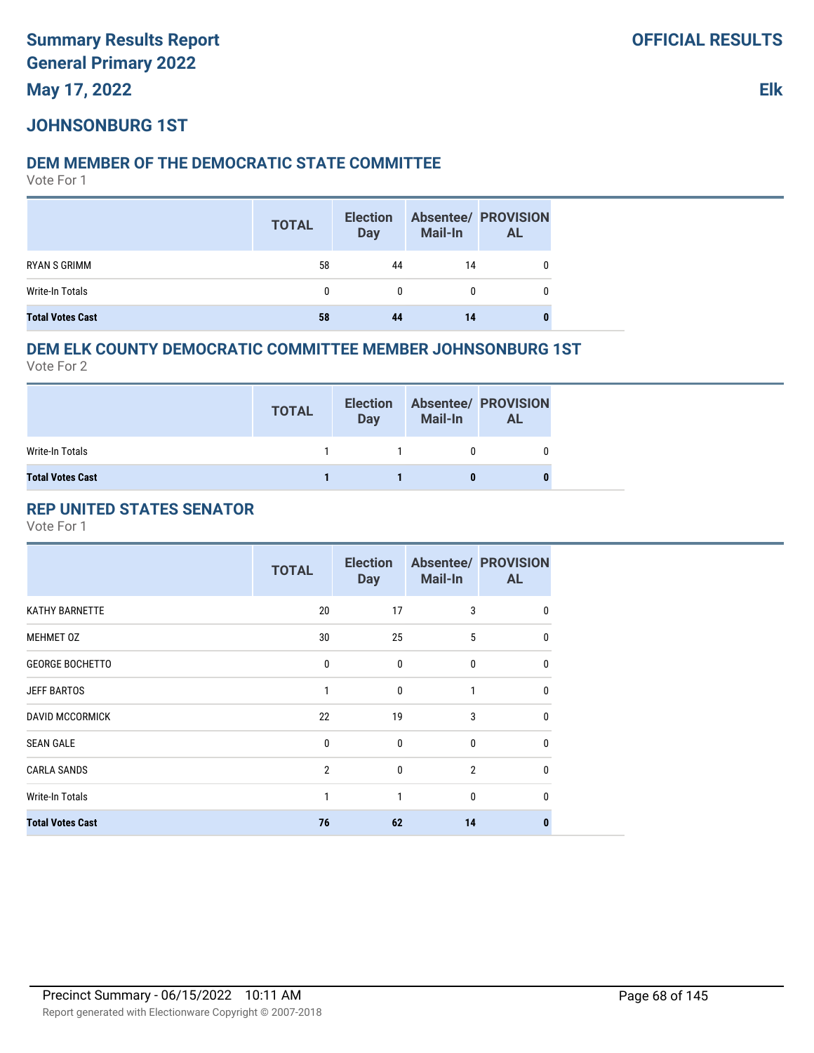# Summary Results Report

**General Primary 2022**

**May 17, 2022**

**OFFICIAL RESULTS**

**Elk**

## JOHNSONBURG 1ST

### DEM MEMBER OF THE DEMOCRATIC STATE COMMITTEE

Vote For 1

| | TOTAL | Election Day | Absentee/ Mail-In | PROVISIONAL |
|---|---|---|---|---|
| RYAN S GRIMM | 58 | 44 | 14 | 0 |
| Write-In Totals | 0 | 0 | 0 | 0 |
| **Total Votes Cast** | **58** | **44** | **14** | **0** |

### DEM ELK COUNTY DEMOCRATIC COMMITTEE MEMBER JOHNSONBURG 1ST

Vote For 2

| | TOTAL | Election Day | Absentee/ Mail-In | PROVISIONAL |
|---|---|---|---|---|
| Write-In Totals | 1 | 1 | 0 | 0 |
| **Total Votes Cast** | **1** | **1** | **0** | **0** |

### REP UNITED STATES SENATOR

Vote For 1

| | TOTAL | Election Day | Absentee/ Mail-In | PROVISIONAL |
|---|---|---|---|---|
| KATHY BARNETTE | 20 | 17 | 3 | 0 |
| MEHMET OZ | 30 | 25 | 5 | 0 |
| GEORGE BOCHETTO | 0 | 0 | 0 | 0 |
| JEFF BARTOS | 1 | 0 | 1 | 0 |
| DAVID MCCORMICK | 22 | 19 | 3 | 0 |
| SEAN GALE | 0 | 0 | 0 | 0 |
| CARLA SANDS | 2 | 0 | 2 | 0 |
| Write-In Totals | 1 | 1 | 0 | 0 |
| **Total Votes Cast** | **76** | **62** | **14** | **0** |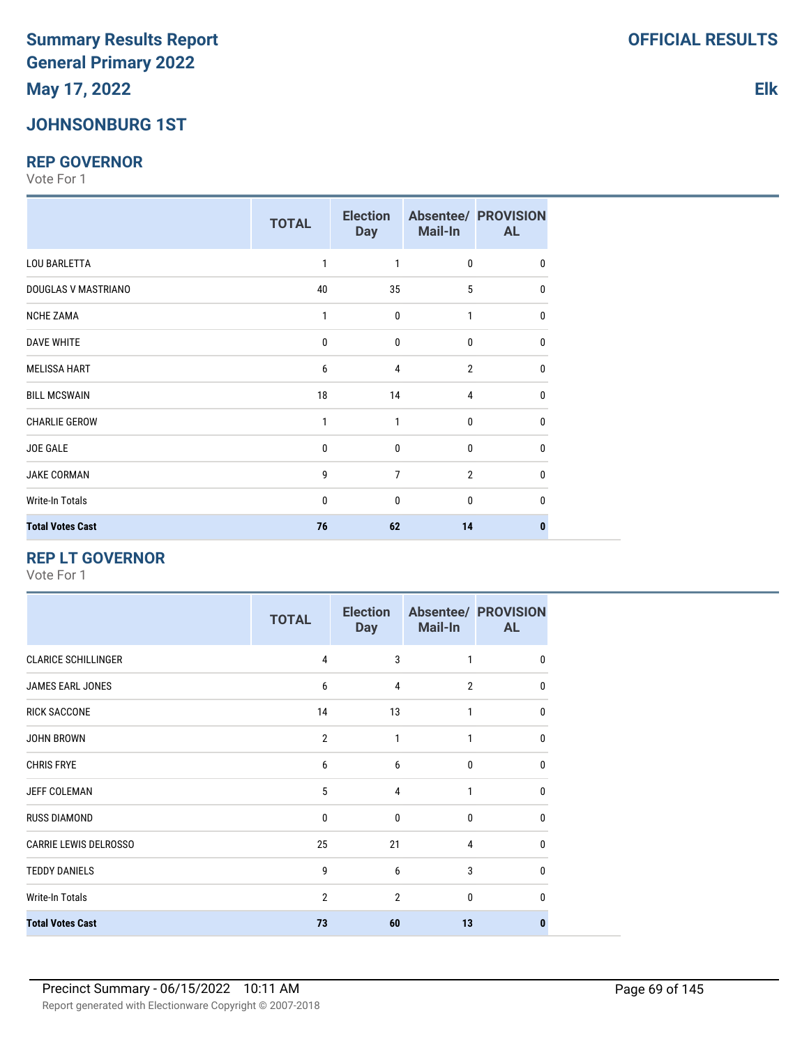# Summary Results Report

## General Primary 2022

**May 17, 2022**

**OFFICIAL RESULTS**

**Elk**

## JOHNSONBURG 1ST

### REP GOVERNOR

Vote For 1

| | TOTAL | Election Day | Absentee/ Mail-In | PROVISIONAL |
|---|---|---|---|---|
| LOU BARLETTA | 1 | 1 | 0 | 0 |
| DOUGLAS V MASTRIANO | 40 | 35 | 5 | 0 |
| NCHE ZAMA | 1 | 0 | 1 | 0 |
| DAVE WHITE | 0 | 0 | 0 | 0 |
| MELISSA HART | 6 | 4 | 2 | 0 |
| BILL MCSWAIN | 18 | 14 | 4 | 0 |
| CHARLIE GEROW | 1 | 1 | 0 | 0 |
| JOE GALE | 0 | 0 | 0 | 0 |
| JAKE CORMAN | 9 | 7 | 2 | 0 |
| Write-In Totals | 0 | 0 | 0 | 0 |
| **Total Votes Cast** | **76** | **62** | **14** | **0** |

### REP LT GOVERNOR

Vote For 1

| | TOTAL | Election Day | Absentee/ Mail-In | PROVISIONAL |
|---|---|---|---|---|
| CLARICE SCHILLINGER | 4 | 3 | 1 | 0 |
| JAMES EARL JONES | 6 | 4 | 2 | 0 |
| RICK SACCONE | 14 | 13 | 1 | 0 |
| JOHN BROWN | 2 | 1 | 1 | 0 |
| CHRIS FRYE | 6 | 6 | 0 | 0 |
| JEFF COLEMAN | 5 | 4 | 1 | 0 |
| RUSS DIAMOND | 0 | 0 | 0 | 0 |
| CARRIE LEWIS DELROSSO | 25 | 21 | 4 | 0 |
| TEDDY DANIELS | 9 | 6 | 3 | 0 |
| Write-In Totals | 2 | 2 | 0 | 0 |
| **Total Votes Cast** | **73** | **60** | **13** | **0** |

Precinct Summary - 06/15/2022 10:11 AM

Report generated with Electionware Copyright © 2007-2018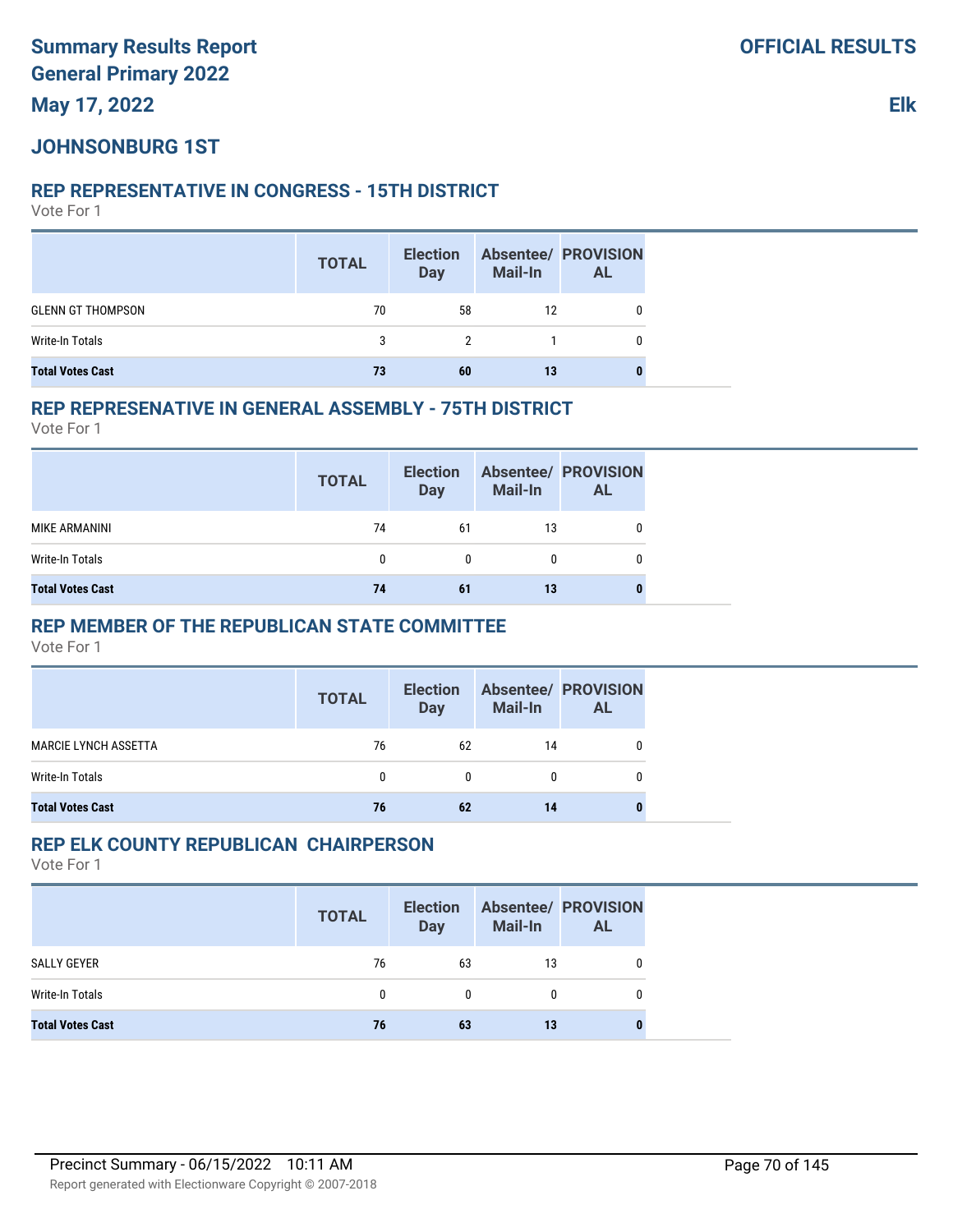# Summary Results Report

# General Primary 2022

## May 17, 2022

**OFFICIAL RESULTS**

**Elk**

## JOHNSONBURG 1ST

### REP REPRESENTATIVE IN CONGRESS - 15TH DISTRICT

Vote For 1

| | TOTAL | Election Day | Absentee/ Mail-In | PROVISIONAL |
|---|---|---|---|---|
| GLENN GT THOMPSON | 70 | 58 | 12 | 0 |
| Write-In Totals | 3 | 2 | 1 | 0 |
| **Total Votes Cast** | **73** | **60** | **13** | **0** |

### REP REPRESENATIVE IN GENERAL ASSEMBLY - 75TH DISTRICT

Vote For 1

| | TOTAL | Election Day | Absentee/ Mail-In | PROVISIONAL |
|---|---|---|---|---|
| MIKE ARMANINI | 74 | 61 | 13 | 0 |
| Write-In Totals | 0 | 0 | 0 | 0 |
| **Total Votes Cast** | **74** | **61** | **13** | **0** |

### REP MEMBER OF THE REPUBLICAN STATE COMMITTEE

Vote For 1

| | TOTAL | Election Day | Absentee/ Mail-In | PROVISIONAL |
|---|---|---|---|---|
| MARCIE LYNCH ASSETTA | 76 | 62 | 14 | 0 |
| Write-In Totals | 0 | 0 | 0 | 0 |
| **Total Votes Cast** | **76** | **62** | **14** | **0** |

### REP ELK COUNTY REPUBLICAN CHAIRPERSON

Vote For 1

| | TOTAL | Election Day | Absentee/ Mail-In | PROVISIONAL |
|---|---|---|---|---|
| SALLY GEYER | 76 | 63 | 13 | 0 |
| Write-In Totals | 0 | 0 | 0 | 0 |
| **Total Votes Cast** | **76** | **63** | **13** | **0** |

Precinct Summary - 06/15/2022 10:11 AM

Report generated with Electionware Copyright © 2007-2018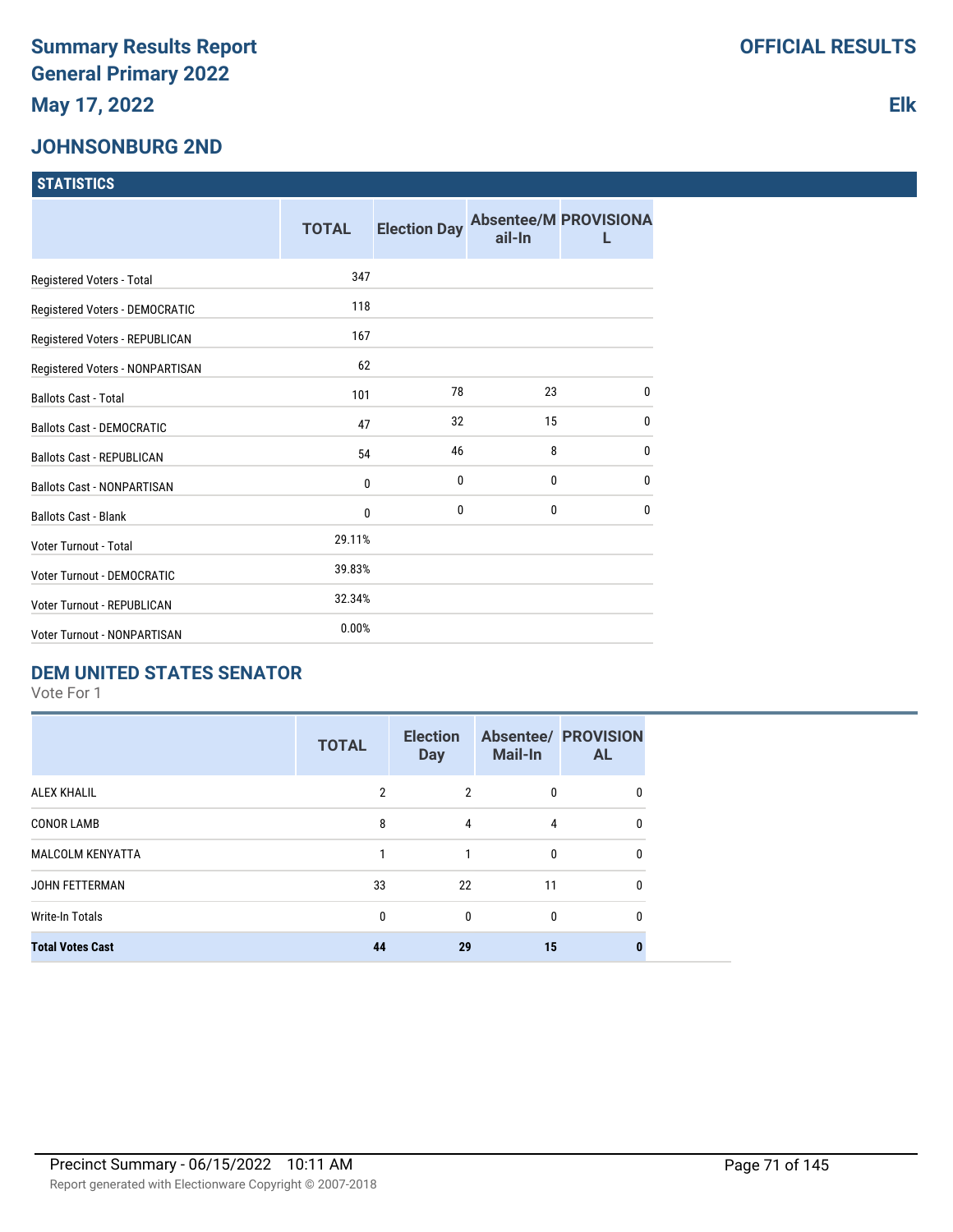# Summary Results Report
## General Primary 2022
## May 17, 2022

**OFFICIAL RESULTS**

**Elk**

## JOHNSONBURG 2ND

### STATISTICS

| | TOTAL | Election Day | Absentee/Mail-In | PROVISIONAL |
|---|---|---|---|---|
| Registered Voters - Total | 347 | | | |
| Registered Voters - DEMOCRATIC | 118 | | | |
| Registered Voters - REPUBLICAN | 167 | | | |
| Registered Voters - NONPARTISAN | 62 | | | |
| Ballots Cast - Total | 101 | 78 | 23 | 0 |
| Ballots Cast - DEMOCRATIC | 47 | 32 | 15 | 0 |
| Ballots Cast - REPUBLICAN | 54 | 46 | 8 | 0 |
| Ballots Cast - NONPARTISAN | 0 | 0 | 0 | 0 |
| Ballots Cast - Blank | 0 | 0 | 0 | 0 |
| Voter Turnout - Total | 29.11% | | | |
| Voter Turnout - DEMOCRATIC | 39.83% | | | |
| Voter Turnout - REPUBLICAN | 32.34% | | | |
| Voter Turnout - NONPARTISAN | 0.00% | | | |

### DEM UNITED STATES SENATOR

Vote For 1

| | TOTAL | Election Day | Absentee/Mail-In | PROVISIONAL |
|---|---|---|---|---|
| ALEX KHALIL | 2 | 2 | 0 | 0 |
| CONOR LAMB | 8 | 4 | 4 | 0 |
| MALCOLM KENYATTA | 1 | 1 | 0 | 0 |
| JOHN FETTERMAN | 33 | 22 | 11 | 0 |
| Write-In Totals | 0 | 0 | 0 | 0 |
| **Total Votes Cast** | **44** | **29** | **15** | **0** |

Precinct Summary - 06/15/2022 10:11 AM

Report generated with Electionware Copyright © 2007-2018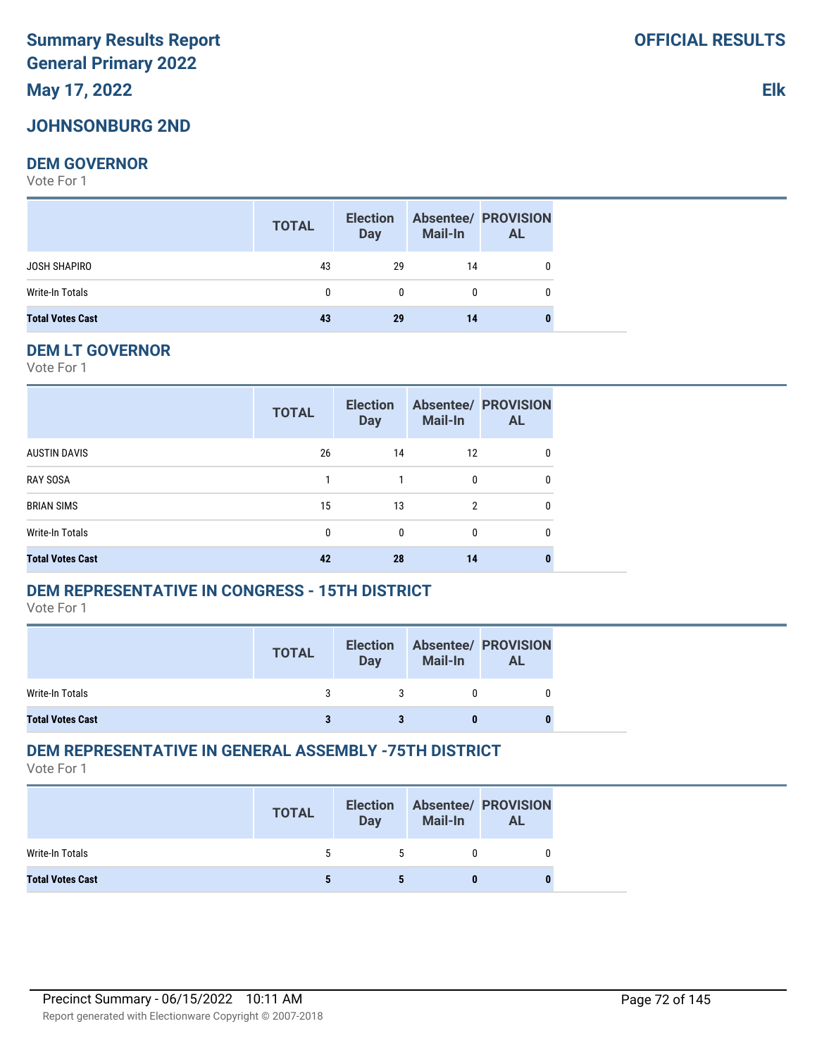# Summary Results Report
## General Primary 2022
## May 17, 2022

**OFFICIAL RESULTS**

**Elk**

## JOHNSONBURG 2ND

### DEM GOVERNOR

Vote For 1

| | TOTAL | Election Day | Absentee/ Mail-In | PROVISIONAL |
|---|---|---|---|---|
| JOSH SHAPIRO | 43 | 29 | 14 | 0 |
| Write-In Totals | 0 | 0 | 0 | 0 |
| **Total Votes Cast** | **43** | **29** | **14** | **0** |

### DEM LT GOVERNOR

Vote For 1

| | TOTAL | Election Day | Absentee/ Mail-In | PROVISIONAL |
|---|---|---|---|---|
| AUSTIN DAVIS | 26 | 14 | 12 | 0 |
| RAY SOSA | 1 | 1 | 0 | 0 |
| BRIAN SIMS | 15 | 13 | 2 | 0 |
| Write-In Totals | 0 | 0 | 0 | 0 |
| **Total Votes Cast** | **42** | **28** | **14** | **0** |

### DEM REPRESENTATIVE IN CONGRESS - 15TH DISTRICT

Vote For 1

| | TOTAL | Election Day | Absentee/ Mail-In | PROVISIONAL |
|---|---|---|---|---|
| Write-In Totals | 3 | 3 | 0 | 0 |
| **Total Votes Cast** | **3** | **3** | **0** | **0** |

### DEM REPRESENTATIVE IN GENERAL ASSEMBLY -75TH DISTRICT

Vote For 1

| | TOTAL | Election Day | Absentee/ Mail-In | PROVISIONAL |
|---|---|---|---|---|
| Write-In Totals | 5 | 5 | 0 | 0 |
| **Total Votes Cast** | **5** | **5** | **0** | **0** |

Precinct Summary - 06/15/2022 10:11 AM

Report generated with Electionware Copyright © 2007-2018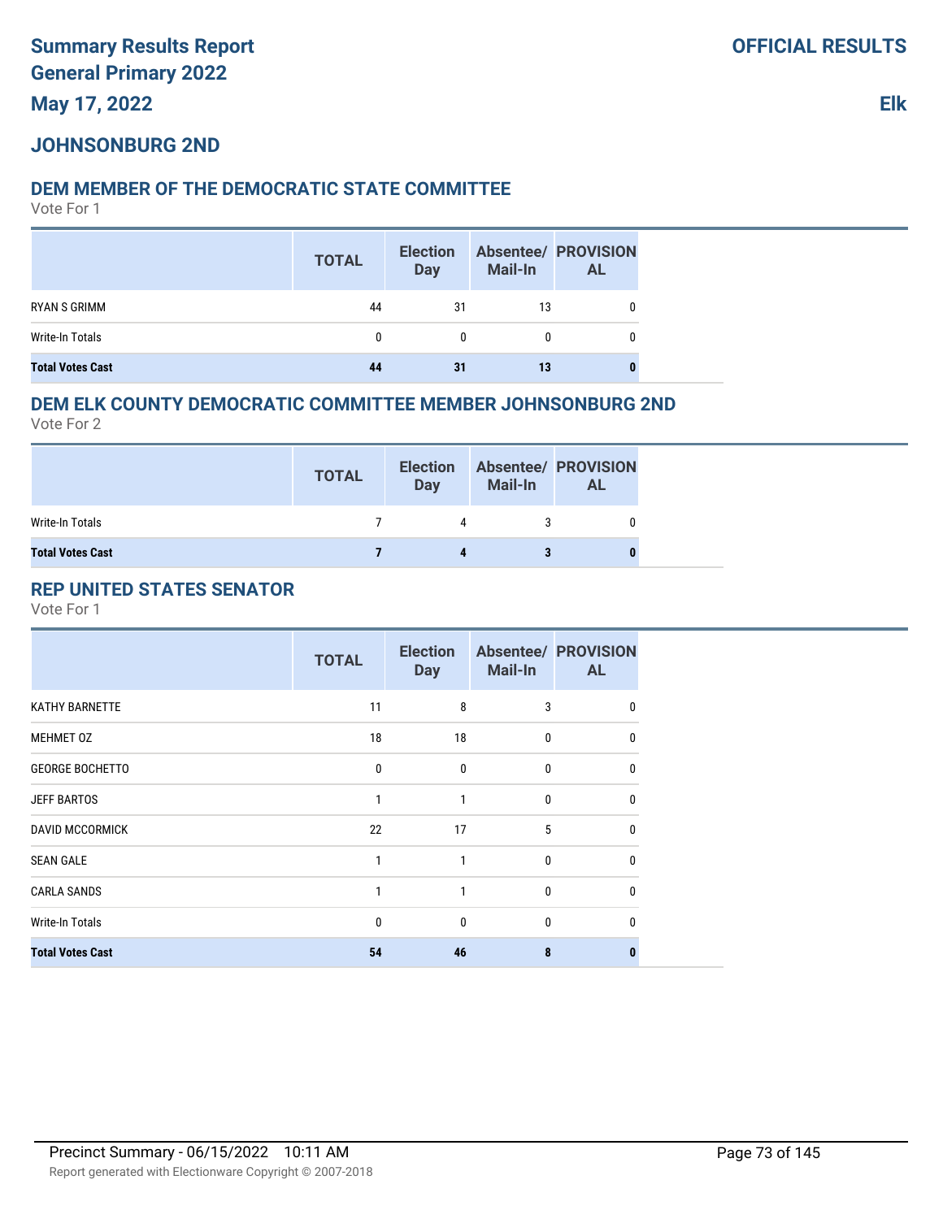# Summary Results Report
# General Primary 2022
# May 17, 2022

**OFFICIAL RESULTS**

**Elk**

## JOHNSONBURG 2ND

### DEM MEMBER OF THE DEMOCRATIC STATE COMMITTEE

Vote For 1

| | TOTAL | Election Day | Absentee/ Mail-In | PROVISIONAL |
|---|---|---|---|---|
| RYAN S GRIMM | 44 | 31 | 13 | 0 |
| Write-In Totals | 0 | 0 | 0 | 0 |
| **Total Votes Cast** | **44** | **31** | **13** | **0** |

### DEM ELK COUNTY DEMOCRATIC COMMITTEE MEMBER JOHNSONBURG 2ND

Vote For 2

| | TOTAL | Election Day | Absentee/ Mail-In | PROVISIONAL |
|---|---|---|---|---|
| Write-In Totals | 7 | 4 | 3 | 0 |
| **Total Votes Cast** | **7** | **4** | **3** | **0** |

### REP UNITED STATES SENATOR

Vote For 1

| | TOTAL | Election Day | Absentee/ Mail-In | PROVISIONAL |
|---|---|---|---|---|
| KATHY BARNETTE | 11 | 8 | 3 | 0 |
| MEHMET OZ | 18 | 18 | 0 | 0 |
| GEORGE BOCHETTO | 0 | 0 | 0 | 0 |
| JEFF BARTOS | 1 | 1 | 0 | 0 |
| DAVID MCCORMICK | 22 | 17 | 5 | 0 |
| SEAN GALE | 1 | 1 | 0 | 0 |
| CARLA SANDS | 1 | 1 | 0 | 0 |
| Write-In Totals | 0 | 0 | 0 | 0 |
| **Total Votes Cast** | **54** | **46** | **8** | **0** |

Precinct Summary - 06/15/2022 10:11 AM

Report generated with Electionware Copyright © 2007-2018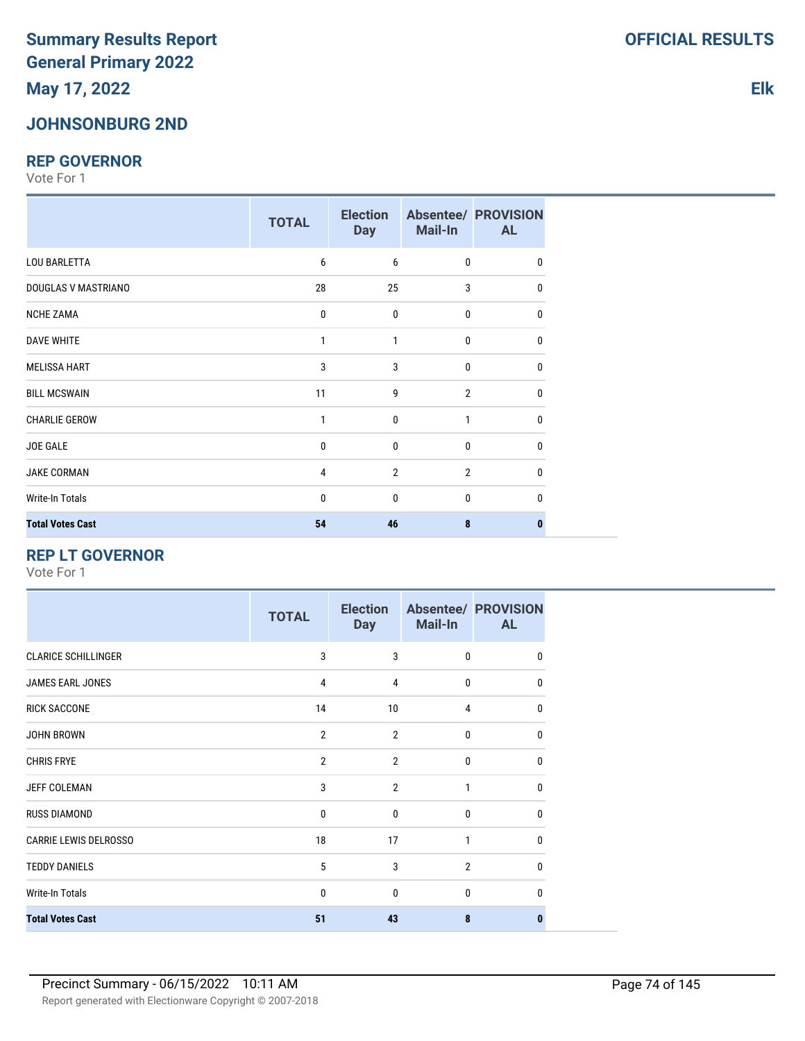# Summary Results Report

## General Primary 2022

## May 17, 2022

**OFFICIAL RESULTS**

**Elk**

## JOHNSONBURG 2ND

### REP GOVERNOR

Vote For 1

| | TOTAL | Election Day | Absentee/ Mail-In | PROVISIONAL |
|---|---|---|---|---|
| LOU BARLETTA | 6 | 6 | 0 | 0 |
| DOUGLAS V MASTRIANO | 28 | 25 | 3 | 0 |
| NCHE ZAMA | 0 | 0 | 0 | 0 |
| DAVE WHITE | 1 | 1 | 0 | 0 |
| MELISSA HART | 3 | 3 | 0 | 0 |
| BILL MCSWAIN | 11 | 9 | 2 | 0 |
| CHARLIE GEROW | 1 | 0 | 1 | 0 |
| JOE GALE | 0 | 0 | 0 | 0 |
| JAKE CORMAN | 4 | 2 | 2 | 0 |
| Write-In Totals | 0 | 0 | 0 | 0 |
| **Total Votes Cast** | **54** | **46** | **8** | **0** |

### REP LT GOVERNOR

Vote For 1

| | TOTAL | Election Day | Absentee/ Mail-In | PROVISIONAL |
|---|---|---|---|---|
| CLARICE SCHILLINGER | 3 | 3 | 0 | 0 |
| JAMES EARL JONES | 4 | 4 | 0 | 0 |
| RICK SACCONE | 14 | 10 | 4 | 0 |
| JOHN BROWN | 2 | 2 | 0 | 0 |
| CHRIS FRYE | 2 | 2 | 0 | 0 |
| JEFF COLEMAN | 3 | 2 | 1 | 0 |
| RUSS DIAMOND | 0 | 0 | 0 | 0 |
| CARRIE LEWIS DELROSSO | 18 | 17 | 1 | 0 |
| TEDDY DANIELS | 5 | 3 | 2 | 0 |
| Write-In Totals | 0 | 0 | 0 | 0 |
| **Total Votes Cast** | **51** | **43** | **8** | **0** |

Precinct Summary - 06/15/2022 10:11 AM

Report generated with Electionware Copyright © 2007-2018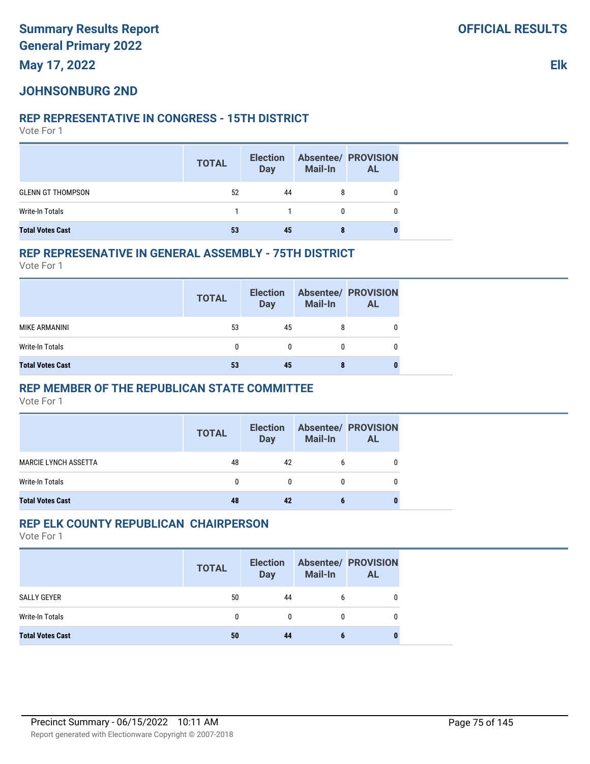# Summary Results Report

**General Primary 2022**

**May 17, 2022**

**OFFICIAL RESULTS**

**Elk**

## JOHNSONBURG 2ND

### REP REPRESENTATIVE IN CONGRESS - 15TH DISTRICT

Vote For 1

| | TOTAL | Election Day | Absentee/ Mail-In | PROVISIONAL |
|---|---|---|---|---|
| GLENN GT THOMPSON | 52 | 44 | 8 | 0 |
| Write-In Totals | 1 | 1 | 0 | 0 |
| **Total Votes Cast** | **53** | **45** | **8** | **0** |

### REP REPRESENATIVE IN GENERAL ASSEMBLY - 75TH DISTRICT

Vote For 1

| | TOTAL | Election Day | Absentee/ Mail-In | PROVISIONAL |
|---|---|---|---|---|
| MIKE ARMANINI | 53 | 45 | 8 | 0 |
| Write-In Totals | 0 | 0 | 0 | 0 |
| **Total Votes Cast** | **53** | **45** | **8** | **0** |

### REP MEMBER OF THE REPUBLICAN STATE COMMITTEE

Vote For 1

| | TOTAL | Election Day | Absentee/ Mail-In | PROVISIONAL |
|---|---|---|---|---|
| MARCIE LYNCH ASSETTA | 48 | 42 | 6 | 0 |
| Write-In Totals | 0 | 0 | 0 | 0 |
| **Total Votes Cast** | **48** | **42** | **6** | **0** |

### REP ELK COUNTY REPUBLICAN CHAIRPERSON

Vote For 1

| | TOTAL | Election Day | Absentee/ Mail-In | PROVISIONAL |
|---|---|---|---|---|
| SALLY GEYER | 50 | 44 | 6 | 0 |
| Write-In Totals | 0 | 0 | 0 | 0 |
| **Total Votes Cast** | **50** | **44** | **6** | **0** |

Precinct Summary - 06/15/2022 10:11 AM

Report generated with Electionware Copyright © 2007-2018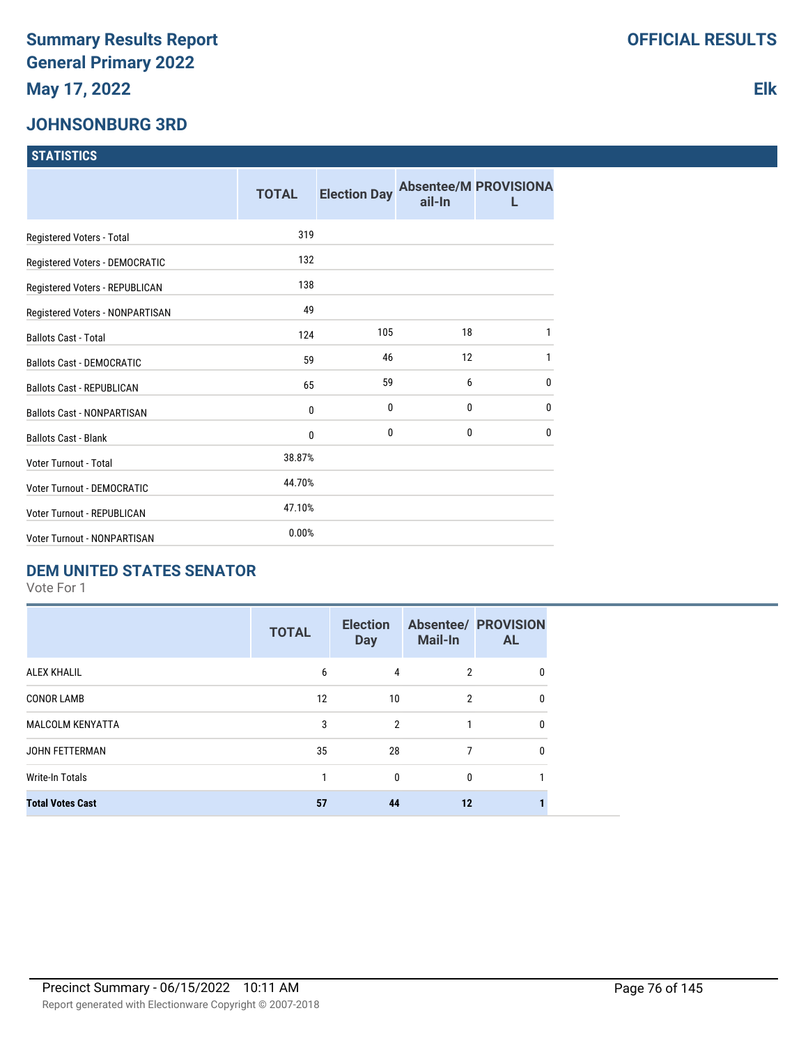# Summary Results Report
# General Primary 2022
# May 17, 2022

**OFFICIAL RESULTS**

**Elk**

## JOHNSONBURG 3RD

### STATISTICS

| | TOTAL | Election Day | Absentee/Mail-In | PROVISIONAL |
|---|---|---|---|---|
| Registered Voters - Total | 319 | | | |
| Registered Voters - DEMOCRATIC | 132 | | | |
| Registered Voters - REPUBLICAN | 138 | | | |
| Registered Voters - NONPARTISAN | 49 | | | |
| Ballots Cast - Total | 124 | 105 | 18 | 1 |
| Ballots Cast - DEMOCRATIC | 59 | 46 | 12 | 1 |
| Ballots Cast - REPUBLICAN | 65 | 59 | 6 | 0 |
| Ballots Cast - NONPARTISAN | 0 | 0 | 0 | 0 |
| Ballots Cast - Blank | 0 | 0 | 0 | 0 |
| Voter Turnout - Total | 38.87% | | | |
| Voter Turnout - DEMOCRATIC | 44.70% | | | |
| Voter Turnout - REPUBLICAN | 47.10% | | | |
| Voter Turnout - NONPARTISAN | 0.00% | | | |

### DEM UNITED STATES SENATOR

Vote For 1

| | TOTAL | Election Day | Absentee/Mail-In | PROVISIONAL |
|---|---|---|---|---|
| ALEX KHALIL | 6 | 4 | 2 | 0 |
| CONOR LAMB | 12 | 10 | 2 | 0 |
| MALCOLM KENYATTA | 3 | 2 | 1 | 0 |
| JOHN FETTERMAN | 35 | 28 | 7 | 0 |
| Write-In Totals | 1 | 0 | 0 | 1 |
| **Total Votes Cast** | **57** | **44** | **12** | **1** |

Precinct Summary - 06/15/2022 10:11 AM

Report generated with Electionware Copyright © 2007-2018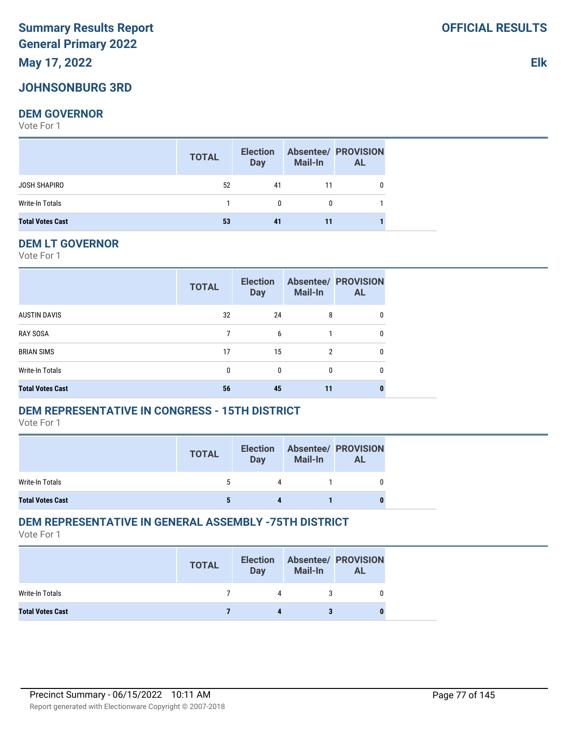# Summary Results Report
## General Primary 2022
## May 17, 2022

**OFFICIAL RESULTS**

**Elk**

## JOHNSONBURG 3RD

### DEM GOVERNOR

Vote For 1

| | TOTAL | Election Day | Absentee/ Mail-In | PROVISIONAL |
|---|---|---|---|---|
| JOSH SHAPIRO | 52 | 41 | 11 | 0 |
| Write-In Totals | 1 | 0 | 0 | 1 |
| **Total Votes Cast** | **53** | **41** | **11** | **1** |

### DEM LT GOVERNOR

Vote For 1

| | TOTAL | Election Day | Absentee/ Mail-In | PROVISIONAL |
|---|---|---|---|---|
| AUSTIN DAVIS | 32 | 24 | 8 | 0 |
| RAY SOSA | 7 | 6 | 1 | 0 |
| BRIAN SIMS | 17 | 15 | 2 | 0 |
| Write-In Totals | 0 | 0 | 0 | 0 |
| **Total Votes Cast** | **56** | **45** | **11** | **0** |

### DEM REPRESENTATIVE IN CONGRESS - 15TH DISTRICT

Vote For 1

| | TOTAL | Election Day | Absentee/ Mail-In | PROVISIONAL |
|---|---|---|---|---|
| Write-In Totals | 5 | 4 | 1 | 0 |
| **Total Votes Cast** | **5** | **4** | **1** | **0** |

### DEM REPRESENTATIVE IN GENERAL ASSEMBLY -75TH DISTRICT

Vote For 1

| | TOTAL | Election Day | Absentee/ Mail-In | PROVISIONAL |
|---|---|---|---|---|
| Write-In Totals | 7 | 4 | 3 | 0 |
| **Total Votes Cast** | **7** | **4** | **3** | **0** |

Precinct Summary - 06/15/2022 10:11 AM

Report generated with Electionware Copyright © 2007-2018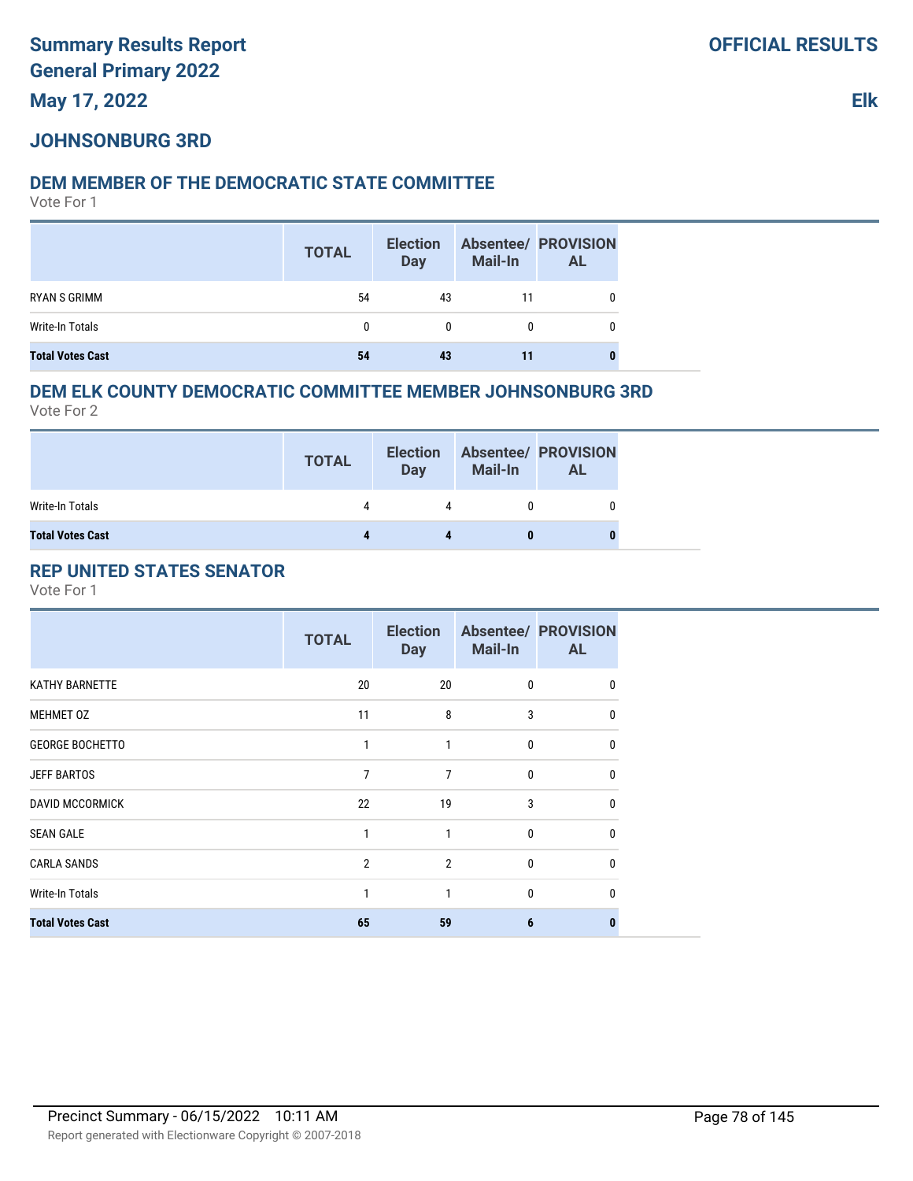# Summary Results Report
# General Primary 2022
# May 17, 2022

**OFFICIAL RESULTS**

**Elk**

## JOHNSONBURG 3RD

### DEM MEMBER OF THE DEMOCRATIC STATE COMMITTEE

Vote For 1

| | TOTAL | Election Day | Absentee/ Mail-In | PROVISIONAL |
|---|---|---|---|---|
| RYAN S GRIMM | 54 | 43 | 11 | 0 |
| Write-In Totals | 0 | 0 | 0 | 0 |
| **Total Votes Cast** | **54** | **43** | **11** | **0** |

### DEM ELK COUNTY DEMOCRATIC COMMITTEE MEMBER JOHNSONBURG 3RD

Vote For 2

| | TOTAL | Election Day | Absentee/ Mail-In | PROVISIONAL |
|---|---|---|---|---|
| Write-In Totals | 4 | 4 | 0 | 0 |
| **Total Votes Cast** | **4** | **4** | **0** | **0** |

### REP UNITED STATES SENATOR

Vote For 1

| | TOTAL | Election Day | Absentee/ Mail-In | PROVISIONAL |
|---|---|---|---|---|
| KATHY BARNETTE | 20 | 20 | 0 | 0 |
| MEHMET OZ | 11 | 8 | 3 | 0 |
| GEORGE BOCHETTO | 1 | 1 | 0 | 0 |
| JEFF BARTOS | 7 | 7 | 0 | 0 |
| DAVID MCCORMICK | 22 | 19 | 3 | 0 |
| SEAN GALE | 1 | 1 | 0 | 0 |
| CARLA SANDS | 2 | 2 | 0 | 0 |
| Write-In Totals | 1 | 1 | 0 | 0 |
| **Total Votes Cast** | **65** | **59** | **6** | **0** |

Precinct Summary - 06/15/2022 10:11 AM

Report generated with Electionware Copyright © 2007-2018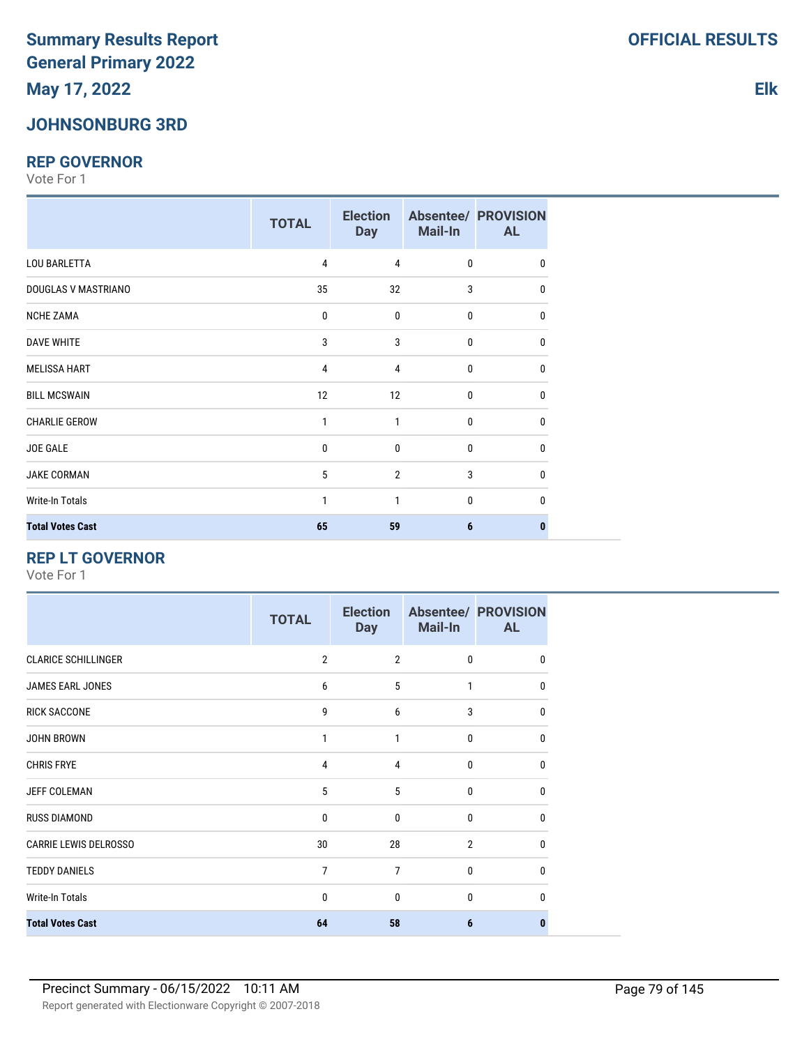# Summary Results Report

**OFFICIAL RESULTS**

**General Primary 2022**

**May 17, 2022**

**Elk**

## JOHNSONBURG 3RD

### REP GOVERNOR

Vote For 1

| | TOTAL | Election Day | Absentee/ Mail-In | PROVISIONAL |
|---|---|---|---|---|
| LOU BARLETTA | 4 | 4 | 0 | 0 |
| DOUGLAS V MASTRIANO | 35 | 32 | 3 | 0 |
| NCHE ZAMA | 0 | 0 | 0 | 0 |
| DAVE WHITE | 3 | 3 | 0 | 0 |
| MELISSA HART | 4 | 4 | 0 | 0 |
| BILL MCSWAIN | 12 | 12 | 0 | 0 |
| CHARLIE GEROW | 1 | 1 | 0 | 0 |
| JOE GALE | 0 | 0 | 0 | 0 |
| JAKE CORMAN | 5 | 2 | 3 | 0 |
| Write-In Totals | 1 | 1 | 0 | 0 |
| **Total Votes Cast** | **65** | **59** | **6** | **0** |

### REP LT GOVERNOR

Vote For 1

| | TOTAL | Election Day | Absentee/ Mail-In | PROVISIONAL |
|---|---|---|---|---|
| CLARICE SCHILLINGER | 2 | 2 | 0 | 0 |
| JAMES EARL JONES | 6 | 5 | 1 | 0 |
| RICK SACCONE | 9 | 6 | 3 | 0 |
| JOHN BROWN | 1 | 1 | 0 | 0 |
| CHRIS FRYE | 4 | 4 | 0 | 0 |
| JEFF COLEMAN | 5 | 5 | 0 | 0 |
| RUSS DIAMOND | 0 | 0 | 0 | 0 |
| CARRIE LEWIS DELROSSO | 30 | 28 | 2 | 0 |
| TEDDY DANIELS | 7 | 7 | 0 | 0 |
| Write-In Totals | 0 | 0 | 0 | 0 |
| **Total Votes Cast** | **64** | **58** | **6** | **0** |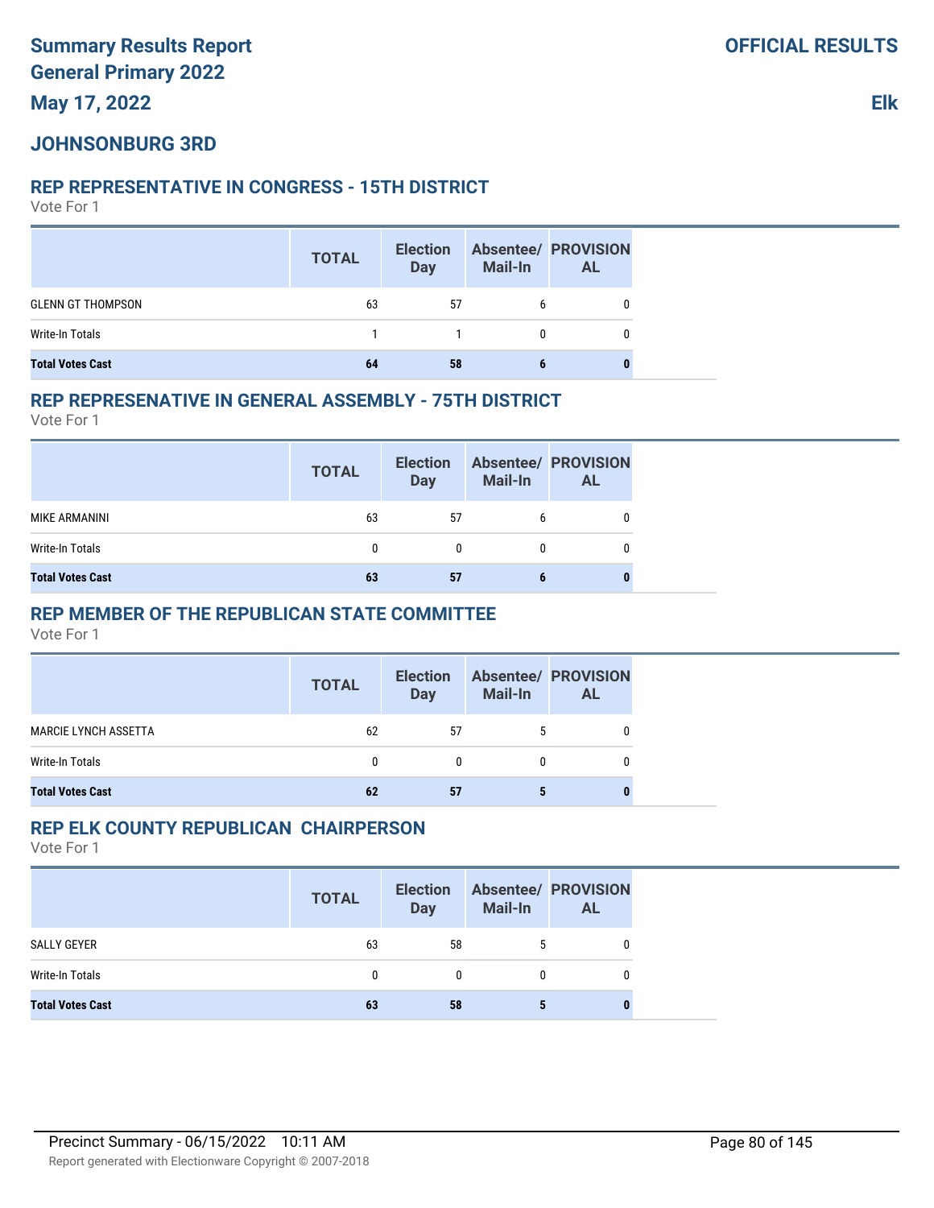# Summary Results Report
# General Primary 2022
# May 17, 2022

**OFFICIAL RESULTS**

**Elk**

## JOHNSONBURG 3RD

### REP REPRESENTATIVE IN CONGRESS - 15TH DISTRICT

Vote For 1

| | TOTAL | Election Day | Absentee/ Mail-In | PROVISIONAL |
|---|---|---|---|---|
| GLENN GT THOMPSON | 63 | 57 | 6 | 0 |
| Write-In Totals | 1 | 1 | 0 | 0 |
| **Total Votes Cast** | **64** | **58** | **6** | **0** |

### REP REPRESENATIVE IN GENERAL ASSEMBLY - 75TH DISTRICT

Vote For 1

| | TOTAL | Election Day | Absentee/ Mail-In | PROVISIONAL |
|---|---|---|---|---|
| MIKE ARMANINI | 63 | 57 | 6 | 0 |
| Write-In Totals | 0 | 0 | 0 | 0 |
| **Total Votes Cast** | **63** | **57** | **6** | **0** |

### REP MEMBER OF THE REPUBLICAN STATE COMMITTEE

Vote For 1

| | TOTAL | Election Day | Absentee/ Mail-In | PROVISIONAL |
|---|---|---|---|---|
| MARCIE LYNCH ASSETTA | 62 | 57 | 5 | 0 |
| Write-In Totals | 0 | 0 | 0 | 0 |
| **Total Votes Cast** | **62** | **57** | **5** | **0** |

### REP ELK COUNTY REPUBLICAN CHAIRPERSON

Vote For 1

| | TOTAL | Election Day | Absentee/ Mail-In | PROVISIONAL |
|---|---|---|---|---|
| SALLY GEYER | 63 | 58 | 5 | 0 |
| Write-In Totals | 0 | 0 | 0 | 0 |
| **Total Votes Cast** | **63** | **58** | **5** | **0** |

Precinct Summary - 06/15/2022 10:11 AM

Report generated with Electionware Copyright © 2007-2018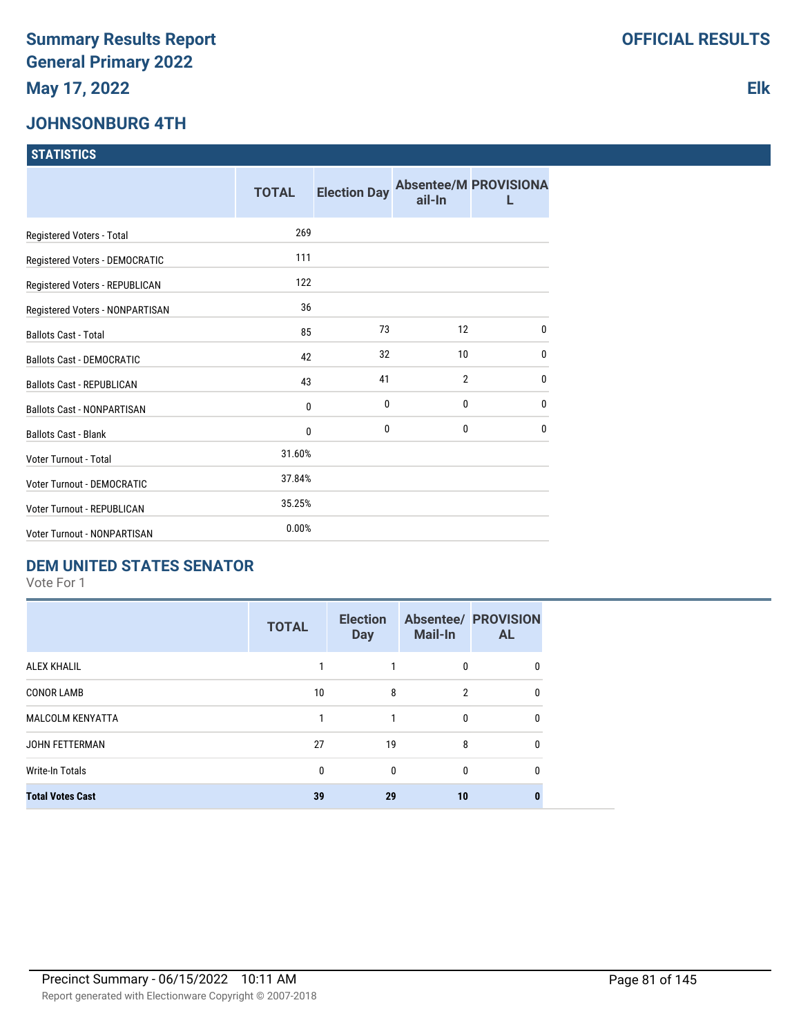# Summary Results Report
# General Primary 2022
# May 17, 2022

**OFFICIAL RESULTS**

**Elk**

## JOHNSONBURG 4TH

### STATISTICS

| | TOTAL | Election Day | Absentee/Mail-In | PROVISIONAL |
|---|---|---|---|---|
| Registered Voters - Total | 269 | | | |
| Registered Voters - DEMOCRATIC | 111 | | | |
| Registered Voters - REPUBLICAN | 122 | | | |
| Registered Voters - NONPARTISAN | 36 | | | |
| Ballots Cast - Total | 85 | 73 | 12 | 0 |
| Ballots Cast - DEMOCRATIC | 42 | 32 | 10 | 0 |
| Ballots Cast - REPUBLICAN | 43 | 41 | 2 | 0 |
| Ballots Cast - NONPARTISAN | 0 | 0 | 0 | 0 |
| Ballots Cast - Blank | 0 | 0 | 0 | 0 |
| Voter Turnout - Total | 31.60% | | | |
| Voter Turnout - DEMOCRATIC | 37.84% | | | |
| Voter Turnout - REPUBLICAN | 35.25% | | | |
| Voter Turnout - NONPARTISAN | 0.00% | | | |

### DEM UNITED STATES SENATOR

Vote For 1

| | TOTAL | Election Day | Absentee/Mail-In | PROVISIONAL |
|---|---|---|---|---|
| ALEX KHALIL | 1 | 1 | 0 | 0 |
| CONOR LAMB | 10 | 8 | 2 | 0 |
| MALCOLM KENYATTA | 1 | 1 | 0 | 0 |
| JOHN FETTERMAN | 27 | 19 | 8 | 0 |
| Write-In Totals | 0 | 0 | 0 | 0 |
| **Total Votes Cast** | **39** | **29** | **10** | **0** |

Precinct Summary - 06/15/2022 10:11 AM

Report generated with Electionware Copyright © 2007-2018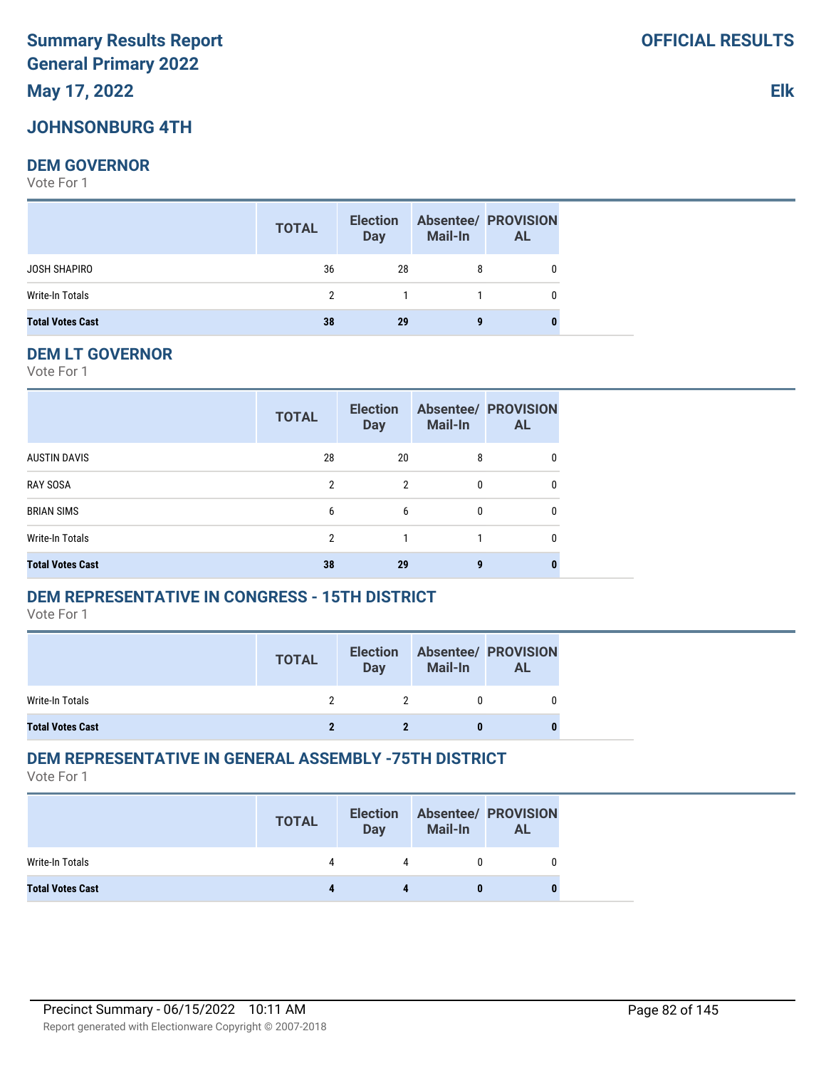# Summary Results Report
## General Primary 2022
## May 17, 2022

**OFFICIAL RESULTS**

**Elk**

## JOHNSONBURG 4TH

### DEM GOVERNOR

Vote For 1

| | TOTAL | Election Day | Absentee/ Mail-In | PROVISIONAL |
|---|---|---|---|---|
| JOSH SHAPIRO | 36 | 28 | 8 | 0 |
| Write-In Totals | 2 | 1 | 1 | 0 |
| **Total Votes Cast** | **38** | **29** | **9** | **0** |

### DEM LT GOVERNOR

Vote For 1

| | TOTAL | Election Day | Absentee/ Mail-In | PROVISIONAL |
|---|---|---|---|---|
| AUSTIN DAVIS | 28 | 20 | 8 | 0 |
| RAY SOSA | 2 | 2 | 0 | 0 |
| BRIAN SIMS | 6 | 6 | 0 | 0 |
| Write-In Totals | 2 | 1 | 1 | 0 |
| **Total Votes Cast** | **38** | **29** | **9** | **0** |

### DEM REPRESENTATIVE IN CONGRESS - 15TH DISTRICT

Vote For 1

| | TOTAL | Election Day | Absentee/ Mail-In | PROVISIONAL |
|---|---|---|---|---|
| Write-In Totals | 2 | 2 | 0 | 0 |
| **Total Votes Cast** | **2** | **2** | **0** | **0** |

### DEM REPRESENTATIVE IN GENERAL ASSEMBLY -75TH DISTRICT

Vote For 1

| | TOTAL | Election Day | Absentee/ Mail-In | PROVISIONAL |
|---|---|---|---|---|
| Write-In Totals | 4 | 4 | 0 | 0 |
| **Total Votes Cast** | **4** | **4** | **0** | **0** |

Precinct Summary - 06/15/2022 10:11 AM

Report generated with Electionware Copyright © 2007-2018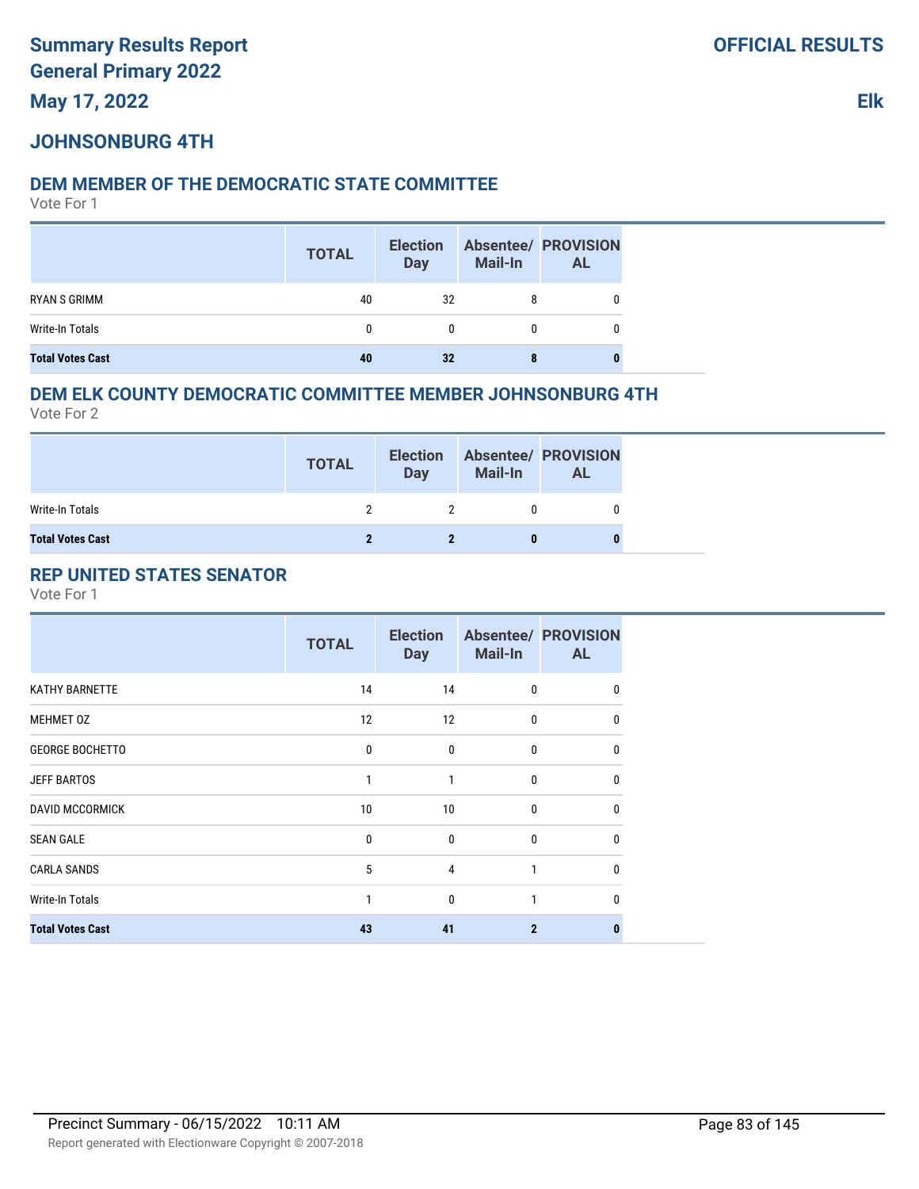# Summary Results Report
# General Primary 2022
# May 17, 2022

**OFFICIAL RESULTS**

**Elk**

## JOHNSONBURG 4TH

### DEM MEMBER OF THE DEMOCRATIC STATE COMMITTEE

Vote For 1

| | TOTAL | Election Day | Absentee/ Mail-In | PROVISIONAL |
|---|---|---|---|---|
| RYAN S GRIMM | 40 | 32 | 8 | 0 |
| Write-In Totals | 0 | 0 | 0 | 0 |
| **Total Votes Cast** | **40** | **32** | **8** | **0** |

### DEM ELK COUNTY DEMOCRATIC COMMITTEE MEMBER JOHNSONBURG 4TH

Vote For 2

| | TOTAL | Election Day | Absentee/ Mail-In | PROVISIONAL |
|---|---|---|---|---|
| Write-In Totals | 2 | 2 | 0 | 0 |
| **Total Votes Cast** | **2** | **2** | **0** | **0** |

### REP UNITED STATES SENATOR

Vote For 1

| | TOTAL | Election Day | Absentee/ Mail-In | PROVISIONAL |
|---|---|---|---|---|
| KATHY BARNETTE | 14 | 14 | 0 | 0 |
| MEHMET OZ | 12 | 12 | 0 | 0 |
| GEORGE BOCHETTO | 0 | 0 | 0 | 0 |
| JEFF BARTOS | 1 | 1 | 0 | 0 |
| DAVID MCCORMICK | 10 | 10 | 0 | 0 |
| SEAN GALE | 0 | 0 | 0 | 0 |
| CARLA SANDS | 5 | 4 | 1 | 0 |
| Write-In Totals | 1 | 0 | 1 | 0 |
| **Total Votes Cast** | **43** | **41** | **2** | **0** |

Precinct Summary - 06/15/2022 10:11 AM

Report generated with Electionware Copyright © 2007-2018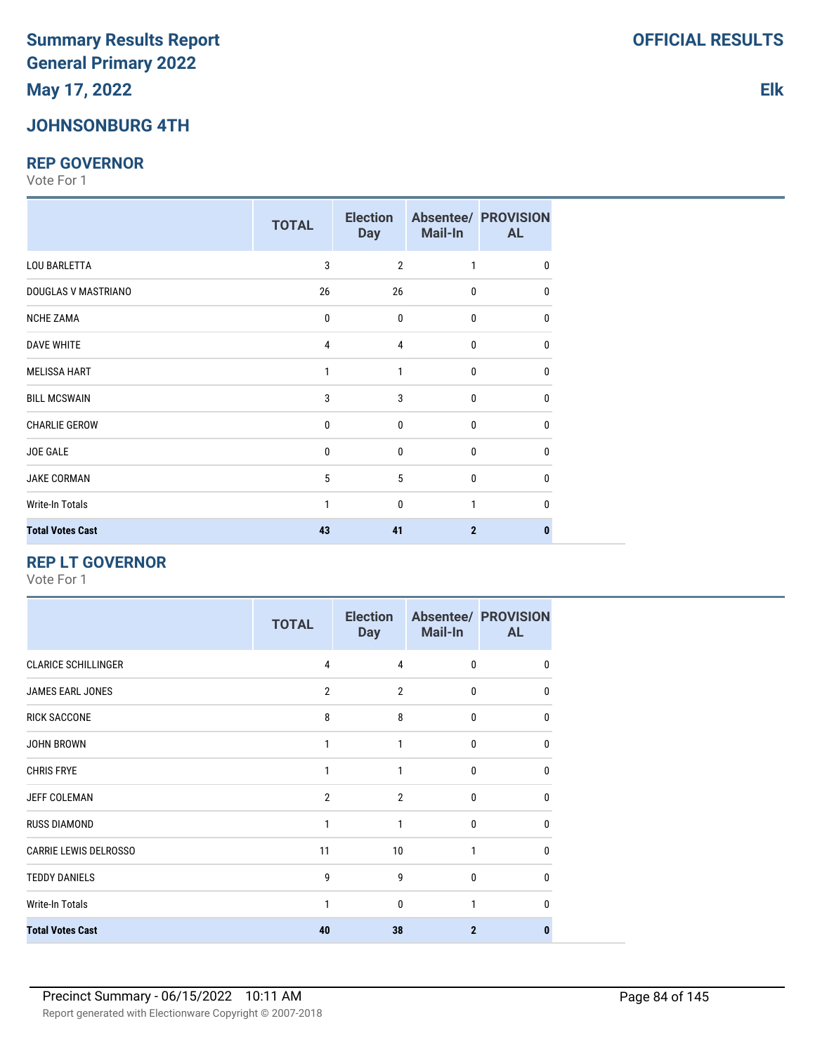# Summary Results Report

# General Primary 2022

## May 17, 2022

**OFFICIAL RESULTS**

**Elk**

## JOHNSONBURG 4TH

### REP GOVERNOR

Vote For 1

| | TOTAL | Election Day | Absentee/ Mail-In | PROVISIONAL |
|---|---|---|---|---|
| LOU BARLETTA | 3 | 2 | 1 | 0 |
| DOUGLAS V MASTRIANO | 26 | 26 | 0 | 0 |
| NCHE ZAMA | 0 | 0 | 0 | 0 |
| DAVE WHITE | 4 | 4 | 0 | 0 |
| MELISSA HART | 1 | 1 | 0 | 0 |
| BILL MCSWAIN | 3 | 3 | 0 | 0 |
| CHARLIE GEROW | 0 | 0 | 0 | 0 |
| JOE GALE | 0 | 0 | 0 | 0 |
| JAKE CORMAN | 5 | 5 | 0 | 0 |
| Write-In Totals | 1 | 0 | 1 | 0 |
| **Total Votes Cast** | **43** | **41** | **2** | **0** |

### REP LT GOVERNOR

Vote For 1

| | TOTAL | Election Day | Absentee/ Mail-In | PROVISIONAL |
|---|---|---|---|---|
| CLARICE SCHILLINGER | 4 | 4 | 0 | 0 |
| JAMES EARL JONES | 2 | 2 | 0 | 0 |
| RICK SACCONE | 8 | 8 | 0 | 0 |
| JOHN BROWN | 1 | 1 | 0 | 0 |
| CHRIS FRYE | 1 | 1 | 0 | 0 |
| JEFF COLEMAN | 2 | 2 | 0 | 0 |
| RUSS DIAMOND | 1 | 1 | 0 | 0 |
| CARRIE LEWIS DELROSSO | 11 | 10 | 1 | 0 |
| TEDDY DANIELS | 9 | 9 | 0 | 0 |
| Write-In Totals | 1 | 0 | 1 | 0 |
| **Total Votes Cast** | **40** | **38** | **2** | **0** |

Precinct Summary - 06/15/2022 10:11 AM

Report generated with Electionware Copyright © 2007-2018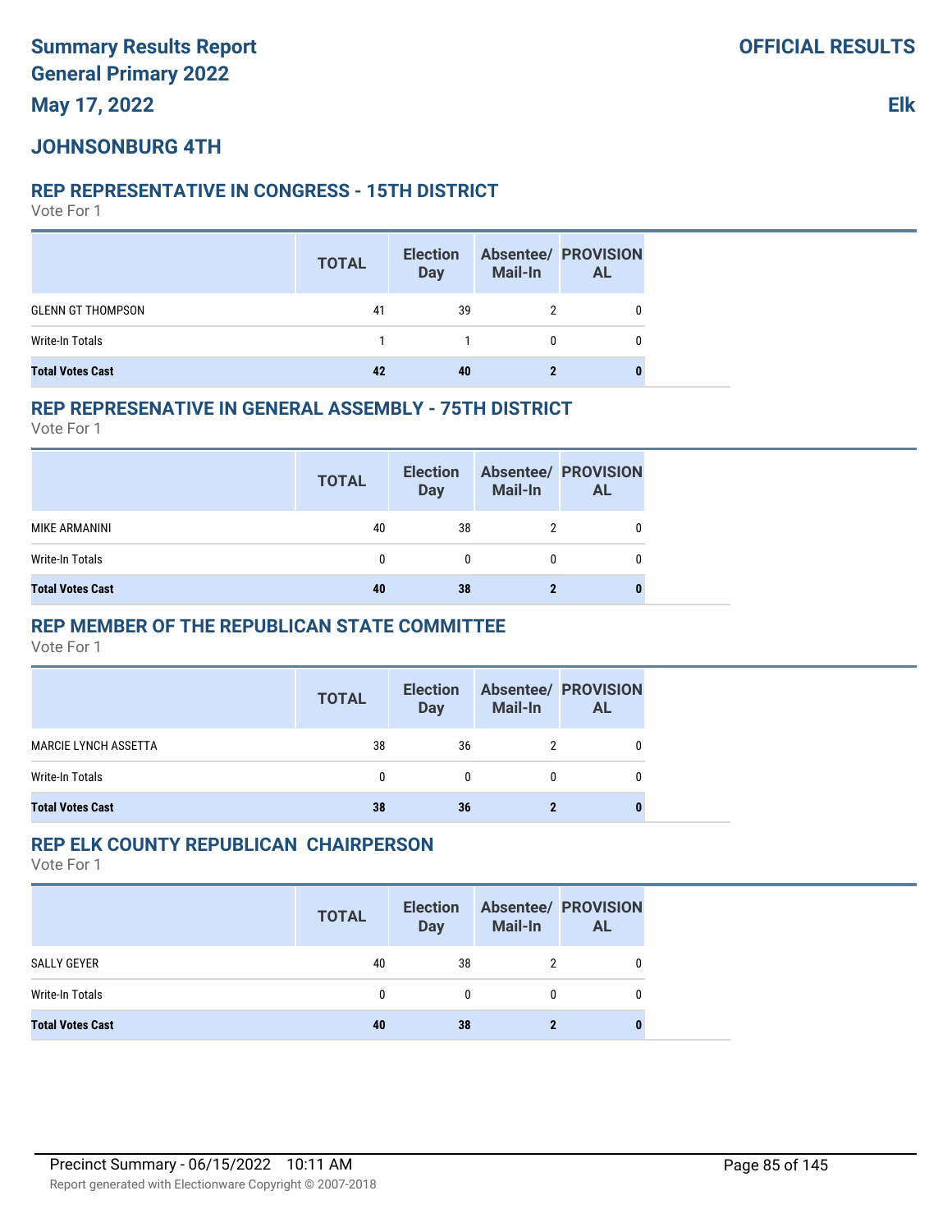# Summary Results Report
# General Primary 2022
# May 17, 2022

**OFFICIAL RESULTS**

**Elk**

## JOHNSONBURG 4TH

### REP REPRESENTATIVE IN CONGRESS - 15TH DISTRICT

Vote For 1

| | TOTAL | Election Day | Absentee/ Mail-In | PROVISIONAL |
|---|---|---|---|---|
| GLENN GT THOMPSON | 41 | 39 | 2 | 0 |
| Write-In Totals | 1 | 1 | 0 | 0 |
| **Total Votes Cast** | **42** | **40** | **2** | **0** |

### REP REPRESENATIVE IN GENERAL ASSEMBLY - 75TH DISTRICT

Vote For 1

| | TOTAL | Election Day | Absentee/ Mail-In | PROVISIONAL |
|---|---|---|---|---|
| MIKE ARMANINI | 40 | 38 | 2 | 0 |
| Write-In Totals | 0 | 0 | 0 | 0 |
| **Total Votes Cast** | **40** | **38** | **2** | **0** |

### REP MEMBER OF THE REPUBLICAN STATE COMMITTEE

Vote For 1

| | TOTAL | Election Day | Absentee/ Mail-In | PROVISIONAL |
|---|---|---|---|---|
| MARCIE LYNCH ASSETTA | 38 | 36 | 2 | 0 |
| Write-In Totals | 0 | 0 | 0 | 0 |
| **Total Votes Cast** | **38** | **36** | **2** | **0** |

### REP ELK COUNTY REPUBLICAN CHAIRPERSON

Vote For 1

| | TOTAL | Election Day | Absentee/ Mail-In | PROVISIONAL |
|---|---|---|---|---|
| SALLY GEYER | 40 | 38 | 2 | 0 |
| Write-In Totals | 0 | 0 | 0 | 0 |
| **Total Votes Cast** | **40** | **38** | **2** | **0** |

Precinct Summary - 06/15/2022 10:11 AM

Report generated with Electionware Copyright © 2007-2018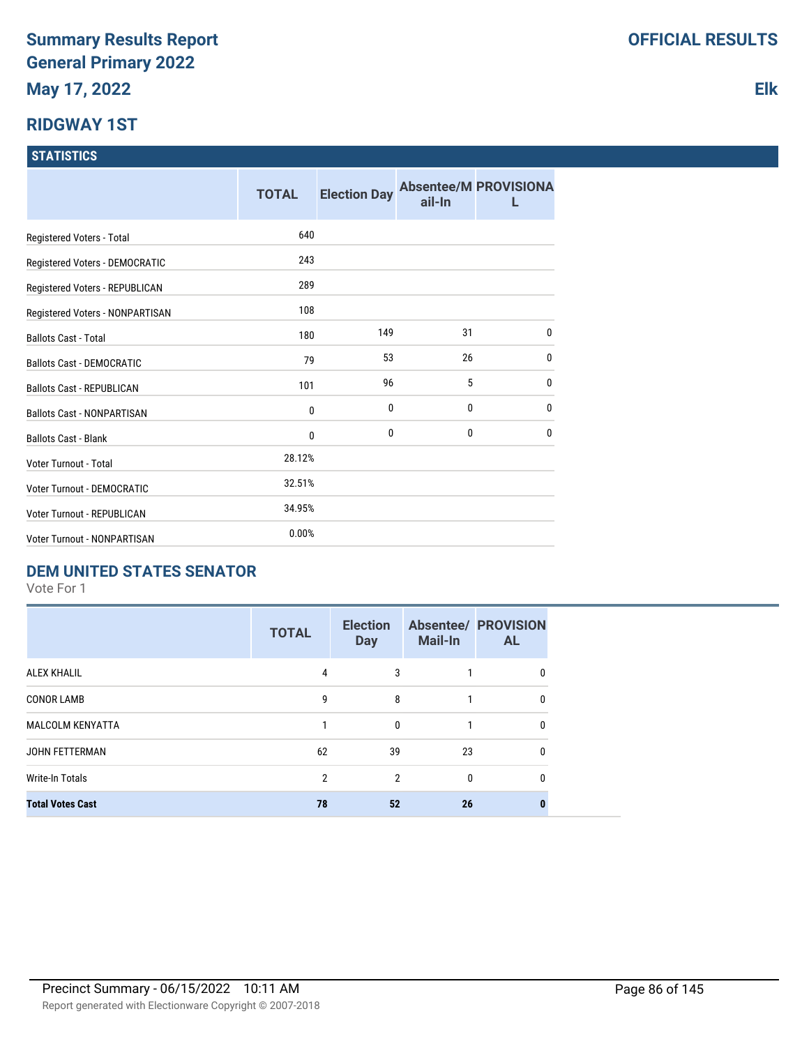# Summary Results Report

# General Primary 2022

# May 17, 2022

**OFFICIAL RESULTS**

**Elk**

## RIDGWAY 1ST

### STATISTICS

| | TOTAL | Election Day | Absentee/Mail-In | PROVISIONAL |
|---|---|---|---|---|
| Registered Voters - Total | 640 | | | |
| Registered Voters - DEMOCRATIC | 243 | | | |
| Registered Voters - REPUBLICAN | 289 | | | |
| Registered Voters - NONPARTISAN | 108 | | | |
| Ballots Cast - Total | 180 | 149 | 31 | 0 |
| Ballots Cast - DEMOCRATIC | 79 | 53 | 26 | 0 |
| Ballots Cast - REPUBLICAN | 101 | 96 | 5 | 0 |
| Ballots Cast - NONPARTISAN | 0 | 0 | 0 | 0 |
| Ballots Cast - Blank | 0 | 0 | 0 | 0 |
| Voter Turnout - Total | 28.12% | | | |
| Voter Turnout - DEMOCRATIC | 32.51% | | | |
| Voter Turnout - REPUBLICAN | 34.95% | | | |
| Voter Turnout - NONPARTISAN | 0.00% | | | |

### DEM UNITED STATES SENATOR

Vote For 1

| | TOTAL | Election Day | Absentee/Mail-In | PROVISIONAL |
|---|---|---|---|---|
| ALEX KHALIL | 4 | 3 | 1 | 0 |
| CONOR LAMB | 9 | 8 | 1 | 0 |
| MALCOLM KENYATTA | 1 | 0 | 1 | 0 |
| JOHN FETTERMAN | 62 | 39 | 23 | 0 |
| Write-In Totals | 2 | 2 | 0 | 0 |
| **Total Votes Cast** | **78** | **52** | **26** | **0** |

Precinct Summary - 06/15/2022 10:11 AM

Report generated with Electionware Copyright © 2007-2018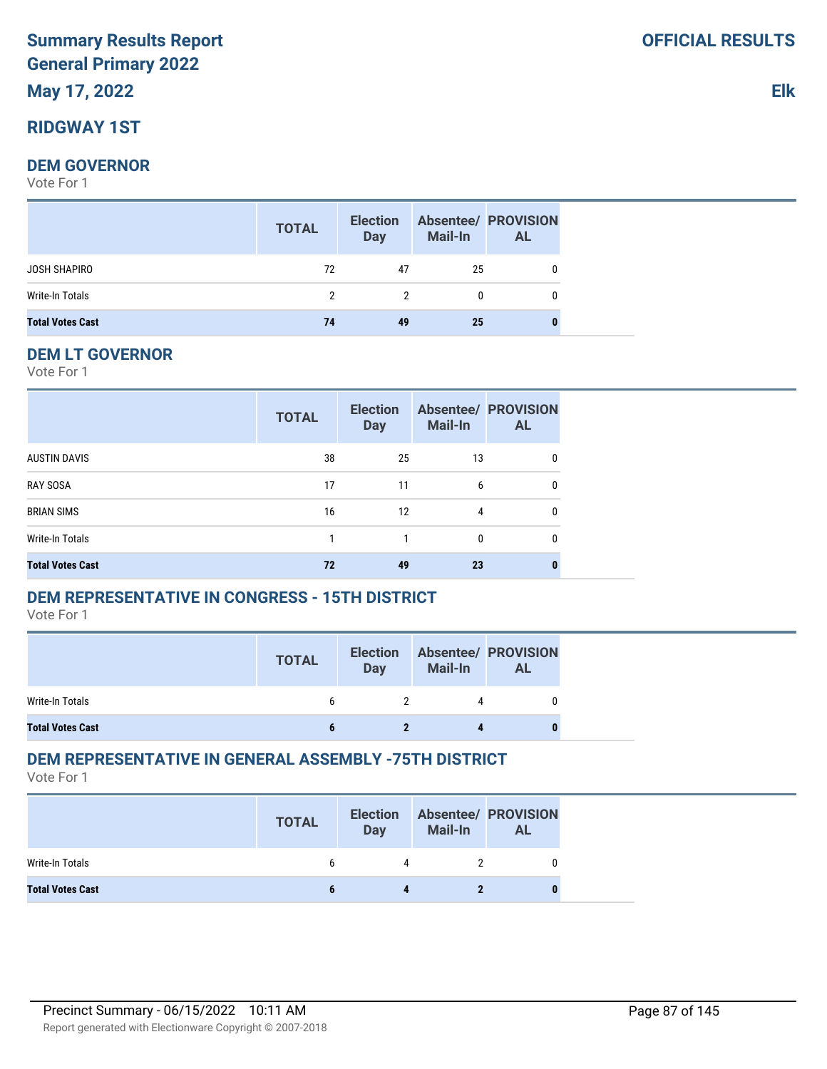# Summary Results Report
## General Primary 2022
## May 17, 2022

**OFFICIAL RESULTS**

**Elk**

## RIDGWAY 1ST

### DEM GOVERNOR

Vote For 1

| | TOTAL | Election Day | Absentee/ Mail-In | PROVISIONAL |
|---|---|---|---|---|
| JOSH SHAPIRO | 72 | 47 | 25 | 0 |
| Write-In Totals | 2 | 2 | 0 | 0 |
| **Total Votes Cast** | **74** | **49** | **25** | **0** |

### DEM LT GOVERNOR

Vote For 1

| | TOTAL | Election Day | Absentee/ Mail-In | PROVISIONAL |
|---|---|---|---|---|
| AUSTIN DAVIS | 38 | 25 | 13 | 0 |
| RAY SOSA | 17 | 11 | 6 | 0 |
| BRIAN SIMS | 16 | 12 | 4 | 0 |
| Write-In Totals | 1 | 1 | 0 | 0 |
| **Total Votes Cast** | **72** | **49** | **23** | **0** |

### DEM REPRESENTATIVE IN CONGRESS - 15TH DISTRICT

Vote For 1

| | TOTAL | Election Day | Absentee/ Mail-In | PROVISIONAL |
|---|---|---|---|---|
| Write-In Totals | 6 | 2 | 4 | 0 |
| **Total Votes Cast** | **6** | **2** | **4** | **0** |

### DEM REPRESENTATIVE IN GENERAL ASSEMBLY -75TH DISTRICT

Vote For 1

| | TOTAL | Election Day | Absentee/ Mail-In | PROVISIONAL |
|---|---|---|---|---|
| Write-In Totals | 6 | 4 | 2 | 0 |
| **Total Votes Cast** | **6** | **4** | **2** | **0** |

Precinct Summary - 06/15/2022 10:11 AM

Report generated with Electionware Copyright © 2007-2018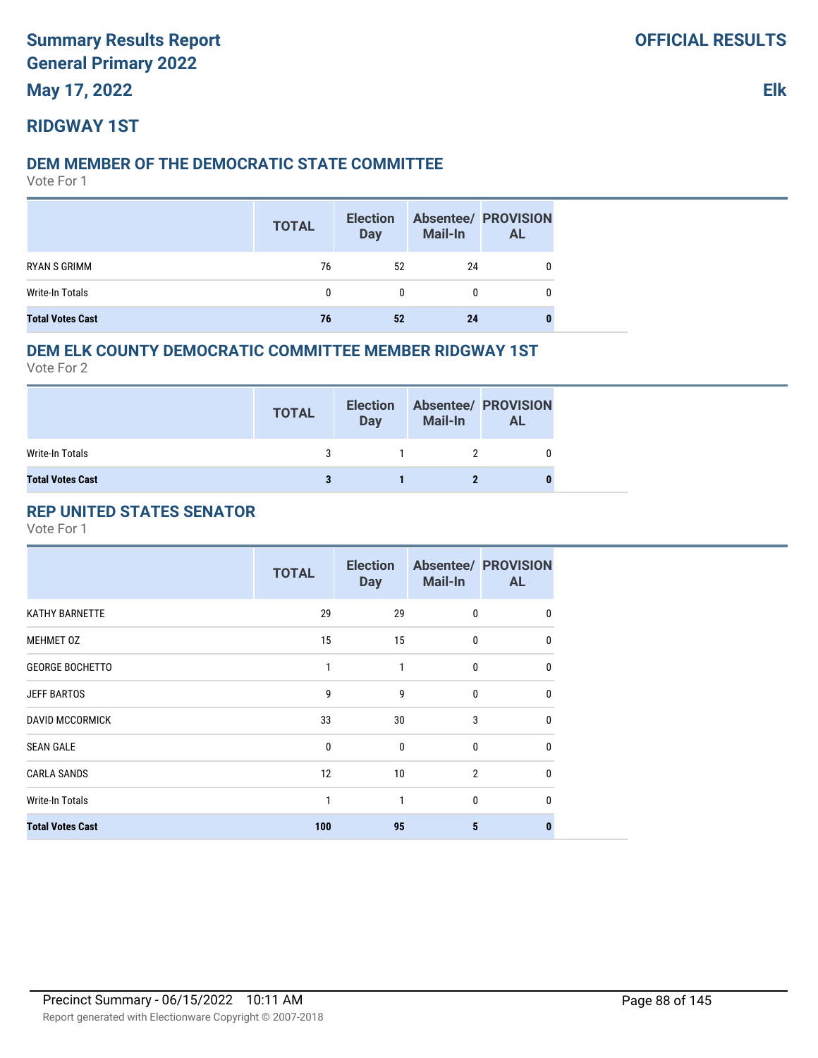# Summary Results Report

## General Primary 2022

## May 17, 2022

**OFFICIAL RESULTS**

**Elk**

## RIDGWAY 1ST

### DEM MEMBER OF THE DEMOCRATIC STATE COMMITTEE

Vote For 1

| | TOTAL | Election Day | Absentee/ Mail-In | PROVISIONAL |
|---|---|---|---|---|
| RYAN S GRIMM | 76 | 52 | 24 | 0 |
| Write-In Totals | 0 | 0 | 0 | 0 |
| **Total Votes Cast** | **76** | **52** | **24** | **0** |

### DEM ELK COUNTY DEMOCRATIC COMMITTEE MEMBER RIDGWAY 1ST

Vote For 2

| | TOTAL | Election Day | Absentee/ Mail-In | PROVISIONAL |
|---|---|---|---|---|
| Write-In Totals | 3 | 1 | 2 | 0 |
| **Total Votes Cast** | **3** | **1** | **2** | **0** |

### REP UNITED STATES SENATOR

Vote For 1

| | TOTAL | Election Day | Absentee/ Mail-In | PROVISIONAL |
|---|---|---|---|---|
| KATHY BARNETTE | 29 | 29 | 0 | 0 |
| MEHMET OZ | 15 | 15 | 0 | 0 |
| GEORGE BOCHETTO | 1 | 1 | 0 | 0 |
| JEFF BARTOS | 9 | 9 | 0 | 0 |
| DAVID MCCORMICK | 33 | 30 | 3 | 0 |
| SEAN GALE | 0 | 0 | 0 | 0 |
| CARLA SANDS | 12 | 10 | 2 | 0 |
| Write-In Totals | 1 | 1 | 0 | 0 |
| **Total Votes Cast** | **100** | **95** | **5** | **0** |

Precinct Summary - 06/15/2022 10:11 AM

Report generated with Electionware Copyright © 2007-2018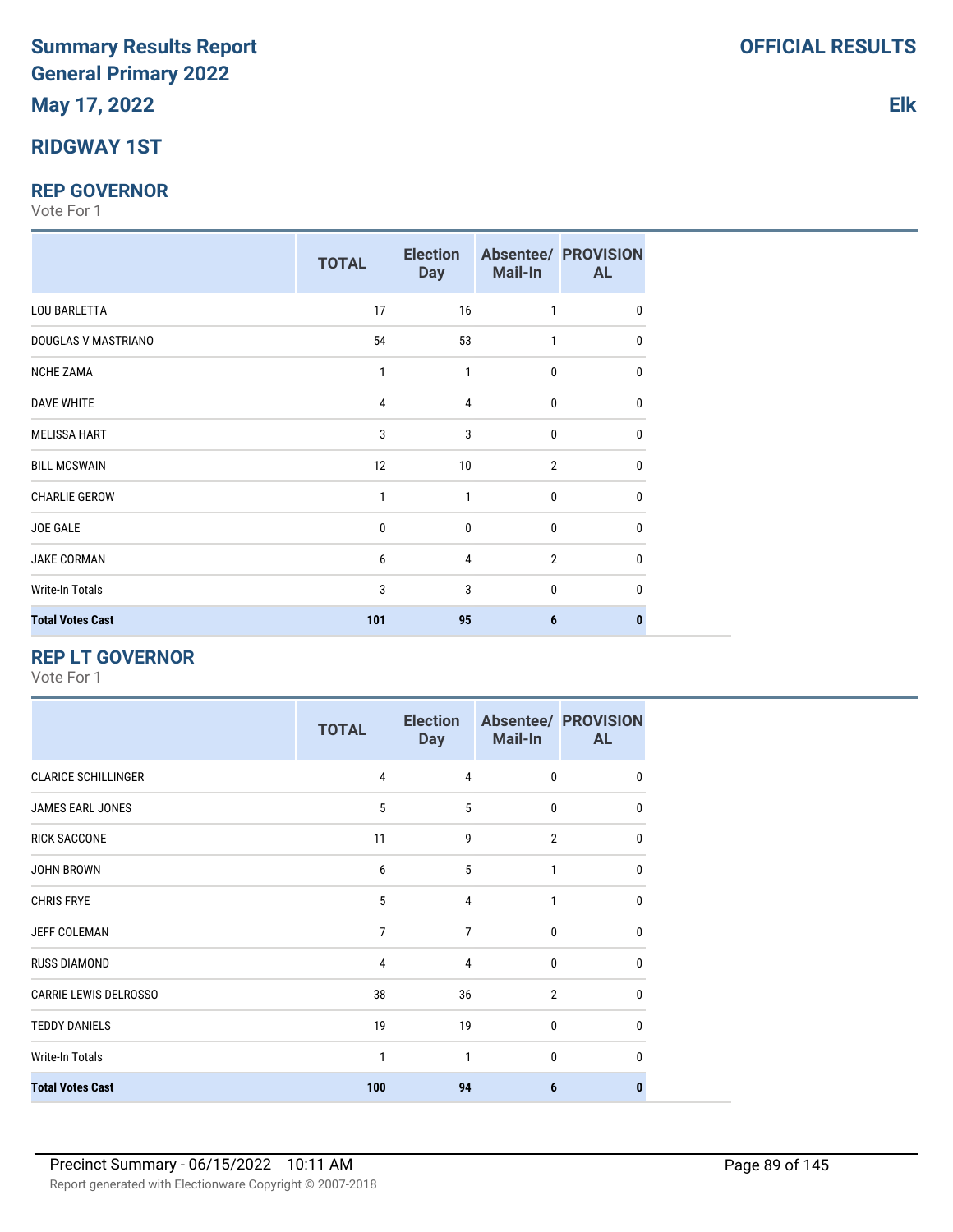# Summary Results Report
# General Primary 2022
# May 17, 2022

**OFFICIAL RESULTS**

**Elk**

## RIDGWAY 1ST

### REP GOVERNOR
Vote For 1

| | TOTAL | Election Day | Absentee/ Mail-In | PROVISIONAL |
|---|---|---|---|---|
| LOU BARLETTA | 17 | 16 | 1 | 0 |
| DOUGLAS V MASTRIANO | 54 | 53 | 1 | 0 |
| NCHE ZAMA | 1 | 1 | 0 | 0 |
| DAVE WHITE | 4 | 4 | 0 | 0 |
| MELISSA HART | 3 | 3 | 0 | 0 |
| BILL MCSWAIN | 12 | 10 | 2 | 0 |
| CHARLIE GEROW | 1 | 1 | 0 | 0 |
| JOE GALE | 0 | 0 | 0 | 0 |
| JAKE CORMAN | 6 | 4 | 2 | 0 |
| Write-In Totals | 3 | 3 | 0 | 0 |
| **Total Votes Cast** | **101** | **95** | **6** | **0** |

### REP LT GOVERNOR
Vote For 1

| | TOTAL | Election Day | Absentee/ Mail-In | PROVISIONAL |
|---|---|---|---|---|
| CLARICE SCHILLINGER | 4 | 4 | 0 | 0 |
| JAMES EARL JONES | 5 | 5 | 0 | 0 |
| RICK SACCONE | 11 | 9 | 2 | 0 |
| JOHN BROWN | 6 | 5 | 1 | 0 |
| CHRIS FRYE | 5 | 4 | 1 | 0 |
| JEFF COLEMAN | 7 | 7 | 0 | 0 |
| RUSS DIAMOND | 4 | 4 | 0 | 0 |
| CARRIE LEWIS DELROSSO | 38 | 36 | 2 | 0 |
| TEDDY DANIELS | 19 | 19 | 0 | 0 |
| Write-In Totals | 1 | 1 | 0 | 0 |
| **Total Votes Cast** | **100** | **94** | **6** | **0** |

Precinct Summary - 06/15/2022 10:11 AM

Report generated with Electionware Copyright © 2007-2018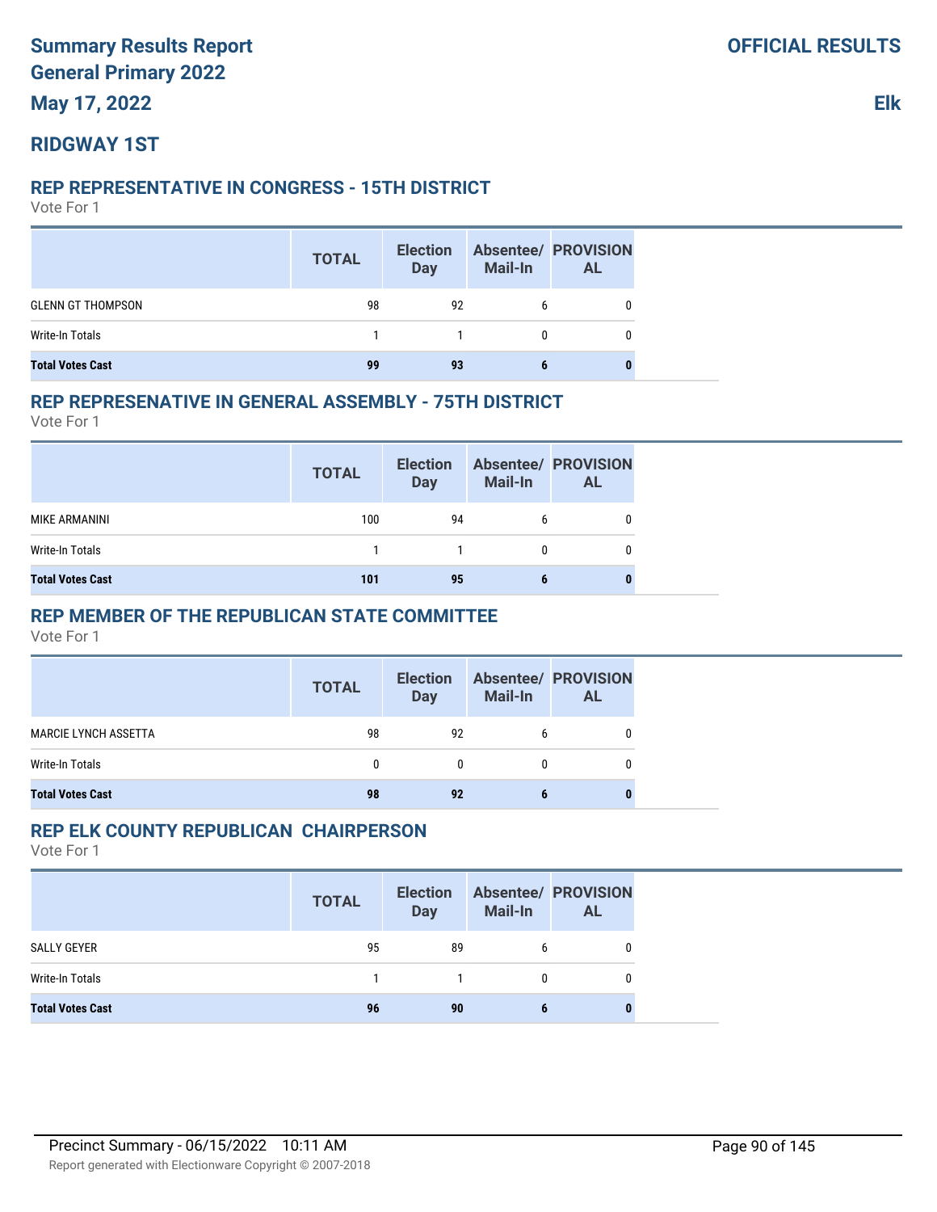# Summary Results Report
# General Primary 2022
## May 17, 2022

**OFFICIAL RESULTS**

**Elk**

## RIDGWAY 1ST

### REP REPRESENTATIVE IN CONGRESS - 15TH DISTRICT

Vote For 1

| | TOTAL | Election Day | Absentee/ Mail-In | PROVISIONAL |
|---|---|---|---|---|
| GLENN GT THOMPSON | 98 | 92 | 6 | 0 |
| Write-In Totals | 1 | 1 | 0 | 0 |
| **Total Votes Cast** | **99** | **93** | **6** | **0** |

### REP REPRESENATIVE IN GENERAL ASSEMBLY - 75TH DISTRICT

Vote For 1

| | TOTAL | Election Day | Absentee/ Mail-In | PROVISIONAL |
|---|---|---|---|---|
| MIKE ARMANINI | 100 | 94 | 6 | 0 |
| Write-In Totals | 1 | 1 | 0 | 0 |
| **Total Votes Cast** | **101** | **95** | **6** | **0** |

### REP MEMBER OF THE REPUBLICAN STATE COMMITTEE

Vote For 1

| | TOTAL | Election Day | Absentee/ Mail-In | PROVISIONAL |
|---|---|---|---|---|
| MARCIE LYNCH ASSETTA | 98 | 92 | 6 | 0 |
| Write-In Totals | 0 | 0 | 0 | 0 |
| **Total Votes Cast** | **98** | **92** | **6** | **0** |

### REP ELK COUNTY REPUBLICAN CHAIRPERSON

Vote For 1

| | TOTAL | Election Day | Absentee/ Mail-In | PROVISIONAL |
|---|---|---|---|---|
| SALLY GEYER | 95 | 89 | 6 | 0 |
| Write-In Totals | 1 | 1 | 0 | 0 |
| **Total Votes Cast** | **96** | **90** | **6** | **0** |

Precinct Summary - 06/15/2022 10:11 AM

Report generated with Electionware Copyright © 2007-2018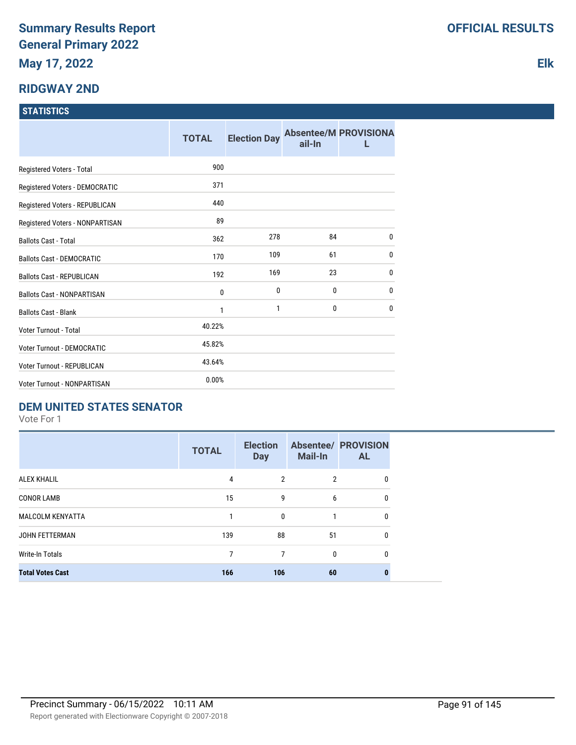# Summary Results Report
# General Primary 2022
# May 17, 2022

**OFFICIAL RESULTS**

**Elk**

## RIDGWAY 2ND

### STATISTICS

| | TOTAL | Election Day | Absentee/Mail-In | PROVISIONAL |
|---|---|---|---|---|
| Registered Voters - Total | 900 | | | |
| Registered Voters - DEMOCRATIC | 371 | | | |
| Registered Voters - REPUBLICAN | 440 | | | |
| Registered Voters - NONPARTISAN | 89 | | | |
| Ballots Cast - Total | 362 | 278 | 84 | 0 |
| Ballots Cast - DEMOCRATIC | 170 | 109 | 61 | 0 |
| Ballots Cast - REPUBLICAN | 192 | 169 | 23 | 0 |
| Ballots Cast - NONPARTISAN | 0 | 0 | 0 | 0 |
| Ballots Cast - Blank | 1 | 1 | 0 | 0 |
| Voter Turnout - Total | 40.22% | | | |
| Voter Turnout - DEMOCRATIC | 45.82% | | | |
| Voter Turnout - REPUBLICAN | 43.64% | | | |
| Voter Turnout - NONPARTISAN | 0.00% | | | |

### DEM UNITED STATES SENATOR

Vote For 1

| | TOTAL | Election Day | Absentee/Mail-In | PROVISIONAL |
|---|---|---|---|---|
| ALEX KHALIL | 4 | 2 | 2 | 0 |
| CONOR LAMB | 15 | 9 | 6 | 0 |
| MALCOLM KENYATTA | 1 | 0 | 1 | 0 |
| JOHN FETTERMAN | 139 | 88 | 51 | 0 |
| Write-In Totals | 7 | 7 | 0 | 0 |
| **Total Votes Cast** | **166** | **106** | **60** | **0** |

Precinct Summary - 06/15/2022 10:11 AM

Report generated with Electionware Copyright © 2007-2018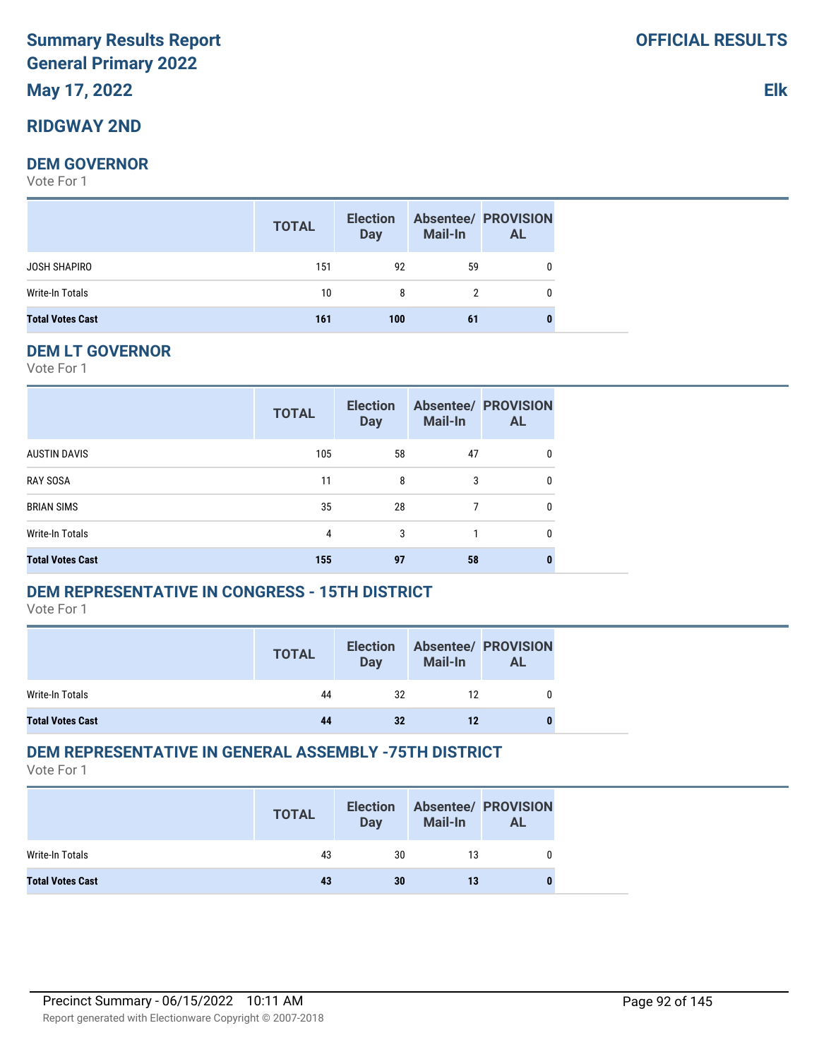# Summary Results Report

## General Primary 2022

## May 17, 2022

**OFFICIAL RESULTS**

**Elk**

## RIDGWAY 2ND

### DEM GOVERNOR

Vote For 1

| | TOTAL | Election Day | Absentee/ Mail-In | PROVISIONAL |
|---|---|---|---|---|
| JOSH SHAPIRO | 151 | 92 | 59 | 0 |
| Write-In Totals | 10 | 8 | 2 | 0 |
| **Total Votes Cast** | **161** | **100** | **61** | **0** |

### DEM LT GOVERNOR

Vote For 1

| | TOTAL | Election Day | Absentee/ Mail-In | PROVISIONAL |
|---|---|---|---|---|
| AUSTIN DAVIS | 105 | 58 | 47 | 0 |
| RAY SOSA | 11 | 8 | 3 | 0 |
| BRIAN SIMS | 35 | 28 | 7 | 0 |
| Write-In Totals | 4 | 3 | 1 | 0 |
| **Total Votes Cast** | **155** | **97** | **58** | **0** |

### DEM REPRESENTATIVE IN CONGRESS - 15TH DISTRICT

Vote For 1

| | TOTAL | Election Day | Absentee/ Mail-In | PROVISIONAL |
|---|---|---|---|---|
| Write-In Totals | 44 | 32 | 12 | 0 |
| **Total Votes Cast** | **44** | **32** | **12** | **0** |

### DEM REPRESENTATIVE IN GENERAL ASSEMBLY -75TH DISTRICT

Vote For 1

| | TOTAL | Election Day | Absentee/ Mail-In | PROVISIONAL |
|---|---|---|---|---|
| Write-In Totals | 43 | 30 | 13 | 0 |
| **Total Votes Cast** | **43** | **30** | **13** | **0** |

Precinct Summary - 06/15/2022 10:11 AM

Report generated with Electionware Copyright © 2007-2018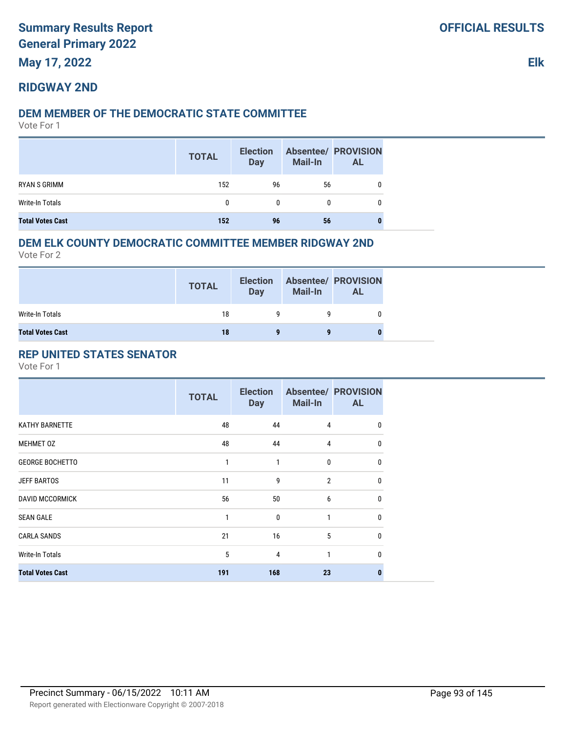# Summary Results Report
## General Primary 2022
## May 17, 2022

**OFFICIAL RESULTS**

**Elk**

## RIDGWAY 2ND

### DEM MEMBER OF THE DEMOCRATIC STATE COMMITTEE

Vote For 1

| | TOTAL | Election Day | Absentee/ Mail-In | PROVISIONAL |
|---|---|---|---|---|
| RYAN S GRIMM | 152 | 96 | 56 | 0 |
| Write-In Totals | 0 | 0 | 0 | 0 |
| **Total Votes Cast** | **152** | **96** | **56** | **0** |

### DEM ELK COUNTY DEMOCRATIC COMMITTEE MEMBER RIDGWAY 2ND

Vote For 2

| | TOTAL | Election Day | Absentee/ Mail-In | PROVISIONAL |
|---|---|---|---|---|
| Write-In Totals | 18 | 9 | 9 | 0 |
| **Total Votes Cast** | **18** | **9** | **9** | **0** |

### REP UNITED STATES SENATOR

Vote For 1

| | TOTAL | Election Day | Absentee/ Mail-In | PROVISIONAL |
|---|---|---|---|---|
| KATHY BARNETTE | 48 | 44 | 4 | 0 |
| MEHMET OZ | 48 | 44 | 4 | 0 |
| GEORGE BOCHETTO | 1 | 1 | 0 | 0 |
| JEFF BARTOS | 11 | 9 | 2 | 0 |
| DAVID MCCORMICK | 56 | 50 | 6 | 0 |
| SEAN GALE | 1 | 0 | 1 | 0 |
| CARLA SANDS | 21 | 16 | 5 | 0 |
| Write-In Totals | 5 | 4 | 1 | 0 |
| **Total Votes Cast** | **191** | **168** | **23** | **0** |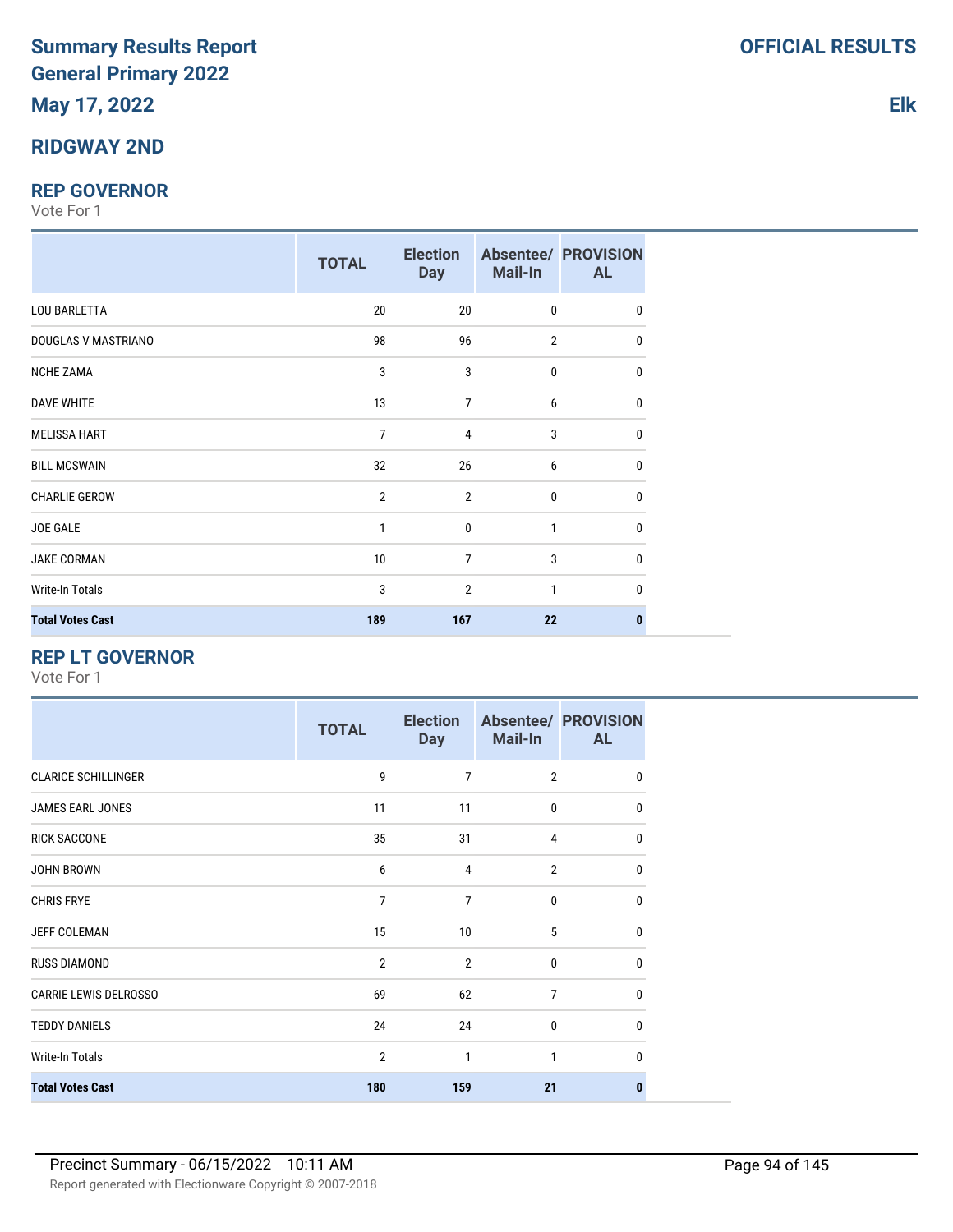# Summary Results Report
# General Primary 2022
# May 17, 2022

**OFFICIAL RESULTS**

**Elk**

## RIDGWAY 2ND

### REP GOVERNOR

Vote For 1

| | TOTAL | Election Day | Absentee/ Mail-In | PROVISIONAL |
|---|---|---|---|---|
| LOU BARLETTA | 20 | 20 | 0 | 0 |
| DOUGLAS V MASTRIANO | 98 | 96 | 2 | 0 |
| NCHE ZAMA | 3 | 3 | 0 | 0 |
| DAVE WHITE | 13 | 7 | 6 | 0 |
| MELISSA HART | 7 | 4 | 3 | 0 |
| BILL MCSWAIN | 32 | 26 | 6 | 0 |
| CHARLIE GEROW | 2 | 2 | 0 | 0 |
| JOE GALE | 1 | 0 | 1 | 0 |
| JAKE CORMAN | 10 | 7 | 3 | 0 |
| Write-In Totals | 3 | 2 | 1 | 0 |
| **Total Votes Cast** | **189** | **167** | **22** | **0** |

### REP LT GOVERNOR

Vote For 1

| | TOTAL | Election Day | Absentee/ Mail-In | PROVISIONAL |
|---|---|---|---|---|
| CLARICE SCHILLINGER | 9 | 7 | 2 | 0 |
| JAMES EARL JONES | 11 | 11 | 0 | 0 |
| RICK SACCONE | 35 | 31 | 4 | 0 |
| JOHN BROWN | 6 | 4 | 2 | 0 |
| CHRIS FRYE | 7 | 7 | 0 | 0 |
| JEFF COLEMAN | 15 | 10 | 5 | 0 |
| RUSS DIAMOND | 2 | 2 | 0 | 0 |
| CARRIE LEWIS DELROSSO | 69 | 62 | 7 | 0 |
| TEDDY DANIELS | 24 | 24 | 0 | 0 |
| Write-In Totals | 2 | 1 | 1 | 0 |
| **Total Votes Cast** | **180** | **159** | **21** | **0** |

Precinct Summary - 06/15/2022 10:11 AM

Report generated with Electionware Copyright © 2007-2018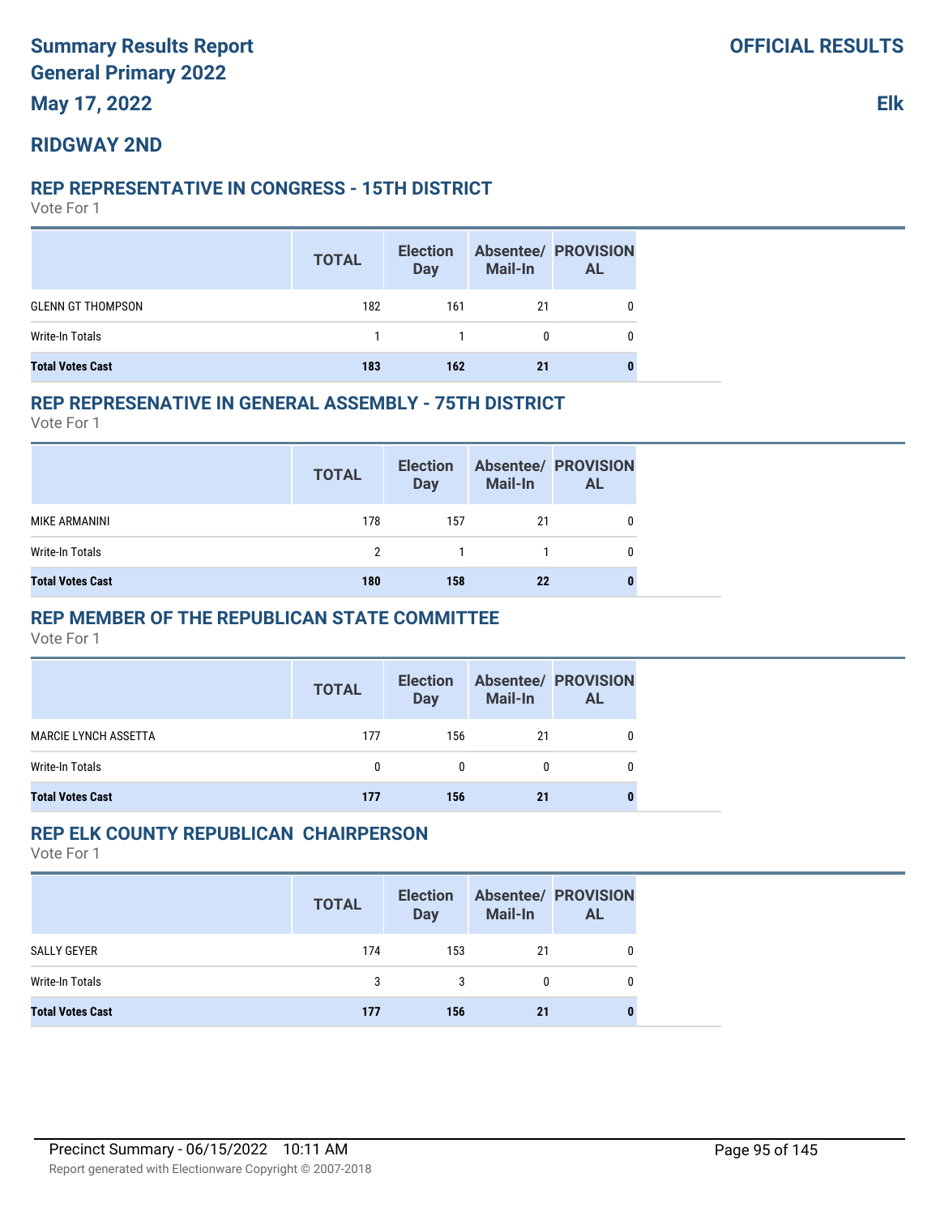# Summary Results Report
## General Primary 2022
## May 17, 2022

**OFFICIAL RESULTS**

**Elk**

## RIDGWAY 2ND

### REP REPRESENTATIVE IN CONGRESS - 15TH DISTRICT

Vote For 1

| | TOTAL | Election Day | Absentee/ Mail-In | PROVISIONAL |
|---|---|---|---|---|
| GLENN GT THOMPSON | 182 | 161 | 21 | 0 |
| Write-In Totals | 1 | 1 | 0 | 0 |
| **Total Votes Cast** | **183** | **162** | **21** | **0** |

### REP REPRESENATIVE IN GENERAL ASSEMBLY - 75TH DISTRICT

Vote For 1

| | TOTAL | Election Day | Absentee/ Mail-In | PROVISIONAL |
|---|---|---|---|---|
| MIKE ARMANINI | 178 | 157 | 21 | 0 |
| Write-In Totals | 2 | 1 | 1 | 0 |
| **Total Votes Cast** | **180** | **158** | **22** | **0** |

### REP MEMBER OF THE REPUBLICAN STATE COMMITTEE

Vote For 1

| | TOTAL | Election Day | Absentee/ Mail-In | PROVISIONAL |
|---|---|---|---|---|
| MARCIE LYNCH ASSETTA | 177 | 156 | 21 | 0 |
| Write-In Totals | 0 | 0 | 0 | 0 |
| **Total Votes Cast** | **177** | **156** | **21** | **0** |

### REP ELK COUNTY REPUBLICAN CHAIRPERSON

Vote For 1

| | TOTAL | Election Day | Absentee/ Mail-In | PROVISIONAL |
|---|---|---|---|---|
| SALLY GEYER | 174 | 153 | 21 | 0 |
| Write-In Totals | 3 | 3 | 0 | 0 |
| **Total Votes Cast** | **177** | **156** | **21** | **0** |

Precinct Summary - 06/15/2022 10:11 AM

Report generated with Electionware Copyright © 2007-2018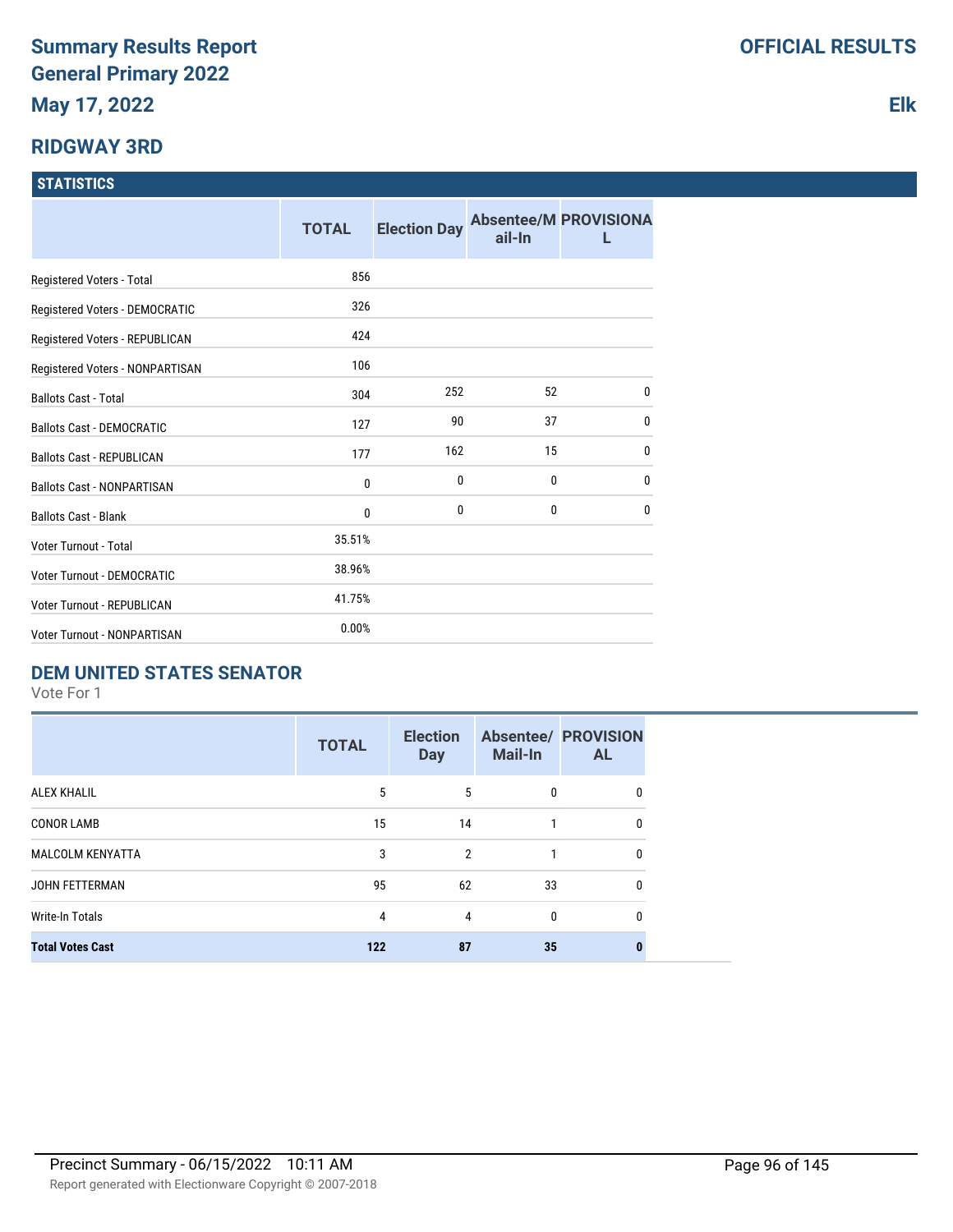# Summary Results Report
## General Primary 2022
## May 17, 2022

**OFFICIAL RESULTS**

**Elk**

## RIDGWAY 3RD

### STATISTICS

| | TOTAL | Election Day | Absentee/Mail-In | PROVISIONAL |
|---|---|---|---|---|
| Registered Voters - Total | 856 | | | |
| Registered Voters - DEMOCRATIC | 326 | | | |
| Registered Voters - REPUBLICAN | 424 | | | |
| Registered Voters - NONPARTISAN | 106 | | | |
| Ballots Cast - Total | 304 | 252 | 52 | 0 |
| Ballots Cast - DEMOCRATIC | 127 | 90 | 37 | 0 |
| Ballots Cast - REPUBLICAN | 177 | 162 | 15 | 0 |
| Ballots Cast - NONPARTISAN | 0 | 0 | 0 | 0 |
| Ballots Cast - Blank | 0 | 0 | 0 | 0 |
| Voter Turnout - Total | 35.51% | | | |
| Voter Turnout - DEMOCRATIC | 38.96% | | | |
| Voter Turnout - REPUBLICAN | 41.75% | | | |
| Voter Turnout - NONPARTISAN | 0.00% | | | |

### DEM UNITED STATES SENATOR

Vote For 1

| | TOTAL | Election Day | Absentee/Mail-In | PROVISIONAL |
|---|---|---|---|---|
| ALEX KHALIL | 5 | 5 | 0 | 0 |
| CONOR LAMB | 15 | 14 | 1 | 0 |
| MALCOLM KENYATTA | 3 | 2 | 1 | 0 |
| JOHN FETTERMAN | 95 | 62 | 33 | 0 |
| Write-In Totals | 4 | 4 | 0 | 0 |
| **Total Votes Cast** | **122** | **87** | **35** | **0** |

Precinct Summary - 06/15/2022 10:11 AM

Report generated with Electionware Copyright © 2007-2018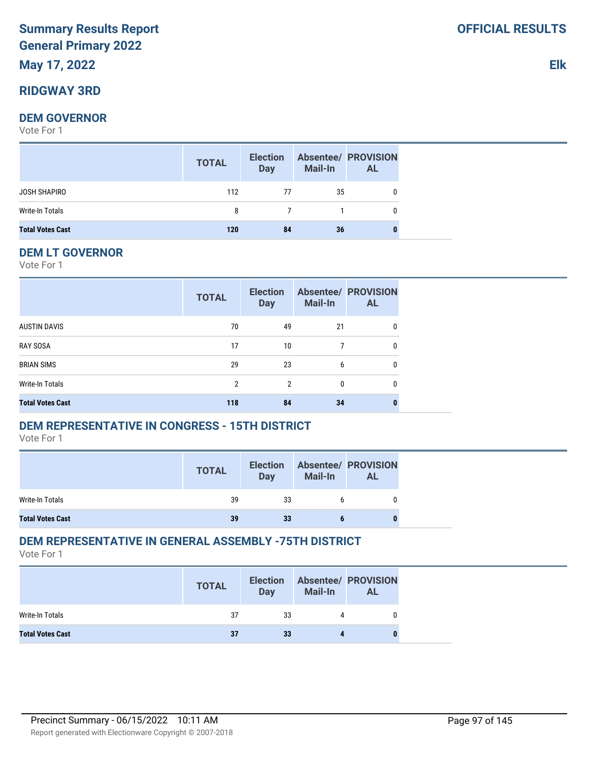# Summary Results Report
## General Primary 2022
## May 17, 2022

**OFFICIAL RESULTS**

**Elk**

## RIDGWAY 3RD

### DEM GOVERNOR
Vote For 1

| | TOTAL | Election Day | Absentee/ Mail-In | PROVISIONAL |
|---|---|---|---|---|
| JOSH SHAPIRO | 112 | 77 | 35 | 0 |
| Write-In Totals | 8 | 7 | 1 | 0 |
| **Total Votes Cast** | **120** | **84** | **36** | **0** |

### DEM LT GOVERNOR
Vote For 1

| | TOTAL | Election Day | Absentee/ Mail-In | PROVISIONAL |
|---|---|---|---|---|
| AUSTIN DAVIS | 70 | 49 | 21 | 0 |
| RAY SOSA | 17 | 10 | 7 | 0 |
| BRIAN SIMS | 29 | 23 | 6 | 0 |
| Write-In Totals | 2 | 2 | 0 | 0 |
| **Total Votes Cast** | **118** | **84** | **34** | **0** |

### DEM REPRESENTATIVE IN CONGRESS - 15TH DISTRICT
Vote For 1

| | TOTAL | Election Day | Absentee/ Mail-In | PROVISIONAL |
|---|---|---|---|---|
| Write-In Totals | 39 | 33 | 6 | 0 |
| **Total Votes Cast** | **39** | **33** | **6** | **0** |

### DEM REPRESENTATIVE IN GENERAL ASSEMBLY -75TH DISTRICT
Vote For 1

| | TOTAL | Election Day | Absentee/ Mail-In | PROVISIONAL |
|---|---|---|---|---|
| Write-In Totals | 37 | 33 | 4 | 0 |
| **Total Votes Cast** | **37** | **33** | **4** | **0** |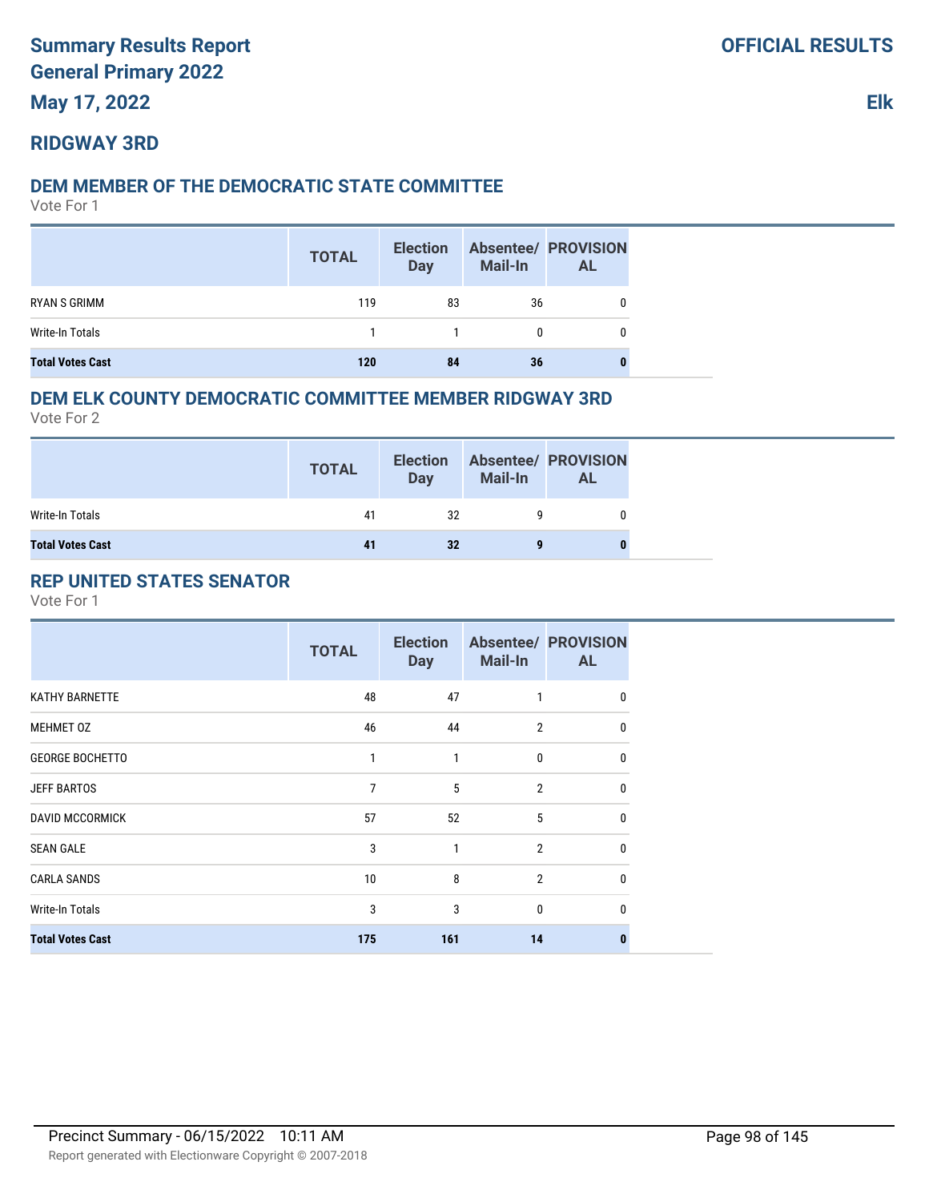# Summary Results Report
## General Primary 2022
## May 17, 2022

**OFFICIAL RESULTS**

**Elk**

## RIDGWAY 3RD

### DEM MEMBER OF THE DEMOCRATIC STATE COMMITTEE

Vote For 1

| | TOTAL | Election Day | Absentee/ Mail-In | PROVISIONAL |
|---|---|---|---|---|
| RYAN S GRIMM | 119 | 83 | 36 | 0 |
| Write-In Totals | 1 | 1 | 0 | 0 |
| **Total Votes Cast** | **120** | **84** | **36** | **0** |

### DEM ELK COUNTY DEMOCRATIC COMMITTEE MEMBER RIDGWAY 3RD

Vote For 2

| | TOTAL | Election Day | Absentee/ Mail-In | PROVISIONAL |
|---|---|---|---|---|
| Write-In Totals | 41 | 32 | 9 | 0 |
| **Total Votes Cast** | **41** | **32** | **9** | **0** |

### REP UNITED STATES SENATOR

Vote For 1

| | TOTAL | Election Day | Absentee/ Mail-In | PROVISIONAL |
|---|---|---|---|---|
| KATHY BARNETTE | 48 | 47 | 1 | 0 |
| MEHMET OZ | 46 | 44 | 2 | 0 |
| GEORGE BOCHETTO | 1 | 1 | 0 | 0 |
| JEFF BARTOS | 7 | 5 | 2 | 0 |
| DAVID MCCORMICK | 57 | 52 | 5 | 0 |
| SEAN GALE | 3 | 1 | 2 | 0 |
| CARLA SANDS | 10 | 8 | 2 | 0 |
| Write-In Totals | 3 | 3 | 0 | 0 |
| **Total Votes Cast** | **175** | **161** | **14** | **0** |

Precinct Summary - 06/15/2022 10:11 AM

Report generated with Electionware Copyright © 2007-2018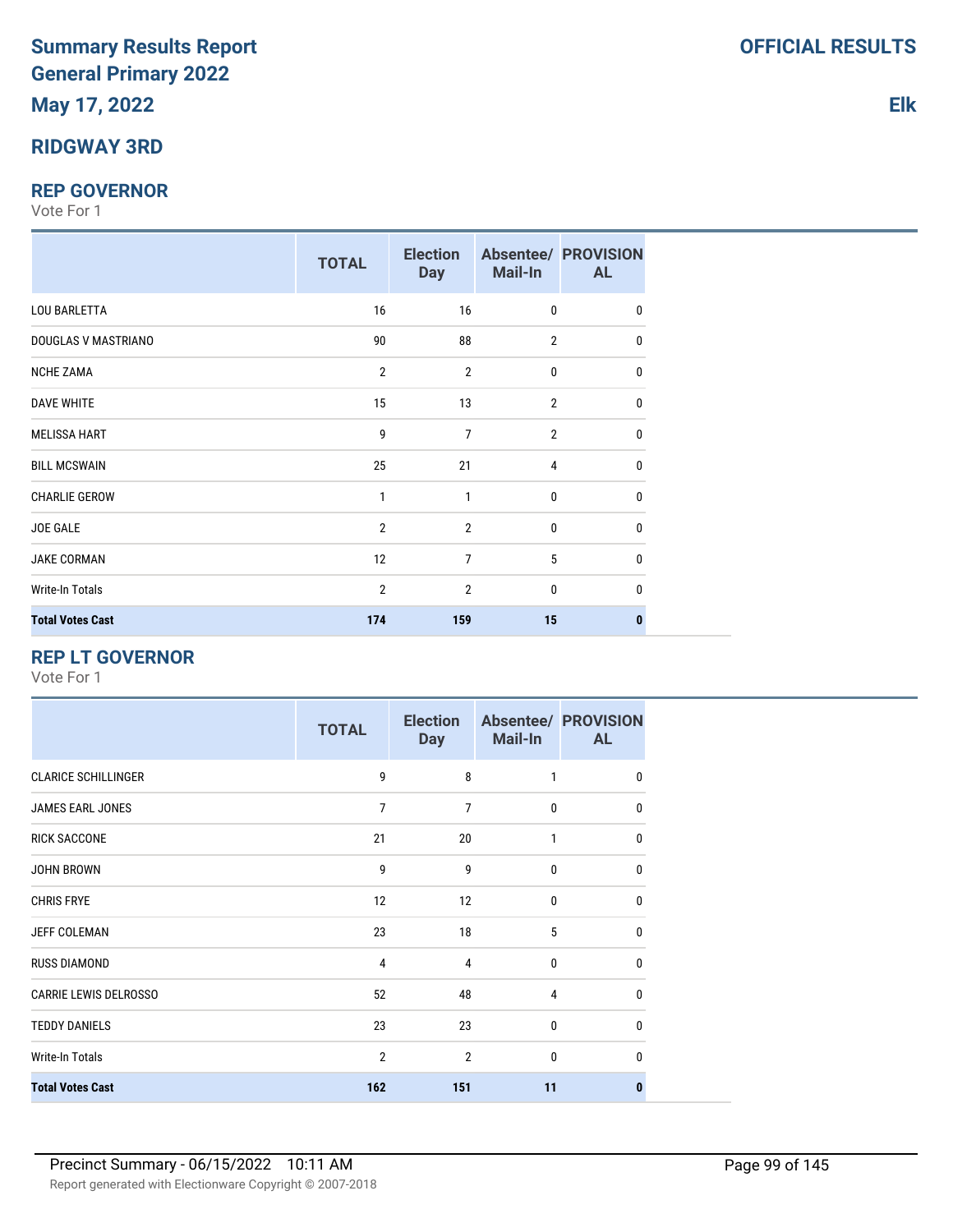# Summary Results Report
# General Primary 2022
# May 17, 2022

**OFFICIAL RESULTS**

**Elk**

## RIDGWAY 3RD

### REP GOVERNOR

Vote For 1

| | TOTAL | Election Day | Absentee/ Mail-In | PROVISIONAL |
|---|---|---|---|---|
| LOU BARLETTA | 16 | 16 | 0 | 0 |
| DOUGLAS V MASTRIANO | 90 | 88 | 2 | 0 |
| NCHE ZAMA | 2 | 2 | 0 | 0 |
| DAVE WHITE | 15 | 13 | 2 | 0 |
| MELISSA HART | 9 | 7 | 2 | 0 |
| BILL MCSWAIN | 25 | 21 | 4 | 0 |
| CHARLIE GEROW | 1 | 1 | 0 | 0 |
| JOE GALE | 2 | 2 | 0 | 0 |
| JAKE CORMAN | 12 | 7 | 5 | 0 |
| Write-In Totals | 2 | 2 | 0 | 0 |
| **Total Votes Cast** | **174** | **159** | **15** | **0** |

### REP LT GOVERNOR

Vote For 1

| | TOTAL | Election Day | Absentee/ Mail-In | PROVISIONAL |
|---|---|---|---|---|
| CLARICE SCHILLINGER | 9 | 8 | 1 | 0 |
| JAMES EARL JONES | 7 | 7 | 0 | 0 |
| RICK SACCONE | 21 | 20 | 1 | 0 |
| JOHN BROWN | 9 | 9 | 0 | 0 |
| CHRIS FRYE | 12 | 12 | 0 | 0 |
| JEFF COLEMAN | 23 | 18 | 5 | 0 |
| RUSS DIAMOND | 4 | 4 | 0 | 0 |
| CARRIE LEWIS DELROSSO | 52 | 48 | 4 | 0 |
| TEDDY DANIELS | 23 | 23 | 0 | 0 |
| Write-In Totals | 2 | 2 | 0 | 0 |
| **Total Votes Cast** | **162** | **151** | **11** | **0** |

Precinct Summary - 06/15/2022 10:11 AM

Report generated with Electionware Copyright © 2007-2018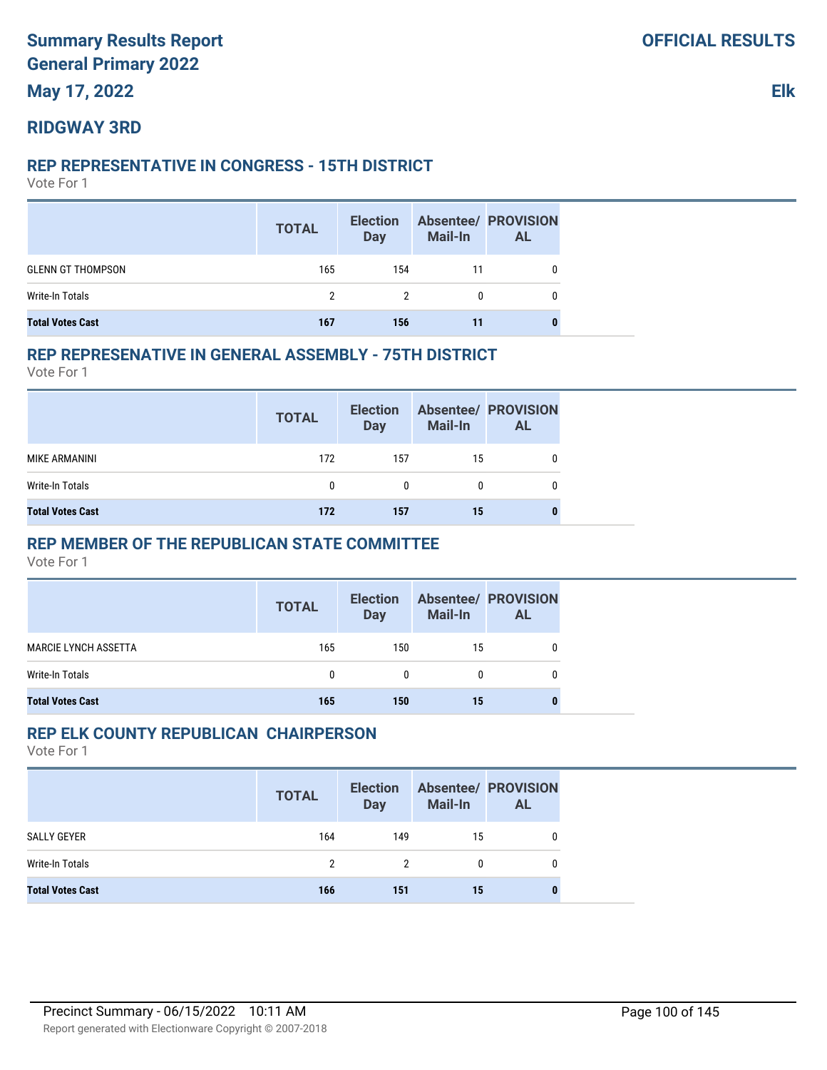# Summary Results Report
# General Primary 2022
# May 17, 2022

**OFFICIAL RESULTS**

**Elk**

## RIDGWAY 3RD

### REP REPRESENTATIVE IN CONGRESS - 15TH DISTRICT

Vote For 1

| | TOTAL | Election Day | Absentee/ Mail-In | PROVISIONAL |
|---|---|---|---|---|
| GLENN GT THOMPSON | 165 | 154 | 11 | 0 |
| Write-In Totals | 2 | 2 | 0 | 0 |
| **Total Votes Cast** | **167** | **156** | **11** | **0** |

### REP REPRESENATIVE IN GENERAL ASSEMBLY - 75TH DISTRICT

Vote For 1

| | TOTAL | Election Day | Absentee/ Mail-In | PROVISIONAL |
|---|---|---|---|---|
| MIKE ARMANINI | 172 | 157 | 15 | 0 |
| Write-In Totals | 0 | 0 | 0 | 0 |
| **Total Votes Cast** | **172** | **157** | **15** | **0** |

### REP MEMBER OF THE REPUBLICAN STATE COMMITTEE

Vote For 1

| | TOTAL | Election Day | Absentee/ Mail-In | PROVISIONAL |
|---|---|---|---|---|
| MARCIE LYNCH ASSETTA | 165 | 150 | 15 | 0 |
| Write-In Totals | 0 | 0 | 0 | 0 |
| **Total Votes Cast** | **165** | **150** | **15** | **0** |

### REP ELK COUNTY REPUBLICAN CHAIRPERSON

Vote For 1

| | TOTAL | Election Day | Absentee/ Mail-In | PROVISIONAL |
|---|---|---|---|---|
| SALLY GEYER | 164 | 149 | 15 | 0 |
| Write-In Totals | 2 | 2 | 0 | 0 |
| **Total Votes Cast** | **166** | **151** | **15** | **0** |

Precinct Summary - 06/15/2022 10:11 AM

Report generated with Electionware Copyright © 2007-2018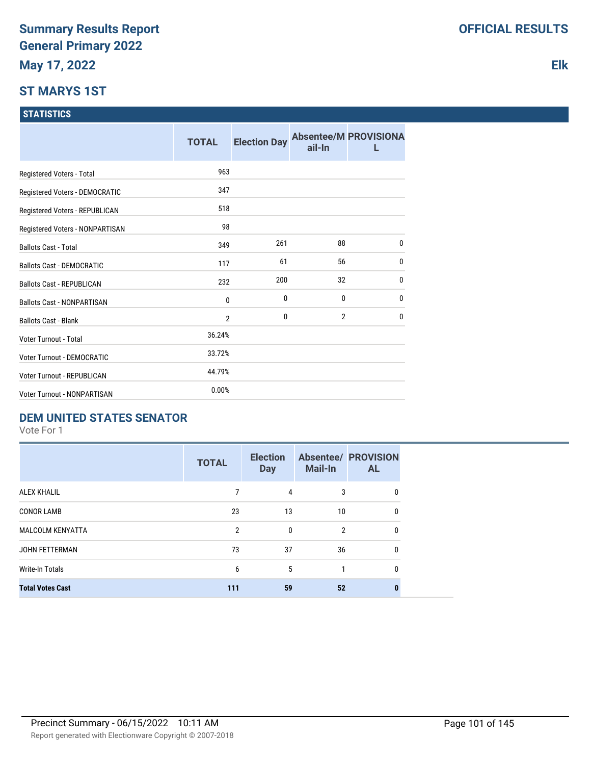# Summary Results Report

# General Primary 2022

# May 17, 2022

**OFFICIAL RESULTS**

**Elk**

## ST MARYS 1ST

### STATISTICS

| | TOTAL | Election Day | Absentee/Mail-In | PROVISIONAL |
|---|---|---|---|---|
| Registered Voters - Total | 963 | | | |
| Registered Voters - DEMOCRATIC | 347 | | | |
| Registered Voters - REPUBLICAN | 518 | | | |
| Registered Voters - NONPARTISAN | 98 | | | |
| Ballots Cast - Total | 349 | 261 | 88 | 0 |
| Ballots Cast - DEMOCRATIC | 117 | 61 | 56 | 0 |
| Ballots Cast - REPUBLICAN | 232 | 200 | 32 | 0 |
| Ballots Cast - NONPARTISAN | 0 | 0 | 0 | 0 |
| Ballots Cast - Blank | 2 | 0 | 2 | 0 |
| Voter Turnout - Total | 36.24% | | | |
| Voter Turnout - DEMOCRATIC | 33.72% | | | |
| Voter Turnout - REPUBLICAN | 44.79% | | | |
| Voter Turnout - NONPARTISAN | 0.00% | | | |

### DEM UNITED STATES SENATOR

Vote For 1

| | TOTAL | Election Day | Absentee/ Mail-In | PROVISIONAL |
|---|---|---|---|---|
| ALEX KHALIL | 7 | 4 | 3 | 0 |
| CONOR LAMB | 23 | 13 | 10 | 0 |
| MALCOLM KENYATTA | 2 | 0 | 2 | 0 |
| JOHN FETTERMAN | 73 | 37 | 36 | 0 |
| Write-In Totals | 6 | 5 | 1 | 0 |
| **Total Votes Cast** | **111** | **59** | **52** | **0** |

Precinct Summary - 06/15/2022 10:11 AM

Report generated with Electionware Copyright © 2007-2018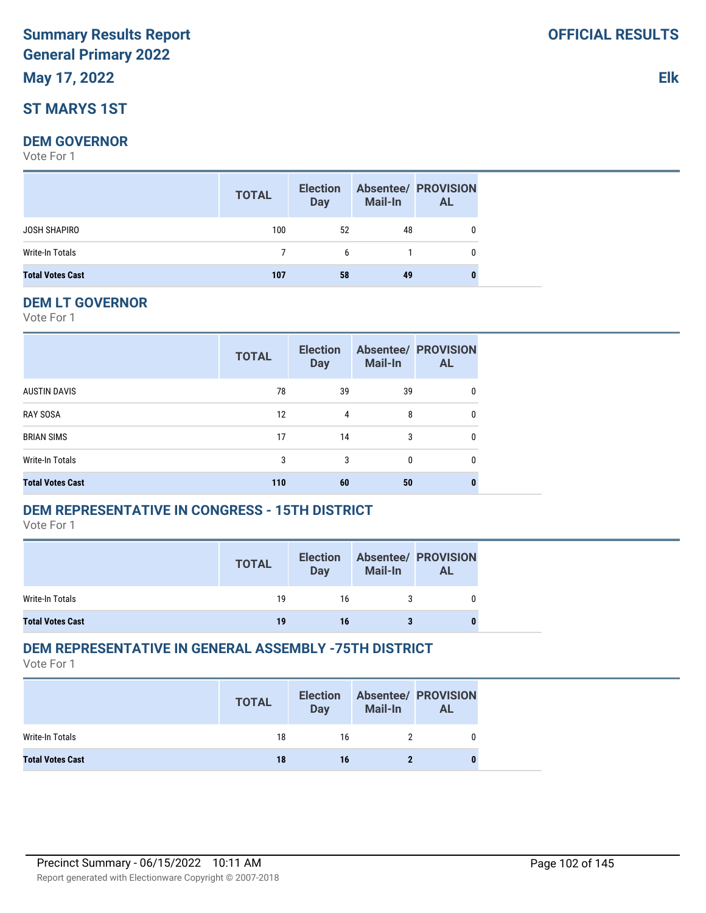# Summary Results Report
# General Primary 2022
# May 17, 2022

**OFFICIAL RESULTS**

**Elk**

## ST MARYS 1ST

### DEM GOVERNOR

Vote For 1

| | TOTAL | Election Day | Absentee/ Mail-In | PROVISIONAL |
|---|---|---|---|---|
| JOSH SHAPIRO | 100 | 52 | 48 | 0 |
| Write-In Totals | 7 | 6 | 1 | 0 |
| **Total Votes Cast** | **107** | **58** | **49** | **0** |

### DEM LT GOVERNOR

Vote For 1

| | TOTAL | Election Day | Absentee/ Mail-In | PROVISIONAL |
|---|---|---|---|---|
| AUSTIN DAVIS | 78 | 39 | 39 | 0 |
| RAY SOSA | 12 | 4 | 8 | 0 |
| BRIAN SIMS | 17 | 14 | 3 | 0 |
| Write-In Totals | 3 | 3 | 0 | 0 |
| **Total Votes Cast** | **110** | **60** | **50** | **0** |

### DEM REPRESENTATIVE IN CONGRESS - 15TH DISTRICT

Vote For 1

| | TOTAL | Election Day | Absentee/ Mail-In | PROVISIONAL |
|---|---|---|---|---|
| Write-In Totals | 19 | 16 | 3 | 0 |
| **Total Votes Cast** | **19** | **16** | **3** | **0** |

### DEM REPRESENTATIVE IN GENERAL ASSEMBLY -75TH DISTRICT

Vote For 1

| | TOTAL | Election Day | Absentee/ Mail-In | PROVISIONAL |
|---|---|---|---|---|
| Write-In Totals | 18 | 16 | 2 | 0 |
| **Total Votes Cast** | **18** | **16** | **2** | **0** |

Precinct Summary - 06/15/2022 10:11 AM

Report generated with Electionware Copyright © 2007-2018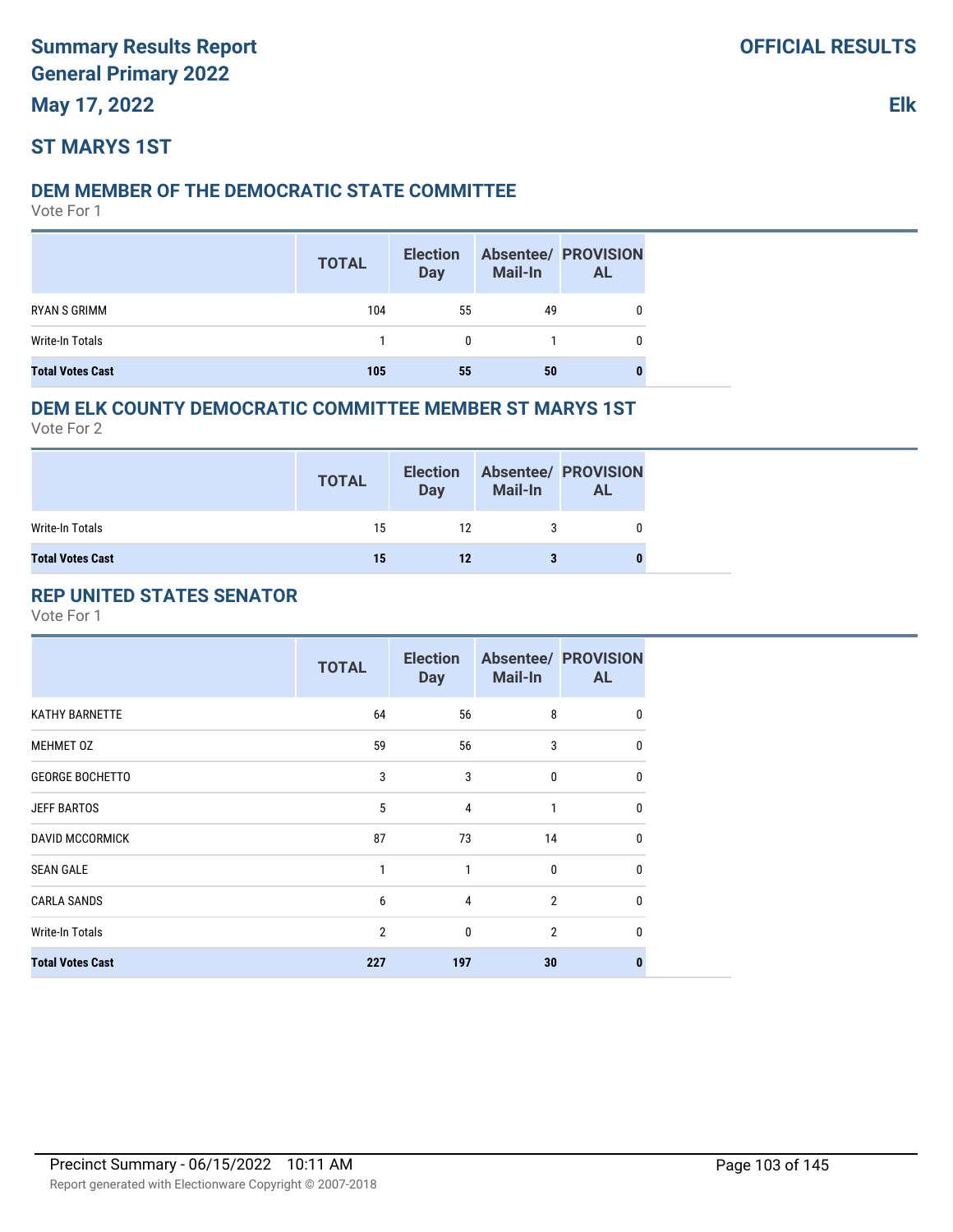# Summary Results Report
## General Primary 2022
## May 17, 2022

**OFFICIAL RESULTS**

**Elk**

## ST MARYS 1ST

### DEM MEMBER OF THE DEMOCRATIC STATE COMMITTEE

Vote For 1

| | TOTAL | Election Day | Absentee/ Mail-In | PROVISIONAL |
|---|---|---|---|---|
| RYAN S GRIMM | 104 | 55 | 49 | 0 |
| Write-In Totals | 1 | 0 | 1 | 0 |
| **Total Votes Cast** | **105** | **55** | **50** | **0** |

### DEM ELK COUNTY DEMOCRATIC COMMITTEE MEMBER ST MARYS 1ST

Vote For 2

| | TOTAL | Election Day | Absentee/ Mail-In | PROVISIONAL |
|---|---|---|---|---|
| Write-In Totals | 15 | 12 | 3 | 0 |
| **Total Votes Cast** | **15** | **12** | **3** | **0** |

### REP UNITED STATES SENATOR

Vote For 1

| | TOTAL | Election Day | Absentee/ Mail-In | PROVISIONAL |
|---|---|---|---|---|
| KATHY BARNETTE | 64 | 56 | 8 | 0 |
| MEHMET OZ | 59 | 56 | 3 | 0 |
| GEORGE BOCHETTO | 3 | 3 | 0 | 0 |
| JEFF BARTOS | 5 | 4 | 1 | 0 |
| DAVID MCCORMICK | 87 | 73 | 14 | 0 |
| SEAN GALE | 1 | 1 | 0 | 0 |
| CARLA SANDS | 6 | 4 | 2 | 0 |
| Write-In Totals | 2 | 0 | 2 | 0 |
| **Total Votes Cast** | **227** | **197** | **30** | **0** |

Precinct Summary - 06/15/2022 10:11 AM

Report generated with Electionware Copyright © 2007-2018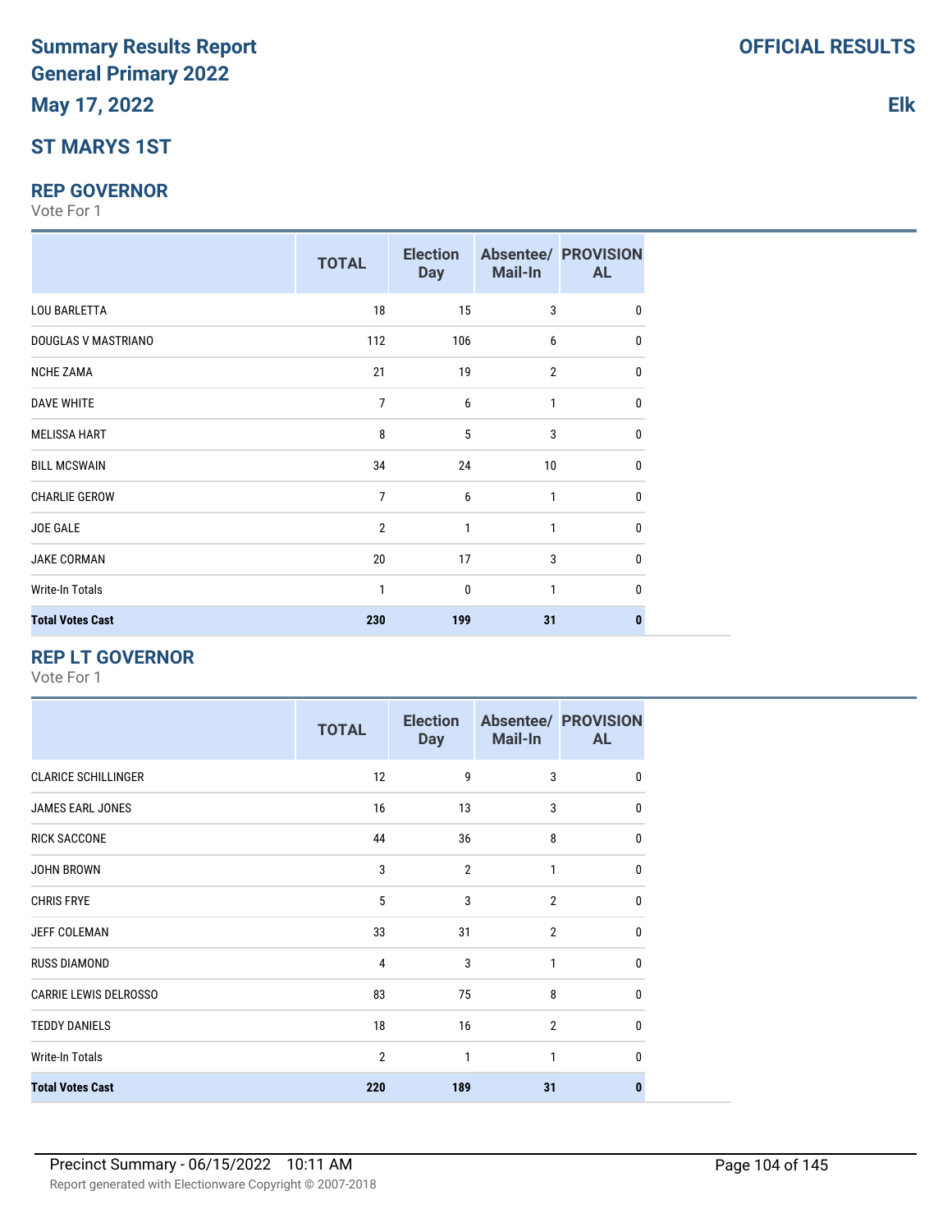# Summary Results Report
## General Primary 2022
## May 17, 2022

**OFFICIAL RESULTS**

**Elk**

## ST MARYS 1ST

### REP GOVERNOR

Vote For 1

| | TOTAL | Election Day | Absentee/ Mail-In | PROVISIONAL |
|---|---|---|---|---|
| LOU BARLETTA | 18 | 15 | 3 | 0 |
| DOUGLAS V MASTRIANO | 112 | 106 | 6 | 0 |
| NCHE ZAMA | 21 | 19 | 2 | 0 |
| DAVE WHITE | 7 | 6 | 1 | 0 |
| MELISSA HART | 8 | 5 | 3 | 0 |
| BILL MCSWAIN | 34 | 24 | 10 | 0 |
| CHARLIE GEROW | 7 | 6 | 1 | 0 |
| JOE GALE | 2 | 1 | 1 | 0 |
| JAKE CORMAN | 20 | 17 | 3 | 0 |
| Write-In Totals | 1 | 0 | 1 | 0 |
| **Total Votes Cast** | **230** | **199** | **31** | **0** |

### REP LT GOVERNOR

Vote For 1

| | TOTAL | Election Day | Absentee/ Mail-In | PROVISIONAL |
|---|---|---|---|---|
| CLARICE SCHILLINGER | 12 | 9 | 3 | 0 |
| JAMES EARL JONES | 16 | 13 | 3 | 0 |
| RICK SACCONE | 44 | 36 | 8 | 0 |
| JOHN BROWN | 3 | 2 | 1 | 0 |
| CHRIS FRYE | 5 | 3 | 2 | 0 |
| JEFF COLEMAN | 33 | 31 | 2 | 0 |
| RUSS DIAMOND | 4 | 3 | 1 | 0 |
| CARRIE LEWIS DELROSSO | 83 | 75 | 8 | 0 |
| TEDDY DANIELS | 18 | 16 | 2 | 0 |
| Write-In Totals | 2 | 1 | 1 | 0 |
| **Total Votes Cast** | **220** | **189** | **31** | **0** |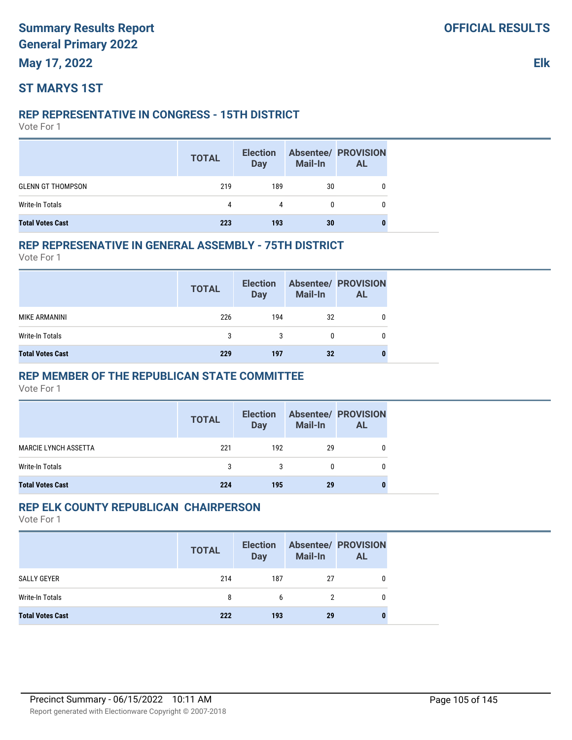# Summary Results Report
## General Primary 2022
## May 17, 2022

**OFFICIAL RESULTS**

**Elk**

## ST MARYS 1ST

### REP REPRESENTATIVE IN CONGRESS - 15TH DISTRICT

Vote For 1

| | TOTAL | Election Day | Absentee/ Mail-In | PROVISIONAL |
|---|---|---|---|---|
| GLENN GT THOMPSON | 219 | 189 | 30 | 0 |
| Write-In Totals | 4 | 4 | 0 | 0 |
| **Total Votes Cast** | **223** | **193** | **30** | **0** |

### REP REPRESENATIVE IN GENERAL ASSEMBLY - 75TH DISTRICT

Vote For 1

| | TOTAL | Election Day | Absentee/ Mail-In | PROVISIONAL |
|---|---|---|---|---|
| MIKE ARMANINI | 226 | 194 | 32 | 0 |
| Write-In Totals | 3 | 3 | 0 | 0 |
| **Total Votes Cast** | **229** | **197** | **32** | **0** |

### REP MEMBER OF THE REPUBLICAN STATE COMMITTEE

Vote For 1

| | TOTAL | Election Day | Absentee/ Mail-In | PROVISIONAL |
|---|---|---|---|---|
| MARCIE LYNCH ASSETTA | 221 | 192 | 29 | 0 |
| Write-In Totals | 3 | 3 | 0 | 0 |
| **Total Votes Cast** | **224** | **195** | **29** | **0** |

### REP ELK COUNTY REPUBLICAN CHAIRPERSON

Vote For 1

| | TOTAL | Election Day | Absentee/ Mail-In | PROVISIONAL |
|---|---|---|---|---|
| SALLY GEYER | 214 | 187 | 27 | 0 |
| Write-In Totals | 8 | 6 | 2 | 0 |
| **Total Votes Cast** | **222** | **193** | **29** | **0** |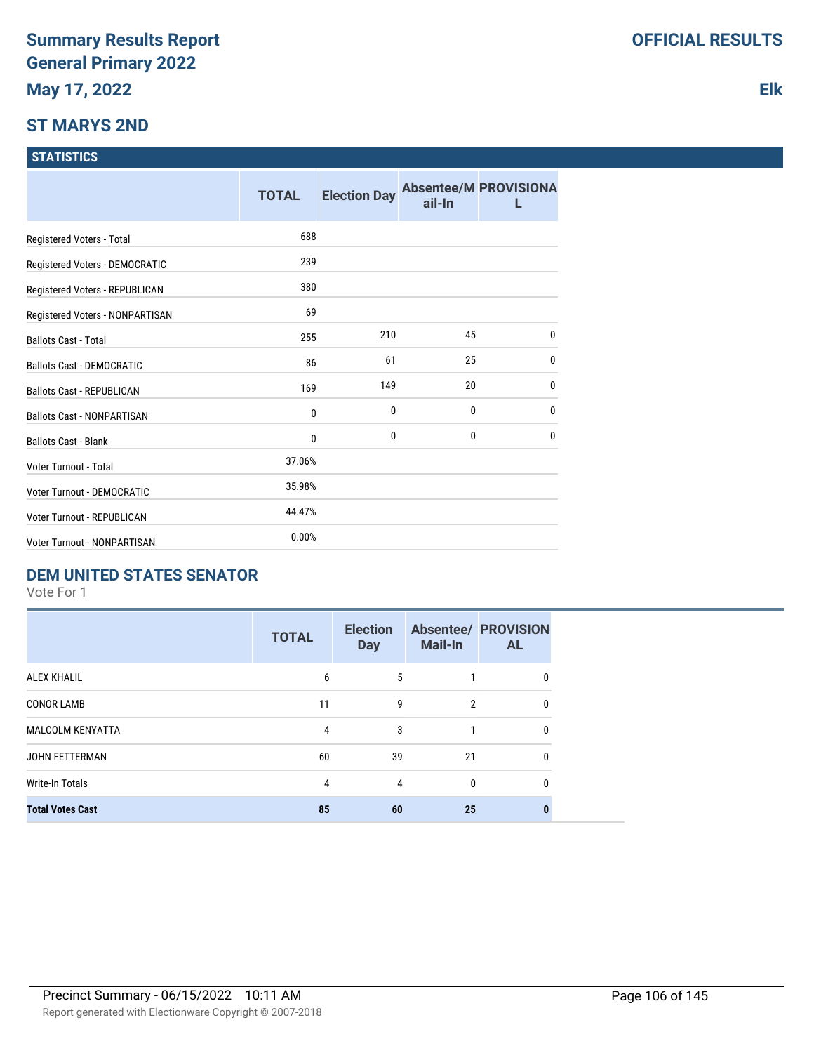# Summary Results Report

**OFFICIAL RESULTS**

## General Primary 2022

## May 17, 2022

**Elk**

## ST MARYS 2ND

### STATISTICS

| | TOTAL | Election Day | Absentee/Mail-In | PROVISIONAL |
|---|---|---|---|---|
| Registered Voters - Total | 688 | | | |
| Registered Voters - DEMOCRATIC | 239 | | | |
| Registered Voters - REPUBLICAN | 380 | | | |
| Registered Voters - NONPARTISAN | 69 | | | |
| Ballots Cast - Total | 255 | 210 | 45 | 0 |
| Ballots Cast - DEMOCRATIC | 86 | 61 | 25 | 0 |
| Ballots Cast - REPUBLICAN | 169 | 149 | 20 | 0 |
| Ballots Cast - NONPARTISAN | 0 | 0 | 0 | 0 |
| Ballots Cast - Blank | 0 | 0 | 0 | 0 |
| Voter Turnout - Total | 37.06% | | | |
| Voter Turnout - DEMOCRATIC | 35.98% | | | |
| Voter Turnout - REPUBLICAN | 44.47% | | | |
| Voter Turnout - NONPARTISAN | 0.00% | | | |

### DEM UNITED STATES SENATOR

Vote For 1

| | TOTAL | Election Day | Absentee/Mail-In | PROVISIONAL |
|---|---|---|---|---|
| ALEX KHALIL | 6 | 5 | 1 | 0 |
| CONOR LAMB | 11 | 9 | 2 | 0 |
| MALCOLM KENYATTA | 4 | 3 | 1 | 0 |
| JOHN FETTERMAN | 60 | 39 | 21 | 0 |
| Write-In Totals | 4 | 4 | 0 | 0 |
| **Total Votes Cast** | **85** | **60** | **25** | **0** |

Precinct Summary - 06/15/2022 10:11 AM

Report generated with Electionware Copyright © 2007-2018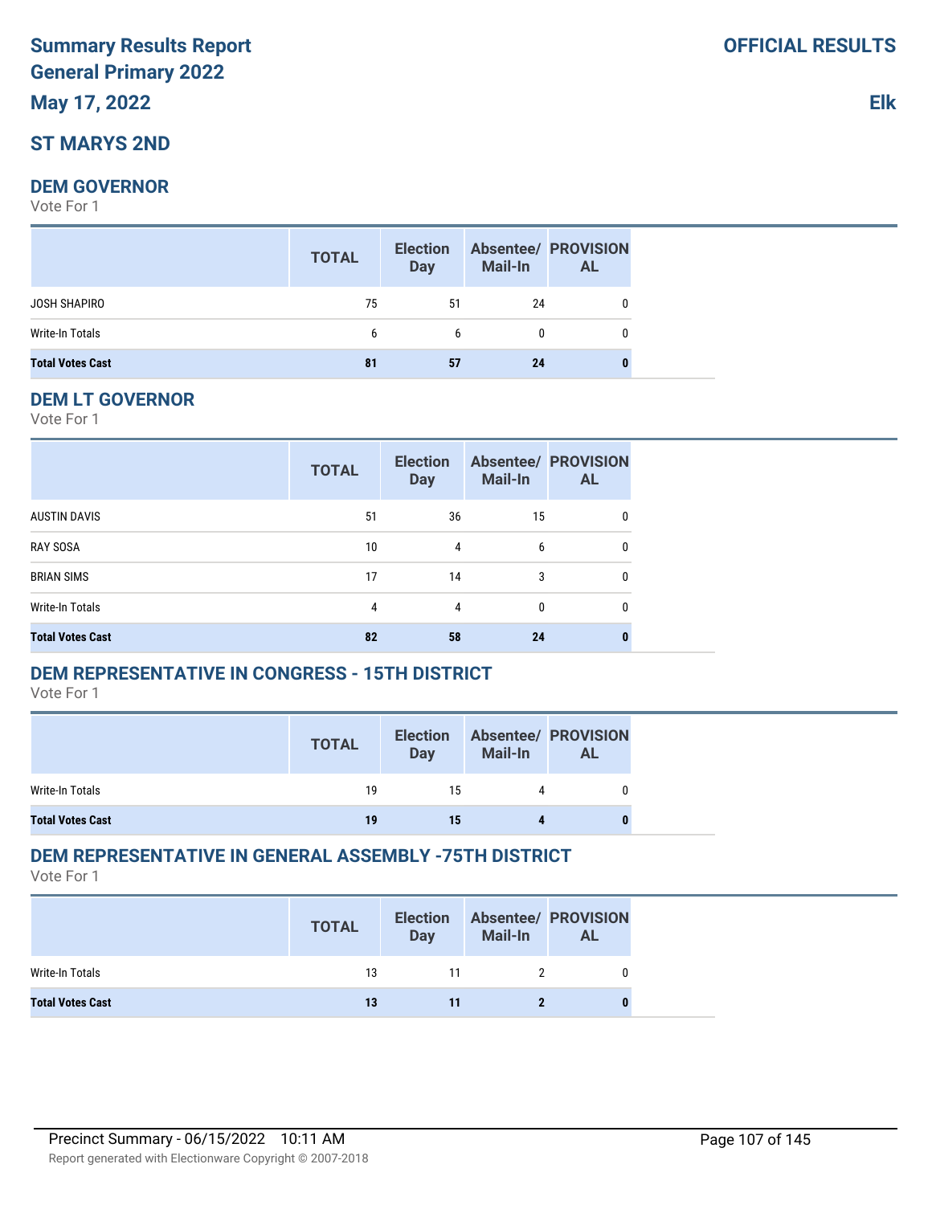# Summary Results Report

**General Primary 2022**

**May 17, 2022**

**OFFICIAL RESULTS**

**Elk**

## ST MARYS 2ND

### DEM GOVERNOR

Vote For 1

| | TOTAL | Election Day | Absentee/ Mail-In | PROVISIONAL |
|---|---|---|---|---|
| JOSH SHAPIRO | 75 | 51 | 24 | 0 |
| Write-In Totals | 6 | 6 | 0 | 0 |
| **Total Votes Cast** | **81** | **57** | **24** | **0** |

### DEM LT GOVERNOR

Vote For 1

| | TOTAL | Election Day | Absentee/ Mail-In | PROVISIONAL |
|---|---|---|---|---|
| AUSTIN DAVIS | 51 | 36 | 15 | 0 |
| RAY SOSA | 10 | 4 | 6 | 0 |
| BRIAN SIMS | 17 | 14 | 3 | 0 |
| Write-In Totals | 4 | 4 | 0 | 0 |
| **Total Votes Cast** | **82** | **58** | **24** | **0** |

### DEM REPRESENTATIVE IN CONGRESS - 15TH DISTRICT

Vote For 1

| | TOTAL | Election Day | Absentee/ Mail-In | PROVISIONAL |
|---|---|---|---|---|
| Write-In Totals | 19 | 15 | 4 | 0 |
| **Total Votes Cast** | **19** | **15** | **4** | **0** |

### DEM REPRESENTATIVE IN GENERAL ASSEMBLY -75TH DISTRICT

Vote For 1

| | TOTAL | Election Day | Absentee/ Mail-In | PROVISIONAL |
|---|---|---|---|---|
| Write-In Totals | 13 | 11 | 2 | 0 |
| **Total Votes Cast** | **13** | **11** | **2** | **0** |

Precinct Summary - 06/15/2022 10:11 AM

Report generated with Electionware Copyright © 2007-2018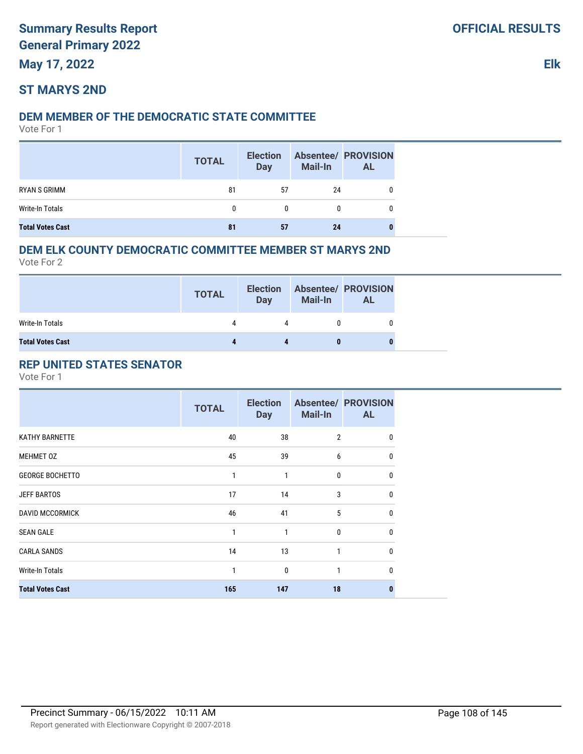# Summary Results Report
# General Primary 2022
# May 17, 2022

**OFFICIAL RESULTS**

**Elk**

## ST MARYS 2ND

### DEM MEMBER OF THE DEMOCRATIC STATE COMMITTEE

Vote For 1

| | TOTAL | Election Day | Absentee/ Mail-In | PROVISIONAL |
|---|---|---|---|---|
| RYAN S GRIMM | 81 | 57 | 24 | 0 |
| Write-In Totals | 0 | 0 | 0 | 0 |
| **Total Votes Cast** | **81** | **57** | **24** | **0** |

### DEM ELK COUNTY DEMOCRATIC COMMITTEE MEMBER ST MARYS 2ND

Vote For 2

| | TOTAL | Election Day | Absentee/ Mail-In | PROVISIONAL |
|---|---|---|---|---|
| Write-In Totals | 4 | 4 | 0 | 0 |
| **Total Votes Cast** | **4** | **4** | **0** | **0** |

### REP UNITED STATES SENATOR

Vote For 1

| | TOTAL | Election Day | Absentee/ Mail-In | PROVISIONAL |
|---|---|---|---|---|
| KATHY BARNETTE | 40 | 38 | 2 | 0 |
| MEHMET OZ | 45 | 39 | 6 | 0 |
| GEORGE BOCHETTO | 1 | 1 | 0 | 0 |
| JEFF BARTOS | 17 | 14 | 3 | 0 |
| DAVID MCCORMICK | 46 | 41 | 5 | 0 |
| SEAN GALE | 1 | 1 | 0 | 0 |
| CARLA SANDS | 14 | 13 | 1 | 0 |
| Write-In Totals | 1 | 0 | 1 | 0 |
| **Total Votes Cast** | **165** | **147** | **18** | **0** |

Precinct Summary - 06/15/2022 10:11 AM

Report generated with Electionware Copyright © 2007-2018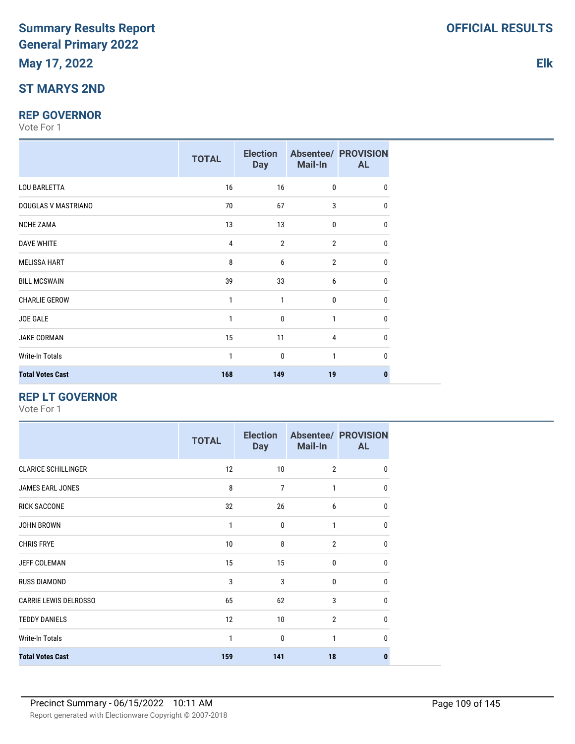# Summary Results Report

## General Primary 2022

## May 17, 2022

**OFFICIAL RESULTS**

**Elk**

## ST MARYS 2ND

### REP GOVERNOR

Vote For 1

| | TOTAL | Election Day | Absentee/ Mail-In | PROVISIONAL |
|---|---|---|---|---|
| LOU BARLETTA | 16 | 16 | 0 | 0 |
| DOUGLAS V MASTRIANO | 70 | 67 | 3 | 0 |
| NCHE ZAMA | 13 | 13 | 0 | 0 |
| DAVE WHITE | 4 | 2 | 2 | 0 |
| MELISSA HART | 8 | 6 | 2 | 0 |
| BILL MCSWAIN | 39 | 33 | 6 | 0 |
| CHARLIE GEROW | 1 | 1 | 0 | 0 |
| JOE GALE | 1 | 0 | 1 | 0 |
| JAKE CORMAN | 15 | 11 | 4 | 0 |
| Write-In Totals | 1 | 0 | 1 | 0 |
| **Total Votes Cast** | **168** | **149** | **19** | **0** |

### REP LT GOVERNOR

Vote For 1

| | TOTAL | Election Day | Absentee/ Mail-In | PROVISIONAL |
|---|---|---|---|---|
| CLARICE SCHILLINGER | 12 | 10 | 2 | 0 |
| JAMES EARL JONES | 8 | 7 | 1 | 0 |
| RICK SACCONE | 32 | 26 | 6 | 0 |
| JOHN BROWN | 1 | 0 | 1 | 0 |
| CHRIS FRYE | 10 | 8 | 2 | 0 |
| JEFF COLEMAN | 15 | 15 | 0 | 0 |
| RUSS DIAMOND | 3 | 3 | 0 | 0 |
| CARRIE LEWIS DELROSSO | 65 | 62 | 3 | 0 |
| TEDDY DANIELS | 12 | 10 | 2 | 0 |
| Write-In Totals | 1 | 0 | 1 | 0 |
| **Total Votes Cast** | **159** | **141** | **18** | **0** |

Precinct Summary - 06/15/2022 10:11 AM

Report generated with Electionware Copyright © 2007-2018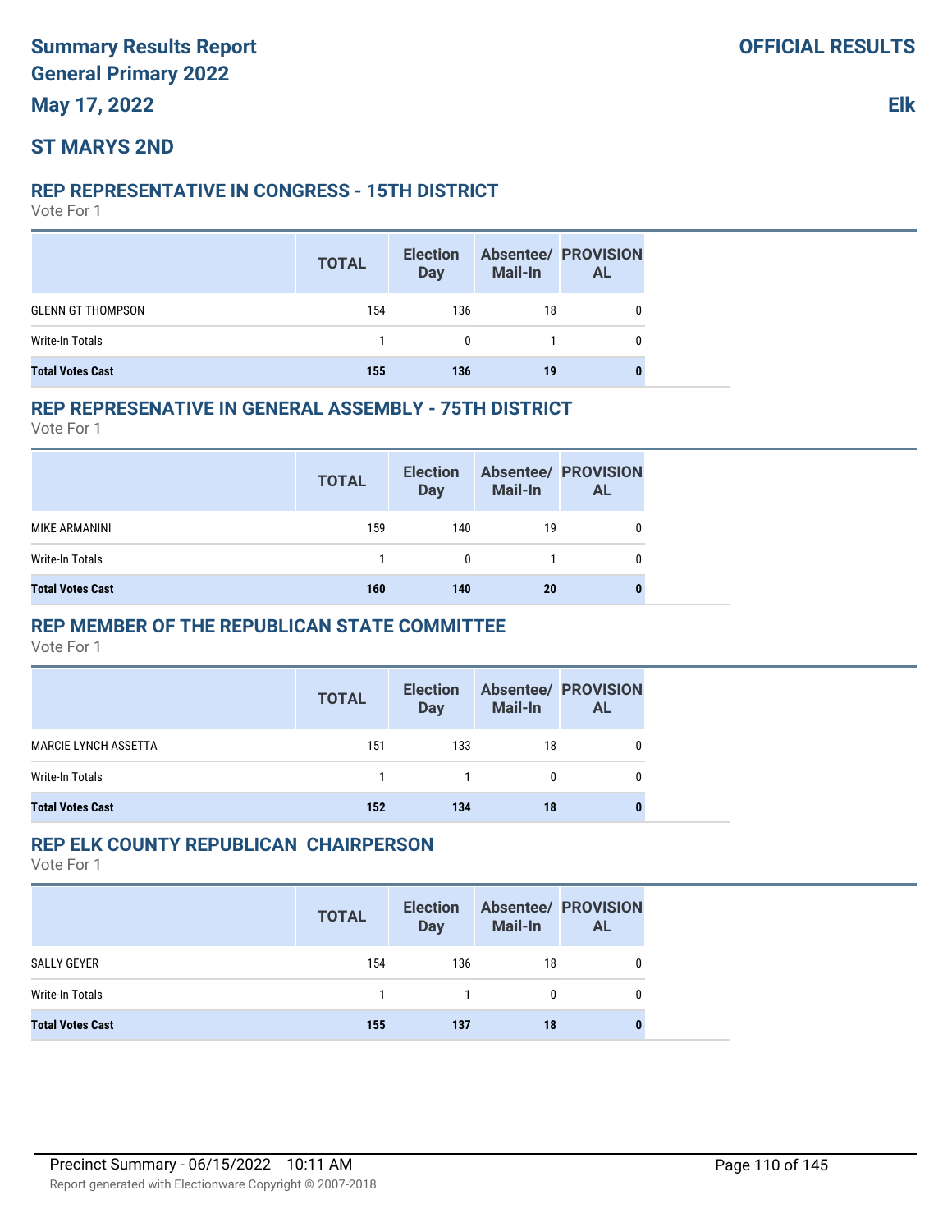# Summary Results Report
## General Primary 2022
## May 17, 2022

**OFFICIAL RESULTS**

**Elk**

## ST MARYS 2ND

### REP REPRESENTATIVE IN CONGRESS - 15TH DISTRICT

Vote For 1

| | TOTAL | Election Day | Absentee/ Mail-In | PROVISIONAL |
|---|---|---|---|---|
| GLENN GT THOMPSON | 154 | 136 | 18 | 0 |
| Write-In Totals | 1 | 0 | 1 | 0 |
| **Total Votes Cast** | **155** | **136** | **19** | **0** |

### REP REPRESENATIVE IN GENERAL ASSEMBLY - 75TH DISTRICT

Vote For 1

| | TOTAL | Election Day | Absentee/ Mail-In | PROVISIONAL |
|---|---|---|---|---|
| MIKE ARMANINI | 159 | 140 | 19 | 0 |
| Write-In Totals | 1 | 0 | 1 | 0 |
| **Total Votes Cast** | **160** | **140** | **20** | **0** |

### REP MEMBER OF THE REPUBLICAN STATE COMMITTEE

Vote For 1

| | TOTAL | Election Day | Absentee/ Mail-In | PROVISIONAL |
|---|---|---|---|---|
| MARCIE LYNCH ASSETTA | 151 | 133 | 18 | 0 |
| Write-In Totals | 1 | 1 | 0 | 0 |
| **Total Votes Cast** | **152** | **134** | **18** | **0** |

### REP ELK COUNTY REPUBLICAN CHAIRPERSON

Vote For 1

| | TOTAL | Election Day | Absentee/ Mail-In | PROVISIONAL |
|---|---|---|---|---|
| SALLY GEYER | 154 | 136 | 18 | 0 |
| Write-In Totals | 1 | 1 | 0 | 0 |
| **Total Votes Cast** | **155** | **137** | **18** | **0** |

Precinct Summary - 06/15/2022 10:11 AM

Report generated with Electionware Copyright © 2007-2018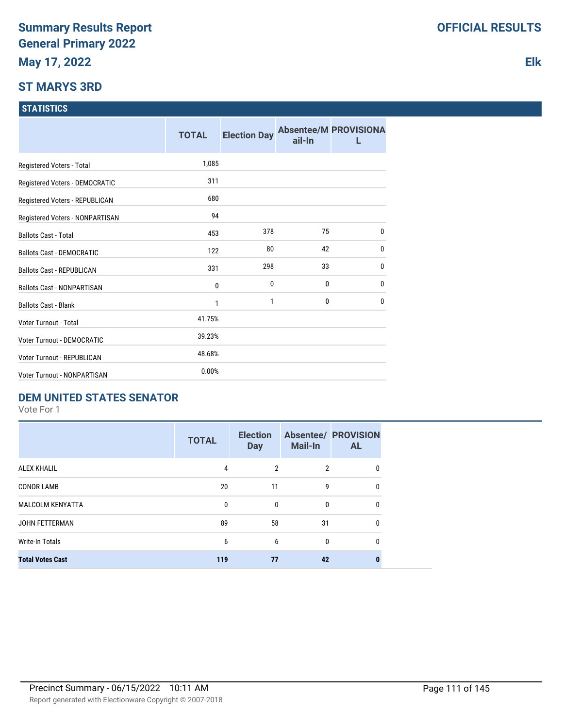# Summary Results Report
# General Primary 2022
# May 17, 2022

**OFFICIAL RESULTS**

**Elk**

## ST MARYS 3RD

### STATISTICS

| | TOTAL | Election Day | Absentee/Mail-In | PROVISIONAL |
|---|---|---|---|---|
| Registered Voters - Total | 1,085 | | | |
| Registered Voters - DEMOCRATIC | 311 | | | |
| Registered Voters - REPUBLICAN | 680 | | | |
| Registered Voters - NONPARTISAN | 94 | | | |
| Ballots Cast - Total | 453 | 378 | 75 | 0 |
| Ballots Cast - DEMOCRATIC | 122 | 80 | 42 | 0 |
| Ballots Cast - REPUBLICAN | 331 | 298 | 33 | 0 |
| Ballots Cast - NONPARTISAN | 0 | 0 | 0 | 0 |
| Ballots Cast - Blank | 1 | 1 | 0 | 0 |
| Voter Turnout - Total | 41.75% | | | |
| Voter Turnout - DEMOCRATIC | 39.23% | | | |
| Voter Turnout - REPUBLICAN | 48.68% | | | |
| Voter Turnout - NONPARTISAN | 0.00% | | | |

### DEM UNITED STATES SENATOR

Vote For 1

| | TOTAL | Election Day | Absentee/Mail-In | PROVISIONAL |
|---|---|---|---|---|
| ALEX KHALIL | 4 | 2 | 2 | 0 |
| CONOR LAMB | 20 | 11 | 9 | 0 |
| MALCOLM KENYATTA | 0 | 0 | 0 | 0 |
| JOHN FETTERMAN | 89 | 58 | 31 | 0 |
| Write-In Totals | 6 | 6 | 0 | 0 |
| **Total Votes Cast** | **119** | **77** | **42** | **0** |

Precinct Summary - 06/15/2022 10:11 AM

Report generated with Electionware Copyright © 2007-2018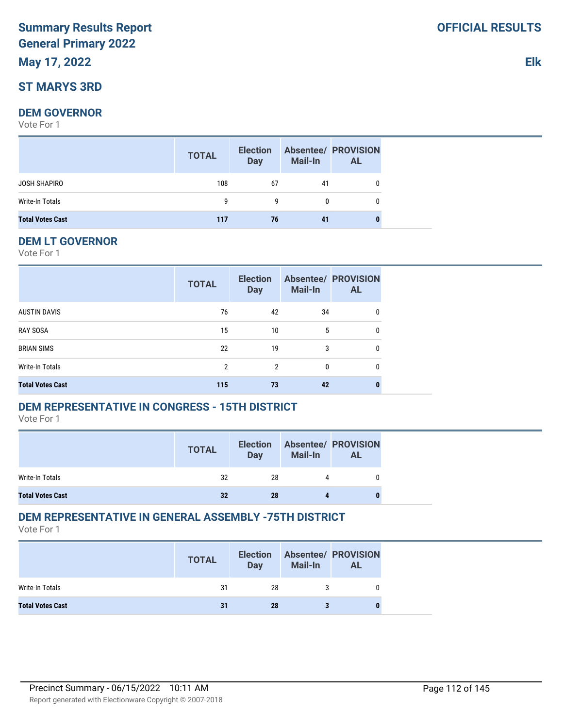# Summary Results Report
# General Primary 2022
# May 17, 2022

**OFFICIAL RESULTS**

**Elk**

## ST MARYS 3RD

### DEM GOVERNOR

Vote For 1

| | TOTAL | Election Day | Absentee/ Mail-In | PROVISIONAL |
|---|---|---|---|---|
| JOSH SHAPIRO | 108 | 67 | 41 | 0 |
| Write-In Totals | 9 | 9 | 0 | 0 |
| **Total Votes Cast** | **117** | **76** | **41** | **0** |

### DEM LT GOVERNOR

Vote For 1

| | TOTAL | Election Day | Absentee/ Mail-In | PROVISIONAL |
|---|---|---|---|---|
| AUSTIN DAVIS | 76 | 42 | 34 | 0 |
| RAY SOSA | 15 | 10 | 5 | 0 |
| BRIAN SIMS | 22 | 19 | 3 | 0 |
| Write-In Totals | 2 | 2 | 0 | 0 |
| **Total Votes Cast** | **115** | **73** | **42** | **0** |

### DEM REPRESENTATIVE IN CONGRESS - 15TH DISTRICT

Vote For 1

| | TOTAL | Election Day | Absentee/ Mail-In | PROVISIONAL |
|---|---|---|---|---|
| Write-In Totals | 32 | 28 | 4 | 0 |
| **Total Votes Cast** | **32** | **28** | **4** | **0** |

### DEM REPRESENTATIVE IN GENERAL ASSEMBLY -75TH DISTRICT

Vote For 1

| | TOTAL | Election Day | Absentee/ Mail-In | PROVISIONAL |
|---|---|---|---|---|
| Write-In Totals | 31 | 28 | 3 | 0 |
| **Total Votes Cast** | **31** | **28** | **3** | **0** |

Precinct Summary - 06/15/2022 10:11 AM

Report generated with Electionware Copyright © 2007-2018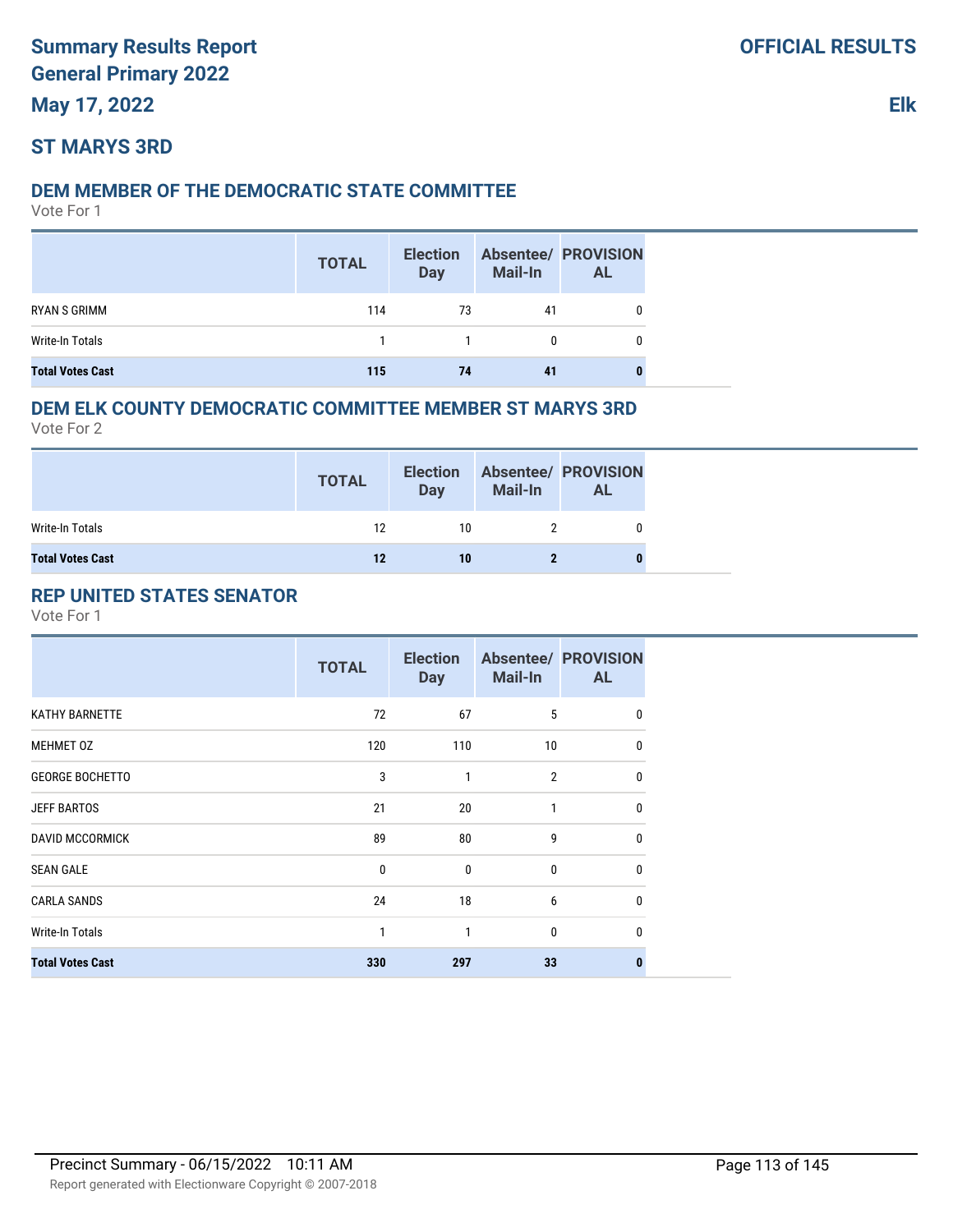# Summary Results Report
# General Primary 2022
# May 17, 2022

**OFFICIAL RESULTS**

**Elk**

## ST MARYS 3RD

### DEM MEMBER OF THE DEMOCRATIC STATE COMMITTEE

Vote For 1

| | TOTAL | Election Day | Absentee/ Mail-In | PROVISIONAL |
|---|---|---|---|---|
| RYAN S GRIMM | 114 | 73 | 41 | 0 |
| Write-In Totals | 1 | 1 | 0 | 0 |
| **Total Votes Cast** | **115** | **74** | **41** | **0** |

### DEM ELK COUNTY DEMOCRATIC COMMITTEE MEMBER ST MARYS 3RD

Vote For 2

| | TOTAL | Election Day | Absentee/ Mail-In | PROVISIONAL |
|---|---|---|---|---|
| Write-In Totals | 12 | 10 | 2 | 0 |
| **Total Votes Cast** | **12** | **10** | **2** | **0** |

### REP UNITED STATES SENATOR

Vote For 1

| | TOTAL | Election Day | Absentee/ Mail-In | PROVISIONAL |
|---|---|---|---|---|
| KATHY BARNETTE | 72 | 67 | 5 | 0 |
| MEHMET OZ | 120 | 110 | 10 | 0 |
| GEORGE BOCHETTO | 3 | 1 | 2 | 0 |
| JEFF BARTOS | 21 | 20 | 1 | 0 |
| DAVID MCCORMICK | 89 | 80 | 9 | 0 |
| SEAN GALE | 0 | 0 | 0 | 0 |
| CARLA SANDS | 24 | 18 | 6 | 0 |
| Write-In Totals | 1 | 1 | 0 | 0 |
| **Total Votes Cast** | **330** | **297** | **33** | **0** |

Precinct Summary - 06/15/2022 10:11 AM

Report generated with Electionware Copyright © 2007-2018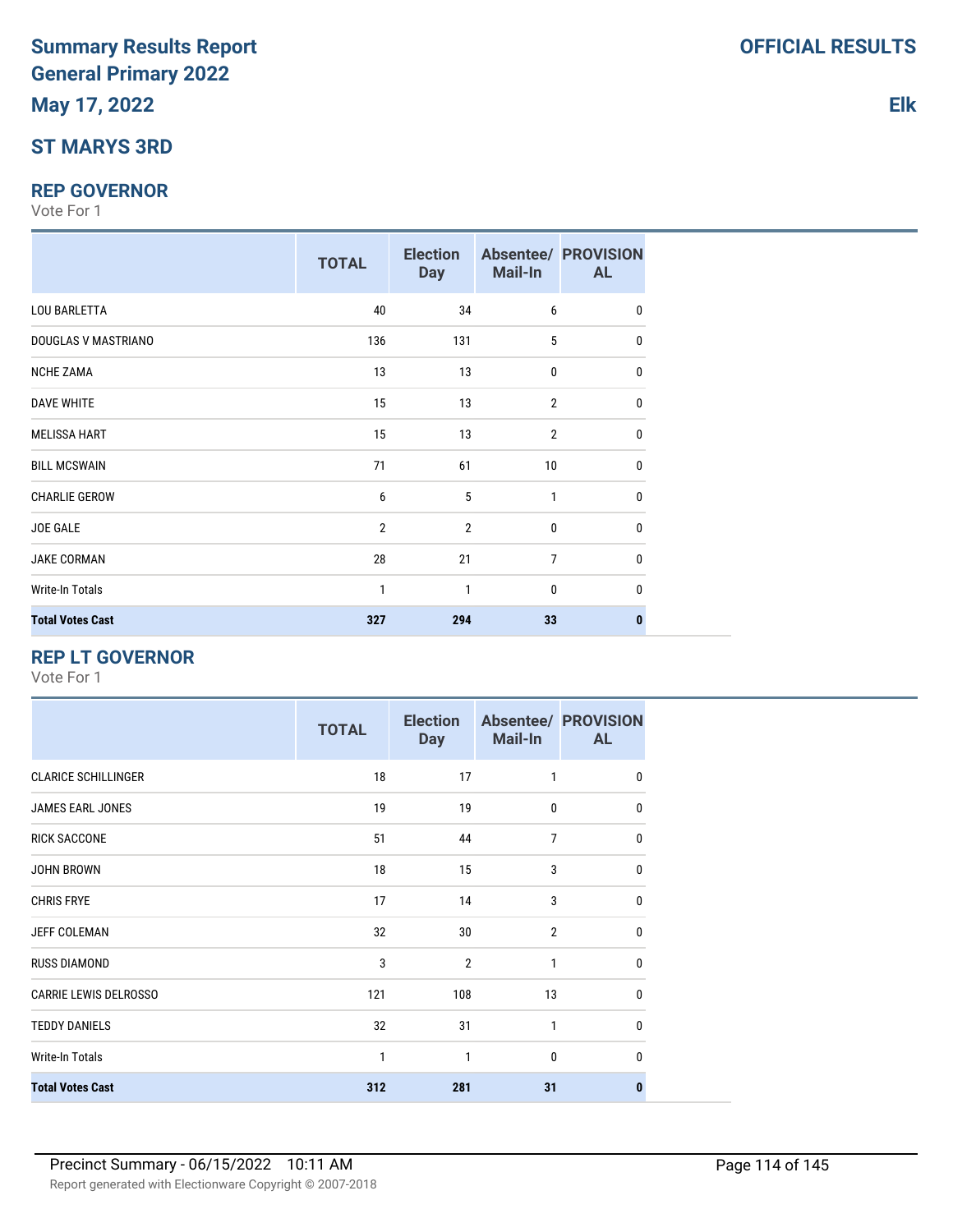# Summary Results Report
## General Primary 2022
## May 17, 2022

**OFFICIAL RESULTS**

**Elk**

## ST MARYS 3RD

### REP GOVERNOR

Vote For 1

| | TOTAL | Election Day | Absentee/ Mail-In | PROVISIONAL |
|---|---|---|---|---|
| LOU BARLETTA | 40 | 34 | 6 | 0 |
| DOUGLAS V MASTRIANO | 136 | 131 | 5 | 0 |
| NCHE ZAMA | 13 | 13 | 0 | 0 |
| DAVE WHITE | 15 | 13 | 2 | 0 |
| MELISSA HART | 15 | 13 | 2 | 0 |
| BILL MCSWAIN | 71 | 61 | 10 | 0 |
| CHARLIE GEROW | 6 | 5 | 1 | 0 |
| JOE GALE | 2 | 2 | 0 | 0 |
| JAKE CORMAN | 28 | 21 | 7 | 0 |
| Write-In Totals | 1 | 1 | 0 | 0 |
| **Total Votes Cast** | **327** | **294** | **33** | **0** |

### REP LT GOVERNOR

Vote For 1

| | TOTAL | Election Day | Absentee/ Mail-In | PROVISIONAL |
|---|---|---|---|---|
| CLARICE SCHILLINGER | 18 | 17 | 1 | 0 |
| JAMES EARL JONES | 19 | 19 | 0 | 0 |
| RICK SACCONE | 51 | 44 | 7 | 0 |
| JOHN BROWN | 18 | 15 | 3 | 0 |
| CHRIS FRYE | 17 | 14 | 3 | 0 |
| JEFF COLEMAN | 32 | 30 | 2 | 0 |
| RUSS DIAMOND | 3 | 2 | 1 | 0 |
| CARRIE LEWIS DELROSSO | 121 | 108 | 13 | 0 |
| TEDDY DANIELS | 32 | 31 | 1 | 0 |
| Write-In Totals | 1 | 1 | 0 | 0 |
| **Total Votes Cast** | **312** | **281** | **31** | **0** |

Precinct Summary - 06/15/2022 10:11 AM

Report generated with Electionware Copyright © 2007-2018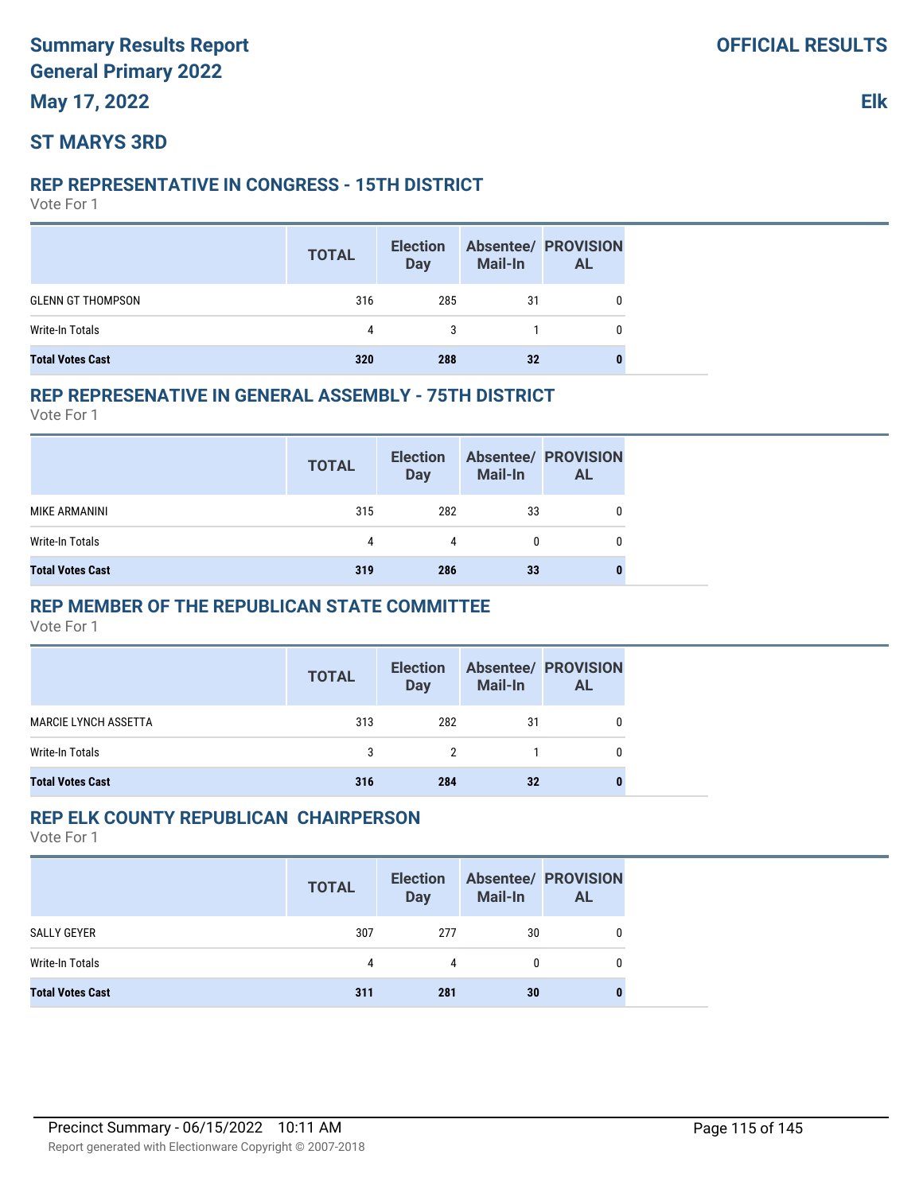# Summary Results Report
# General Primary 2022
# May 17, 2022

**OFFICIAL RESULTS**

**Elk**

## ST MARYS 3RD

### REP REPRESENTATIVE IN CONGRESS - 15TH DISTRICT

Vote For 1

| | TOTAL | Election Day | Absentee/ Mail-In | PROVISIONAL |
|---|---|---|---|---|
| GLENN GT THOMPSON | 316 | 285 | 31 | 0 |
| Write-In Totals | 4 | 3 | 1 | 0 |
| **Total Votes Cast** | **320** | **288** | **32** | **0** |

### REP REPRESENATIVE IN GENERAL ASSEMBLY - 75TH DISTRICT

Vote For 1

| | TOTAL | Election Day | Absentee/ Mail-In | PROVISIONAL |
|---|---|---|---|---|
| MIKE ARMANINI | 315 | 282 | 33 | 0 |
| Write-In Totals | 4 | 4 | 0 | 0 |
| **Total Votes Cast** | **319** | **286** | **33** | **0** |

### REP MEMBER OF THE REPUBLICAN STATE COMMITTEE

Vote For 1

| | TOTAL | Election Day | Absentee/ Mail-In | PROVISIONAL |
|---|---|---|---|---|
| MARCIE LYNCH ASSETTA | 313 | 282 | 31 | 0 |
| Write-In Totals | 3 | 2 | 1 | 0 |
| **Total Votes Cast** | **316** | **284** | **32** | **0** |

### REP ELK COUNTY REPUBLICAN CHAIRPERSON

Vote For 1

| | TOTAL | Election Day | Absentee/ Mail-In | PROVISIONAL |
|---|---|---|---|---|
| SALLY GEYER | 307 | 277 | 30 | 0 |
| Write-In Totals | 4 | 4 | 0 | 0 |
| **Total Votes Cast** | **311** | **281** | **30** | **0** |

Precinct Summary - 06/15/2022 10:11 AM

Report generated with Electionware Copyright © 2007-2018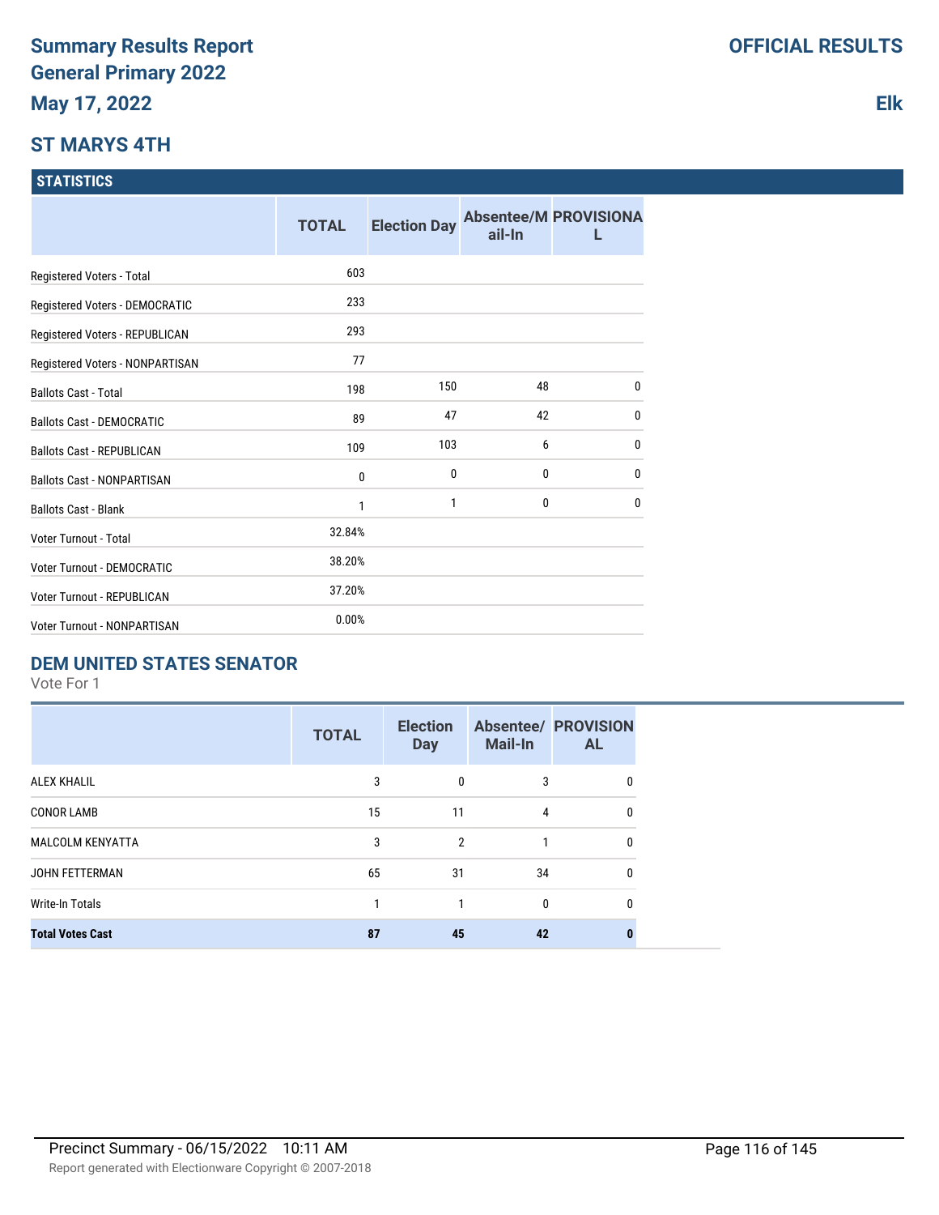# Summary Results Report
# General Primary 2022
# May 17, 2022

**OFFICIAL RESULTS**

**Elk**

## ST MARYS 4TH

### STATISTICS

| | TOTAL | Election Day | Absentee/Mail-In | PROVISIONAL |
|---|---|---|---|---|
| Registered Voters - Total | 603 | | | |
| Registered Voters - DEMOCRATIC | 233 | | | |
| Registered Voters - REPUBLICAN | 293 | | | |
| Registered Voters - NONPARTISAN | 77 | | | |
| Ballots Cast - Total | 198 | 150 | 48 | 0 |
| Ballots Cast - DEMOCRATIC | 89 | 47 | 42 | 0 |
| Ballots Cast - REPUBLICAN | 109 | 103 | 6 | 0 |
| Ballots Cast - NONPARTISAN | 0 | 0 | 0 | 0 |
| Ballots Cast - Blank | 1 | 1 | 0 | 0 |
| Voter Turnout - Total | 32.84% | | | |
| Voter Turnout - DEMOCRATIC | 38.20% | | | |
| Voter Turnout - REPUBLICAN | 37.20% | | | |
| Voter Turnout - NONPARTISAN | 0.00% | | | |

### DEM UNITED STATES SENATOR

Vote For 1

| | TOTAL | Election Day | Absentee/Mail-In | PROVISIONAL |
|---|---|---|---|---|
| ALEX KHALIL | 3 | 0 | 3 | 0 |
| CONOR LAMB | 15 | 11 | 4 | 0 |
| MALCOLM KENYATTA | 3 | 2 | 1 | 0 |
| JOHN FETTERMAN | 65 | 31 | 34 | 0 |
| Write-In Totals | 1 | 1 | 0 | 0 |
| **Total Votes Cast** | **87** | **45** | **42** | **0** |

Precinct Summary - 06/15/2022 10:11 AM

Report generated with Electionware Copyright © 2007-2018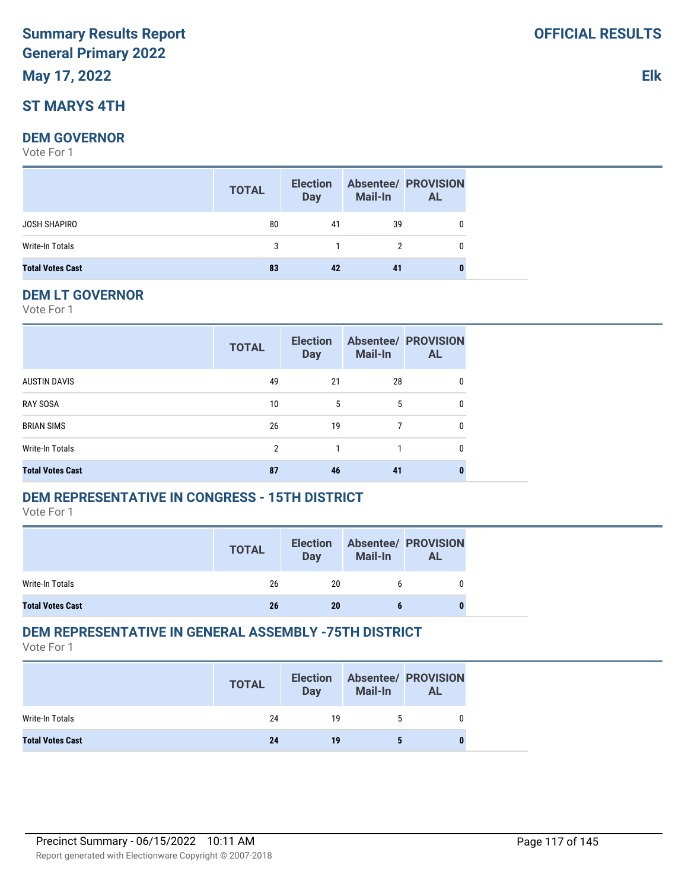# Summary Results Report
## General Primary 2022
## May 17, 2022

**OFFICIAL RESULTS**

**Elk**

## ST MARYS 4TH

### DEM GOVERNOR

Vote For 1

| | TOTAL | Election Day | Absentee/ Mail-In | PROVISIONAL |
|---|---|---|---|---|
| JOSH SHAPIRO | 80 | 41 | 39 | 0 |
| Write-In Totals | 3 | 1 | 2 | 0 |
| **Total Votes Cast** | **83** | **42** | **41** | **0** |

### DEM LT GOVERNOR

Vote For 1

| | TOTAL | Election Day | Absentee/ Mail-In | PROVISIONAL |
|---|---|---|---|---|
| AUSTIN DAVIS | 49 | 21 | 28 | 0 |
| RAY SOSA | 10 | 5 | 5 | 0 |
| BRIAN SIMS | 26 | 19 | 7 | 0 |
| Write-In Totals | 2 | 1 | 1 | 0 |
| **Total Votes Cast** | **87** | **46** | **41** | **0** |

### DEM REPRESENTATIVE IN CONGRESS - 15TH DISTRICT

Vote For 1

| | TOTAL | Election Day | Absentee/ Mail-In | PROVISIONAL |
|---|---|---|---|---|
| Write-In Totals | 26 | 20 | 6 | 0 |
| **Total Votes Cast** | **26** | **20** | **6** | **0** |

### DEM REPRESENTATIVE IN GENERAL ASSEMBLY -75TH DISTRICT

Vote For 1

| | TOTAL | Election Day | Absentee/ Mail-In | PROVISIONAL |
|---|---|---|---|---|
| Write-In Totals | 24 | 19 | 5 | 0 |
| **Total Votes Cast** | **24** | **19** | **5** | **0** |

Precinct Summary - 06/15/2022 10:11 AM

Report generated with Electionware Copyright © 2007-2018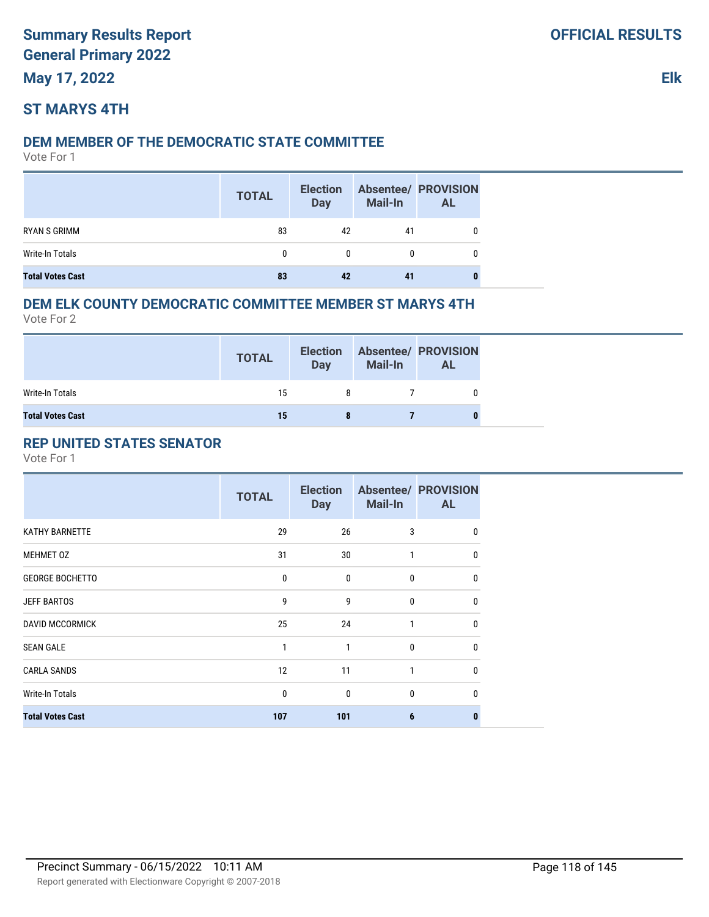# Summary Results Report
# General Primary 2022
# May 17, 2022

**OFFICIAL RESULTS**

**Elk**

## ST MARYS 4TH

### DEM MEMBER OF THE DEMOCRATIC STATE COMMITTEE

Vote For 1

| | TOTAL | Election Day | Absentee/ Mail-In | PROVISIONAL |
|---|---|---|---|---|
| RYAN S GRIMM | 83 | 42 | 41 | 0 |
| Write-In Totals | 0 | 0 | 0 | 0 |
| **Total Votes Cast** | **83** | **42** | **41** | **0** |

### DEM ELK COUNTY DEMOCRATIC COMMITTEE MEMBER ST MARYS 4TH

Vote For 2

| | TOTAL | Election Day | Absentee/ Mail-In | PROVISIONAL |
|---|---|---|---|---|
| Write-In Totals | 15 | 8 | 7 | 0 |
| **Total Votes Cast** | **15** | **8** | **7** | **0** |

### REP UNITED STATES SENATOR

Vote For 1

| | TOTAL | Election Day | Absentee/ Mail-In | PROVISIONAL |
|---|---|---|---|---|
| KATHY BARNETTE | 29 | 26 | 3 | 0 |
| MEHMET OZ | 31 | 30 | 1 | 0 |
| GEORGE BOCHETTO | 0 | 0 | 0 | 0 |
| JEFF BARTOS | 9 | 9 | 0 | 0 |
| DAVID MCCORMICK | 25 | 24 | 1 | 0 |
| SEAN GALE | 1 | 1 | 0 | 0 |
| CARLA SANDS | 12 | 11 | 1 | 0 |
| Write-In Totals | 0 | 0 | 0 | 0 |
| **Total Votes Cast** | **107** | **101** | **6** | **0** |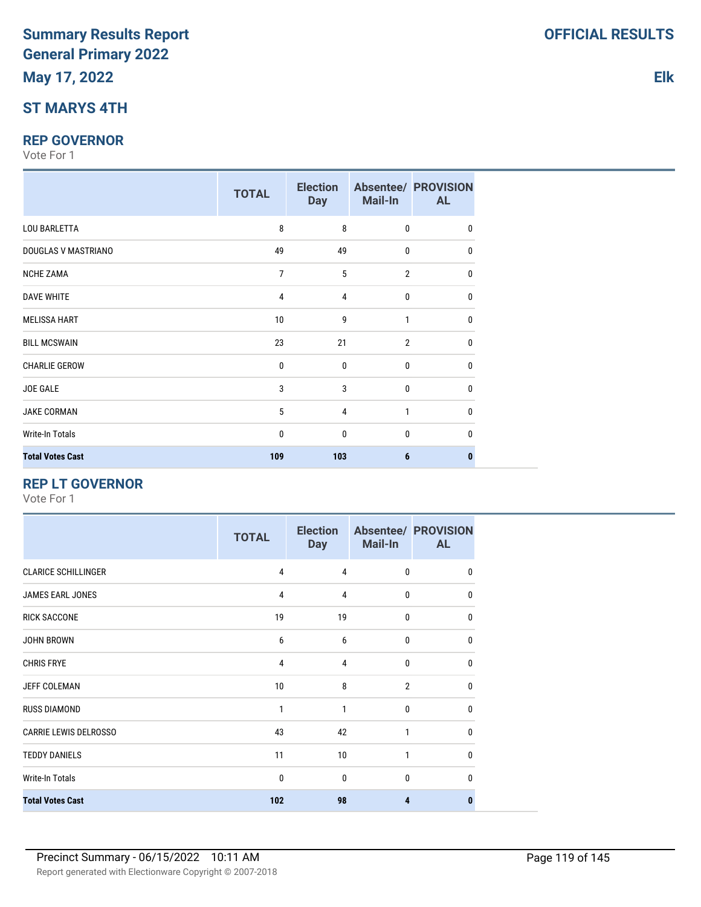# Summary Results Report
# General Primary 2022
# May 17, 2022

**OFFICIAL RESULTS**

**Elk**

## ST MARYS 4TH

### REP GOVERNOR

Vote For 1

| | TOTAL | Election Day | Absentee/ Mail-In | PROVISIONAL |
|---|---|---|---|---|
| LOU BARLETTA | 8 | 8 | 0 | 0 |
| DOUGLAS V MASTRIANO | 49 | 49 | 0 | 0 |
| NCHE ZAMA | 7 | 5 | 2 | 0 |
| DAVE WHITE | 4 | 4 | 0 | 0 |
| MELISSA HART | 10 | 9 | 1 | 0 |
| BILL MCSWAIN | 23 | 21 | 2 | 0 |
| CHARLIE GEROW | 0 | 0 | 0 | 0 |
| JOE GALE | 3 | 3 | 0 | 0 |
| JAKE CORMAN | 5 | 4 | 1 | 0 |
| Write-In Totals | 0 | 0 | 0 | 0 |
| **Total Votes Cast** | **109** | **103** | **6** | **0** |

### REP LT GOVERNOR

Vote For 1

| | TOTAL | Election Day | Absentee/ Mail-In | PROVISIONAL |
|---|---|---|---|---|
| CLARICE SCHILLINGER | 4 | 4 | 0 | 0 |
| JAMES EARL JONES | 4 | 4 | 0 | 0 |
| RICK SACCONE | 19 | 19 | 0 | 0 |
| JOHN BROWN | 6 | 6 | 0 | 0 |
| CHRIS FRYE | 4 | 4 | 0 | 0 |
| JEFF COLEMAN | 10 | 8 | 2 | 0 |
| RUSS DIAMOND | 1 | 1 | 0 | 0 |
| CARRIE LEWIS DELROSSO | 43 | 42 | 1 | 0 |
| TEDDY DANIELS | 11 | 10 | 1 | 0 |
| Write-In Totals | 0 | 0 | 0 | 0 |
| **Total Votes Cast** | **102** | **98** | **4** | **0** |

Precinct Summary - 06/15/2022 10:11 AM

Report generated with Electionware Copyright © 2007-2018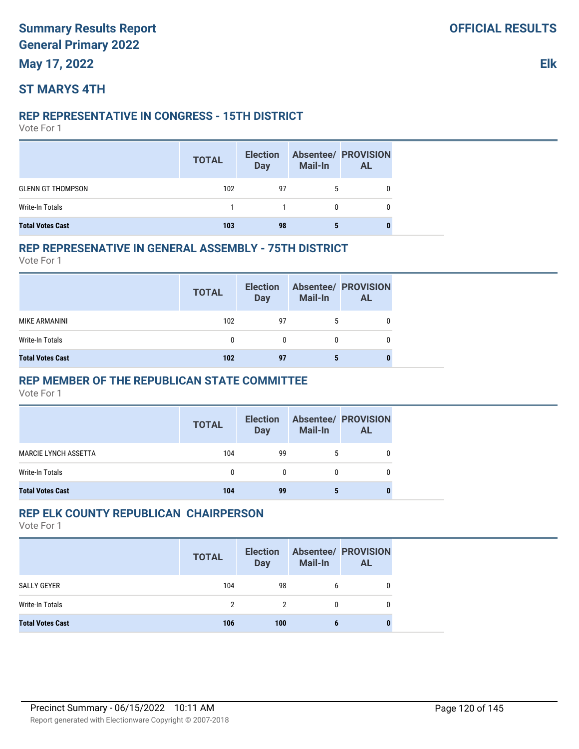# Summary Results Report
# General Primary 2022
# May 17, 2022

**OFFICIAL RESULTS**

**Elk**

## ST MARYS 4TH

### REP REPRESENTATIVE IN CONGRESS - 15TH DISTRICT

Vote For 1

| | TOTAL | Election Day | Absentee/ Mail-In | PROVISIONAL |
|---|---|---|---|---|
| GLENN GT THOMPSON | 102 | 97 | 5 | 0 |
| Write-In Totals | 1 | 1 | 0 | 0 |
| **Total Votes Cast** | **103** | **98** | **5** | **0** |

### REP REPRESENATIVE IN GENERAL ASSEMBLY - 75TH DISTRICT

Vote For 1

| | TOTAL | Election Day | Absentee/ Mail-In | PROVISIONAL |
|---|---|---|---|---|
| MIKE ARMANINI | 102 | 97 | 5 | 0 |
| Write-In Totals | 0 | 0 | 0 | 0 |
| **Total Votes Cast** | **102** | **97** | **5** | **0** |

### REP MEMBER OF THE REPUBLICAN STATE COMMITTEE

Vote For 1

| | TOTAL | Election Day | Absentee/ Mail-In | PROVISIONAL |
|---|---|---|---|---|
| MARCIE LYNCH ASSETTA | 104 | 99 | 5 | 0 |
| Write-In Totals | 0 | 0 | 0 | 0 |
| **Total Votes Cast** | **104** | **99** | **5** | **0** |

### REP ELK COUNTY REPUBLICAN CHAIRPERSON

Vote For 1

| | TOTAL | Election Day | Absentee/ Mail-In | PROVISIONAL |
|---|---|---|---|---|
| SALLY GEYER | 104 | 98 | 6 | 0 |
| Write-In Totals | 2 | 2 | 0 | 0 |
| **Total Votes Cast** | **106** | **100** | **6** | **0** |

Precinct Summary - 06/15/2022 10:11 AM

Report generated with Electionware Copyright © 2007-2018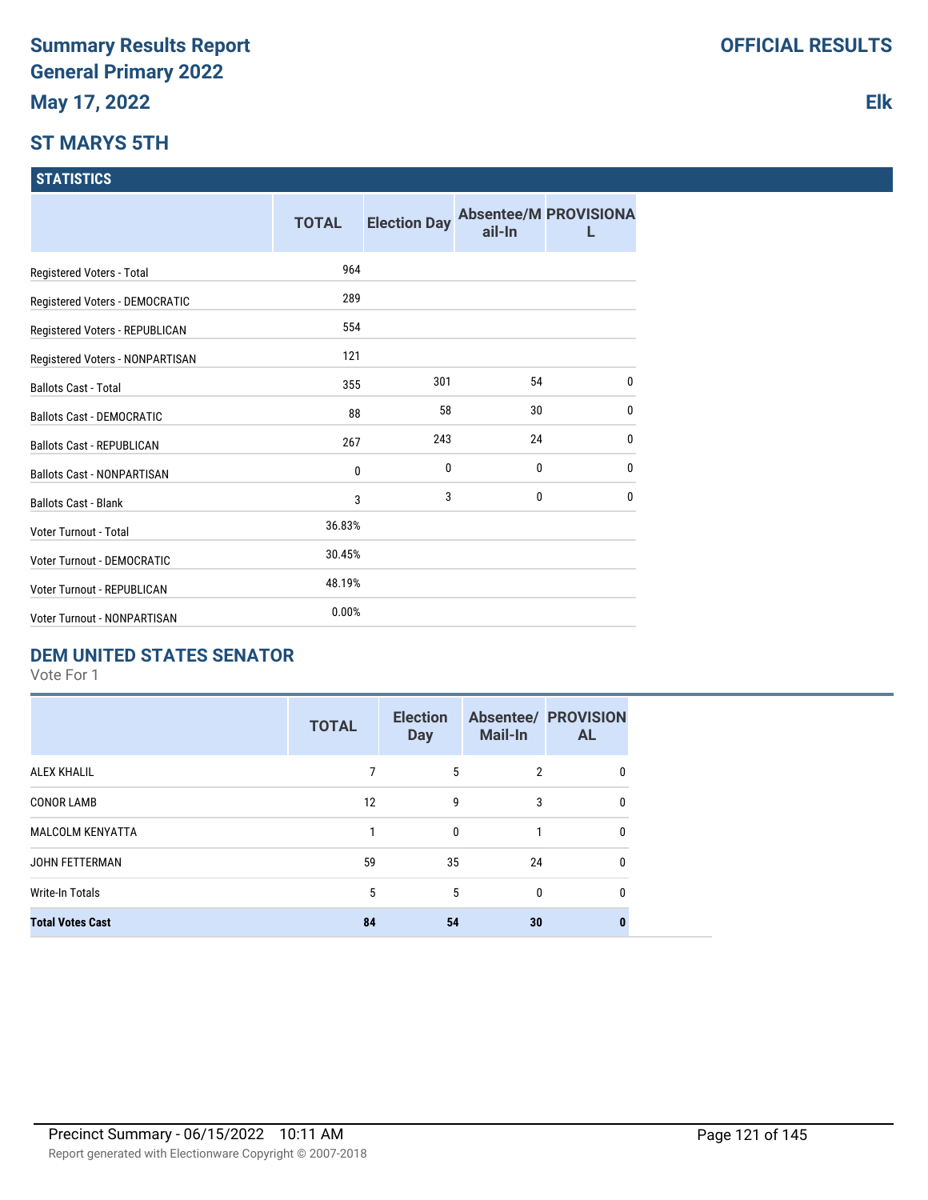# Summary Results Report
# General Primary 2022
# May 17, 2022

**OFFICIAL RESULTS**

**Elk**

## ST MARYS 5TH

### STATISTICS

| | TOTAL | Election Day | Absentee/Mail-In | PROVISIONAL |
|---|---|---|---|---|
| Registered Voters - Total | 964 | | | |
| Registered Voters - DEMOCRATIC | 289 | | | |
| Registered Voters - REPUBLICAN | 554 | | | |
| Registered Voters - NONPARTISAN | 121 | | | |
| Ballots Cast - Total | 355 | 301 | 54 | 0 |
| Ballots Cast - DEMOCRATIC | 88 | 58 | 30 | 0 |
| Ballots Cast - REPUBLICAN | 267 | 243 | 24 | 0 |
| Ballots Cast - NONPARTISAN | 0 | 0 | 0 | 0 |
| Ballots Cast - Blank | 3 | 3 | 0 | 0 |
| Voter Turnout - Total | 36.83% | | | |
| Voter Turnout - DEMOCRATIC | 30.45% | | | |
| Voter Turnout - REPUBLICAN | 48.19% | | | |
| Voter Turnout - NONPARTISAN | 0.00% | | | |

### DEM UNITED STATES SENATOR

Vote For 1

| | TOTAL | Election Day | Absentee/Mail-In | PROVISIONAL |
|---|---|---|---|---|
| ALEX KHALIL | 7 | 5 | 2 | 0 |
| CONOR LAMB | 12 | 9 | 3 | 0 |
| MALCOLM KENYATTA | 1 | 0 | 1 | 0 |
| JOHN FETTERMAN | 59 | 35 | 24 | 0 |
| Write-In Totals | 5 | 5 | 0 | 0 |
| **Total Votes Cast** | **84** | **54** | **30** | **0** |

Precinct Summary - 06/15/2022 10:11 AM

Report generated with Electionware Copyright © 2007-2018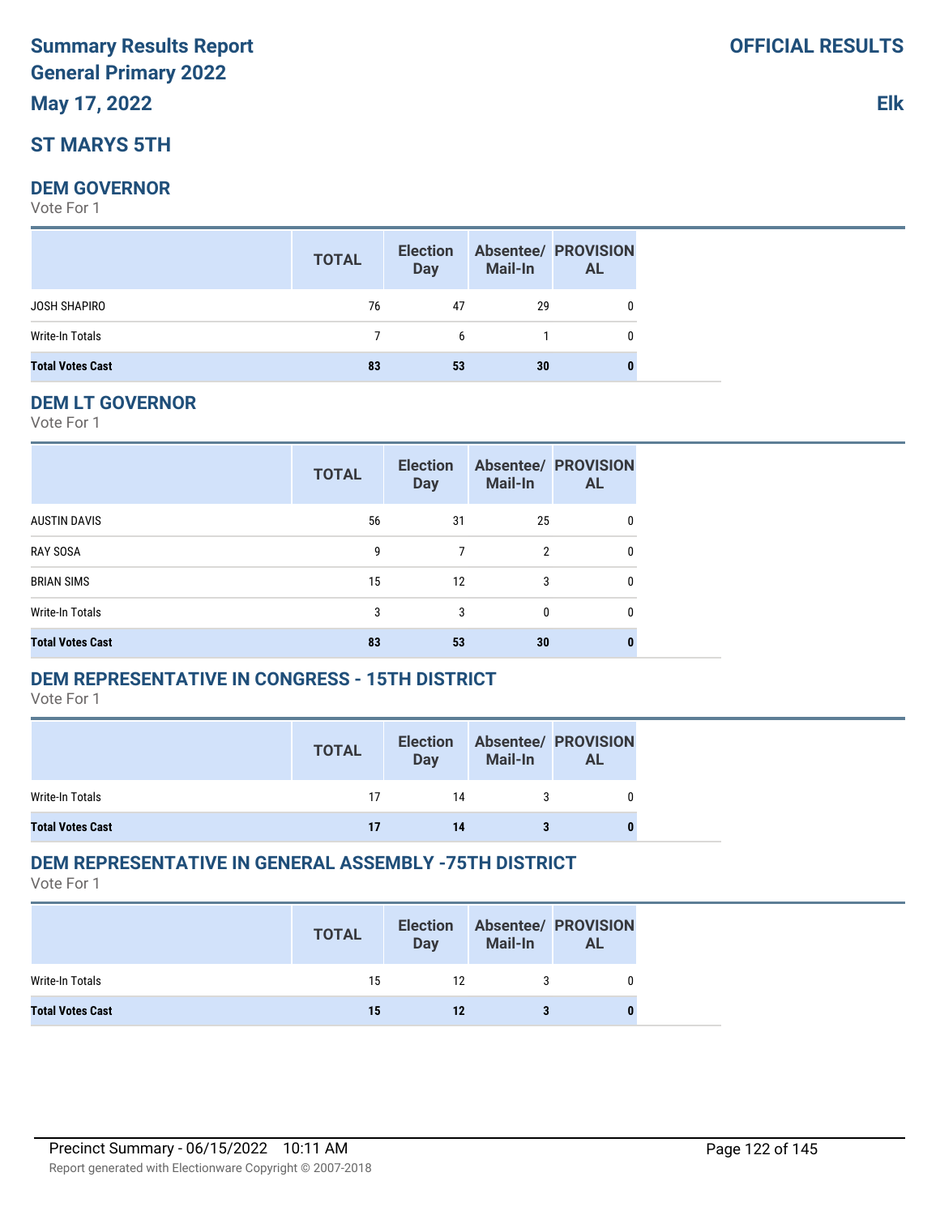# Summary Results Report
## General Primary 2022
## May 17, 2022

**OFFICIAL RESULTS**

**Elk**

## ST MARYS 5TH

### DEM GOVERNOR

Vote For 1

| | TOTAL | Election Day | Absentee/ Mail-In | PROVISIONAL |
|---|---|---|---|---|
| JOSH SHAPIRO | 76 | 47 | 29 | 0 |
| Write-In Totals | 7 | 6 | 1 | 0 |
| **Total Votes Cast** | **83** | **53** | **30** | **0** |

### DEM LT GOVERNOR

Vote For 1

| | TOTAL | Election Day | Absentee/ Mail-In | PROVISIONAL |
|---|---|---|---|---|
| AUSTIN DAVIS | 56 | 31 | 25 | 0 |
| RAY SOSA | 9 | 7 | 2 | 0 |
| BRIAN SIMS | 15 | 12 | 3 | 0 |
| Write-In Totals | 3 | 3 | 0 | 0 |
| **Total Votes Cast** | **83** | **53** | **30** | **0** |

### DEM REPRESENTATIVE IN CONGRESS - 15TH DISTRICT

Vote For 1

| | TOTAL | Election Day | Absentee/ Mail-In | PROVISIONAL |
|---|---|---|---|---|
| Write-In Totals | 17 | 14 | 3 | 0 |
| **Total Votes Cast** | **17** | **14** | **3** | **0** |

### DEM REPRESENTATIVE IN GENERAL ASSEMBLY -75TH DISTRICT

Vote For 1

| | TOTAL | Election Day | Absentee/ Mail-In | PROVISIONAL |
|---|---|---|---|---|
| Write-In Totals | 15 | 12 | 3 | 0 |
| **Total Votes Cast** | **15** | **12** | **3** | **0** |

Precinct Summary - 06/15/2022 10:11 AM

Report generated with Electionware Copyright © 2007-2018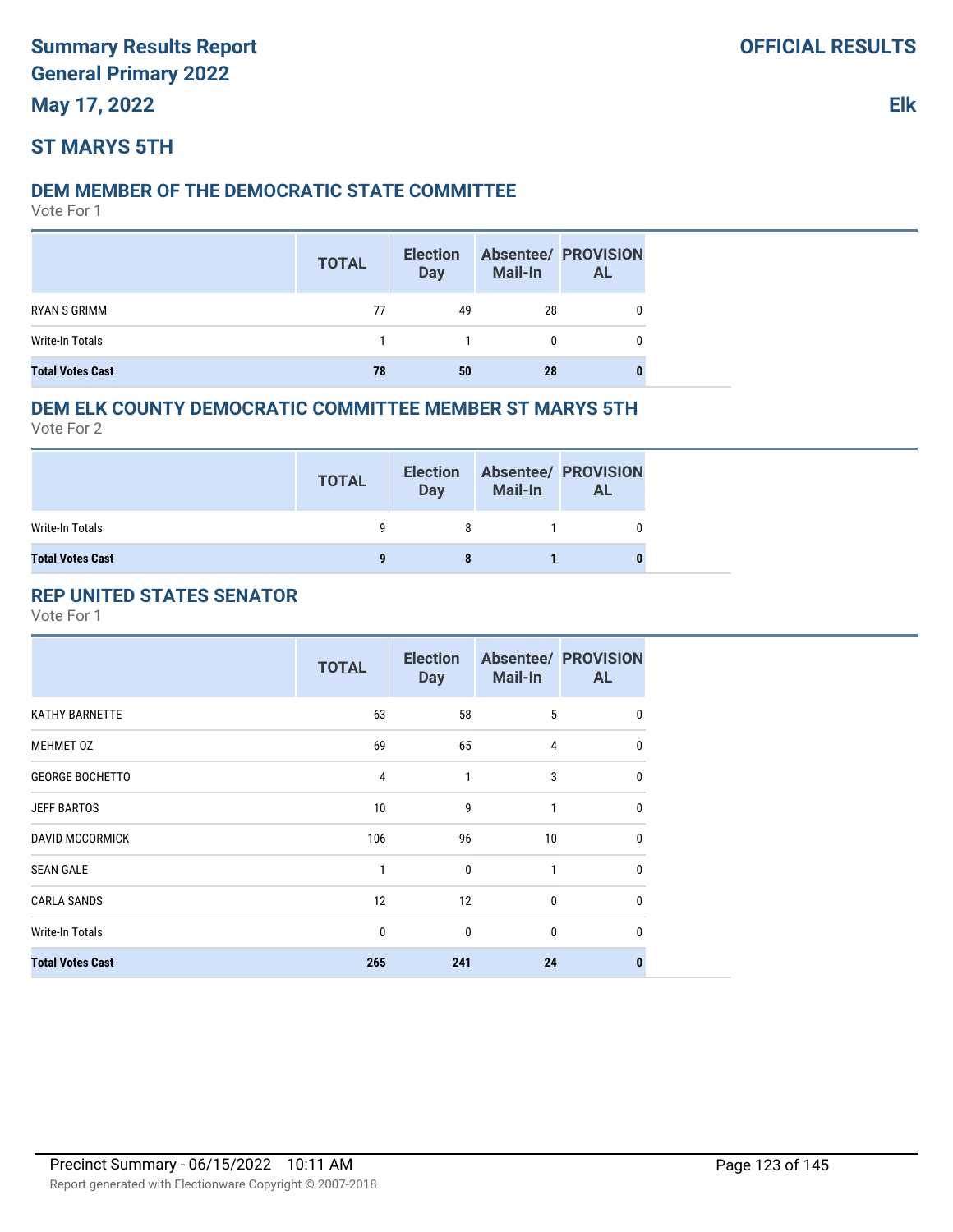# Summary Results Report
# General Primary 2022
# May 17, 2022

**OFFICIAL RESULTS**

**Elk**

## ST MARYS 5TH

### DEM MEMBER OF THE DEMOCRATIC STATE COMMITTEE

Vote For 1

| | TOTAL | Election Day | Absentee/ Mail-In | PROVISIONAL |
|---|---|---|---|---|
| RYAN S GRIMM | 77 | 49 | 28 | 0 |
| Write-In Totals | 1 | 1 | 0 | 0 |
| **Total Votes Cast** | **78** | **50** | **28** | **0** |

### DEM ELK COUNTY DEMOCRATIC COMMITTEE MEMBER ST MARYS 5TH

Vote For 2

| | TOTAL | Election Day | Absentee/ Mail-In | PROVISIONAL |
|---|---|---|---|---|
| Write-In Totals | 9 | 8 | 1 | 0 |
| **Total Votes Cast** | **9** | **8** | **1** | **0** |

### REP UNITED STATES SENATOR

Vote For 1

| | TOTAL | Election Day | Absentee/ Mail-In | PROVISIONAL |
|---|---|---|---|---|
| KATHY BARNETTE | 63 | 58 | 5 | 0 |
| MEHMET OZ | 69 | 65 | 4 | 0 |
| GEORGE BOCHETTO | 4 | 1 | 3 | 0 |
| JEFF BARTOS | 10 | 9 | 1 | 0 |
| DAVID MCCORMICK | 106 | 96 | 10 | 0 |
| SEAN GALE | 1 | 0 | 1 | 0 |
| CARLA SANDS | 12 | 12 | 0 | 0 |
| Write-In Totals | 0 | 0 | 0 | 0 |
| **Total Votes Cast** | **265** | **241** | **24** | **0** |

Precinct Summary - 06/15/2022 10:11 AM

Report generated with Electionware Copyright © 2007-2018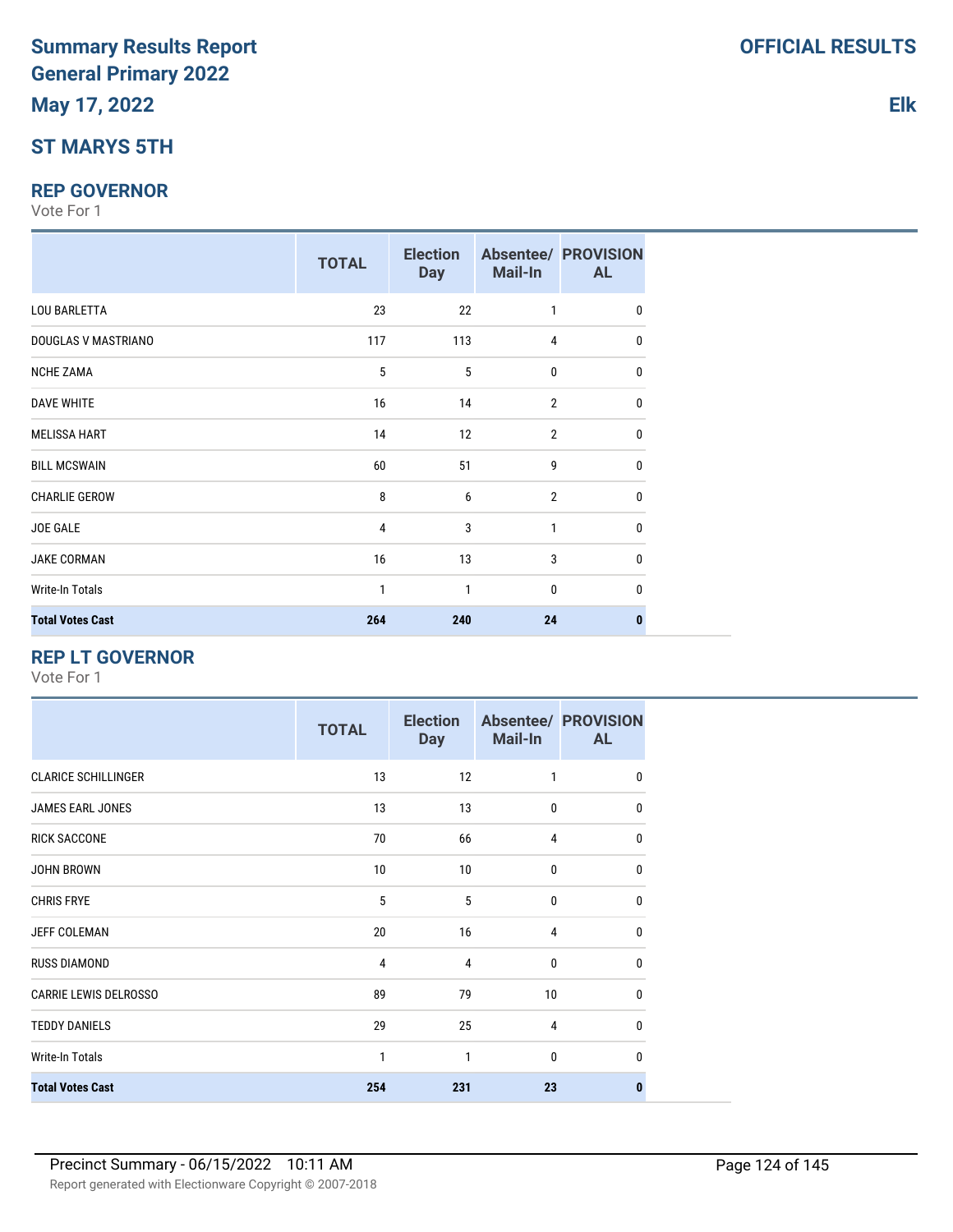# Summary Results Report

**General Primary 2022**

**May 17, 2022**

**OFFICIAL RESULTS**

**Elk**

## ST MARYS 5TH

### REP GOVERNOR

Vote For 1

| | TOTAL | Election Day | Absentee/ Mail-In | PROVISIONAL |
|---|---|---|---|---|
| LOU BARLETTA | 23 | 22 | 1 | 0 |
| DOUGLAS V MASTRIANO | 117 | 113 | 4 | 0 |
| NCHE ZAMA | 5 | 5 | 0 | 0 |
| DAVE WHITE | 16 | 14 | 2 | 0 |
| MELISSA HART | 14 | 12 | 2 | 0 |
| BILL MCSWAIN | 60 | 51 | 9 | 0 |
| CHARLIE GEROW | 8 | 6 | 2 | 0 |
| JOE GALE | 4 | 3 | 1 | 0 |
| JAKE CORMAN | 16 | 13 | 3 | 0 |
| Write-In Totals | 1 | 1 | 0 | 0 |
| **Total Votes Cast** | **264** | **240** | **24** | **0** |

### REP LT GOVERNOR

Vote For 1

| | TOTAL | Election Day | Absentee/ Mail-In | PROVISIONAL |
|---|---|---|---|---|
| CLARICE SCHILLINGER | 13 | 12 | 1 | 0 |
| JAMES EARL JONES | 13 | 13 | 0 | 0 |
| RICK SACCONE | 70 | 66 | 4 | 0 |
| JOHN BROWN | 10 | 10 | 0 | 0 |
| CHRIS FRYE | 5 | 5 | 0 | 0 |
| JEFF COLEMAN | 20 | 16 | 4 | 0 |
| RUSS DIAMOND | 4 | 4 | 0 | 0 |
| CARRIE LEWIS DELROSSO | 89 | 79 | 10 | 0 |
| TEDDY DANIELS | 29 | 25 | 4 | 0 |
| Write-In Totals | 1 | 1 | 0 | 0 |
| **Total Votes Cast** | **254** | **231** | **23** | **0** |

Precinct Summary - 06/15/2022 10:11 AM

Report generated with Electionware Copyright © 2007-2018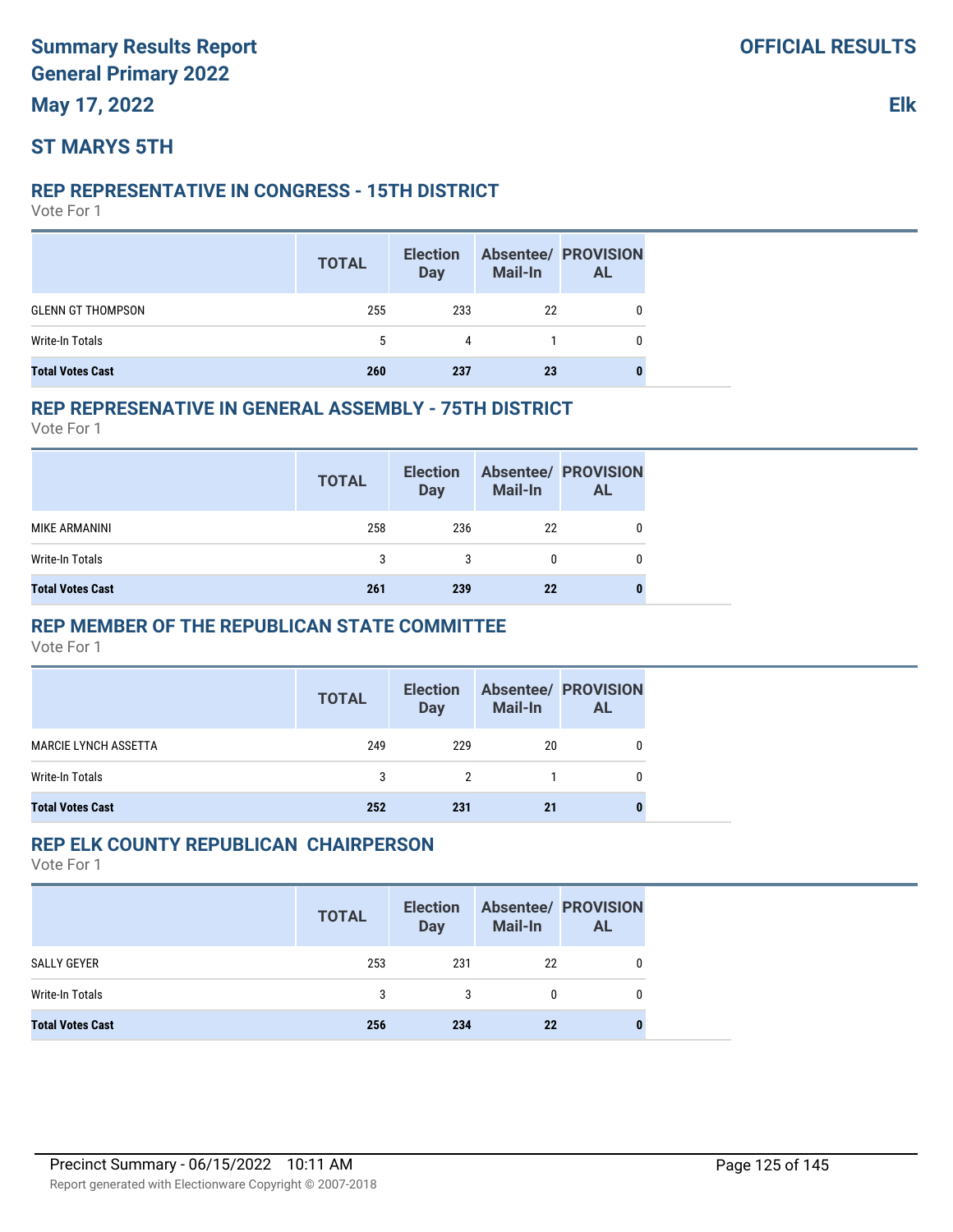# Summary Results Report
# General Primary 2022
# May 17, 2022

**OFFICIAL RESULTS**

**Elk**

## ST MARYS 5TH

### REP REPRESENTATIVE IN CONGRESS - 15TH DISTRICT

Vote For 1

| | TOTAL | Election Day | Absentee/ Mail-In | PROVISIONAL |
|---|---|---|---|---|
| GLENN GT THOMPSON | 255 | 233 | 22 | 0 |
| Write-In Totals | 5 | 4 | 1 | 0 |
| **Total Votes Cast** | **260** | **237** | **23** | **0** |

### REP REPRESENATIVE IN GENERAL ASSEMBLY - 75TH DISTRICT

Vote For 1

| | TOTAL | Election Day | Absentee/ Mail-In | PROVISIONAL |
|---|---|---|---|---|
| MIKE ARMANINI | 258 | 236 | 22 | 0 |
| Write-In Totals | 3 | 3 | 0 | 0 |
| **Total Votes Cast** | **261** | **239** | **22** | **0** |

### REP MEMBER OF THE REPUBLICAN STATE COMMITTEE

Vote For 1

| | TOTAL | Election Day | Absentee/ Mail-In | PROVISIONAL |
|---|---|---|---|---|
| MARCIE LYNCH ASSETTA | 249 | 229 | 20 | 0 |
| Write-In Totals | 3 | 2 | 1 | 0 |
| **Total Votes Cast** | **252** | **231** | **21** | **0** |

### REP ELK COUNTY REPUBLICAN CHAIRPERSON

Vote For 1

| | TOTAL | Election Day | Absentee/ Mail-In | PROVISIONAL |
|---|---|---|---|---|
| SALLY GEYER | 253 | 231 | 22 | 0 |
| Write-In Totals | 3 | 3 | 0 | 0 |
| **Total Votes Cast** | **256** | **234** | **22** | **0** |

Precinct Summary - 06/15/2022 10:11 AM

Report generated with Electionware Copyright © 2007-2018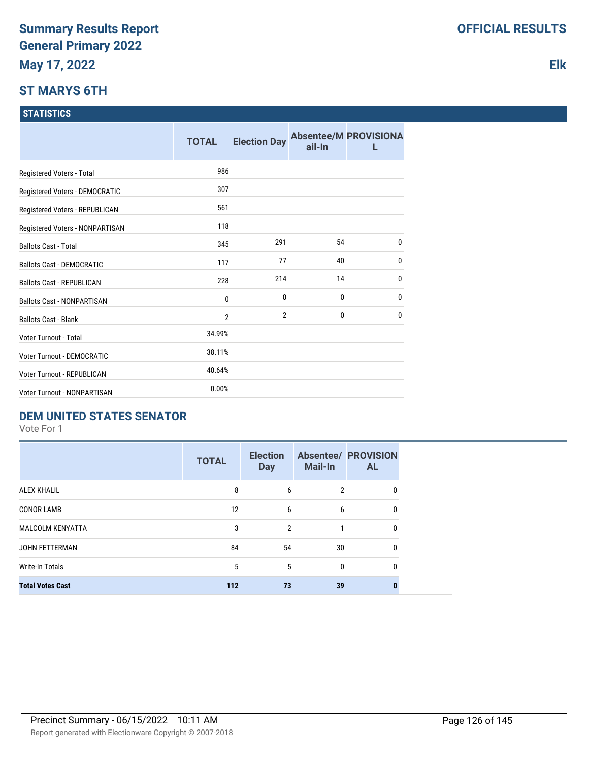# Summary Results Report
# General Primary 2022
# May 17, 2022

**OFFICIAL RESULTS**

**Elk**

## ST MARYS 6TH

### STATISTICS

| | TOTAL | Election Day | Absentee/Mail-In | PROVISIONAL |
|---|---|---|---|---|
| Registered Voters - Total | 986 | | | |
| Registered Voters - DEMOCRATIC | 307 | | | |
| Registered Voters - REPUBLICAN | 561 | | | |
| Registered Voters - NONPARTISAN | 118 | | | |
| Ballots Cast - Total | 345 | 291 | 54 | 0 |
| Ballots Cast - DEMOCRATIC | 117 | 77 | 40 | 0 |
| Ballots Cast - REPUBLICAN | 228 | 214 | 14 | 0 |
| Ballots Cast - NONPARTISAN | 0 | 0 | 0 | 0 |
| Ballots Cast - Blank | 2 | 2 | 0 | 0 |
| Voter Turnout - Total | 34.99% | | | |
| Voter Turnout - DEMOCRATIC | 38.11% | | | |
| Voter Turnout - REPUBLICAN | 40.64% | | | |
| Voter Turnout - NONPARTISAN | 0.00% | | | |

### DEM UNITED STATES SENATOR

Vote For 1

| | TOTAL | Election Day | Absentee/Mail-In | PROVISIONAL |
|---|---|---|---|---|
| ALEX KHALIL | 8 | 6 | 2 | 0 |
| CONOR LAMB | 12 | 6 | 6 | 0 |
| MALCOLM KENYATTA | 3 | 2 | 1 | 0 |
| JOHN FETTERMAN | 84 | 54 | 30 | 0 |
| Write-In Totals | 5 | 5 | 0 | 0 |
| **Total Votes Cast** | **112** | **73** | **39** | **0** |

Precinct Summary - 06/15/2022 10:11 AM

Report generated with Electionware Copyright © 2007-2018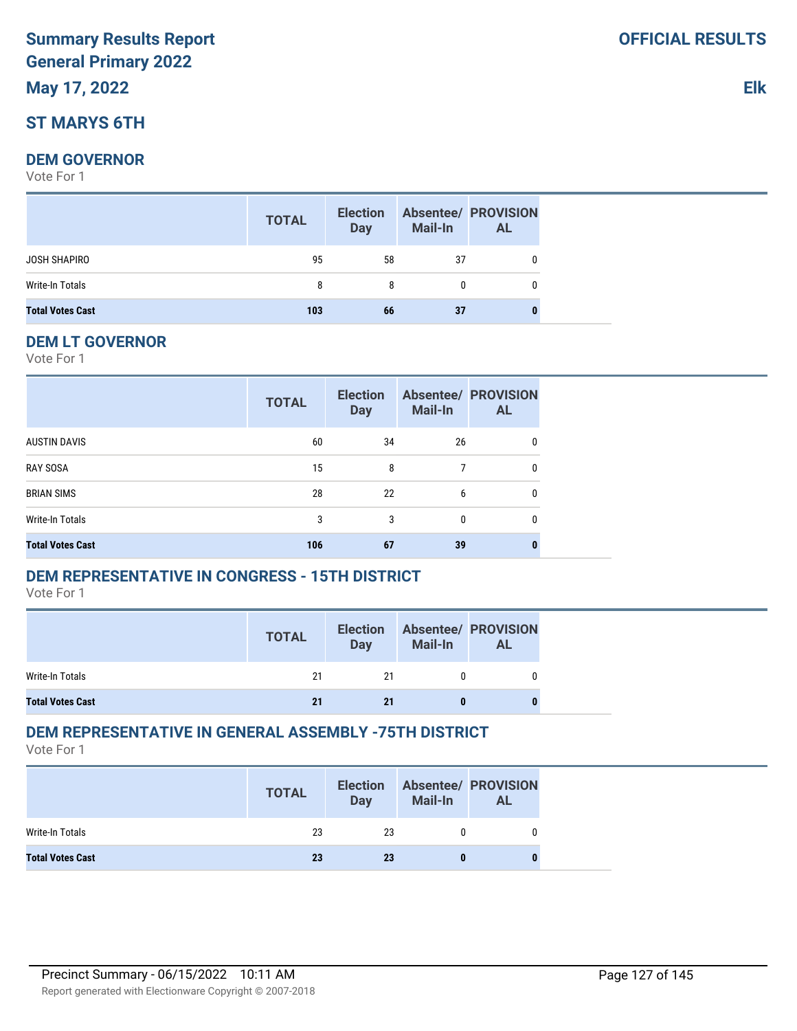# Summary Results Report
# General Primary 2022
# May 17, 2022

**OFFICIAL RESULTS**

**Elk**

## ST MARYS 6TH

### DEM GOVERNOR

Vote For 1

| | TOTAL | Election Day | Absentee/ Mail-In | PROVISIONAL |
|---|---|---|---|---|
| JOSH SHAPIRO | 95 | 58 | 37 | 0 |
| Write-In Totals | 8 | 8 | 0 | 0 |
| **Total Votes Cast** | **103** | **66** | **37** | **0** |

### DEM LT GOVERNOR

Vote For 1

| | TOTAL | Election Day | Absentee/ Mail-In | PROVISIONAL |
|---|---|---|---|---|
| AUSTIN DAVIS | 60 | 34 | 26 | 0 |
| RAY SOSA | 15 | 8 | 7 | 0 |
| BRIAN SIMS | 28 | 22 | 6 | 0 |
| Write-In Totals | 3 | 3 | 0 | 0 |
| **Total Votes Cast** | **106** | **67** | **39** | **0** |

### DEM REPRESENTATIVE IN CONGRESS - 15TH DISTRICT

Vote For 1

| | TOTAL | Election Day | Absentee/ Mail-In | PROVISIONAL |
|---|---|---|---|---|
| Write-In Totals | 21 | 21 | 0 | 0 |
| **Total Votes Cast** | **21** | **21** | **0** | **0** |

### DEM REPRESENTATIVE IN GENERAL ASSEMBLY -75TH DISTRICT

Vote For 1

| | TOTAL | Election Day | Absentee/ Mail-In | PROVISIONAL |
|---|---|---|---|---|
| Write-In Totals | 23 | 23 | 0 | 0 |
| **Total Votes Cast** | **23** | **23** | **0** | **0** |

Precinct Summary - 06/15/2022 10:11 AM

Report generated with Electionware Copyright © 2007-2018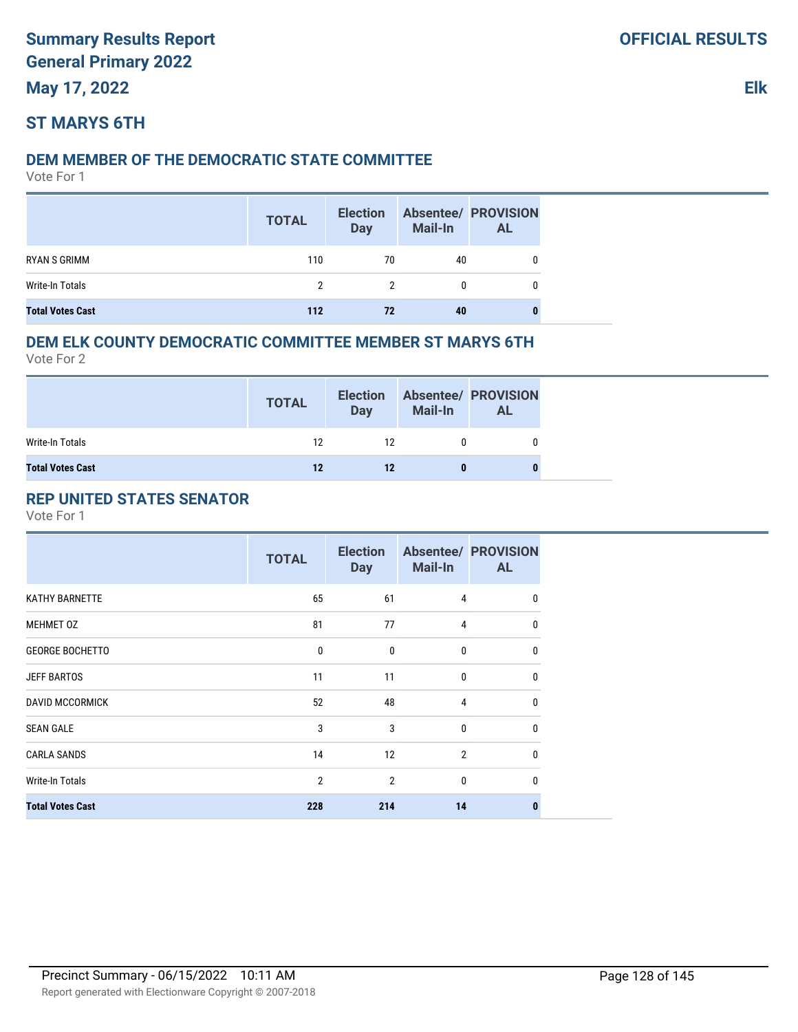# Summary Results Report
## General Primary 2022
## May 17, 2022

**OFFICIAL RESULTS**

**Elk**

## ST MARYS 6TH

### DEM MEMBER OF THE DEMOCRATIC STATE COMMITTEE

Vote For 1

| | TOTAL | Election Day | Absentee/ Mail-In | PROVISIONAL |
|---|---|---|---|---|
| RYAN S GRIMM | 110 | 70 | 40 | 0 |
| Write-In Totals | 2 | 2 | 0 | 0 |
| **Total Votes Cast** | **112** | **72** | **40** | **0** |

### DEM ELK COUNTY DEMOCRATIC COMMITTEE MEMBER ST MARYS 6TH

Vote For 2

| | TOTAL | Election Day | Absentee/ Mail-In | PROVISIONAL |
|---|---|---|---|---|
| Write-In Totals | 12 | 12 | 0 | 0 |
| **Total Votes Cast** | **12** | **12** | **0** | **0** |

### REP UNITED STATES SENATOR

Vote For 1

| | TOTAL | Election Day | Absentee/ Mail-In | PROVISIONAL |
|---|---|---|---|---|
| KATHY BARNETTE | 65 | 61 | 4 | 0 |
| MEHMET OZ | 81 | 77 | 4 | 0 |
| GEORGE BOCHETTO | 0 | 0 | 0 | 0 |
| JEFF BARTOS | 11 | 11 | 0 | 0 |
| DAVID MCCORMICK | 52 | 48 | 4 | 0 |
| SEAN GALE | 3 | 3 | 0 | 0 |
| CARLA SANDS | 14 | 12 | 2 | 0 |
| Write-In Totals | 2 | 2 | 0 | 0 |
| **Total Votes Cast** | **228** | **214** | **14** | **0** |

Precinct Summary - 06/15/2022 10:11 AM

Report generated with Electionware Copyright © 2007-2018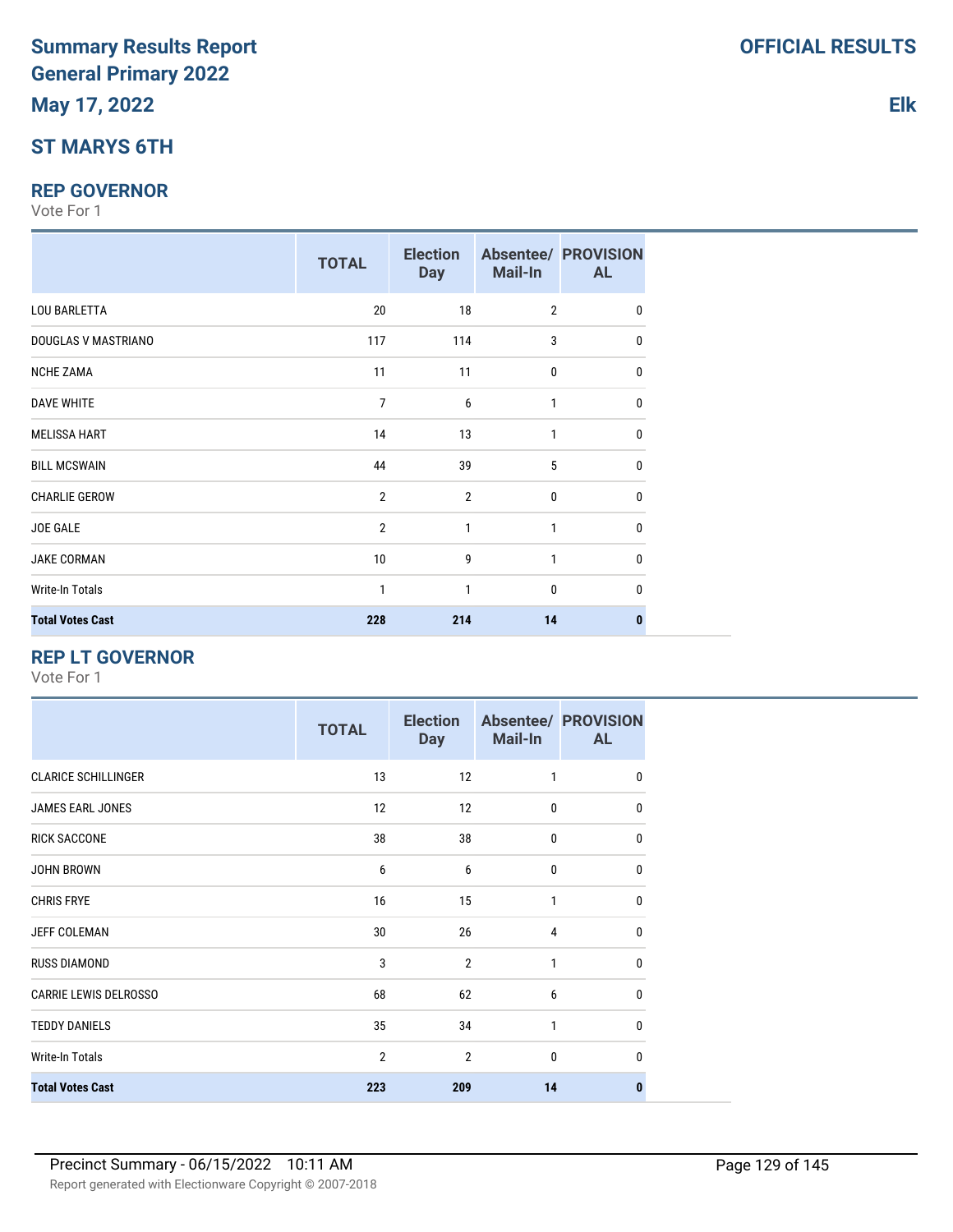# Summary Results Report
# General Primary 2022
## May 17, 2022

**OFFICIAL RESULTS**

**Elk**

## ST MARYS 6TH

### REP GOVERNOR

Vote For 1

| | TOTAL | Election Day | Absentee/ Mail-In | PROVISIONAL |
|---|---|---|---|---|
| LOU BARLETTA | 20 | 18 | 2 | 0 |
| DOUGLAS V MASTRIANO | 117 | 114 | 3 | 0 |
| NCHE ZAMA | 11 | 11 | 0 | 0 |
| DAVE WHITE | 7 | 6 | 1 | 0 |
| MELISSA HART | 14 | 13 | 1 | 0 |
| BILL MCSWAIN | 44 | 39 | 5 | 0 |
| CHARLIE GEROW | 2 | 2 | 0 | 0 |
| JOE GALE | 2 | 1 | 1 | 0 |
| JAKE CORMAN | 10 | 9 | 1 | 0 |
| Write-In Totals | 1 | 1 | 0 | 0 |
| **Total Votes Cast** | **228** | **214** | **14** | **0** |

### REP LT GOVERNOR

Vote For 1

| | TOTAL | Election Day | Absentee/ Mail-In | PROVISIONAL |
|---|---|---|---|---|
| CLARICE SCHILLINGER | 13 | 12 | 1 | 0 |
| JAMES EARL JONES | 12 | 12 | 0 | 0 |
| RICK SACCONE | 38 | 38 | 0 | 0 |
| JOHN BROWN | 6 | 6 | 0 | 0 |
| CHRIS FRYE | 16 | 15 | 1 | 0 |
| JEFF COLEMAN | 30 | 26 | 4 | 0 |
| RUSS DIAMOND | 3 | 2 | 1 | 0 |
| CARRIE LEWIS DELROSSO | 68 | 62 | 6 | 0 |
| TEDDY DANIELS | 35 | 34 | 1 | 0 |
| Write-In Totals | 2 | 2 | 0 | 0 |
| **Total Votes Cast** | **223** | **209** | **14** | **0** |

Precinct Summary - 06/15/2022 10:11 AM

Report generated with Electionware Copyright © 2007-2018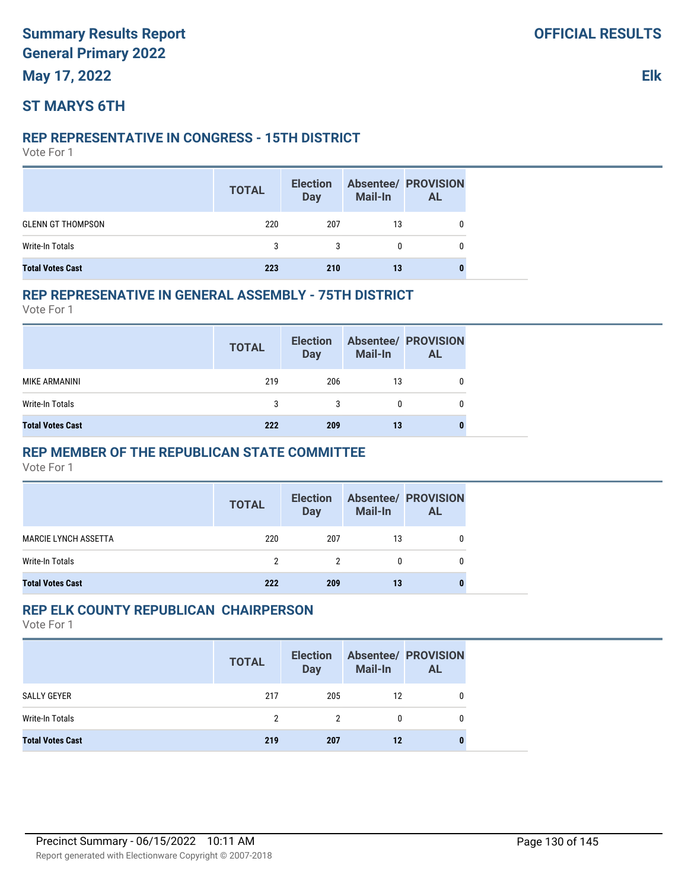# Summary Results Report
# General Primary 2022
# May 17, 2022

**OFFICIAL RESULTS**

**Elk**

## ST MARYS 6TH

### REP REPRESENTATIVE IN CONGRESS - 15TH DISTRICT

Vote For 1

| | TOTAL | Election Day | Absentee/ Mail-In | PROVISIONAL |
|---|---|---|---|---|
| GLENN GT THOMPSON | 220 | 207 | 13 | 0 |
| Write-In Totals | 3 | 3 | 0 | 0 |
| **Total Votes Cast** | **223** | **210** | **13** | **0** |

### REP REPRESENATIVE IN GENERAL ASSEMBLY - 75TH DISTRICT

Vote For 1

| | TOTAL | Election Day | Absentee/ Mail-In | PROVISIONAL |
|---|---|---|---|---|
| MIKE ARMANINI | 219 | 206 | 13 | 0 |
| Write-In Totals | 3 | 3 | 0 | 0 |
| **Total Votes Cast** | **222** | **209** | **13** | **0** |

### REP MEMBER OF THE REPUBLICAN STATE COMMITTEE

Vote For 1

| | TOTAL | Election Day | Absentee/ Mail-In | PROVISIONAL |
|---|---|---|---|---|
| MARCIE LYNCH ASSETTA | 220 | 207 | 13 | 0 |
| Write-In Totals | 2 | 2 | 0 | 0 |
| **Total Votes Cast** | **222** | **209** | **13** | **0** |

### REP ELK COUNTY REPUBLICAN CHAIRPERSON

Vote For 1

| | TOTAL | Election Day | Absentee/ Mail-In | PROVISIONAL |
|---|---|---|---|---|
| SALLY GEYER | 217 | 205 | 12 | 0 |
| Write-In Totals | 2 | 2 | 0 | 0 |
| **Total Votes Cast** | **219** | **207** | **12** | **0** |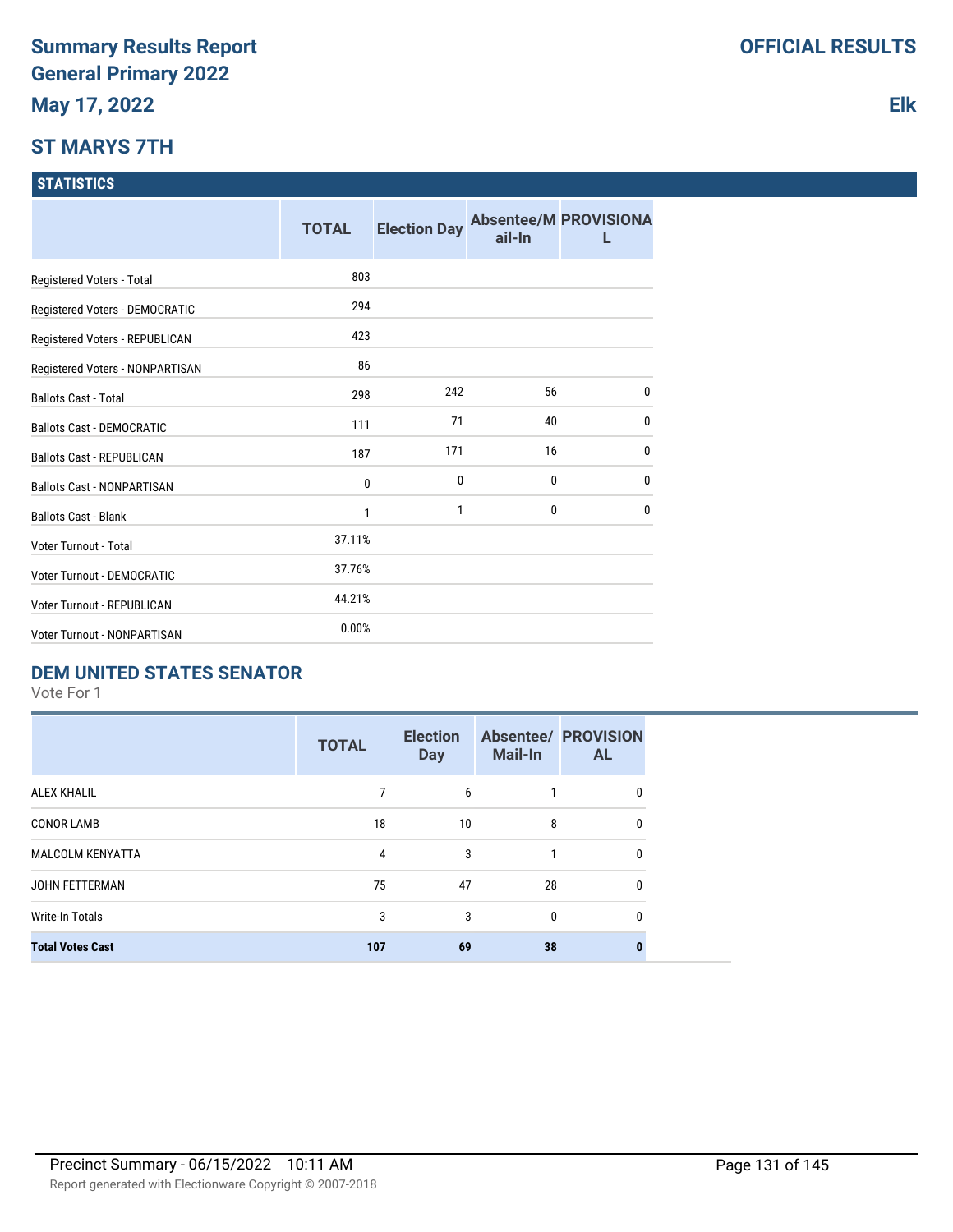# Summary Results Report

**OFFICIAL RESULTS**

## General Primary 2022

## May 17, 2022

**Elk**

## ST MARYS 7TH

### STATISTICS

| | TOTAL | Election Day | Absentee/Mail-In | PROVISIONAL |
|---|---|---|---|---|
| Registered Voters - Total | 803 | | | |
| Registered Voters - DEMOCRATIC | 294 | | | |
| Registered Voters - REPUBLICAN | 423 | | | |
| Registered Voters - NONPARTISAN | 86 | | | |
| Ballots Cast - Total | 298 | 242 | 56 | 0 |
| Ballots Cast - DEMOCRATIC | 111 | 71 | 40 | 0 |
| Ballots Cast - REPUBLICAN | 187 | 171 | 16 | 0 |
| Ballots Cast - NONPARTISAN | 0 | 0 | 0 | 0 |
| Ballots Cast - Blank | 1 | 1 | 0 | 0 |
| Voter Turnout - Total | 37.11% | | | |
| Voter Turnout - DEMOCRATIC | 37.76% | | | |
| Voter Turnout - REPUBLICAN | 44.21% | | | |
| Voter Turnout - NONPARTISAN | 0.00% | | | |

### DEM UNITED STATES SENATOR

Vote For 1

| | TOTAL | Election Day | Absentee/Mail-In | PROVISIONAL |
|---|---|---|---|---|
| ALEX KHALIL | 7 | 6 | 1 | 0 |
| CONOR LAMB | 18 | 10 | 8 | 0 |
| MALCOLM KENYATTA | 4 | 3 | 1 | 0 |
| JOHN FETTERMAN | 75 | 47 | 28 | 0 |
| Write-In Totals | 3 | 3 | 0 | 0 |
| **Total Votes Cast** | **107** | **69** | **38** | **0** |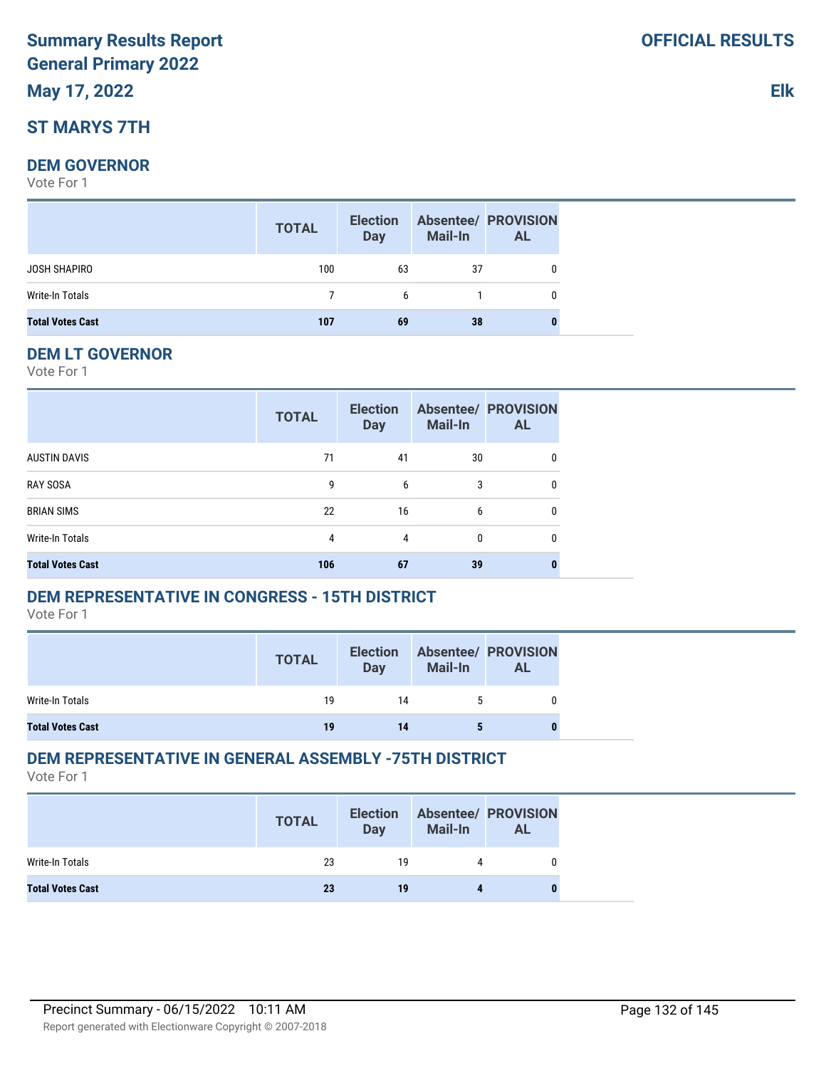# Summary Results Report

## General Primary 2022

## May 17, 2022

**OFFICIAL RESULTS**

**Elk**

## ST MARYS 7TH

### DEM GOVERNOR

Vote For 1

| | TOTAL | Election Day | Absentee/ Mail-In | PROVISIONAL |
|---|---|---|---|---|
| JOSH SHAPIRO | 100 | 63 | 37 | 0 |
| Write-In Totals | 7 | 6 | 1 | 0 |
| **Total Votes Cast** | **107** | **69** | **38** | **0** |

### DEM LT GOVERNOR

Vote For 1

| | TOTAL | Election Day | Absentee/ Mail-In | PROVISIONAL |
|---|---|---|---|---|
| AUSTIN DAVIS | 71 | 41 | 30 | 0 |
| RAY SOSA | 9 | 6 | 3 | 0 |
| BRIAN SIMS | 22 | 16 | 6 | 0 |
| Write-In Totals | 4 | 4 | 0 | 0 |
| **Total Votes Cast** | **106** | **67** | **39** | **0** |

### DEM REPRESENTATIVE IN CONGRESS - 15TH DISTRICT

Vote For 1

| | TOTAL | Election Day | Absentee/ Mail-In | PROVISIONAL |
|---|---|---|---|---|
| Write-In Totals | 19 | 14 | 5 | 0 |
| **Total Votes Cast** | **19** | **14** | **5** | **0** |

### DEM REPRESENTATIVE IN GENERAL ASSEMBLY -75TH DISTRICT

Vote For 1

| | TOTAL | Election Day | Absentee/ Mail-In | PROVISIONAL |
|---|---|---|---|---|
| Write-In Totals | 23 | 19 | 4 | 0 |
| **Total Votes Cast** | **23** | **19** | **4** | **0** |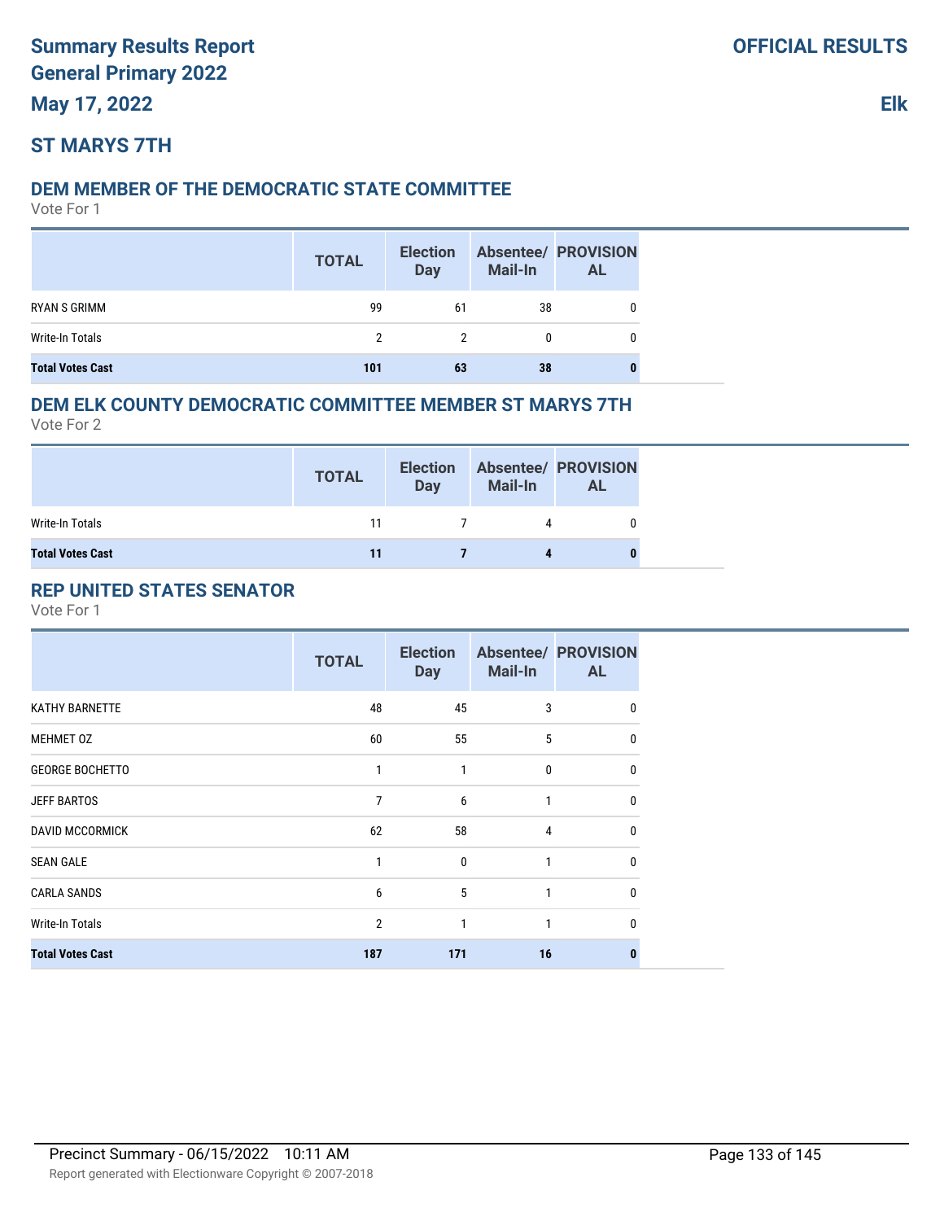# Summary Results Report
# General Primary 2022
# May 17, 2022

**OFFICIAL RESULTS**

**Elk**

## ST MARYS 7TH

### DEM MEMBER OF THE DEMOCRATIC STATE COMMITTEE

Vote For 1

| | TOTAL | Election Day | Absentee/ Mail-In | PROVISIONAL |
|---|---|---|---|---|
| RYAN S GRIMM | 99 | 61 | 38 | 0 |
| Write-In Totals | 2 | 2 | 0 | 0 |
| **Total Votes Cast** | **101** | **63** | **38** | **0** |

### DEM ELK COUNTY DEMOCRATIC COMMITTEE MEMBER ST MARYS 7TH

Vote For 2

| | TOTAL | Election Day | Absentee/ Mail-In | PROVISIONAL |
|---|---|---|---|---|
| Write-In Totals | 11 | 7 | 4 | 0 |
| **Total Votes Cast** | **11** | **7** | **4** | **0** |

### REP UNITED STATES SENATOR

Vote For 1

| | TOTAL | Election Day | Absentee/ Mail-In | PROVISIONAL |
|---|---|---|---|---|
| KATHY BARNETTE | 48 | 45 | 3 | 0 |
| MEHMET OZ | 60 | 55 | 5 | 0 |
| GEORGE BOCHETTO | 1 | 1 | 0 | 0 |
| JEFF BARTOS | 7 | 6 | 1 | 0 |
| DAVID MCCORMICK | 62 | 58 | 4 | 0 |
| SEAN GALE | 1 | 0 | 1 | 0 |
| CARLA SANDS | 6 | 5 | 1 | 0 |
| Write-In Totals | 2 | 1 | 1 | 0 |
| **Total Votes Cast** | **187** | **171** | **16** | **0** |

Precinct Summary - 06/15/2022 10:11 AM

Report generated with Electionware Copyright © 2007-2018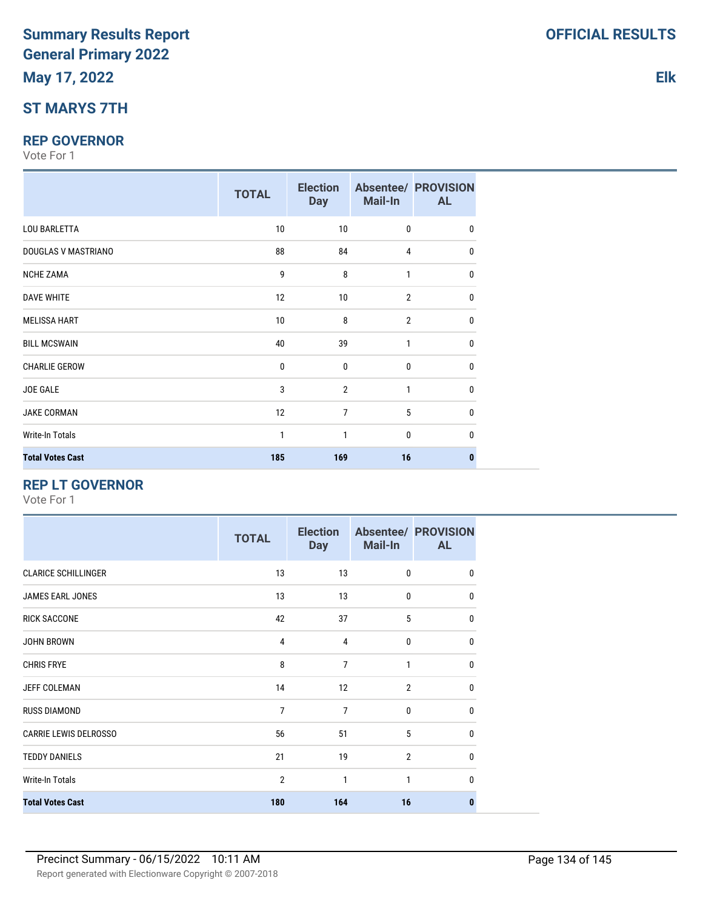# Summary Results Report

## General Primary 2022

## May 17, 2022

**OFFICIAL RESULTS**

**Elk**

## ST MARYS 7TH

### REP GOVERNOR

Vote For 1

| | TOTAL | Election Day | Absentee/ Mail-In | PROVISIONAL |
|---|---|---|---|---|
| LOU BARLETTA | 10 | 10 | 0 | 0 |
| DOUGLAS V MASTRIANO | 88 | 84 | 4 | 0 |
| NCHE ZAMA | 9 | 8 | 1 | 0 |
| DAVE WHITE | 12 | 10 | 2 | 0 |
| MELISSA HART | 10 | 8 | 2 | 0 |
| BILL MCSWAIN | 40 | 39 | 1 | 0 |
| CHARLIE GEROW | 0 | 0 | 0 | 0 |
| JOE GALE | 3 | 2 | 1 | 0 |
| JAKE CORMAN | 12 | 7 | 5 | 0 |
| Write-In Totals | 1 | 1 | 0 | 0 |
| **Total Votes Cast** | **185** | **169** | **16** | **0** |

### REP LT GOVERNOR

Vote For 1

| | TOTAL | Election Day | Absentee/ Mail-In | PROVISIONAL |
|---|---|---|---|---|
| CLARICE SCHILLINGER | 13 | 13 | 0 | 0 |
| JAMES EARL JONES | 13 | 13 | 0 | 0 |
| RICK SACCONE | 42 | 37 | 5 | 0 |
| JOHN BROWN | 4 | 4 | 0 | 0 |
| CHRIS FRYE | 8 | 7 | 1 | 0 |
| JEFF COLEMAN | 14 | 12 | 2 | 0 |
| RUSS DIAMOND | 7 | 7 | 0 | 0 |
| CARRIE LEWIS DELROSSO | 56 | 51 | 5 | 0 |
| TEDDY DANIELS | 21 | 19 | 2 | 0 |
| Write-In Totals | 2 | 1 | 1 | 0 |
| **Total Votes Cast** | **180** | **164** | **16** | **0** |

Precinct Summary - 06/15/2022 10:11 AM

Report generated with Electionware Copyright © 2007-2018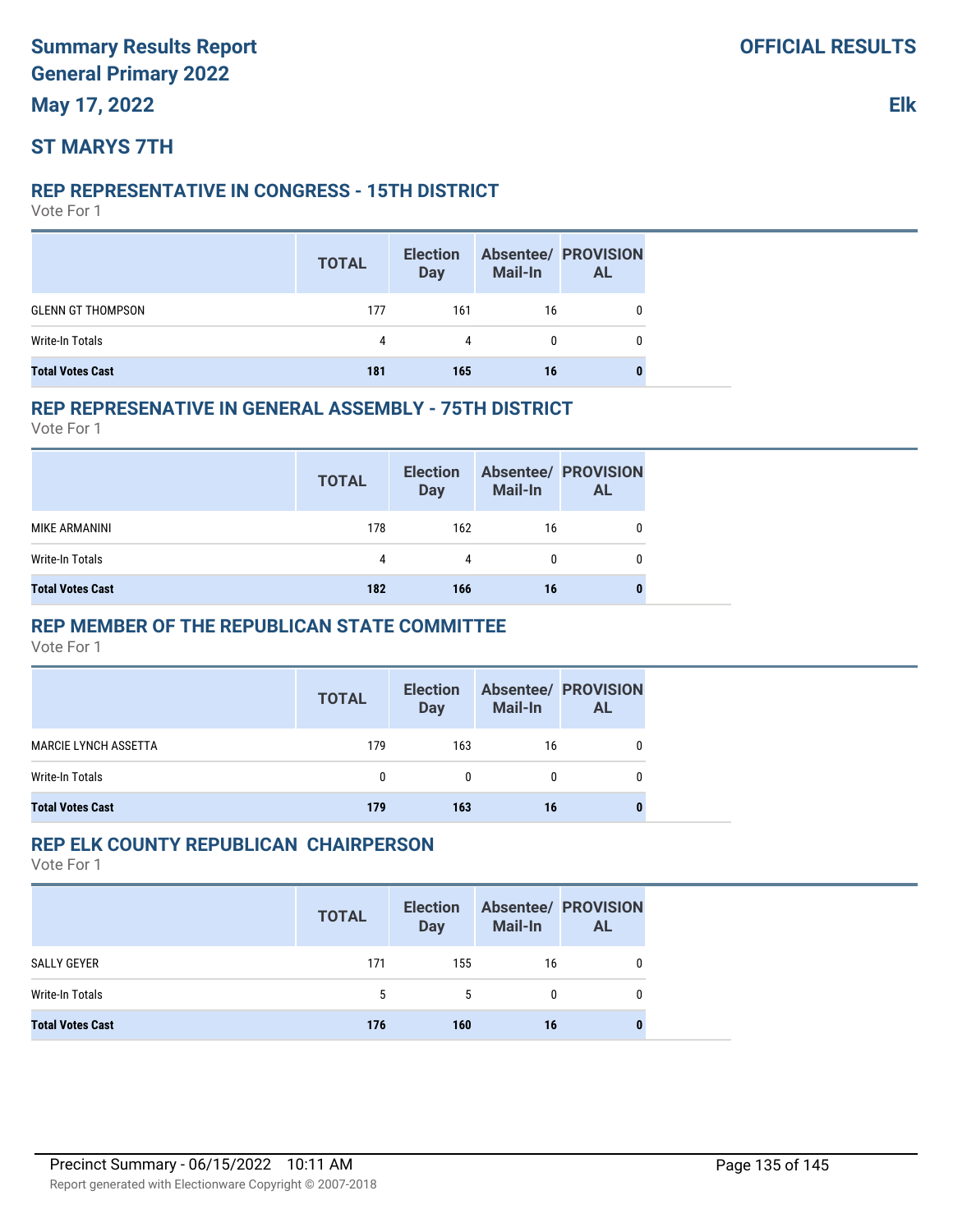# Summary Results Report
# General Primary 2022
# May 17, 2022

**OFFICIAL RESULTS**

**Elk**

## ST MARYS 7TH

### REP REPRESENTATIVE IN CONGRESS - 15TH DISTRICT

Vote For 1

| | TOTAL | Election Day | Absentee/ Mail-In | PROVISIONAL |
|---|---|---|---|---|
| GLENN GT THOMPSON | 177 | 161 | 16 | 0 |
| Write-In Totals | 4 | 4 | 0 | 0 |
| **Total Votes Cast** | **181** | **165** | **16** | **0** |

### REP REPRESENATIVE IN GENERAL ASSEMBLY - 75TH DISTRICT

Vote For 1

| | TOTAL | Election Day | Absentee/ Mail-In | PROVISIONAL |
|---|---|---|---|---|
| MIKE ARMANINI | 178 | 162 | 16 | 0 |
| Write-In Totals | 4 | 4 | 0 | 0 |
| **Total Votes Cast** | **182** | **166** | **16** | **0** |

### REP MEMBER OF THE REPUBLICAN STATE COMMITTEE

Vote For 1

| | TOTAL | Election Day | Absentee/ Mail-In | PROVISIONAL |
|---|---|---|---|---|
| MARCIE LYNCH ASSETTA | 179 | 163 | 16 | 0 |
| Write-In Totals | 0 | 0 | 0 | 0 |
| **Total Votes Cast** | **179** | **163** | **16** | **0** |

### REP ELK COUNTY REPUBLICAN CHAIRPERSON

Vote For 1

| | TOTAL | Election Day | Absentee/ Mail-In | PROVISIONAL |
|---|---|---|---|---|
| SALLY GEYER | 171 | 155 | 16 | 0 |
| Write-In Totals | 5 | 5 | 0 | 0 |
| **Total Votes Cast** | **176** | **160** | **16** | **0** |

Precinct Summary - 06/15/2022 10:11 AM

Report generated with Electionware Copyright © 2007-2018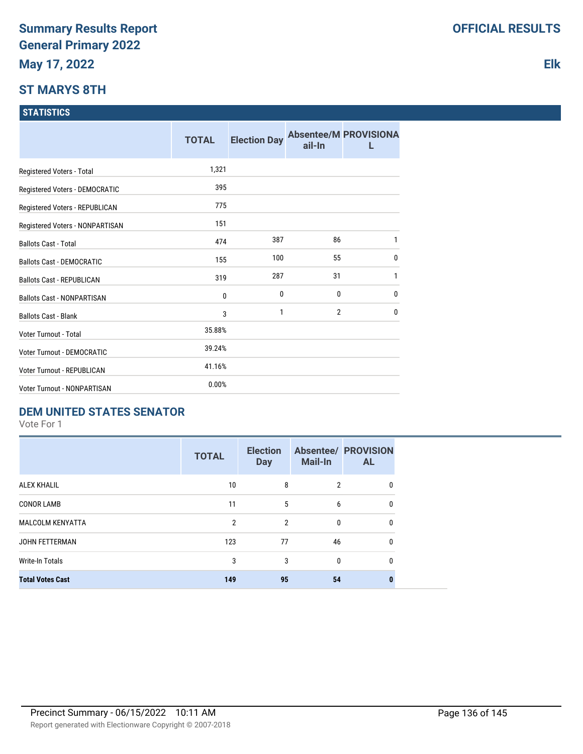# Summary Results Report

## General Primary 2022

## May 17, 2022

**OFFICIAL RESULTS**

**Elk**

## ST MARYS 8TH

### STATISTICS

| | TOTAL | Election Day | Absentee/Mail-In | PROVISIONAL |
|---|---|---|---|---|
| Registered Voters - Total | 1,321 | | | |
| Registered Voters - DEMOCRATIC | 395 | | | |
| Registered Voters - REPUBLICAN | 775 | | | |
| Registered Voters - NONPARTISAN | 151 | | | |
| Ballots Cast - Total | 474 | 387 | 86 | 1 |
| Ballots Cast - DEMOCRATIC | 155 | 100 | 55 | 0 |
| Ballots Cast - REPUBLICAN | 319 | 287 | 31 | 1 |
| Ballots Cast - NONPARTISAN | 0 | 0 | 0 | 0 |
| Ballots Cast - Blank | 3 | 1 | 2 | 0 |
| Voter Turnout - Total | 35.88% | | | |
| Voter Turnout - DEMOCRATIC | 39.24% | | | |
| Voter Turnout - REPUBLICAN | 41.16% | | | |
| Voter Turnout - NONPARTISAN | 0.00% | | | |

### DEM UNITED STATES SENATOR

Vote For 1

| | TOTAL | Election Day | Absentee/Mail-In | PROVISIONAL |
|---|---|---|---|---|
| ALEX KHALIL | 10 | 8 | 2 | 0 |
| CONOR LAMB | 11 | 5 | 6 | 0 |
| MALCOLM KENYATTA | 2 | 2 | 0 | 0 |
| JOHN FETTERMAN | 123 | 77 | 46 | 0 |
| Write-In Totals | 3 | 3 | 0 | 0 |
| **Total Votes Cast** | **149** | **95** | **54** | **0** |

Precinct Summary - 06/15/2022 10:11 AM

Report generated with Electionware Copyright © 2007-2018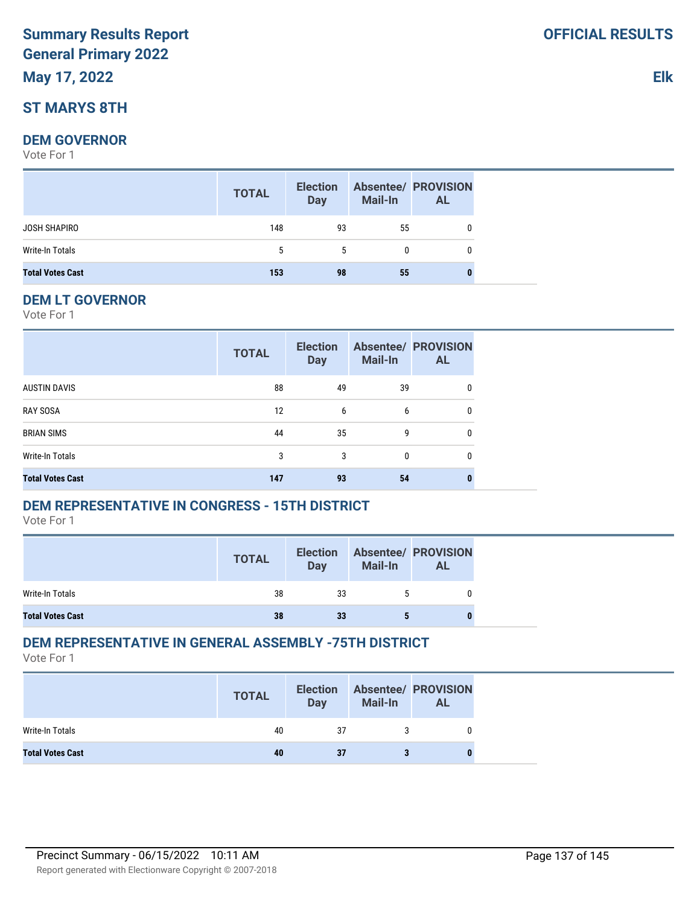# Summary Results Report
# General Primary 2022
# May 17, 2022

**OFFICIAL RESULTS**

**Elk**

## ST MARYS 8TH

### DEM GOVERNOR

Vote For 1

| | TOTAL | Election Day | Absentee/ Mail-In | PROVISIONAL |
|---|---|---|---|---|
| JOSH SHAPIRO | 148 | 93 | 55 | 0 |
| Write-In Totals | 5 | 5 | 0 | 0 |
| **Total Votes Cast** | **153** | **98** | **55** | **0** |

### DEM LT GOVERNOR

Vote For 1

| | TOTAL | Election Day | Absentee/ Mail-In | PROVISIONAL |
|---|---|---|---|---|
| AUSTIN DAVIS | 88 | 49 | 39 | 0 |
| RAY SOSA | 12 | 6 | 6 | 0 |
| BRIAN SIMS | 44 | 35 | 9 | 0 |
| Write-In Totals | 3 | 3 | 0 | 0 |
| **Total Votes Cast** | **147** | **93** | **54** | **0** |

### DEM REPRESENTATIVE IN CONGRESS - 15TH DISTRICT

Vote For 1

| | TOTAL | Election Day | Absentee/ Mail-In | PROVISIONAL |
|---|---|---|---|---|
| Write-In Totals | 38 | 33 | 5 | 0 |
| **Total Votes Cast** | **38** | **33** | **5** | **0** |

### DEM REPRESENTATIVE IN GENERAL ASSEMBLY -75TH DISTRICT

Vote For 1

| | TOTAL | Election Day | Absentee/ Mail-In | PROVISIONAL |
|---|---|---|---|---|
| Write-In Totals | 40 | 37 | 3 | 0 |
| **Total Votes Cast** | **40** | **37** | **3** | **0** |

Precinct Summary - 06/15/2022 10:11 AM

Report generated with Electionware Copyright © 2007-2018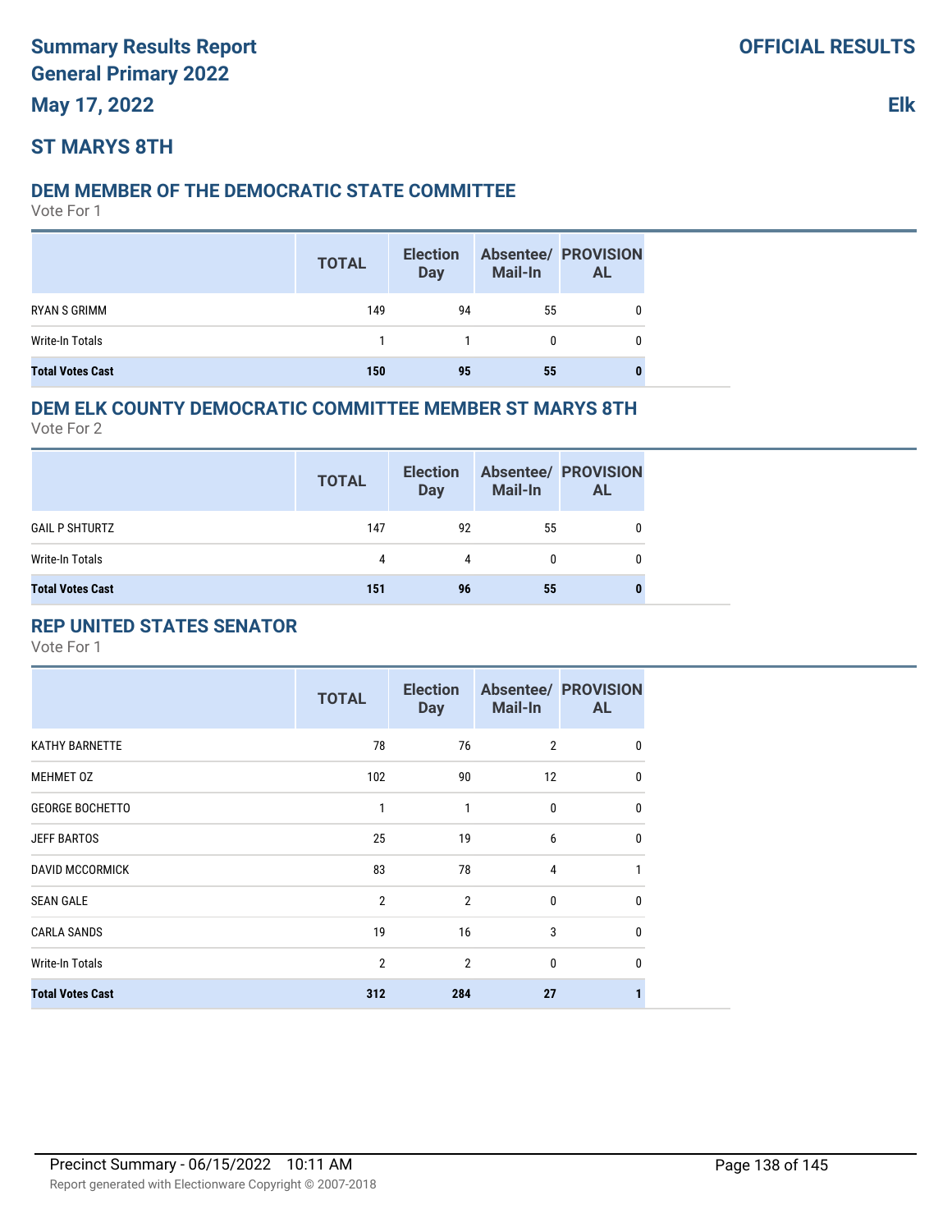# Summary Results Report

# General Primary 2022

# May 17, 2022

**OFFICIAL RESULTS**

**Elk**

## ST MARYS 8TH

### DEM MEMBER OF THE DEMOCRATIC STATE COMMITTEE

Vote For 1

| | TOTAL | Election Day | Absentee/ Mail-In | PROVISIONAL |
|---|---|---|---|---|
| RYAN S GRIMM | 149 | 94 | 55 | 0 |
| Write-In Totals | 1 | 1 | 0 | 0 |
| **Total Votes Cast** | **150** | **95** | **55** | **0** |

### DEM ELK COUNTY DEMOCRATIC COMMITTEE MEMBER ST MARYS 8TH

Vote For 2

| | TOTAL | Election Day | Absentee/ Mail-In | PROVISIONAL |
|---|---|---|---|---|
| GAIL P SHTURTZ | 147 | 92 | 55 | 0 |
| Write-In Totals | 4 | 4 | 0 | 0 |
| **Total Votes Cast** | **151** | **96** | **55** | **0** |

### REP UNITED STATES SENATOR

Vote For 1

| | TOTAL | Election Day | Absentee/ Mail-In | PROVISIONAL |
|---|---|---|---|---|
| KATHY BARNETTE | 78 | 76 | 2 | 0 |
| MEHMET OZ | 102 | 90 | 12 | 0 |
| GEORGE BOCHETTO | 1 | 1 | 0 | 0 |
| JEFF BARTOS | 25 | 19 | 6 | 0 |
| DAVID MCCORMICK | 83 | 78 | 4 | 1 |
| SEAN GALE | 2 | 2 | 0 | 0 |
| CARLA SANDS | 19 | 16 | 3 | 0 |
| Write-In Totals | 2 | 2 | 0 | 0 |
| **Total Votes Cast** | **312** | **284** | **27** | **1** |

Precinct Summary - 06/15/2022 10:11 AM

Report generated with Electionware Copyright © 2007-2018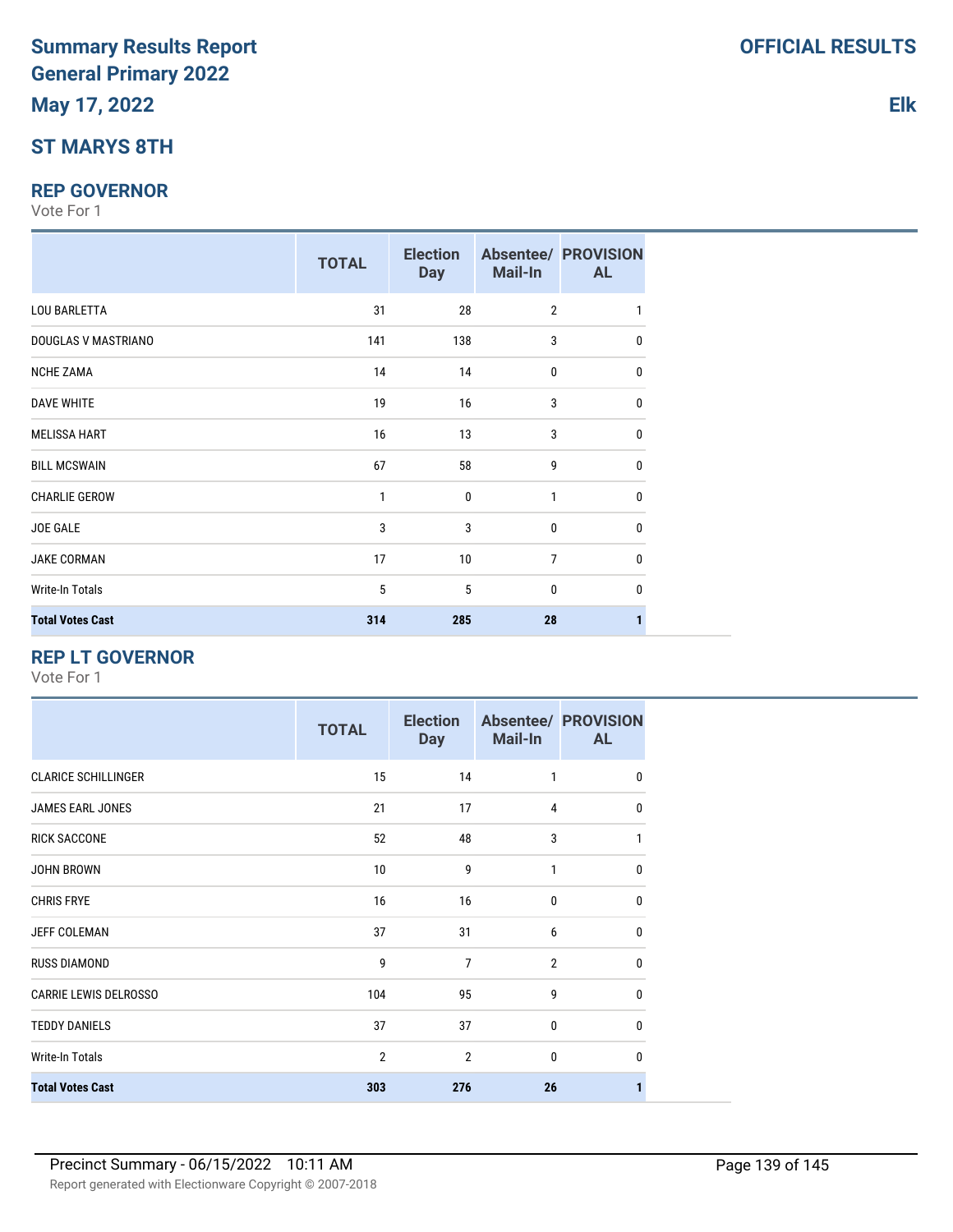# Summary Results Report
## General Primary 2022
## May 17, 2022

**OFFICIAL RESULTS**

**Elk**

## ST MARYS 8TH

### REP GOVERNOR
Vote For 1

| | TOTAL | Election Day | Absentee/ Mail-In | PROVISIONAL |
|---|---|---|---|---|
| LOU BARLETTA | 31 | 28 | 2 | 1 |
| DOUGLAS V MASTRIANO | 141 | 138 | 3 | 0 |
| NCHE ZAMA | 14 | 14 | 0 | 0 |
| DAVE WHITE | 19 | 16 | 3 | 0 |
| MELISSA HART | 16 | 13 | 3 | 0 |
| BILL MCSWAIN | 67 | 58 | 9 | 0 |
| CHARLIE GEROW | 1 | 0 | 1 | 0 |
| JOE GALE | 3 | 3 | 0 | 0 |
| JAKE CORMAN | 17 | 10 | 7 | 0 |
| Write-In Totals | 5 | 5 | 0 | 0 |
| **Total Votes Cast** | **314** | **285** | **28** | **1** |

### REP LT GOVERNOR
Vote For 1

| | TOTAL | Election Day | Absentee/ Mail-In | PROVISIONAL |
|---|---|---|---|---|
| CLARICE SCHILLINGER | 15 | 14 | 1 | 0 |
| JAMES EARL JONES | 21 | 17 | 4 | 0 |
| RICK SACCONE | 52 | 48 | 3 | 1 |
| JOHN BROWN | 10 | 9 | 1 | 0 |
| CHRIS FRYE | 16 | 16 | 0 | 0 |
| JEFF COLEMAN | 37 | 31 | 6 | 0 |
| RUSS DIAMOND | 9 | 7 | 2 | 0 |
| CARRIE LEWIS DELROSSO | 104 | 95 | 9 | 0 |
| TEDDY DANIELS | 37 | 37 | 0 | 0 |
| Write-In Totals | 2 | 2 | 0 | 0 |
| **Total Votes Cast** | **303** | **276** | **26** | **1** |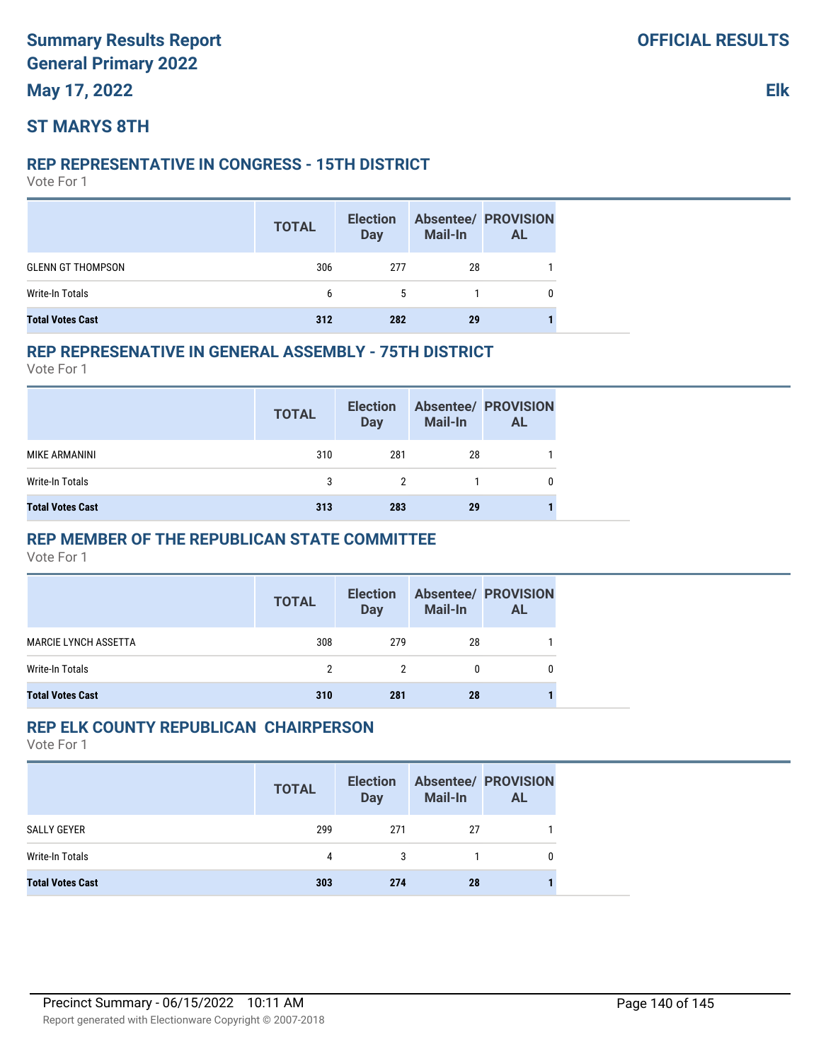# Summary Results Report
## General Primary 2022
## May 17, 2022

**OFFICIAL RESULTS**

**Elk**

## ST MARYS 8TH

### REP REPRESENTATIVE IN CONGRESS - 15TH DISTRICT

Vote For 1

| | TOTAL | Election Day | Absentee/ Mail-In | PROVISIONAL |
|---|---|---|---|---|
| GLENN GT THOMPSON | 306 | 277 | 28 | 1 |
| Write-In Totals | 6 | 5 | 1 | 0 |
| **Total Votes Cast** | **312** | **282** | **29** | **1** |

### REP REPRESENATIVE IN GENERAL ASSEMBLY - 75TH DISTRICT

Vote For 1

| | TOTAL | Election Day | Absentee/ Mail-In | PROVISIONAL |
|---|---|---|---|---|
| MIKE ARMANINI | 310 | 281 | 28 | 1 |
| Write-In Totals | 3 | 2 | 1 | 0 |
| **Total Votes Cast** | **313** | **283** | **29** | **1** |

### REP MEMBER OF THE REPUBLICAN STATE COMMITTEE

Vote For 1

| | TOTAL | Election Day | Absentee/ Mail-In | PROVISIONAL |
|---|---|---|---|---|
| MARCIE LYNCH ASSETTA | 308 | 279 | 28 | 1 |
| Write-In Totals | 2 | 2 | 0 | 0 |
| **Total Votes Cast** | **310** | **281** | **28** | **1** |

### REP ELK COUNTY REPUBLICAN CHAIRPERSON

Vote For 1

| | TOTAL | Election Day | Absentee/ Mail-In | PROVISIONAL |
|---|---|---|---|---|
| SALLY GEYER | 299 | 271 | 27 | 1 |
| Write-In Totals | 4 | 3 | 1 | 0 |
| **Total Votes Cast** | **303** | **274** | **28** | **1** |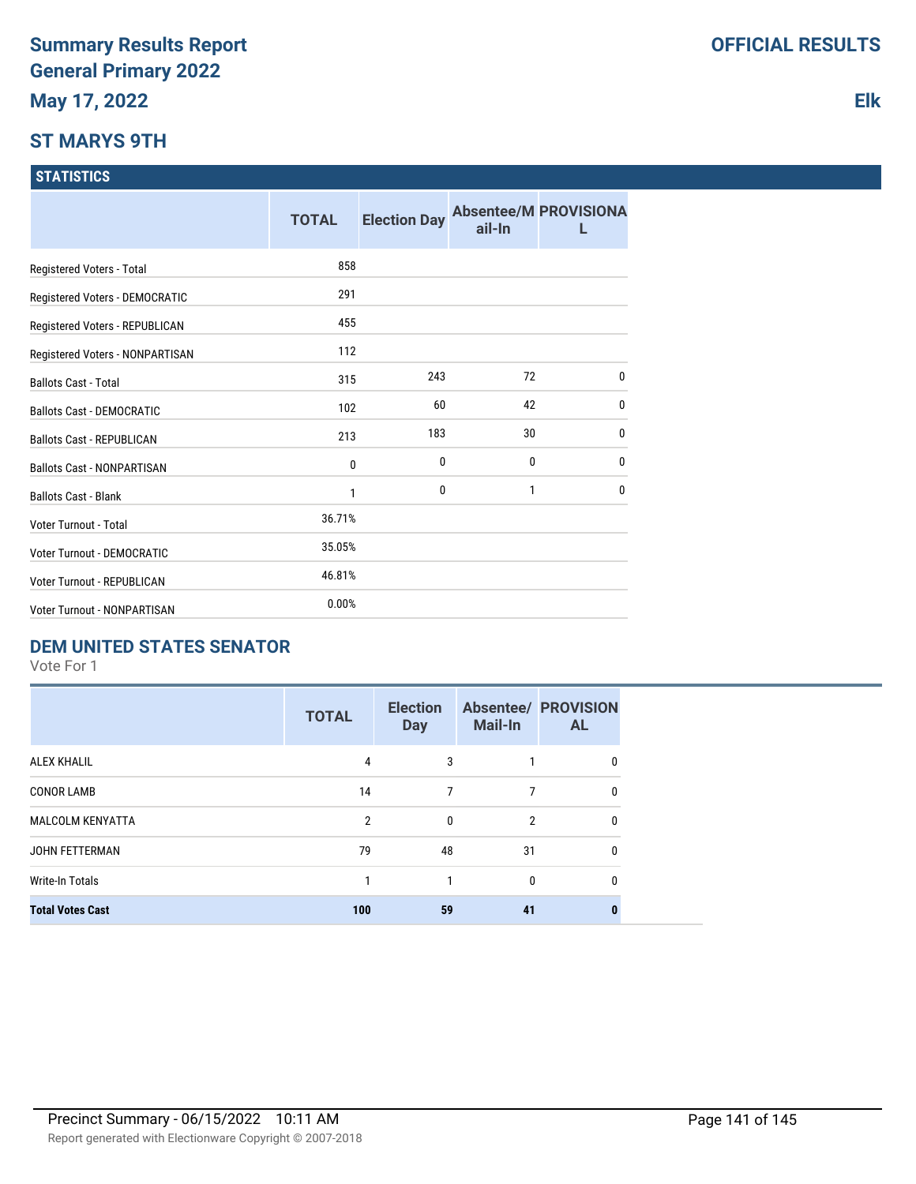# Summary Results Report
# General Primary 2022
# May 17, 2022

**OFFICIAL RESULTS**

**Elk**

## ST MARYS 9TH

### STATISTICS

| | TOTAL | Election Day | Absentee/Mail-In | PROVISIONAL |
|---|---|---|---|---|
| Registered Voters - Total | 858 | | | |
| Registered Voters - DEMOCRATIC | 291 | | | |
| Registered Voters - REPUBLICAN | 455 | | | |
| Registered Voters - NONPARTISAN | 112 | | | |
| Ballots Cast - Total | 315 | 243 | 72 | 0 |
| Ballots Cast - DEMOCRATIC | 102 | 60 | 42 | 0 |
| Ballots Cast - REPUBLICAN | 213 | 183 | 30 | 0 |
| Ballots Cast - NONPARTISAN | 0 | 0 | 0 | 0 |
| Ballots Cast - Blank | 1 | 0 | 1 | 0 |
| Voter Turnout - Total | 36.71% | | | |
| Voter Turnout - DEMOCRATIC | 35.05% | | | |
| Voter Turnout - REPUBLICAN | 46.81% | | | |
| Voter Turnout - NONPARTISAN | 0.00% | | | |

### DEM UNITED STATES SENATOR

Vote For 1

| | TOTAL | Election Day | Absentee/Mail-In | PROVISIONAL |
|---|---|---|---|---|
| ALEX KHALIL | 4 | 3 | 1 | 0 |
| CONOR LAMB | 14 | 7 | 7 | 0 |
| MALCOLM KENYATTA | 2 | 0 | 2 | 0 |
| JOHN FETTERMAN | 79 | 48 | 31 | 0 |
| Write-In Totals | 1 | 1 | 0 | 0 |
| **Total Votes Cast** | **100** | **59** | **41** | **0** |

Precinct Summary - 06/15/2022 10:11 AM

Report generated with Electionware Copyright © 2007-2018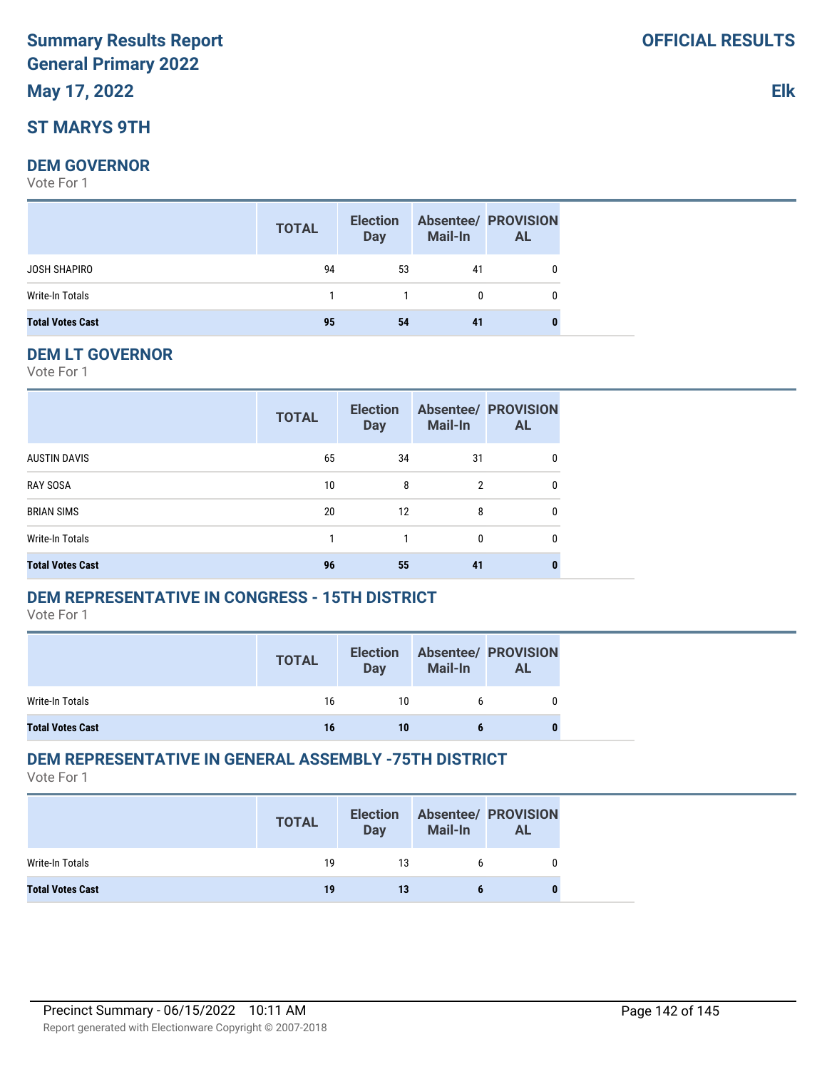# Summary Results Report
## General Primary 2022
## May 17, 2022

**OFFICIAL RESULTS**

**Elk**

## ST MARYS 9TH

### DEM GOVERNOR

Vote For 1

| | TOTAL | Election Day | Absentee/ Mail-In | PROVISIONAL |
|---|---|---|---|---|
| JOSH SHAPIRO | 94 | 53 | 41 | 0 |
| Write-In Totals | 1 | 1 | 0 | 0 |
| **Total Votes Cast** | **95** | **54** | **41** | **0** |

### DEM LT GOVERNOR

Vote For 1

| | TOTAL | Election Day | Absentee/ Mail-In | PROVISIONAL |
|---|---|---|---|---|
| AUSTIN DAVIS | 65 | 34 | 31 | 0 |
| RAY SOSA | 10 | 8 | 2 | 0 |
| BRIAN SIMS | 20 | 12 | 8 | 0 |
| Write-In Totals | 1 | 1 | 0 | 0 |
| **Total Votes Cast** | **96** | **55** | **41** | **0** |

### DEM REPRESENTATIVE IN CONGRESS - 15TH DISTRICT

Vote For 1

| | TOTAL | Election Day | Absentee/ Mail-In | PROVISIONAL |
|---|---|---|---|---|
| Write-In Totals | 16 | 10 | 6 | 0 |
| **Total Votes Cast** | **16** | **10** | **6** | **0** |

### DEM REPRESENTATIVE IN GENERAL ASSEMBLY -75TH DISTRICT

Vote For 1

| | TOTAL | Election Day | Absentee/ Mail-In | PROVISIONAL |
|---|---|---|---|---|
| Write-In Totals | 19 | 13 | 6 | 0 |
| **Total Votes Cast** | **19** | **13** | **6** | **0** |

Precinct Summary - 06/15/2022 10:11 AM

Report generated with Electionware Copyright © 2007-2018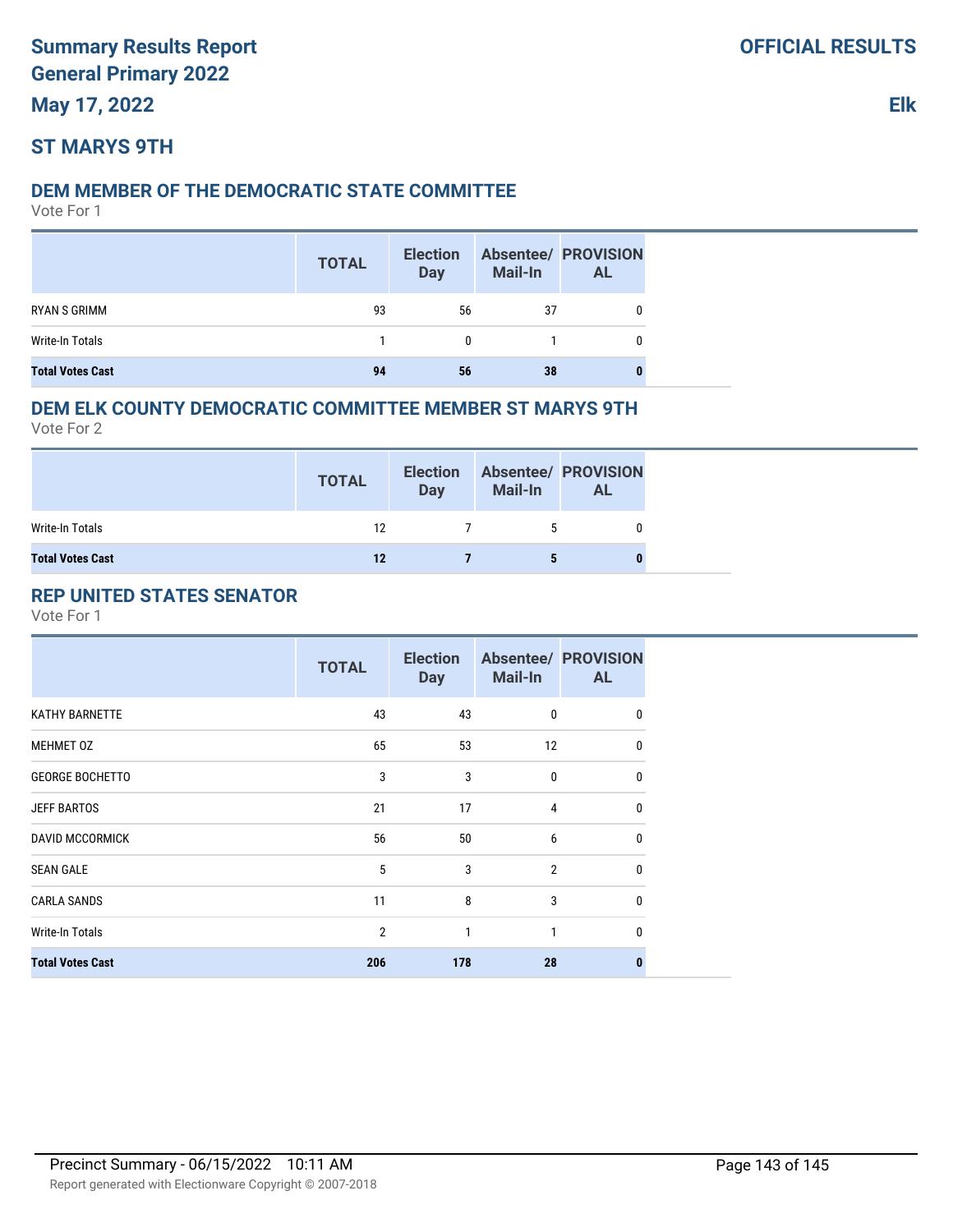## ST MARYS 9TH

### DEM MEMBER OF THE DEMOCRATIC STATE COMMITTEE

Vote For 1

| | TOTAL | Election Day | Absentee/ Mail-In | PROVISIONAL |
|---|---|---|---|---|
| RYAN S GRIMM | 93 | 56 | 37 | 0 |
| Write-In Totals | 1 | 0 | 1 | 0 |
| **Total Votes Cast** | **94** | **56** | **38** | **0** |

### DEM ELK COUNTY DEMOCRATIC COMMITTEE MEMBER ST MARYS 9TH

Vote For 2

| | TOTAL | Election Day | Absentee/ Mail-In | PROVISIONAL |
|---|---|---|---|---|
| Write-In Totals | 12 | 7 | 5 | 0 |
| **Total Votes Cast** | **12** | **7** | **5** | **0** |

### REP UNITED STATES SENATOR

Vote For 1

| | TOTAL | Election Day | Absentee/ Mail-In | PROVISIONAL |
|---|---|---|---|---|
| KATHY BARNETTE | 43 | 43 | 0 | 0 |
| MEHMET OZ | 65 | 53 | 12 | 0 |
| GEORGE BOCHETTO | 3 | 3 | 0 | 0 |
| JEFF BARTOS | 21 | 17 | 4 | 0 |
| DAVID MCCORMICK | 56 | 50 | 6 | 0 |
| SEAN GALE | 5 | 3 | 2 | 0 |
| CARLA SANDS | 11 | 8 | 3 | 0 |
| Write-In Totals | 2 | 1 | 1 | 0 |
| **Total Votes Cast** | **206** | **178** | **28** | **0** |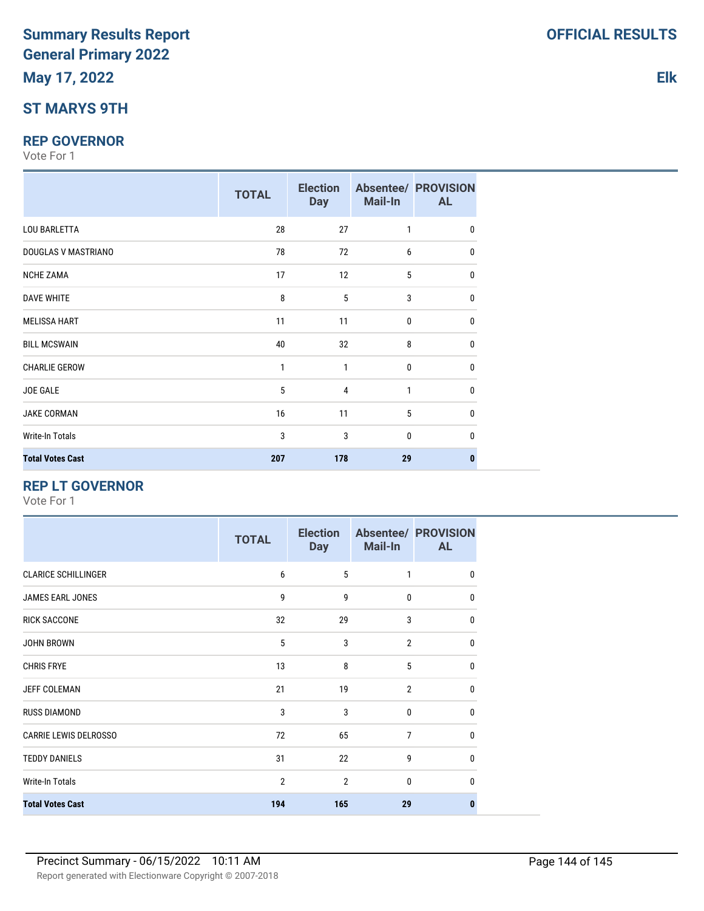# Summary Results Report
## General Primary 2022
## May 17, 2022

**OFFICIAL RESULTS**

**Elk**

## ST MARYS 9TH

### REP GOVERNOR

Vote For 1

| | TOTAL | Election Day | Absentee/ Mail-In | PROVISIONAL |
|---|---|---|---|---|
| LOU BARLETTA | 28 | 27 | 1 | 0 |
| DOUGLAS V MASTRIANO | 78 | 72 | 6 | 0 |
| NCHE ZAMA | 17 | 12 | 5 | 0 |
| DAVE WHITE | 8 | 5 | 3 | 0 |
| MELISSA HART | 11 | 11 | 0 | 0 |
| BILL MCSWAIN | 40 | 32 | 8 | 0 |
| CHARLIE GEROW | 1 | 1 | 0 | 0 |
| JOE GALE | 5 | 4 | 1 | 0 |
| JAKE CORMAN | 16 | 11 | 5 | 0 |
| Write-In Totals | 3 | 3 | 0 | 0 |
| **Total Votes Cast** | **207** | **178** | **29** | **0** |

### REP LT GOVERNOR

Vote For 1

| | TOTAL | Election Day | Absentee/ Mail-In | PROVISIONAL |
|---|---|---|---|---|
| CLARICE SCHILLINGER | 6 | 5 | 1 | 0 |
| JAMES EARL JONES | 9 | 9 | 0 | 0 |
| RICK SACCONE | 32 | 29 | 3 | 0 |
| JOHN BROWN | 5 | 3 | 2 | 0 |
| CHRIS FRYE | 13 | 8 | 5 | 0 |
| JEFF COLEMAN | 21 | 19 | 2 | 0 |
| RUSS DIAMOND | 3 | 3 | 0 | 0 |
| CARRIE LEWIS DELROSSO | 72 | 65 | 7 | 0 |
| TEDDY DANIELS | 31 | 22 | 9 | 0 |
| Write-In Totals | 2 | 2 | 0 | 0 |
| **Total Votes Cast** | **194** | **165** | **29** | **0** |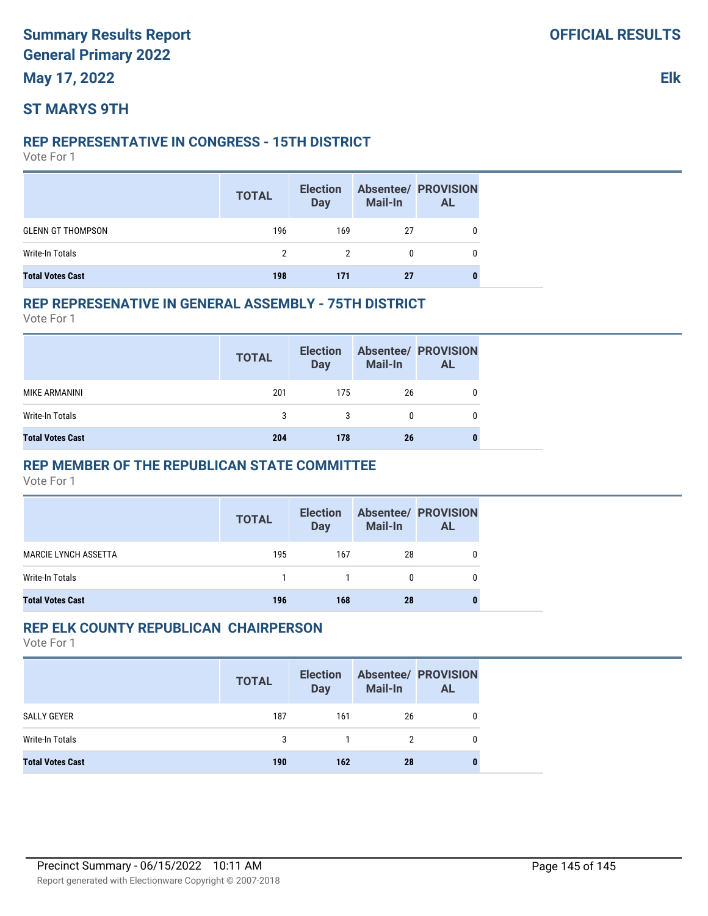# Summary Results Report
# General Primary 2022
# May 17, 2022

**OFFICIAL RESULTS**

**Elk**

## ST MARYS 9TH

### REP REPRESENTATIVE IN CONGRESS - 15TH DISTRICT

Vote For 1

| | TOTAL | Election Day | Absentee/ Mail-In | PROVISIONAL |
|---|---|---|---|---|
| GLENN GT THOMPSON | 196 | 169 | 27 | 0 |
| Write-In Totals | 2 | 2 | 0 | 0 |
| **Total Votes Cast** | **198** | **171** | **27** | **0** |

### REP REPRESENATIVE IN GENERAL ASSEMBLY - 75TH DISTRICT

Vote For 1

| | TOTAL | Election Day | Absentee/ Mail-In | PROVISIONAL |
|---|---|---|---|---|
| MIKE ARMANINI | 201 | 175 | 26 | 0 |
| Write-In Totals | 3 | 3 | 0 | 0 |
| **Total Votes Cast** | **204** | **178** | **26** | **0** |

### REP MEMBER OF THE REPUBLICAN STATE COMMITTEE

Vote For 1

| | TOTAL | Election Day | Absentee/ Mail-In | PROVISIONAL |
|---|---|---|---|---|
| MARCIE LYNCH ASSETTA | 195 | 167 | 28 | 0 |
| Write-In Totals | 1 | 1 | 0 | 0 |
| **Total Votes Cast** | **196** | **168** | **28** | **0** |

### REP ELK COUNTY REPUBLICAN CHAIRPERSON

Vote For 1

| | TOTAL | Election Day | Absentee/ Mail-In | PROVISIONAL |
|---|---|---|---|---|
| SALLY GEYER | 187 | 161 | 26 | 0 |
| Write-In Totals | 3 | 1 | 2 | 0 |
| **Total Votes Cast** | **190** | **162** | **28** | **0** |

Precinct Summary - 06/15/2022 10:11 AM

Report generated with Electionware Copyright © 2007-2018